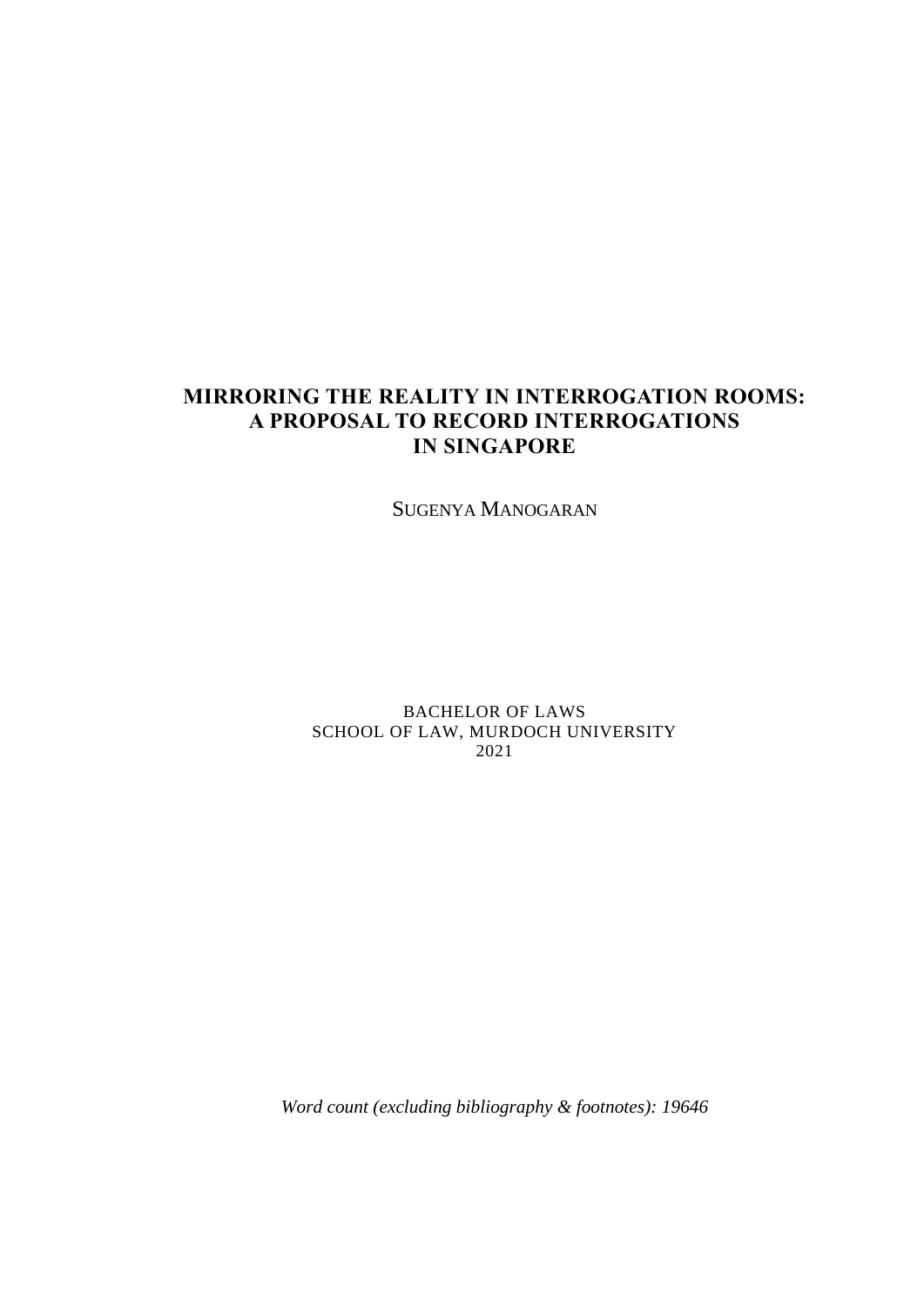# MIRRORING THE REALITY IN INTERROGATION ROOMS: A PROPOSAL TO RECORD INTERROGATIONS IN SINGAPORE

SUGENYA MANOGARAN

BACHELOR OF LAWS
SCHOOL OF LAW, MURDOCH UNIVERSITY
2021

*Word count (excluding bibliography & footnotes): 19646*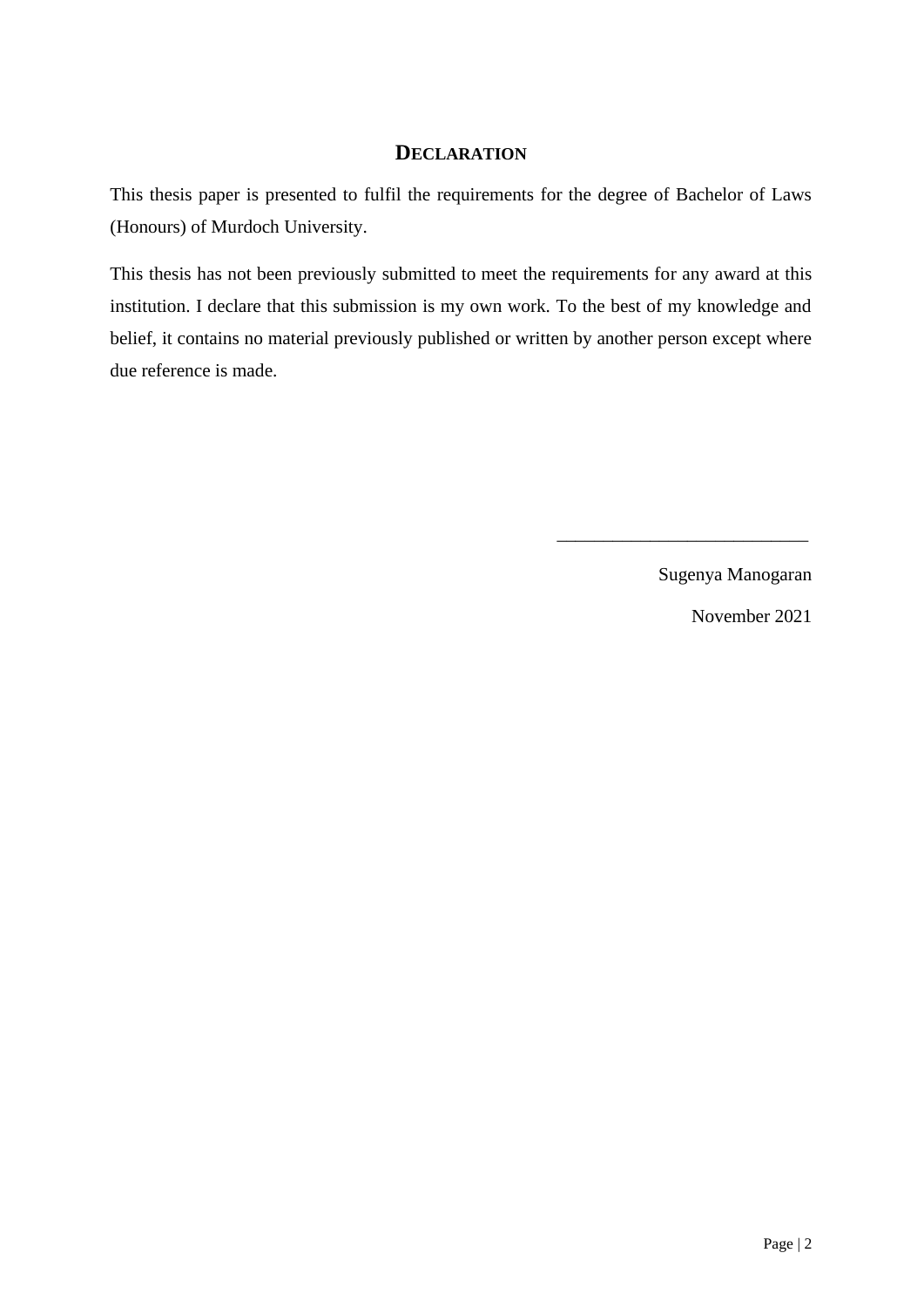## DECLARATION

This thesis paper is presented to fulfil the requirements for the degree of Bachelor of Laws (Honours) of Murdoch University.

This thesis has not been previously submitted to meet the requirements for any award at this institution. I declare that this submission is my own work. To the best of my knowledge and belief, it contains no material previously published or written by another person except where due reference is made.

\_\_\_\_\_\_\_\_\_\_\_\_\_\_\_\_\_\_\_\_\_\_\_\_\_\_\_

Sugenya Manogaran

November 2021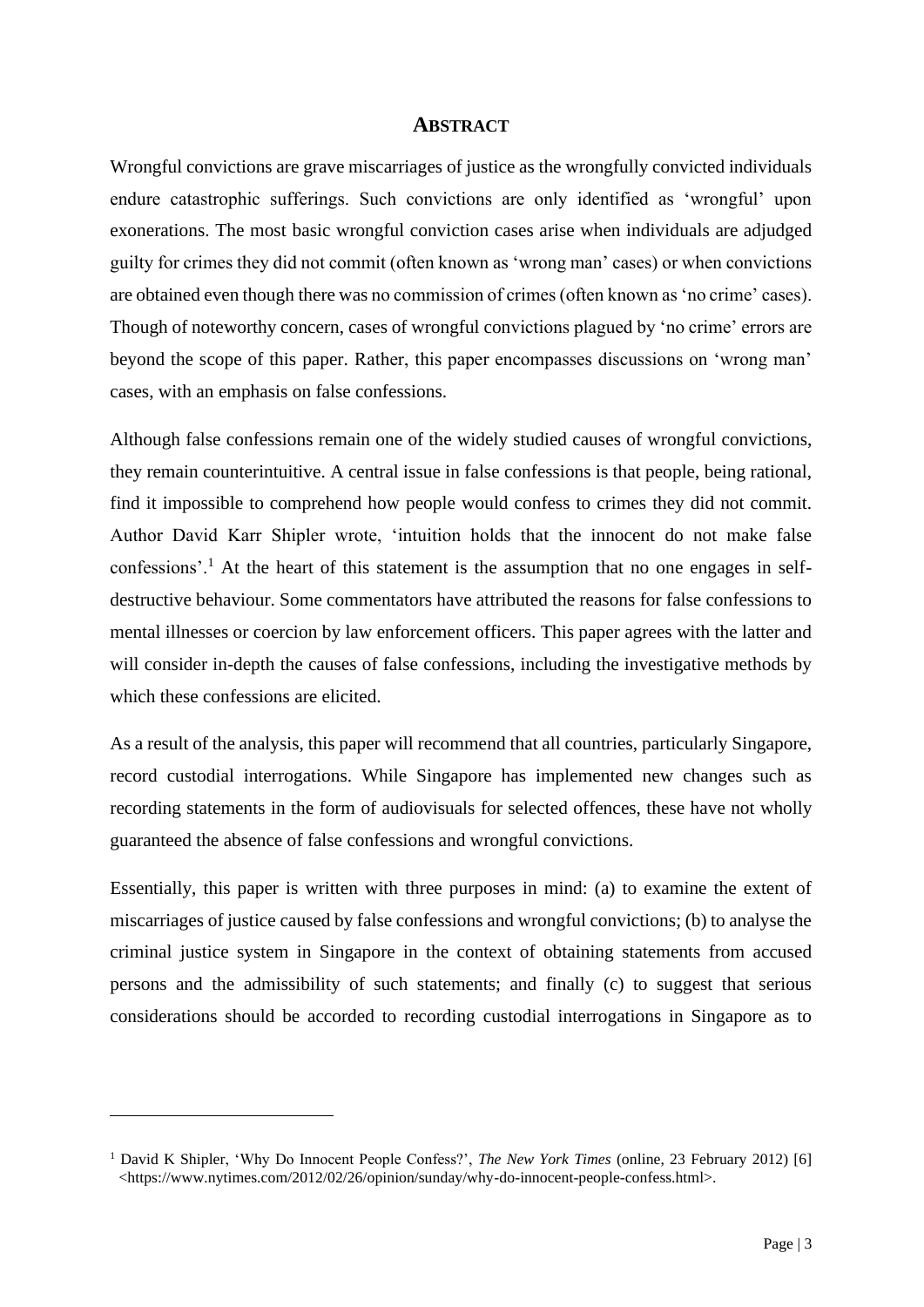# ABSTRACT

Wrongful convictions are grave miscarriages of justice as the wrongfully convicted individuals endure catastrophic sufferings. Such convictions are only identified as 'wrongful' upon exonerations. The most basic wrongful conviction cases arise when individuals are adjudged guilty for crimes they did not commit (often known as 'wrong man' cases) or when convictions are obtained even though there was no commission of crimes (often known as 'no crime' cases). Though of noteworthy concern, cases of wrongful convictions plagued by 'no crime' errors are beyond the scope of this paper. Rather, this paper encompasses discussions on 'wrong man' cases, with an emphasis on false confessions.

Although false confessions remain one of the widely studied causes of wrongful convictions, they remain counterintuitive. A central issue in false confessions is that people, being rational, find it impossible to comprehend how people would confess to crimes they did not commit. Author David Karr Shipler wrote, 'intuition holds that the innocent do not make false confessions'.[1] At the heart of this statement is the assumption that no one engages in self-destructive behaviour. Some commentators have attributed the reasons for false confessions to mental illnesses or coercion by law enforcement officers. This paper agrees with the latter and will consider in-depth the causes of false confessions, including the investigative methods by which these confessions are elicited.

As a result of the analysis, this paper will recommend that all countries, particularly Singapore, record custodial interrogations. While Singapore has implemented new changes such as recording statements in the form of audiovisuals for selected offences, these have not wholly guaranteed the absence of false confessions and wrongful convictions.

Essentially, this paper is written with three purposes in mind: (a) to examine the extent of miscarriages of justice caused by false confessions and wrongful convictions; (b) to analyse the criminal justice system in Singapore in the context of obtaining statements from accused persons and the admissibility of such statements; and finally (c) to suggest that serious considerations should be accorded to recording custodial interrogations in Singapore as to

---

[1] David K Shipler, 'Why Do Innocent People Confess?', *The New York Times* (online, 23 February 2012) [6] <https://www.nytimes.com/2012/02/26/opinion/sunday/why-do-innocent-people-confess.html>.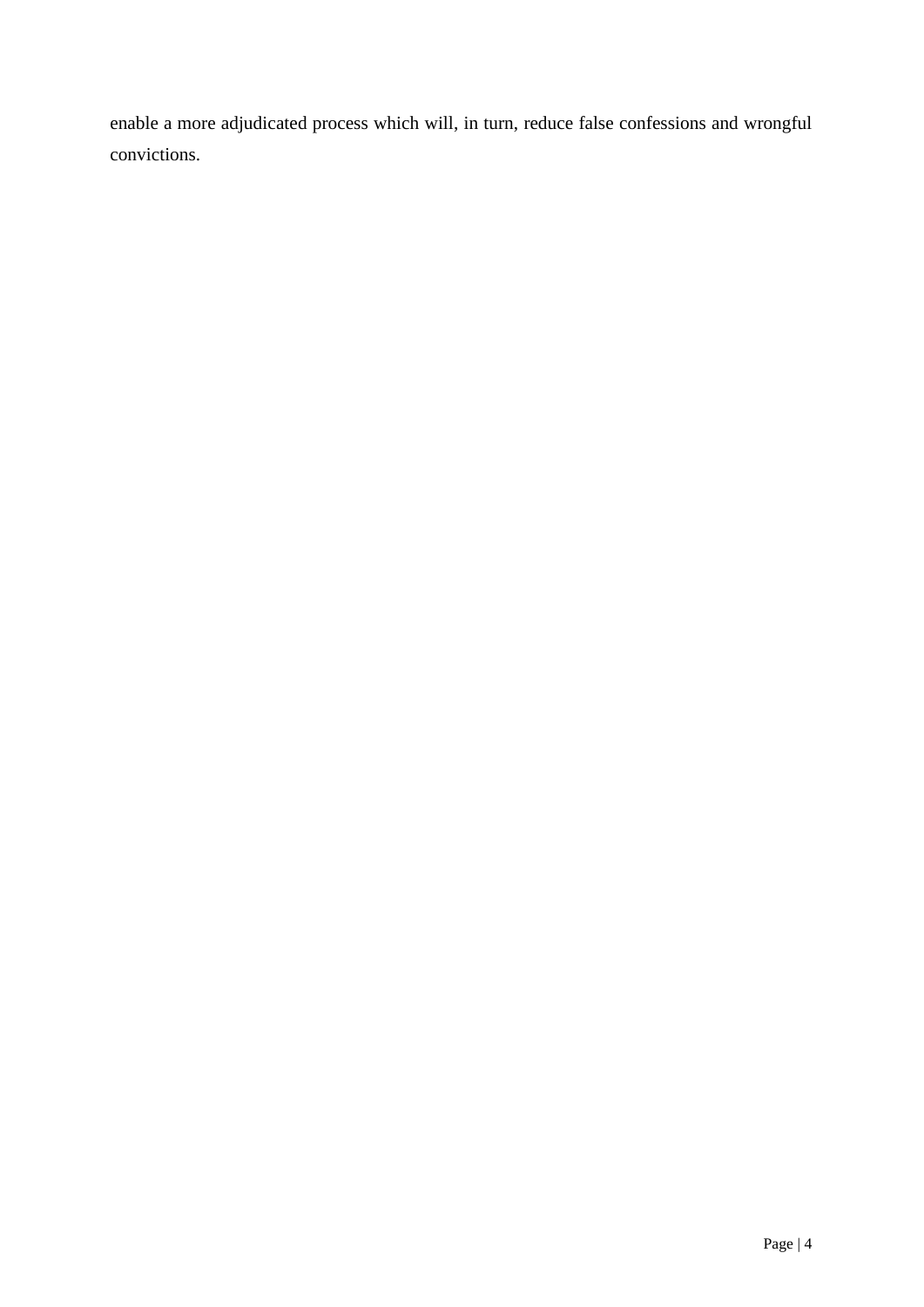enable a more adjudicated process which will, in turn, reduce false confessions and wrongful convictions.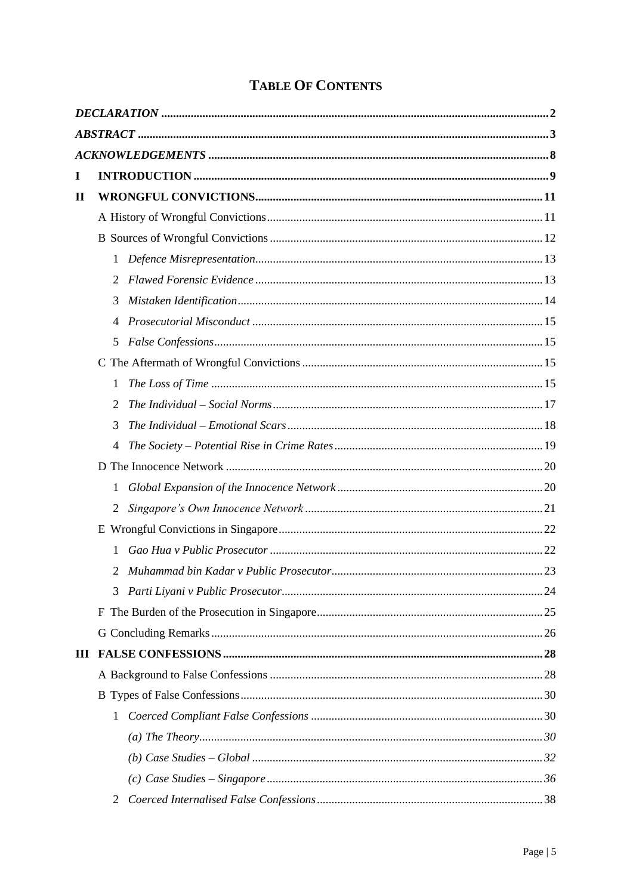# TABLE OF CONTENTS

***DECLARATION*** .......... **2**

***ABSTRACT*** .......... **3**

***ACKNOWLEDGEMENTS*** .......... **8**

**I INTRODUCTION** .......... **9**

**II WRONGFUL CONVICTIONS** .......... **11**

- A History of Wrongful Convictions .......... 11
- B Sources of Wrongful Convictions .......... 12
  - 1 *Defence Misrepresentation* .......... 13
  - 2 *Flawed Forensic Evidence* .......... 13
  - 3 *Mistaken Identification* .......... 14
  - 4 *Prosecutorial Misconduct* .......... 15
  - 5 *False Confessions* .......... 15
- C The Aftermath of Wrongful Convictions .......... 15
  - 1 *The Loss of Time* .......... 15
  - 2 *The Individual – Social Norms* .......... 17
  - 3 *The Individual – Emotional Scars* .......... 18
  - 4 *The Society – Potential Rise in Crime Rates* .......... 19
- D The Innocence Network .......... 20
  - 1 *Global Expansion of the Innocence Network* .......... 20
  - 2 *Singapore's Own Innocence Network* .......... 21
- E Wrongful Convictions in Singapore .......... 22
  - 1 *Gao Hua v Public Prosecutor* .......... 22
  - 2 *Muhammad bin Kadar v Public Prosecutor* .......... 23
  - 3 *Parti Liyani v Public Prosecutor* .......... 24
- F The Burden of the Prosecution in Singapore .......... 25
- G Concluding Remarks .......... 26

**III FALSE CONFESSIONS** .......... **28**

- A Background to False Confessions .......... 28
- B Types of False Confessions .......... 30
  - 1 *Coerced Compliant False Confessions* .......... 30
    - *(a) The Theory* .......... *30*
    - *(b) Case Studies – Global* .......... *32*
    - *(c) Case Studies – Singapore* .......... *36*
  - 2 *Coerced Internalised False Confessions* .......... 38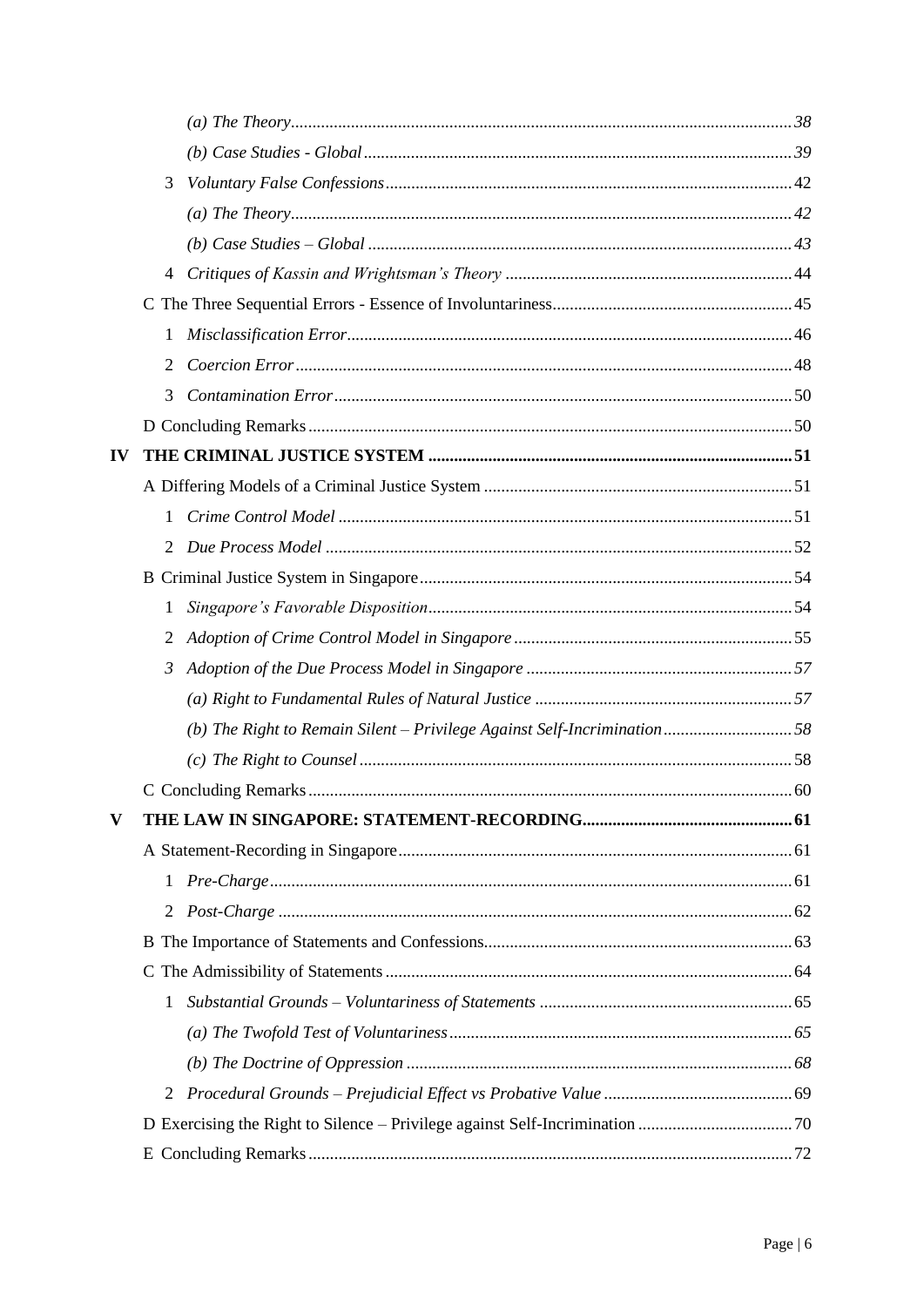*(a) The Theory* ........ 38

*(b) Case Studies - Global* ........ 39

3 *Voluntary False Confessions* ........ 42

*(a) The Theory* ........ 42

*(b) Case Studies – Global* ........ 43

4 *Critiques of Kassin and Wrightsman's Theory* ........ 44

C The Three Sequential Errors - Essence of Involuntariness ........ 45

1 *Misclassification Error* ........ 46

2 *Coercion Error* ........ 48

3 *Contamination Error* ........ 50

D Concluding Remarks ........ 50

**IV THE CRIMINAL JUSTICE SYSTEM ........ 51**

A Differing Models of a Criminal Justice System ........ 51

1 *Crime Control Model* ........ 51

2 *Due Process Model* ........ 52

B Criminal Justice System in Singapore ........ 54

1 *Singapore's Favorable Disposition* ........ 54

2 *Adoption of Crime Control Model in Singapore* ........ 55

*3* *Adoption of the Due Process Model in Singapore* ........ 57

*(a) Right to Fundamental Rules of Natural Justice* ........ 57

*(b) The Right to Remain Silent – Privilege Against Self-Incrimination* ........ 58

*(c) The Right to Counsel* ........ 58

C Concluding Remarks ........ 60

**V THE LAW IN SINGAPORE: STATEMENT-RECORDING ........ 61**

A Statement-Recording in Singapore ........ 61

1 *Pre-Charge* ........ 61

2 *Post-Charge* ........ 62

B The Importance of Statements and Confessions ........ 63

C The Admissibility of Statements ........ 64

1 *Substantial Grounds – Voluntariness of Statements* ........ 65

*(a) The Twofold Test of Voluntariness* ........ 65

*(b) The Doctrine of Oppression* ........ 68

2 *Procedural Grounds – Prejudicial Effect vs Probative Value* ........ 69

D Exercising the Right to Silence – Privilege against Self-Incrimination ........ 70

E Concluding Remarks ........ 72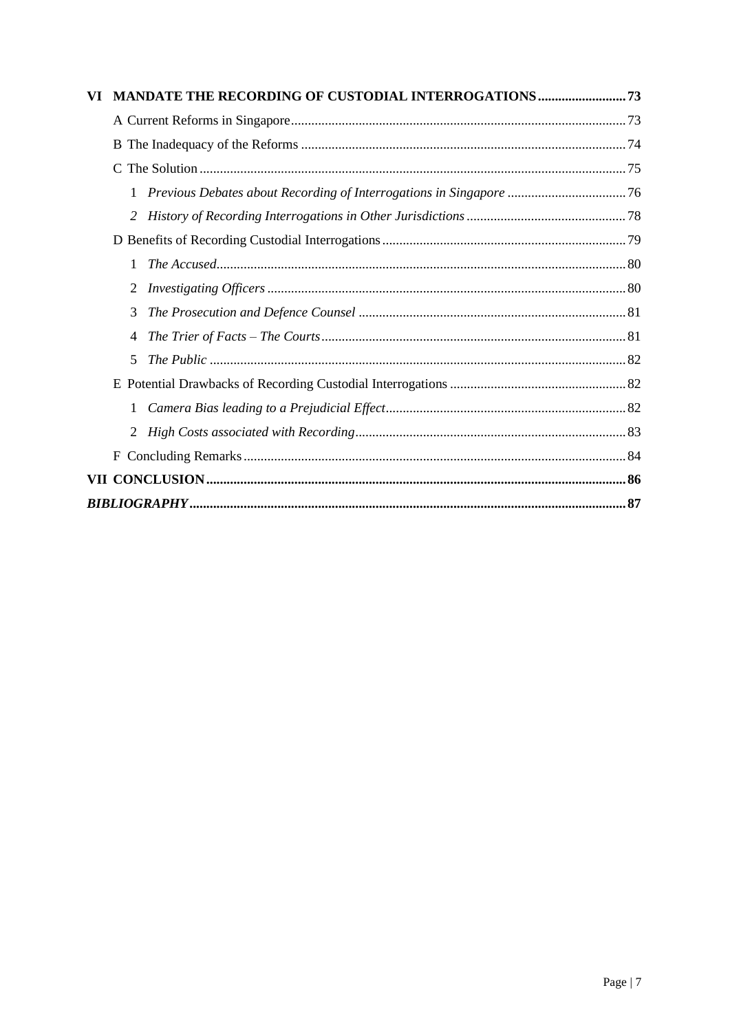**VI MANDATE THE RECORDING OF CUSTODIAL INTERROGATIONS .......................... 73**

A Current Reforms in Singapore .......................................................................... 73

B The Inadequacy of the Reforms ....................................................................... 74

C The Solution ..................................................................................................... 75

1 *Previous Debates about Recording of Interrogations in Singapore* ................................... 76

2 *History of Recording Interrogations in Other Jurisdictions* ............................................... 78

D Benefits of Recording Custodial Interrogations ................................................ 79

1 *The Accused* ........................................................................................................ 80

2 *Investigating Officers* .......................................................................................... 80

3 *The Prosecution and Defence Counsel* ............................................................... 81

4 *The Trier of Facts – The Courts* ........................................................................... 81

5 *The Public* ........................................................................................................... 82

E Potential Drawbacks of Recording Custodial Interrogations ................................ 82

1 *Camera Bias leading to a Prejudicial Effect* ....................................................... 82

2 *High Costs associated with Recording* ................................................................ 83

F Concluding Remarks ............................................................................................ 84

**VII CONCLUSION ............................................................................................. 86**

***BIBLIOGRAPHY* ................................................................................................ 87**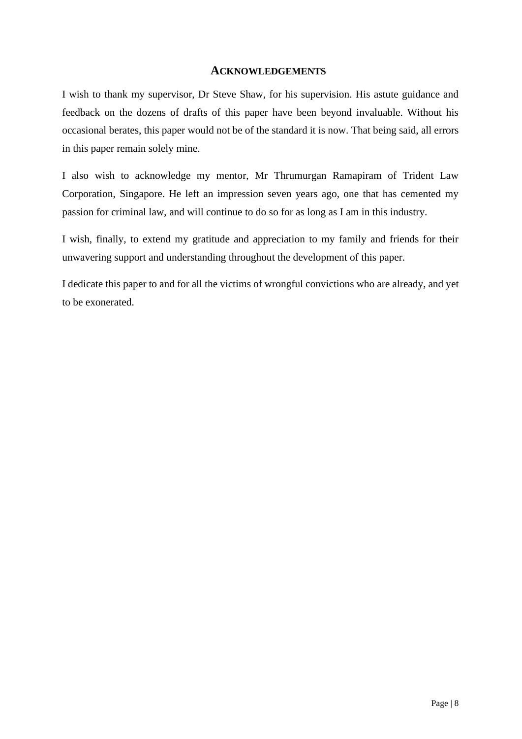## ACKNOWLEDGEMENTS

I wish to thank my supervisor, Dr Steve Shaw, for his supervision. His astute guidance and feedback on the dozens of drafts of this paper have been beyond invaluable. Without his occasional berates, this paper would not be of the standard it is now. That being said, all errors in this paper remain solely mine.

I also wish to acknowledge my mentor, Mr Thrumurgan Ramapiram of Trident Law Corporation, Singapore. He left an impression seven years ago, one that has cemented my passion for criminal law, and will continue to do so for as long as I am in this industry.

I wish, finally, to extend my gratitude and appreciation to my family and friends for their unwavering support and understanding throughout the development of this paper.

I dedicate this paper to and for all the victims of wrongful convictions who are already, and yet to be exonerated.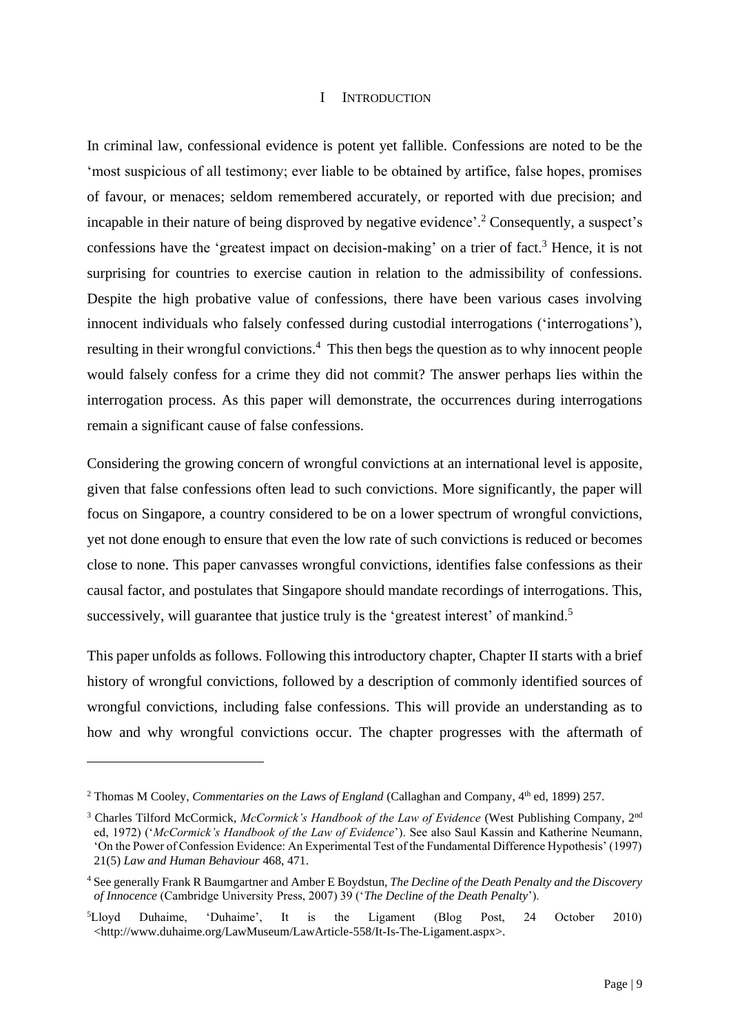# I INTRODUCTION

In criminal law, confessional evidence is potent yet fallible. Confessions are noted to be the 'most suspicious of all testimony; ever liable to be obtained by artifice, false hopes, promises of favour, or menaces; seldom remembered accurately, or reported with due precision; and incapable in their nature of being disproved by negative evidence'.[2] Consequently, a suspect's confessions have the 'greatest impact on decision-making' on a trier of fact.[3] Hence, it is not surprising for countries to exercise caution in relation to the admissibility of confessions. Despite the high probative value of confessions, there have been various cases involving innocent individuals who falsely confessed during custodial interrogations ('interrogations'), resulting in their wrongful convictions.[4] This then begs the question as to why innocent people would falsely confess for a crime they did not commit? The answer perhaps lies within the interrogation process. As this paper will demonstrate, the occurrences during interrogations remain a significant cause of false confessions.

Considering the growing concern of wrongful convictions at an international level is apposite, given that false confessions often lead to such convictions. More significantly, the paper will focus on Singapore, a country considered to be on a lower spectrum of wrongful convictions, yet not done enough to ensure that even the low rate of such convictions is reduced or becomes close to none. This paper canvasses wrongful convictions, identifies false confessions as their causal factor, and postulates that Singapore should mandate recordings of interrogations. This, successively, will guarantee that justice truly is the 'greatest interest' of mankind.[5]

This paper unfolds as follows. Following this introductory chapter, Chapter II starts with a brief history of wrongful convictions, followed by a description of commonly identified sources of wrongful convictions, including false confessions. This will provide an understanding as to how and why wrongful convictions occur. The chapter progresses with the aftermath of

---

[2] Thomas M Cooley, *Commentaries on the Laws of England* (Callaghan and Company, 4th ed, 1899) 257.

[3] Charles Tilford McCormick, *McCormick's Handbook of the Law of Evidence* (West Publishing Company, 2nd ed, 1972) ('*McCormick's Handbook of the Law of Evidence*'). See also Saul Kassin and Katherine Neumann, 'On the Power of Confession Evidence: An Experimental Test of the Fundamental Difference Hypothesis' (1997) 21(5) *Law and Human Behaviour* 468, 471.

[4] See generally Frank R Baumgartner and Amber E Boydstun, *The Decline of the Death Penalty and the Discovery of Innocence* (Cambridge University Press, 2007) 39 ('*The Decline of the Death Penalty*').

[5] Lloyd Duhaime, 'Duhaime', It is the Ligament (Blog Post, 24 October 2010) <http://www.duhaime.org/LawMuseum/LawArticle-558/It-Is-The-Ligament.aspx>.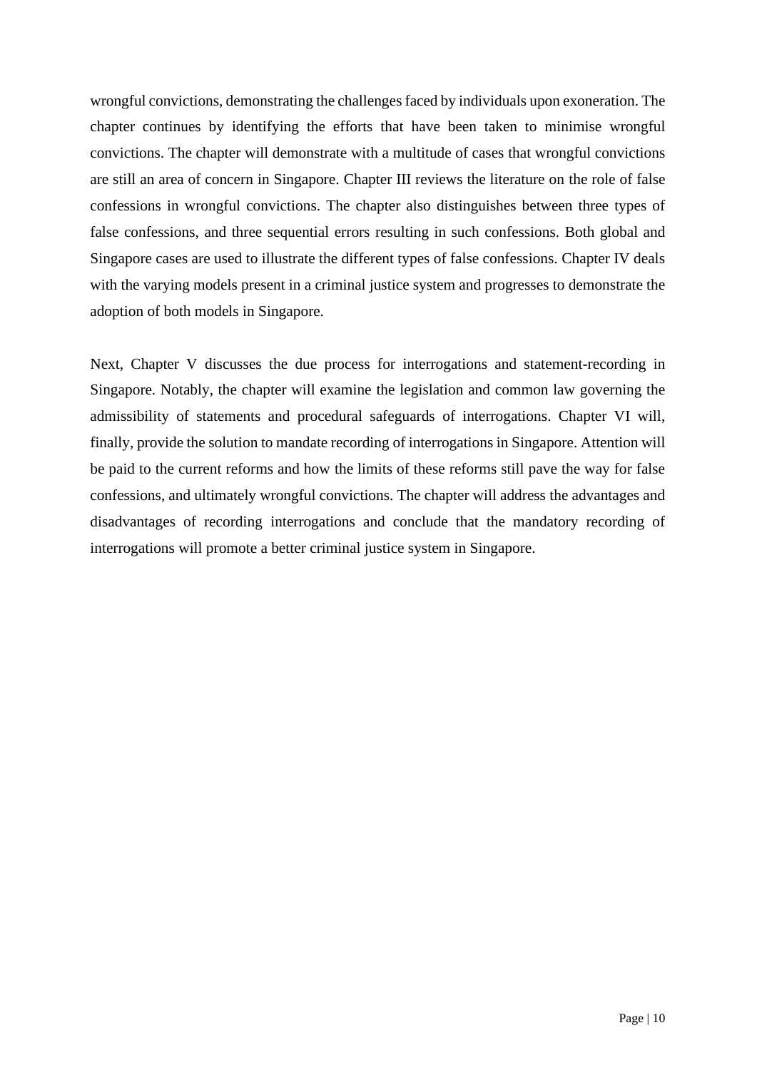wrongful convictions, demonstrating the challenges faced by individuals upon exoneration. The chapter continues by identifying the efforts that have been taken to minimise wrongful convictions. The chapter will demonstrate with a multitude of cases that wrongful convictions are still an area of concern in Singapore. Chapter III reviews the literature on the role of false confessions in wrongful convictions. The chapter also distinguishes between three types of false confessions, and three sequential errors resulting in such confessions. Both global and Singapore cases are used to illustrate the different types of false confessions. Chapter IV deals with the varying models present in a criminal justice system and progresses to demonstrate the adoption of both models in Singapore.

Next, Chapter V discusses the due process for interrogations and statement-recording in Singapore. Notably, the chapter will examine the legislation and common law governing the admissibility of statements and procedural safeguards of interrogations. Chapter VI will, finally, provide the solution to mandate recording of interrogations in Singapore. Attention will be paid to the current reforms and how the limits of these reforms still pave the way for false confessions, and ultimately wrongful convictions. The chapter will address the advantages and disadvantages of recording interrogations and conclude that the mandatory recording of interrogations will promote a better criminal justice system in Singapore.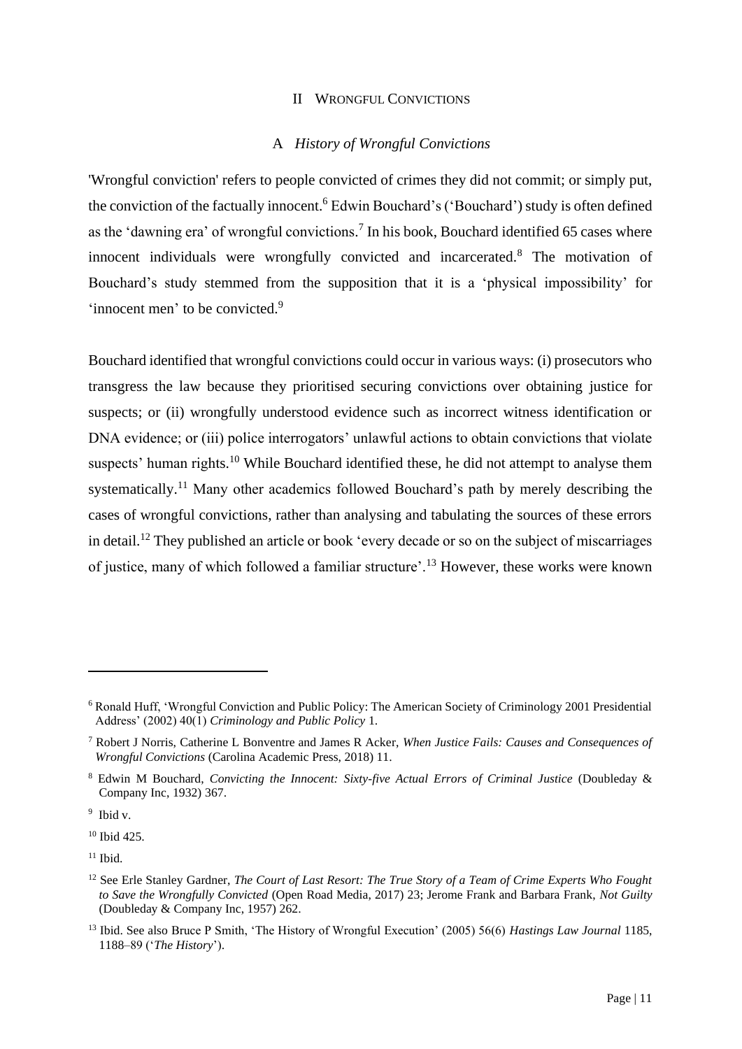## II WRONGFUL CONVICTIONS

### A *History of Wrongful Convictions*

'Wrongful conviction' refers to people convicted of crimes they did not commit; or simply put, the conviction of the factually innocent.[6] Edwin Bouchard's ('Bouchard') study is often defined as the 'dawning era' of wrongful convictions.[7] In his book, Bouchard identified 65 cases where innocent individuals were wrongfully convicted and incarcerated.[8] The motivation of Bouchard's study stemmed from the supposition that it is a 'physical impossibility' for 'innocent men' to be convicted.[9]

Bouchard identified that wrongful convictions could occur in various ways: (i) prosecutors who transgress the law because they prioritised securing convictions over obtaining justice for suspects; or (ii) wrongfully understood evidence such as incorrect witness identification or DNA evidence; or (iii) police interrogators' unlawful actions to obtain convictions that violate suspects' human rights.[10] While Bouchard identified these, he did not attempt to analyse them systematically.[11] Many other academics followed Bouchard's path by merely describing the cases of wrongful convictions, rather than analysing and tabulating the sources of these errors in detail.[12] They published an article or book 'every decade or so on the subject of miscarriages of justice, many of which followed a familiar structure'.[13] However, these works were known

---

[6] Ronald Huff, 'Wrongful Conviction and Public Policy: The American Society of Criminology 2001 Presidential Address' (2002) 40(1) *Criminology and Public Policy* 1.

[7] Robert J Norris, Catherine L Bonventre and James R Acker, *When Justice Fails: Causes and Consequences of Wrongful Convictions* (Carolina Academic Press, 2018) 11.

[8] Edwin M Bouchard, *Convicting the Innocent: Sixty-five Actual Errors of Criminal Justice* (Doubleday & Company Inc, 1932) 367.

[9] Ibid v.

[10] Ibid 425.

[11] Ibid.

[12] See Erle Stanley Gardner, *The Court of Last Resort: The True Story of a Team of Crime Experts Who Fought to Save the Wrongfully Convicted* (Open Road Media, 2017) 23; Jerome Frank and Barbara Frank, *Not Guilty* (Doubleday & Company Inc, 1957) 262.

[13] Ibid. See also Bruce P Smith, 'The History of Wrongful Execution' (2005) 56(6) *Hastings Law Journal* 1185, 1188–89 ('*The History*').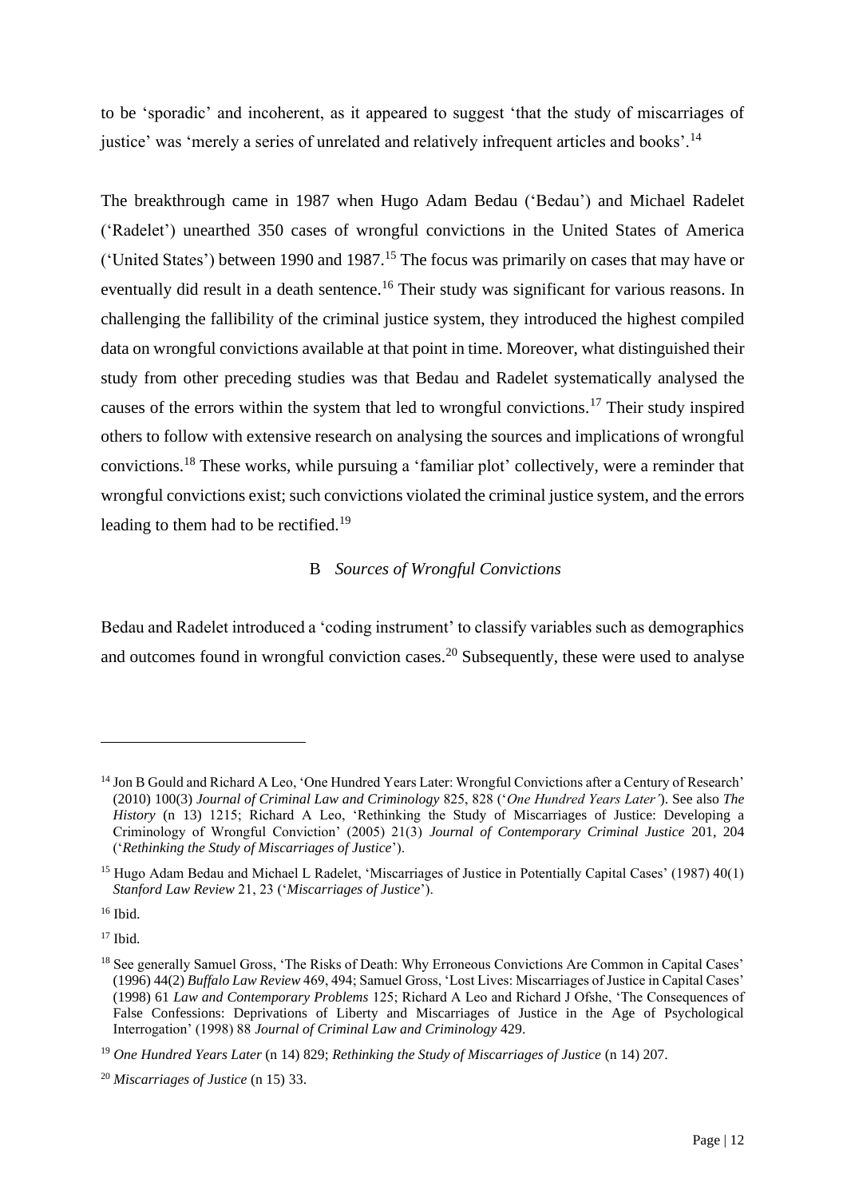to be 'sporadic' and incoherent, as it appeared to suggest 'that the study of miscarriages of justice' was 'merely a series of unrelated and relatively infrequent articles and books'.[14]

The breakthrough came in 1987 when Hugo Adam Bedau ('Bedau') and Michael Radelet ('Radelet') unearthed 350 cases of wrongful convictions in the United States of America ('United States') between 1990 and 1987.[15] The focus was primarily on cases that may have or eventually did result in a death sentence.[16] Their study was significant for various reasons. In challenging the fallibility of the criminal justice system, they introduced the highest compiled data on wrongful convictions available at that point in time. Moreover, what distinguished their study from other preceding studies was that Bedau and Radelet systematically analysed the causes of the errors within the system that led to wrongful convictions.[17] Their study inspired others to follow with extensive research on analysing the sources and implications of wrongful convictions.[18] These works, while pursuing a 'familiar plot' collectively, were a reminder that wrongful convictions exist; such convictions violated the criminal justice system, and the errors leading to them had to be rectified.[19]

### B *Sources of Wrongful Convictions*

Bedau and Radelet introduced a 'coding instrument' to classify variables such as demographics and outcomes found in wrongful conviction cases.[20] Subsequently, these were used to analyse

---

[14] Jon B Gould and Richard A Leo, 'One Hundred Years Later: Wrongful Convictions after a Century of Research' (2010) 100(3) *Journal of Criminal Law and Criminology* 825, 828 ('*One Hundred Years Later'*). See also *The History* (n 13) 1215; Richard A Leo, 'Rethinking the Study of Miscarriages of Justice: Developing a Criminology of Wrongful Conviction' (2005) 21(3) *Journal of Contemporary Criminal Justice* 201, 204 ('*Rethinking the Study of Miscarriages of Justice*').

[15] Hugo Adam Bedau and Michael L Radelet, 'Miscarriages of Justice in Potentially Capital Cases' (1987) 40(1) *Stanford Law Review* 21, 23 ('*Miscarriages of Justice*').

[16] Ibid.

[17] Ibid.

[18] See generally Samuel Gross, 'The Risks of Death: Why Erroneous Convictions Are Common in Capital Cases' (1996) 44(2) *Buffalo Law Review* 469, 494; Samuel Gross, 'Lost Lives: Miscarriages of Justice in Capital Cases' (1998) 61 *Law and Contemporary Problems* 125; Richard A Leo and Richard J Ofshe, 'The Consequences of False Confessions: Deprivations of Liberty and Miscarriages of Justice in the Age of Psychological Interrogation' (1998) 88 *Journal of Criminal Law and Criminology* 429.

[19] *One Hundred Years Later* (n 14) 829; *Rethinking the Study of Miscarriages of Justice* (n 14) 207.

[20] *Miscarriages of Justice* (n 15) 33.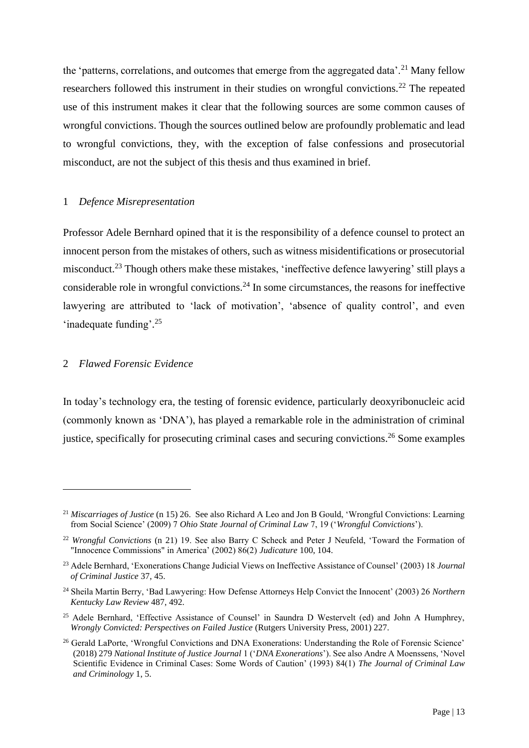the 'patterns, correlations, and outcomes that emerge from the aggregated data'.[21] Many fellow researchers followed this instrument in their studies on wrongful convictions.[22] The repeated use of this instrument makes it clear that the following sources are some common causes of wrongful convictions. Though the sources outlined below are profoundly problematic and lead to wrongful convictions, they, with the exception of false confessions and prosecutorial misconduct, are not the subject of this thesis and thus examined in brief.

### 1 *Defence Misrepresentation*

Professor Adele Bernhard opined that it is the responsibility of a defence counsel to protect an innocent person from the mistakes of others, such as witness misidentifications or prosecutorial misconduct.[23] Though others make these mistakes, 'ineffective defence lawyering' still plays a considerable role in wrongful convictions.[24] In some circumstances, the reasons for ineffective lawyering are attributed to 'lack of motivation', 'absence of quality control', and even 'inadequate funding'.[25]

### 2 *Flawed Forensic Evidence*

In today's technology era, the testing of forensic evidence, particularly deoxyribonucleic acid (commonly known as 'DNA'), has played a remarkable role in the administration of criminal justice, specifically for prosecuting criminal cases and securing convictions.[26] Some examples

---

[21] *Miscarriages of Justice* (n 15) 26. See also Richard A Leo and Jon B Gould, 'Wrongful Convictions: Learning from Social Science' (2009) 7 *Ohio State Journal of Criminal Law* 7, 19 ('*Wrongful Convictions*').

[22] *Wrongful Convictions* (n 21) 19. See also Barry C Scheck and Peter J Neufeld, 'Toward the Formation of "Innocence Commissions" in America' (2002) 86(2) *Judicature* 100, 104.

[23] Adele Bernhard, 'Exonerations Change Judicial Views on Ineffective Assistance of Counsel' (2003) 18 *Journal of Criminal Justice* 37, 45.

[24] Sheila Martin Berry, 'Bad Lawyering: How Defense Attorneys Help Convict the Innocent' (2003) 26 *Northern Kentucky Law Review* 487, 492.

[25] Adele Bernhard, 'Effective Assistance of Counsel' in Saundra D Westervelt (ed) and John A Humphrey, *Wrongly Convicted: Perspectives on Failed Justice* (Rutgers University Press, 2001) 227.

[26] Gerald LaPorte, 'Wrongful Convictions and DNA Exonerations: Understanding the Role of Forensic Science' (2018) 279 *National Institute of Justice Journal* 1 ('*DNA Exonerations*'). See also Andre A Moenssens, 'Novel Scientific Evidence in Criminal Cases: Some Words of Caution' (1993) 84(1) *The Journal of Criminal Law and Criminology* 1, 5.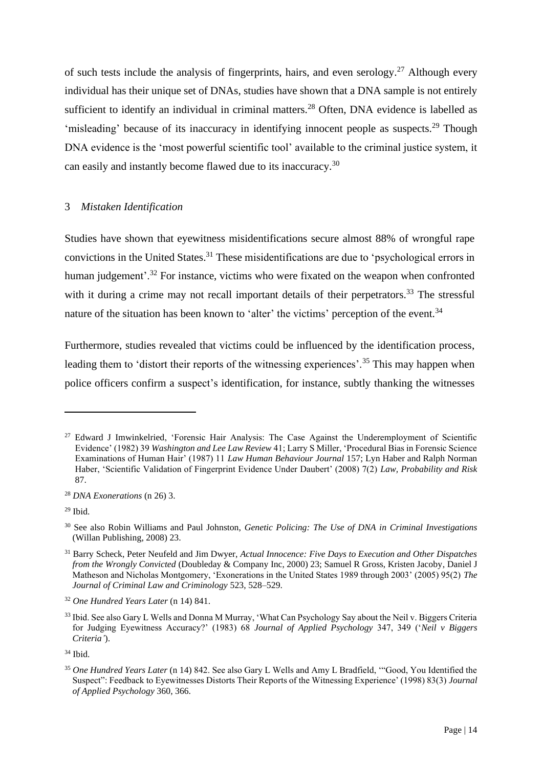of such tests include the analysis of fingerprints, hairs, and even serology.[27] Although every individual has their unique set of DNAs, studies have shown that a DNA sample is not entirely sufficient to identify an individual in criminal matters.[28] Often, DNA evidence is labelled as 'misleading' because of its inaccuracy in identifying innocent people as suspects.[29] Though DNA evidence is the 'most powerful scientific tool' available to the criminal justice system, it can easily and instantly become flawed due to its inaccuracy.[30]

### 3 *Mistaken Identification*

Studies have shown that eyewitness misidentifications secure almost 88% of wrongful rape convictions in the United States.[31] These misidentifications are due to 'psychological errors in human judgement'.[32] For instance, victims who were fixated on the weapon when confronted with it during a crime may not recall important details of their perpetrators.[33] The stressful nature of the situation has been known to 'alter' the victims' perception of the event.[34]

Furthermore, studies revealed that victims could be influenced by the identification process, leading them to 'distort their reports of the witnessing experiences'.[35] This may happen when police officers confirm a suspect's identification, for instance, subtly thanking the witnesses

---

[27] Edward J Imwinkelried, 'Forensic Hair Analysis: The Case Against the Underemployment of Scientific Evidence' (1982) 39 *Washington and Lee Law Review* 41; Larry S Miller, 'Procedural Bias in Forensic Science Examinations of Human Hair' (1987) 11 *Law Human Behaviour Journal* 157; Lyn Haber and Ralph Norman Haber, 'Scientific Validation of Fingerprint Evidence Under Daubert' (2008) 7(2) *Law, Probability and Risk* 87.

[28] *DNA Exonerations* (n 26) 3.

[29] Ibid.

[30] See also Robin Williams and Paul Johnston, *Genetic Policing: The Use of DNA in Criminal Investigations* (Willan Publishing, 2008) 23.

[31] Barry Scheck, Peter Neufeld and Jim Dwyer, *Actual Innocence: Five Days to Execution and Other Dispatches from the Wrongly Convicted* (Doubleday & Company Inc, 2000) 23; Samuel R Gross, Kristen Jacoby, Daniel J Matheson and Nicholas Montgomery, 'Exonerations in the United States 1989 through 2003' (2005) 95(2) *The Journal of Criminal Law and Criminology* 523, 528–529.

[32] *One Hundred Years Later* (n 14) 841.

[33] Ibid. See also Gary L Wells and Donna M Murray, 'What Can Psychology Say about the Neil v. Biggers Criteria for Judging Eyewitness Accuracy?' (1983) 68 *Journal of Applied Psychology* 347, 349 ('*Neil v Biggers Criteria'*).

[34] Ibid.

[35] *One Hundred Years Later* (n 14) 842. See also Gary L Wells and Amy L Bradfield, '"Good, You Identified the Suspect": Feedback to Eyewitnesses Distorts Their Reports of the Witnessing Experience' (1998) 83(3) *Journal of Applied Psychology* 360, 366.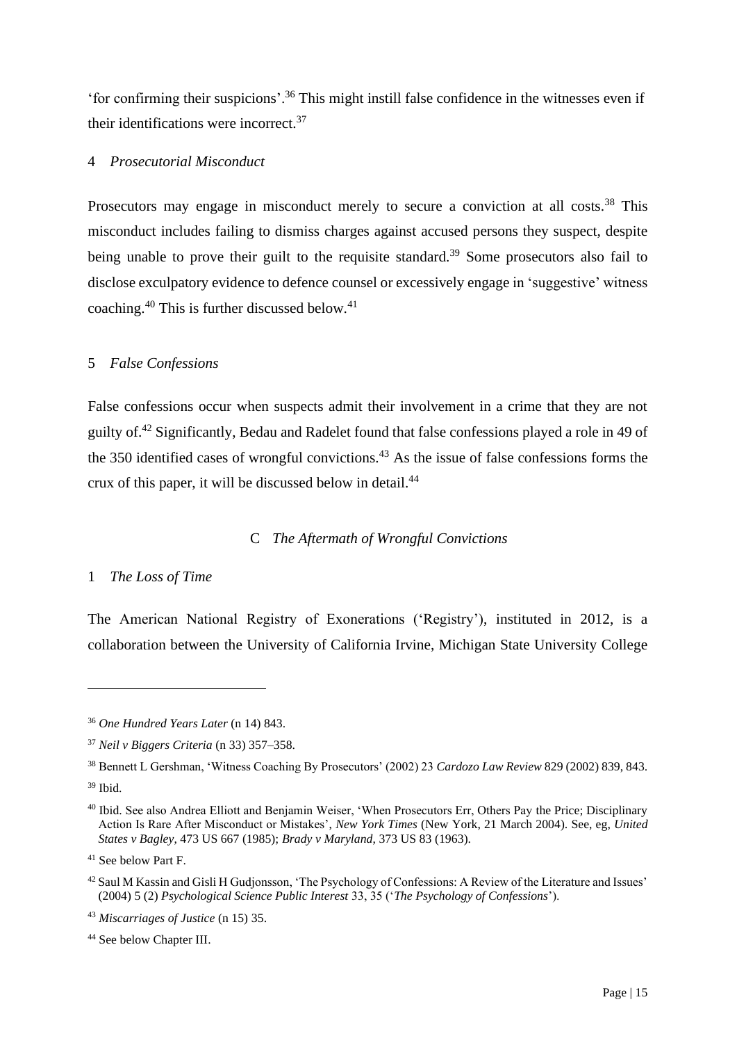'for confirming their suspicions'.[36] This might instill false confidence in the witnesses even if their identifications were incorrect.[37]

#### 4 *Prosecutorial Misconduct*

Prosecutors may engage in misconduct merely to secure a conviction at all costs.[38] This misconduct includes failing to dismiss charges against accused persons they suspect, despite being unable to prove their guilt to the requisite standard.[39] Some prosecutors also fail to disclose exculpatory evidence to defence counsel or excessively engage in 'suggestive' witness coaching.[40] This is further discussed below.[41]

#### 5 *False Confessions*

False confessions occur when suspects admit their involvement in a crime that they are not guilty of.[42] Significantly, Bedau and Radelet found that false confessions played a role in 49 of the 350 identified cases of wrongful convictions.[43] As the issue of false confessions forms the crux of this paper, it will be discussed below in detail.[44]

### C *The Aftermath of Wrongful Convictions*

#### 1 *The Loss of Time*

The American National Registry of Exonerations ('Registry'), instituted in 2012, is a collaboration between the University of California Irvine, Michigan State University College

---

[36] *One Hundred Years Later* (n 14) 843.

[37] *Neil v Biggers Criteria* (n 33) 357–358.

[38] Bennett L Gershman, 'Witness Coaching By Prosecutors' (2002) 23 *Cardozo Law Review* 829 (2002) 839, 843.

[39] Ibid.

[40] Ibid. See also Andrea Elliott and Benjamin Weiser, 'When Prosecutors Err, Others Pay the Price; Disciplinary Action Is Rare After Misconduct or Mistakes', *New York Times* (New York, 21 March 2004). See, eg, *United States v Bagley*, 473 US 667 (1985); *Brady v Maryland*, 373 US 83 (1963).

[41] See below Part F.

[42] Saul M Kassin and Gisli H Gudjonsson, 'The Psychology of Confessions: A Review of the Literature and Issues' (2004) 5 (2) *Psychological Science Public Interest* 33, 35 ('*The Psychology of Confessions*').

[43] *Miscarriages of Justice* (n 15) 35.

[44] See below Chapter III.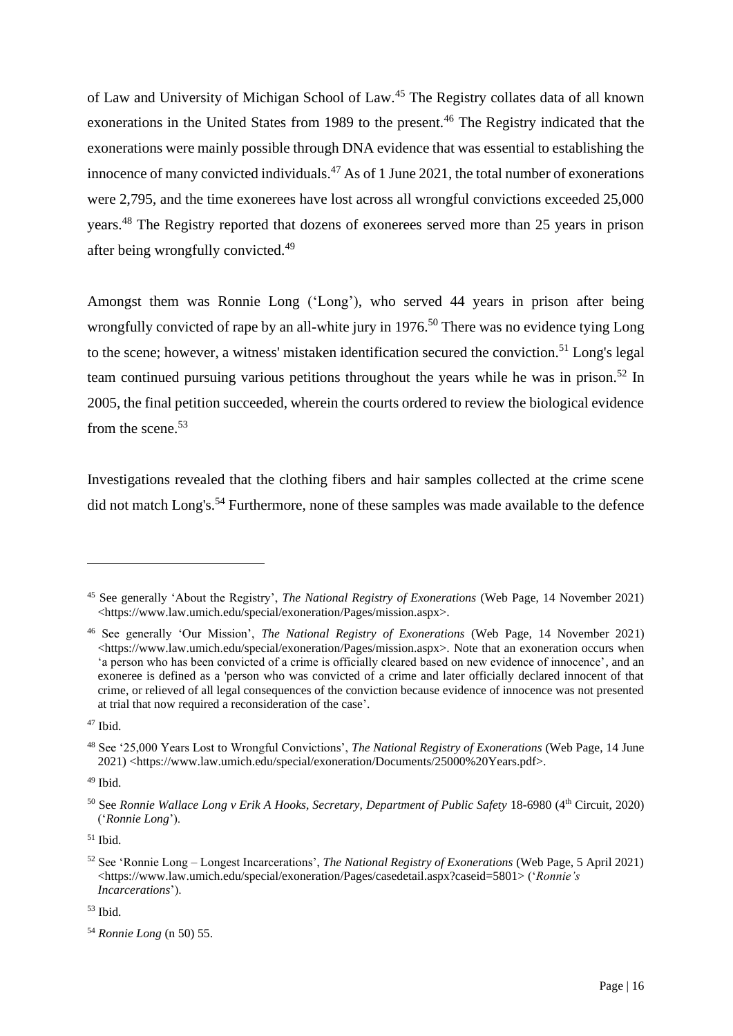of Law and University of Michigan School of Law.[45] The Registry collates data of all known exonerations in the United States from 1989 to the present.[46] The Registry indicated that the exonerations were mainly possible through DNA evidence that was essential to establishing the innocence of many convicted individuals.[47] As of 1 June 2021, the total number of exonerations were 2,795, and the time exonerees have lost across all wrongful convictions exceeded 25,000 years.[48] The Registry reported that dozens of exonerees served more than 25 years in prison after being wrongfully convicted.[49]

Amongst them was Ronnie Long ('Long'), who served 44 years in prison after being wrongfully convicted of rape by an all-white jury in 1976.[50] There was no evidence tying Long to the scene; however, a witness' mistaken identification secured the conviction.[51] Long's legal team continued pursuing various petitions throughout the years while he was in prison.[52] In 2005, the final petition succeeded, wherein the courts ordered to review the biological evidence from the scene.[53]

Investigations revealed that the clothing fibers and hair samples collected at the crime scene did not match Long's.[54] Furthermore, none of these samples was made available to the defence

---

[45] See generally 'About the Registry', *The National Registry of Exonerations* (Web Page, 14 November 2021) <https://www.law.umich.edu/special/exoneration/Pages/mission.aspx>.

[46] See generally 'Our Mission', *The National Registry of Exonerations* (Web Page, 14 November 2021) <https://www.law.umich.edu/special/exoneration/Pages/mission.aspx>. Note that an exoneration occurs when 'a person who has been convicted of a crime is officially cleared based on new evidence of innocence', and an exoneree is defined as a 'person who was convicted of a crime and later officially declared innocent of that crime, or relieved of all legal consequences of the conviction because evidence of innocence was not presented at trial that now required a reconsideration of the case'.

[47] Ibid.

[48] See '25,000 Years Lost to Wrongful Convictions', *The National Registry of Exonerations* (Web Page, 14 June 2021) <https://www.law.umich.edu/special/exoneration/Documents/25000%20Years.pdf>.

[49] Ibid.

[50] See *Ronnie Wallace Long v Erik A Hooks, Secretary, Department of Public Safety* 18-6980 (4th Circuit, 2020) ('*Ronnie Long*').

[51] Ibid.

[52] See 'Ronnie Long – Longest Incarcerations', *The National Registry of Exonerations* (Web Page, 5 April 2021) <https://www.law.umich.edu/special/exoneration/Pages/casedetail.aspx?caseid=5801> ('*Ronnie's Incarcerations*').

[53] Ibid.

[54] *Ronnie Long* (n 50) 55.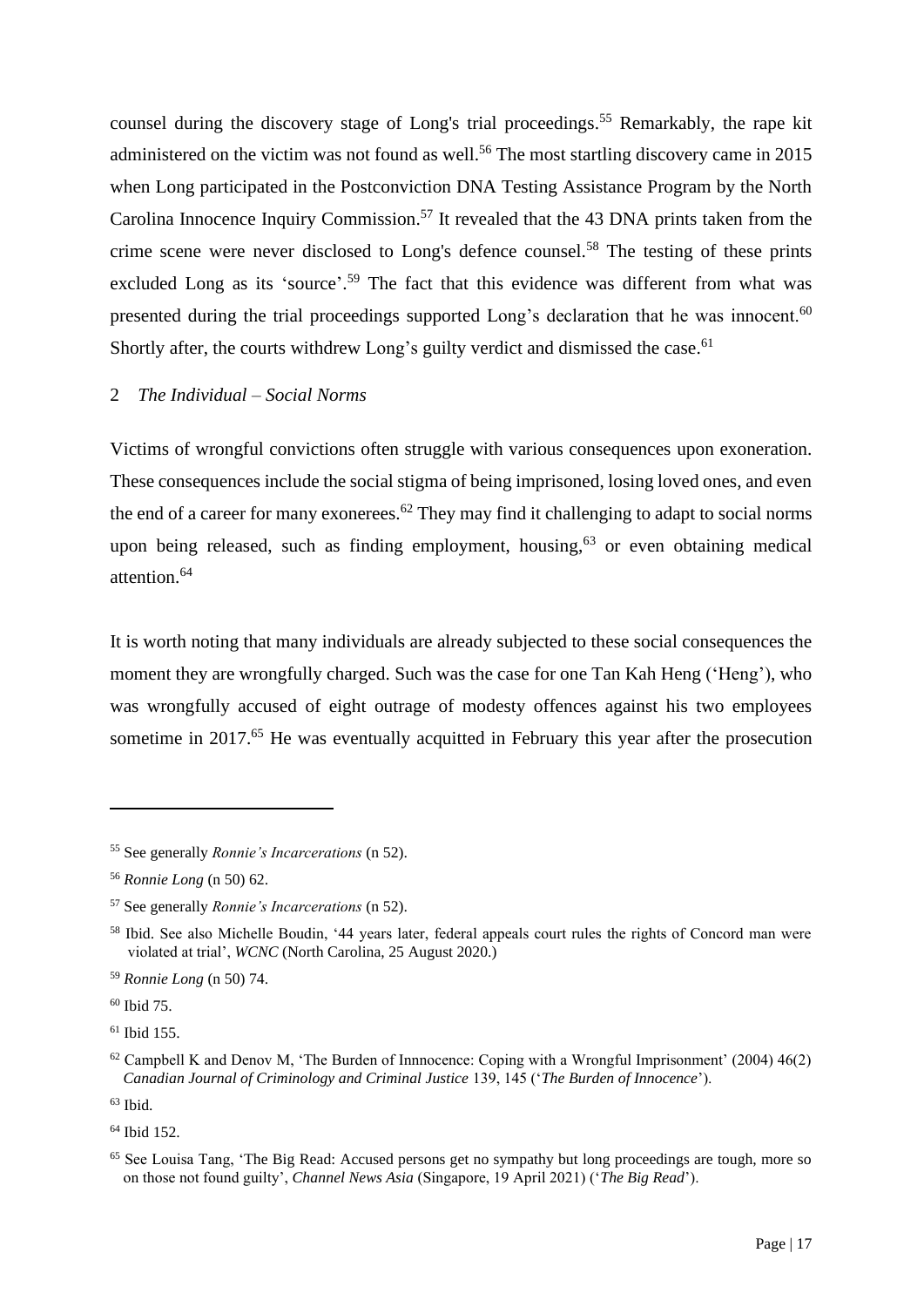counsel during the discovery stage of Long's trial proceedings.[55] Remarkably, the rape kit administered on the victim was not found as well.[56] The most startling discovery came in 2015 when Long participated in the Postconviction DNA Testing Assistance Program by the North Carolina Innocence Inquiry Commission.[57] It revealed that the 43 DNA prints taken from the crime scene were never disclosed to Long's defence counsel.[58] The testing of these prints excluded Long as its 'source'.[59] The fact that this evidence was different from what was presented during the trial proceedings supported Long's declaration that he was innocent.[60] Shortly after, the courts withdrew Long's guilty verdict and dismissed the case.[61]

### 2 *The Individual – Social Norms*

Victims of wrongful convictions often struggle with various consequences upon exoneration. These consequences include the social stigma of being imprisoned, losing loved ones, and even the end of a career for many exonerees.[62] They may find it challenging to adapt to social norms upon being released, such as finding employment, housing,[63] or even obtaining medical attention.[64]

It is worth noting that many individuals are already subjected to these social consequences the moment they are wrongfully charged. Such was the case for one Tan Kah Heng ('Heng'), who was wrongfully accused of eight outrage of modesty offences against his two employees sometime in 2017.[65] He was eventually acquitted in February this year after the prosecution

---

[55] See generally *Ronnie's Incarcerations* (n 52).

[56] *Ronnie Long* (n 50) 62.

[57] See generally *Ronnie's Incarcerations* (n 52).

[58] Ibid. See also Michelle Boudin, '44 years later, federal appeals court rules the rights of Concord man were violated at trial', *WCNC* (North Carolina, 25 August 2020.)

[59] *Ronnie Long* (n 50) 74.

[60] Ibid 75.

[61] Ibid 155.

[62] Campbell K and Denov M, 'The Burden of Innnocence: Coping with a Wrongful Imprisonment' (2004) 46(2) *Canadian Journal of Criminology and Criminal Justice* 139, 145 ('*The Burden of Innocence*').

[63] Ibid.

[64] Ibid 152.

[65] See Louisa Tang, 'The Big Read: Accused persons get no sympathy but long proceedings are tough, more so on those not found guilty', *Channel News Asia* (Singapore, 19 April 2021) ('*The Big Read*').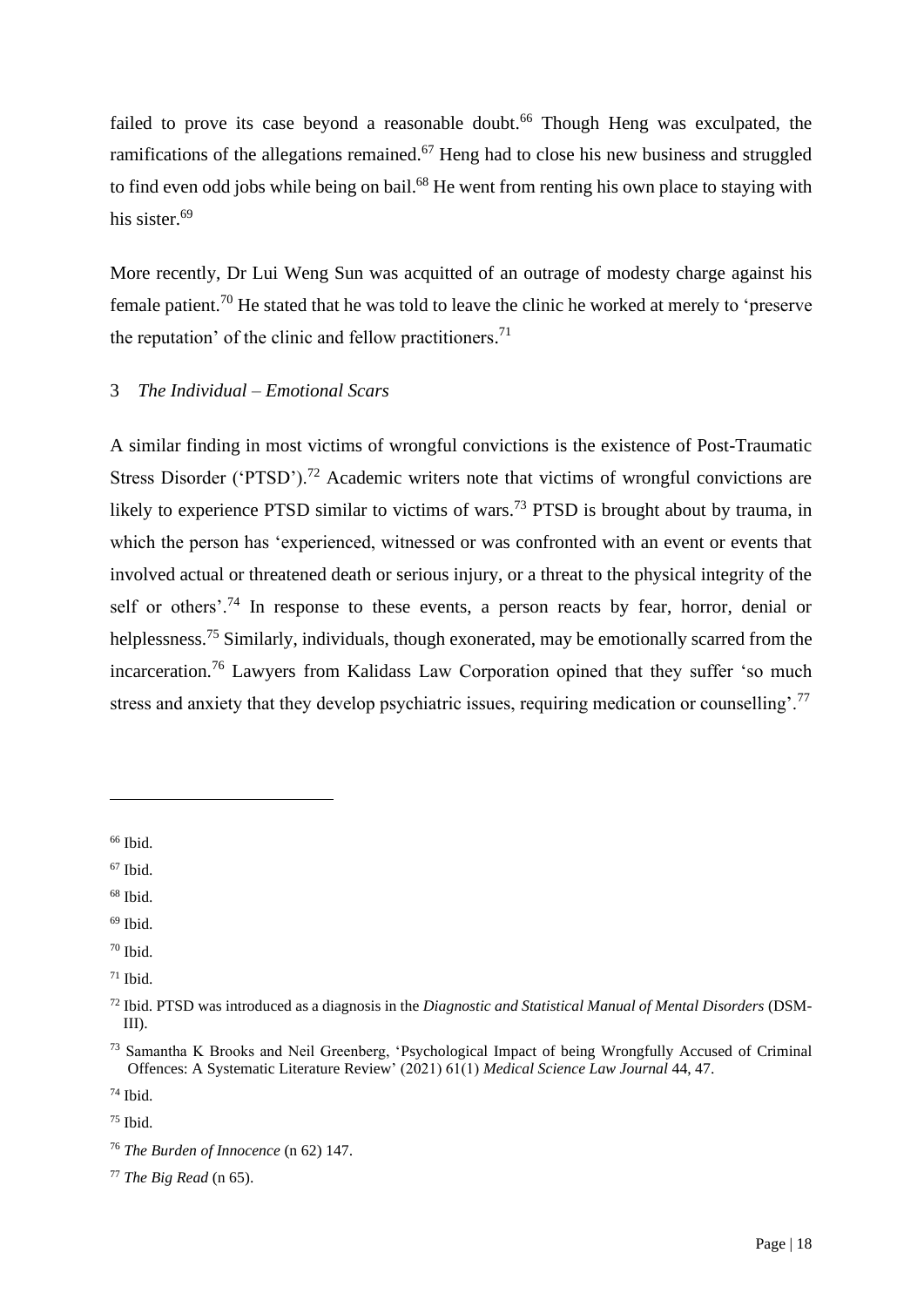failed to prove its case beyond a reasonable doubt.[66] Though Heng was exculpated, the ramifications of the allegations remained.[67] Heng had to close his new business and struggled to find even odd jobs while being on bail.[68] He went from renting his own place to staying with his sister.[69]

More recently, Dr Lui Weng Sun was acquitted of an outrage of modesty charge against his female patient.[70] He stated that he was told to leave the clinic he worked at merely to 'preserve the reputation' of the clinic and fellow practitioners.[71]

### 3 *The Individual – Emotional Scars*

A similar finding in most victims of wrongful convictions is the existence of Post-Traumatic Stress Disorder ('PTSD').[72] Academic writers note that victims of wrongful convictions are likely to experience PTSD similar to victims of wars.[73] PTSD is brought about by trauma, in which the person has 'experienced, witnessed or was confronted with an event or events that involved actual or threatened death or serious injury, or a threat to the physical integrity of the self or others'.[74] In response to these events, a person reacts by fear, horror, denial or helplessness.[75] Similarly, individuals, though exonerated, may be emotionally scarred from the incarceration.[76] Lawyers from Kalidass Law Corporation opined that they suffer 'so much stress and anxiety that they develop psychiatric issues, requiring medication or counselling'.[77]

---

[66] Ibid.

[67] Ibid.

[68] Ibid.

[69] Ibid.

[70] Ibid.

[71] Ibid.

[72] Ibid. PTSD was introduced as a diagnosis in the *Diagnostic and Statistical Manual of Mental Disorders* (DSM-III).

[73] Samantha K Brooks and Neil Greenberg, 'Psychological Impact of being Wrongfully Accused of Criminal Offences: A Systematic Literature Review' (2021) 61(1) *Medical Science Law Journal* 44, 47.

[74] Ibid.

[75] Ibid.

[76] *The Burden of Innocence* (n 62) 147.

[77] *The Big Read* (n 65).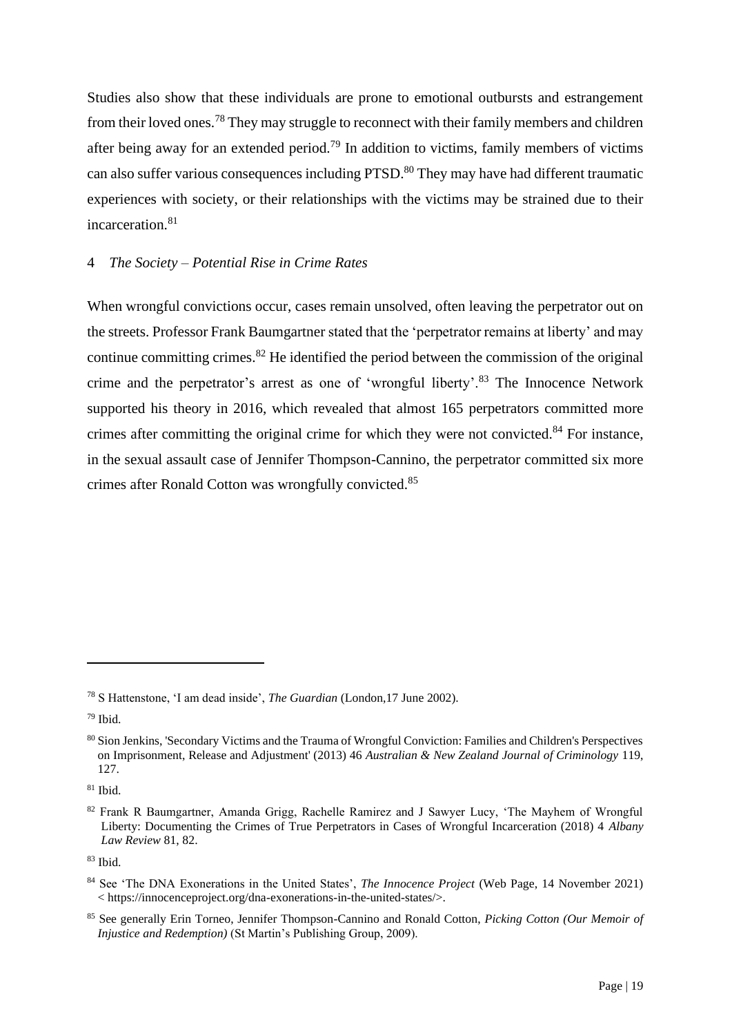Studies also show that these individuals are prone to emotional outbursts and estrangement from their loved ones.[78] They may struggle to reconnect with their family members and children after being away for an extended period.[79] In addition to victims, family members of victims can also suffer various consequences including PTSD.[80] They may have had different traumatic experiences with society, or their relationships with the victims may be strained due to their incarceration.[81]

### 4 *The Society – Potential Rise in Crime Rates*

When wrongful convictions occur, cases remain unsolved, often leaving the perpetrator out on the streets. Professor Frank Baumgartner stated that the 'perpetrator remains at liberty' and may continue committing crimes.[82] He identified the period between the commission of the original crime and the perpetrator's arrest as one of 'wrongful liberty'.[83] The Innocence Network supported his theory in 2016, which revealed that almost 165 perpetrators committed more crimes after committing the original crime for which they were not convicted.[84] For instance, in the sexual assault case of Jennifer Thompson-Cannino, the perpetrator committed six more crimes after Ronald Cotton was wrongfully convicted.[85]

---

[78] S Hattenstone, 'I am dead inside', *The Guardian* (London,17 June 2002).

[79] Ibid.

[80] Sion Jenkins, 'Secondary Victims and the Trauma of Wrongful Conviction: Families and Children's Perspectives on Imprisonment, Release and Adjustment' (2013) 46 *Australian & New Zealand Journal of Criminology* 119, 127.

[81] Ibid.

[82] Frank R Baumgartner, Amanda Grigg, Rachelle Ramirez and J Sawyer Lucy, 'The Mayhem of Wrongful Liberty: Documenting the Crimes of True Perpetrators in Cases of Wrongful Incarceration (2018) 4 *Albany Law Review* 81, 82.

[83] Ibid.

[84] See 'The DNA Exonerations in the United States', *The Innocence Project* (Web Page, 14 November 2021) < https://innocenceproject.org/dna-exonerations-in-the-united-states/>.

[85] See generally Erin Torneo, Jennifer Thompson-Cannino and Ronald Cotton, *Picking Cotton (Our Memoir of Injustice and Redemption)* (St Martin's Publishing Group, 2009).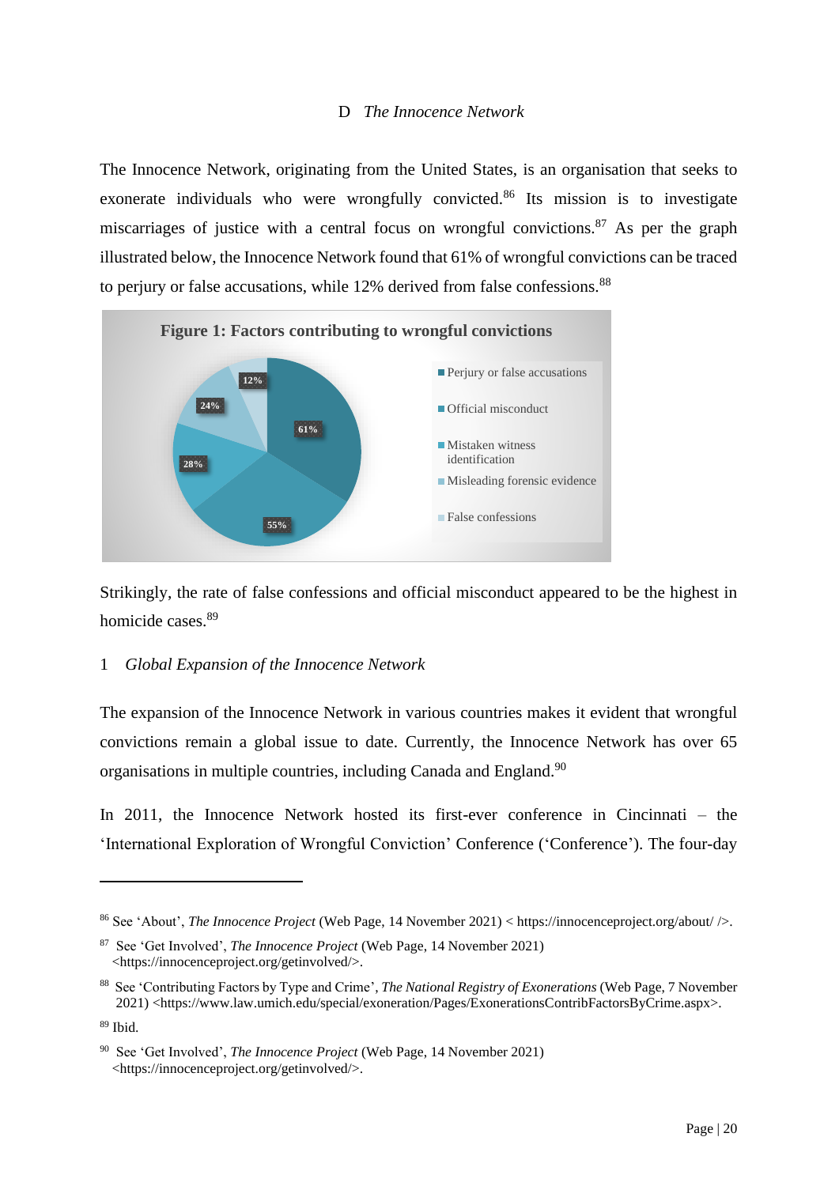### D *The Innocence Network*

The Innocence Network, originating from the United States, is an organisation that seeks to exonerate individuals who were wrongfully convicted.[86] Its mission is to investigate miscarriages of justice with a central focus on wrongful convictions.[87] As per the graph illustrated below, the Innocence Network found that 61% of wrongful convictions can be traced to perjury or false accusations, while 12% derived from false confessions.[88]

**Figure 1: Factors contributing to wrongful convictions**

| Factor | Percentage |
|---|---|
| Perjury or false accusations | 61% |
| Official misconduct | 55% |
| Mistaken witness identification | 28% |
| Misleading forensic evidence | 24% |
| False confessions | 12% |

Strikingly, the rate of false confessions and official misconduct appeared to be the highest in homicide cases.[89]

#### 1 *Global Expansion of the Innocence Network*

The expansion of the Innocence Network in various countries makes it evident that wrongful convictions remain a global issue to date. Currently, the Innocence Network has over 65 organisations in multiple countries, including Canada and England.[90]

In 2011, the Innocence Network hosted its first-ever conference in Cincinnati – the 'International Exploration of Wrongful Conviction' Conference ('Conference'). The four-day

---

[86] See 'About', *The Innocence Project* (Web Page, 14 November 2021) < https://innocenceproject.org/about/ />.

[87] See 'Get Involved', *The Innocence Project* (Web Page, 14 November 2021) <https://innocenceproject.org/getinvolved/>.

[88] See 'Contributing Factors by Type and Crime', *The National Registry of Exonerations* (Web Page, 7 November 2021) <https://www.law.umich.edu/special/exoneration/Pages/ExonerationsContribFactorsByCrime.aspx>.

[89] Ibid.

[90] See 'Get Involved', *The Innocence Project* (Web Page, 14 November 2021) <https://innocenceproject.org/getinvolved/>.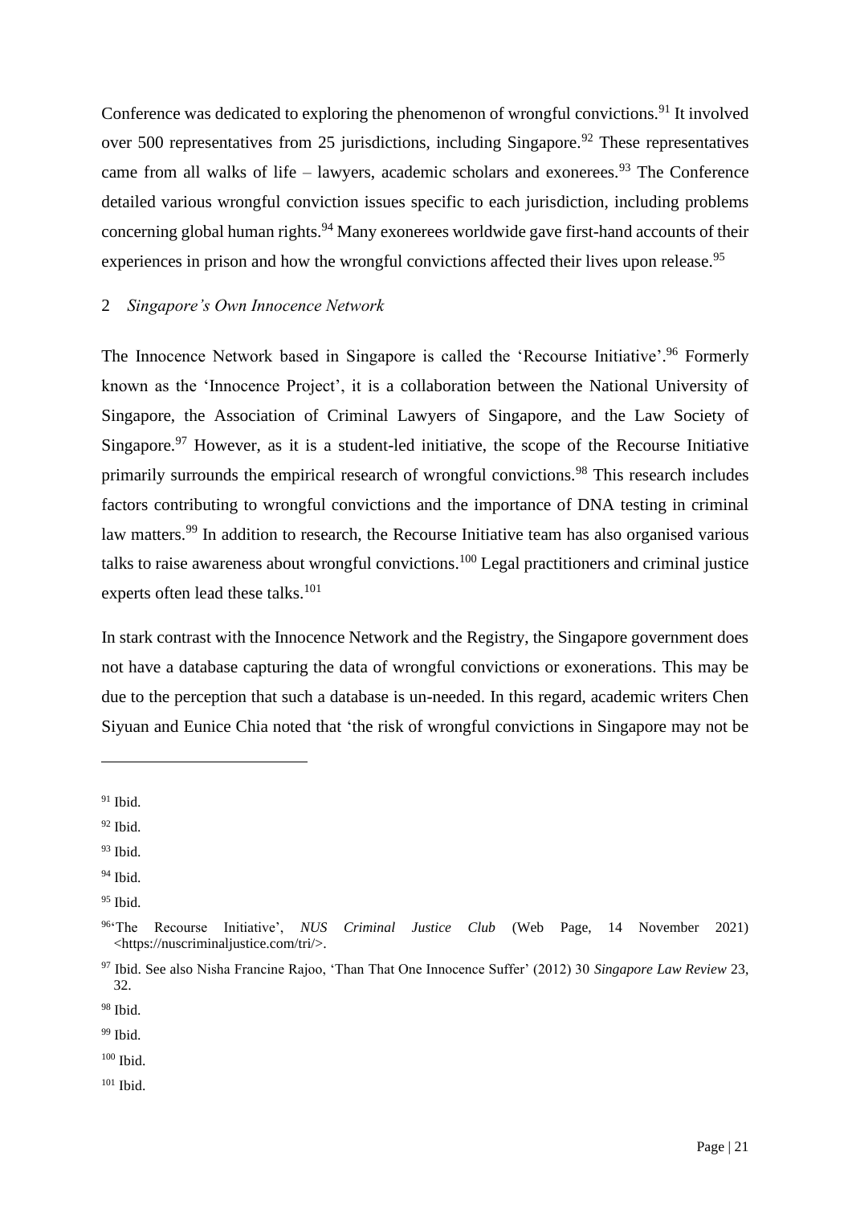Conference was dedicated to exploring the phenomenon of wrongful convictions.[91] It involved over 500 representatives from 25 jurisdictions, including Singapore.[92] These representatives came from all walks of life – lawyers, academic scholars and exonerees.[93] The Conference detailed various wrongful conviction issues specific to each jurisdiction, including problems concerning global human rights.[94] Many exonerees worldwide gave first-hand accounts of their experiences in prison and how the wrongful convictions affected their lives upon release.[95]

### 2 *Singapore's Own Innocence Network*

The Innocence Network based in Singapore is called the 'Recourse Initiative'.[96] Formerly known as the 'Innocence Project', it is a collaboration between the National University of Singapore, the Association of Criminal Lawyers of Singapore, and the Law Society of Singapore.[97] However, as it is a student-led initiative, the scope of the Recourse Initiative primarily surrounds the empirical research of wrongful convictions.[98] This research includes factors contributing to wrongful convictions and the importance of DNA testing in criminal law matters.[99] In addition to research, the Recourse Initiative team has also organised various talks to raise awareness about wrongful convictions.[100] Legal practitioners and criminal justice experts often lead these talks.[101]

In stark contrast with the Innocence Network and the Registry, the Singapore government does not have a database capturing the data of wrongful convictions or exonerations. This may be due to the perception that such a database is un-needed. In this regard, academic writers Chen Siyuan and Eunice Chia noted that 'the risk of wrongful convictions in Singapore may not be

---

[91] Ibid.

[92] Ibid.

[93] Ibid.

[94] Ibid.

[95] Ibid.

[96] 'The Recourse Initiative', *NUS Criminal Justice Club* (Web Page, 14 November 2021) <https://nuscriminaljustice.com/tri/>.

[97] Ibid. See also Nisha Francine Rajoo, 'Than That One Innocence Suffer' (2012) 30 *Singapore Law Review* 23, 32.

[98] Ibid.

[99] Ibid.

[100] Ibid.

[101] Ibid.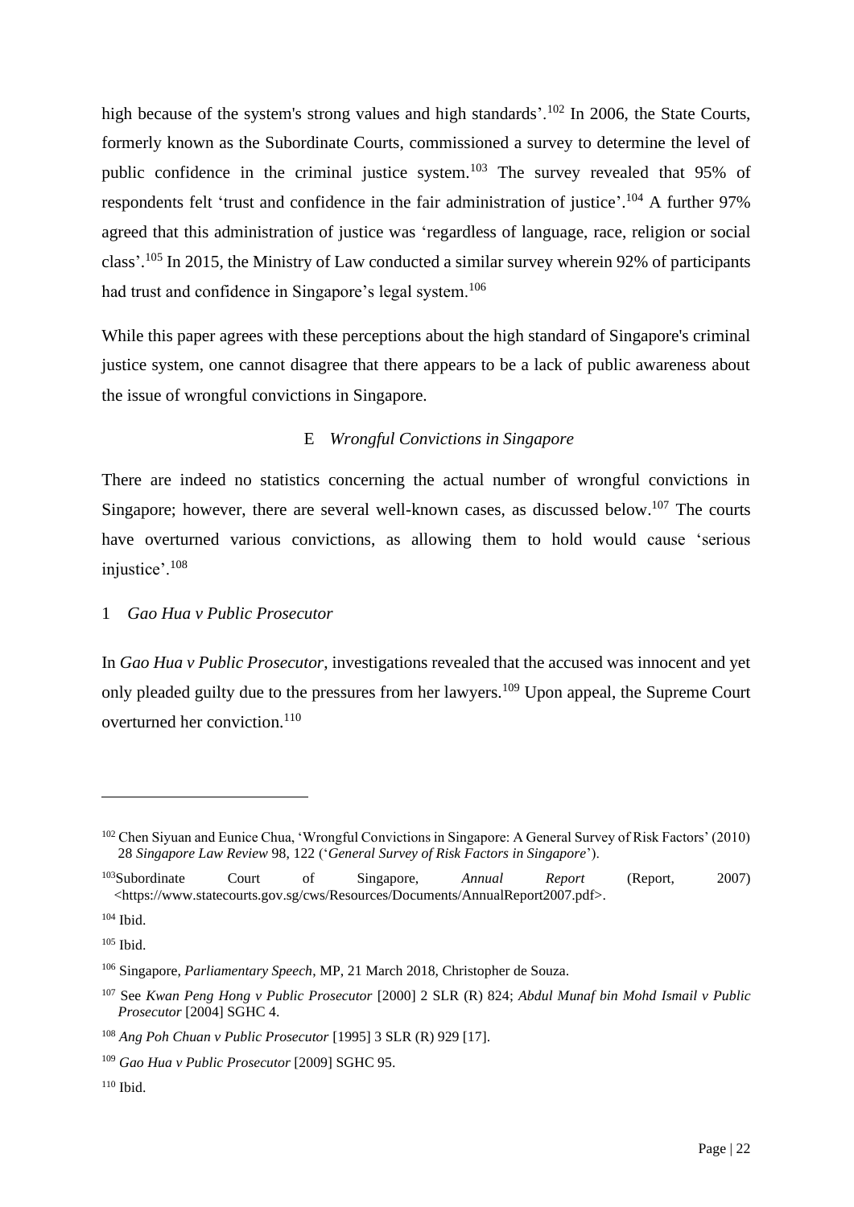high because of the system's strong values and high standards'.[102] In 2006, the State Courts, formerly known as the Subordinate Courts, commissioned a survey to determine the level of public confidence in the criminal justice system.[103] The survey revealed that 95% of respondents felt 'trust and confidence in the fair administration of justice'.[104] A further 97% agreed that this administration of justice was 'regardless of language, race, religion or social class'.[105] In 2015, the Ministry of Law conducted a similar survey wherein 92% of participants had trust and confidence in Singapore's legal system.[106]

While this paper agrees with these perceptions about the high standard of Singapore's criminal justice system, one cannot disagree that there appears to be a lack of public awareness about the issue of wrongful convictions in Singapore.

### E *Wrongful Convictions in Singapore*

There are indeed no statistics concerning the actual number of wrongful convictions in Singapore; however, there are several well-known cases, as discussed below.[107] The courts have overturned various convictions, as allowing them to hold would cause 'serious injustice'.[108]

#### 1 *Gao Hua v Public Prosecutor*

In *Gao Hua v Public Prosecutor*, investigations revealed that the accused was innocent and yet only pleaded guilty due to the pressures from her lawyers.[109] Upon appeal, the Supreme Court overturned her conviction.[110]

---

[102] Chen Siyuan and Eunice Chua, 'Wrongful Convictions in Singapore: A General Survey of Risk Factors' (2010) 28 *Singapore Law Review* 98, 122 ('*General Survey of Risk Factors in Singapore*').

[103] Subordinate Court of Singapore, *Annual Report* (Report, 2007) <https://www.statecourts.gov.sg/cws/Resources/Documents/AnnualReport2007.pdf>.

[104] Ibid.

[105] Ibid.

[106] Singapore, *Parliamentary Speech*, MP, 21 March 2018, Christopher de Souza.

[107] See *Kwan Peng Hong v Public Prosecutor* [2000] 2 SLR (R) 824; *Abdul Munaf bin Mohd Ismail v Public Prosecutor* [2004] SGHC 4.

[108] *Ang Poh Chuan v Public Prosecutor* [1995] 3 SLR (R) 929 [17].

[109] *Gao Hua v Public Prosecutor* [2009] SGHC 95.

[110] Ibid.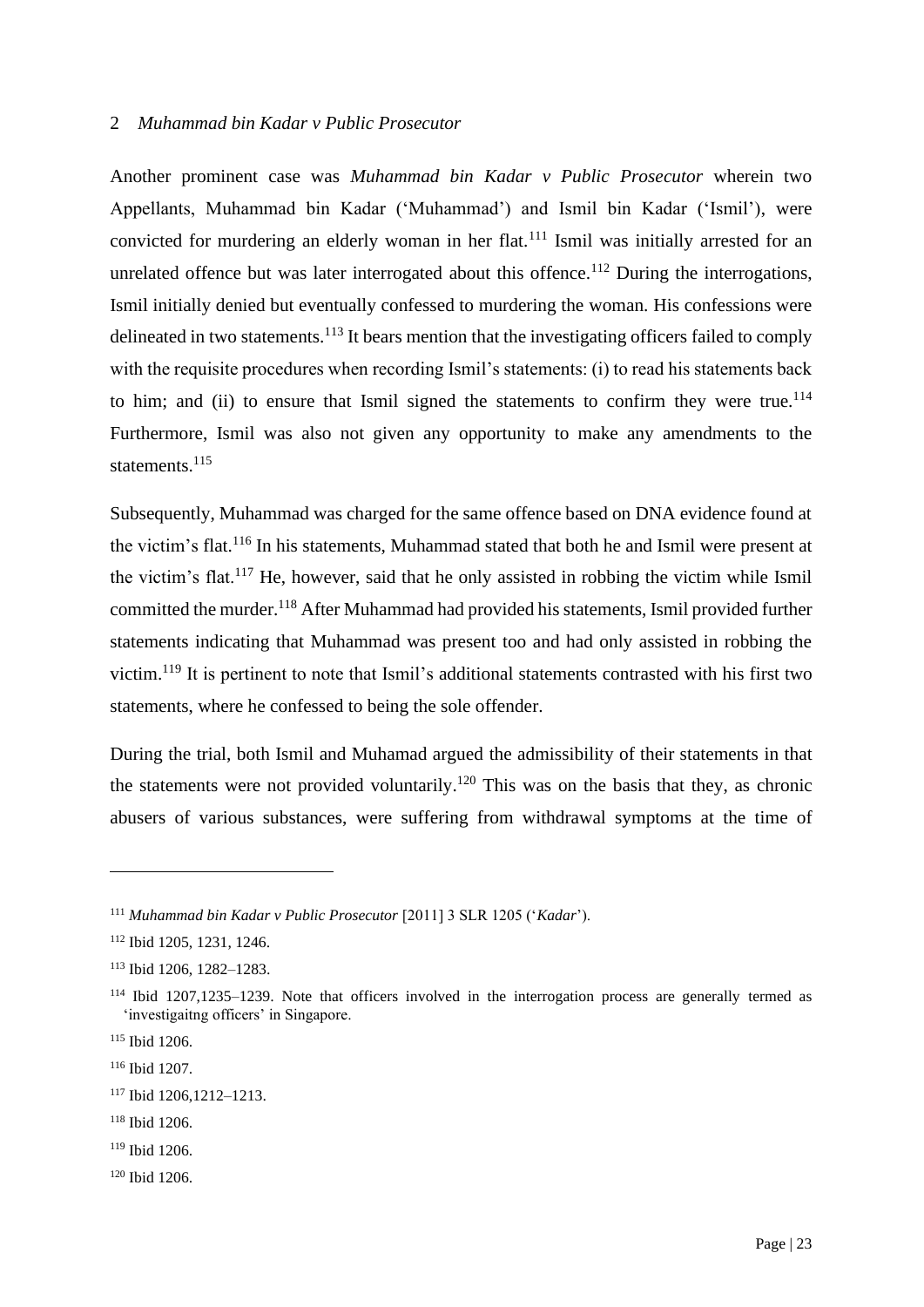### 2 *Muhammad bin Kadar v Public Prosecutor*

Another prominent case was *Muhammad bin Kadar v Public Prosecutor* wherein two Appellants, Muhammad bin Kadar ('Muhammad') and Ismil bin Kadar ('Ismil'), were convicted for murdering an elderly woman in her flat.[111] Ismil was initially arrested for an unrelated offence but was later interrogated about this offence.[112] During the interrogations, Ismil initially denied but eventually confessed to murdering the woman. His confessions were delineated in two statements.[113] It bears mention that the investigating officers failed to comply with the requisite procedures when recording Ismil's statements: (i) to read his statements back to him; and (ii) to ensure that Ismil signed the statements to confirm they were true.[114] Furthermore, Ismil was also not given any opportunity to make any amendments to the statements.[115]

Subsequently, Muhammad was charged for the same offence based on DNA evidence found at the victim's flat.[116] In his statements, Muhammad stated that both he and Ismil were present at the victim's flat.[117] He, however, said that he only assisted in robbing the victim while Ismil committed the murder.[118] After Muhammad had provided his statements, Ismil provided further statements indicating that Muhammad was present too and had only assisted in robbing the victim.[119] It is pertinent to note that Ismil's additional statements contrasted with his first two statements, where he confessed to being the sole offender.

During the trial, both Ismil and Muhamad argued the admissibility of their statements in that the statements were not provided voluntarily.[120] This was on the basis that they, as chronic abusers of various substances, were suffering from withdrawal symptoms at the time of

---

[111] *Muhammad bin Kadar v Public Prosecutor* [2011] 3 SLR 1205 ('*Kadar*').

[112] Ibid 1205, 1231, 1246.

[113] Ibid 1206, 1282–1283.

[114] Ibid 1207,1235–1239. Note that officers involved in the interrogation process are generally termed as 'investigaitng officers' in Singapore.

[115] Ibid 1206.

[116] Ibid 1207.

[117] Ibid 1206,1212–1213.

[118] Ibid 1206.

[119] Ibid 1206.

[120] Ibid 1206.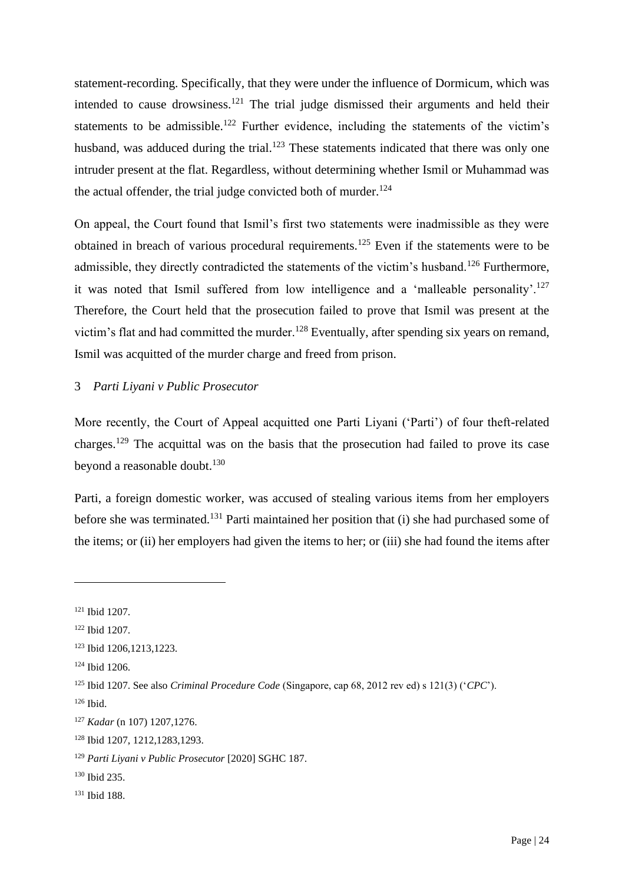statement-recording. Specifically, that they were under the influence of Dormicum, which was intended to cause drowsiness.[121] The trial judge dismissed their arguments and held their statements to be admissible.[122] Further evidence, including the statements of the victim's husband, was adduced during the trial.[123] These statements indicated that there was only one intruder present at the flat. Regardless, without determining whether Ismil or Muhammad was the actual offender, the trial judge convicted both of murder.[124]

On appeal, the Court found that Ismil's first two statements were inadmissible as they were obtained in breach of various procedural requirements.[125] Even if the statements were to be admissible, they directly contradicted the statements of the victim's husband.[126] Furthermore, it was noted that Ismil suffered from low intelligence and a 'malleable personality'.[127] Therefore, the Court held that the prosecution failed to prove that Ismil was present at the victim's flat and had committed the murder.[128] Eventually, after spending six years on remand, Ismil was acquitted of the murder charge and freed from prison.

### 3 *Parti Liyani v Public Prosecutor*

More recently, the Court of Appeal acquitted one Parti Liyani ('Parti') of four theft-related charges.[129] The acquittal was on the basis that the prosecution had failed to prove its case beyond a reasonable doubt.[130]

Parti, a foreign domestic worker, was accused of stealing various items from her employers before she was terminated.[131] Parti maintained her position that (i) she had purchased some of the items; or (ii) her employers had given the items to her; or (iii) she had found the items after

---

[121] Ibid 1207.

[122] Ibid 1207.

[123] Ibid 1206,1213,1223.

[124] Ibid 1206.

[125] Ibid 1207. See also *Criminal Procedure Code* (Singapore, cap 68, 2012 rev ed) s 121(3) ('*CPC*').

[126] Ibid.

[127] *Kadar* (n 107) 1207,1276.

[128] Ibid 1207, 1212,1283,1293.

[129] *Parti Liyani v Public Prosecutor* [2020] SGHC 187.

[130] Ibid 235.

[131] Ibid 188.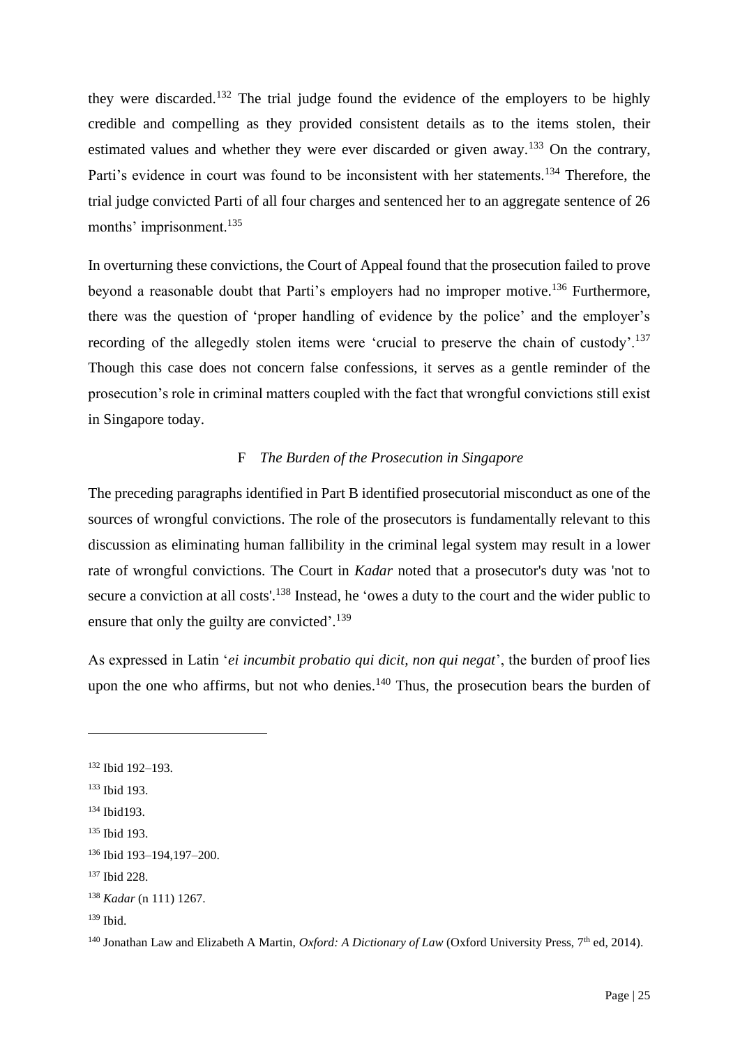they were discarded.[132] The trial judge found the evidence of the employers to be highly credible and compelling as they provided consistent details as to the items stolen, their estimated values and whether they were ever discarded or given away.[133] On the contrary, Parti's evidence in court was found to be inconsistent with her statements.[134] Therefore, the trial judge convicted Parti of all four charges and sentenced her to an aggregate sentence of 26 months' imprisonment.[135]

In overturning these convictions, the Court of Appeal found that the prosecution failed to prove beyond a reasonable doubt that Parti's employers had no improper motive.[136] Furthermore, there was the question of 'proper handling of evidence by the police' and the employer's recording of the allegedly stolen items were 'crucial to preserve the chain of custody'.[137] Though this case does not concern false confessions, it serves as a gentle reminder of the prosecution's role in criminal matters coupled with the fact that wrongful convictions still exist in Singapore today.

### F *The Burden of the Prosecution in Singapore*

The preceding paragraphs identified in Part B identified prosecutorial misconduct as one of the sources of wrongful convictions. The role of the prosecutors is fundamentally relevant to this discussion as eliminating human fallibility in the criminal legal system may result in a lower rate of wrongful convictions. The Court in *Kadar* noted that a prosecutor's duty was 'not to secure a conviction at all costs'.[138] Instead, he 'owes a duty to the court and the wider public to ensure that only the guilty are convicted'.[139]

As expressed in Latin '*ei incumbit probatio qui dicit, non qui negat*', the burden of proof lies upon the one who affirms, but not who denies.[140] Thus, the prosecution bears the burden of

---

[132] Ibid 192–193.

[133] Ibid 193.

[134] Ibid193.

[135] Ibid 193.

[136] Ibid 193–194,197–200.

[137] Ibid 228.

[138] *Kadar* (n 111) 1267.

[139] Ibid.

[140] Jonathan Law and Elizabeth A Martin, *Oxford: A Dictionary of Law* (Oxford University Press, 7th ed, 2014).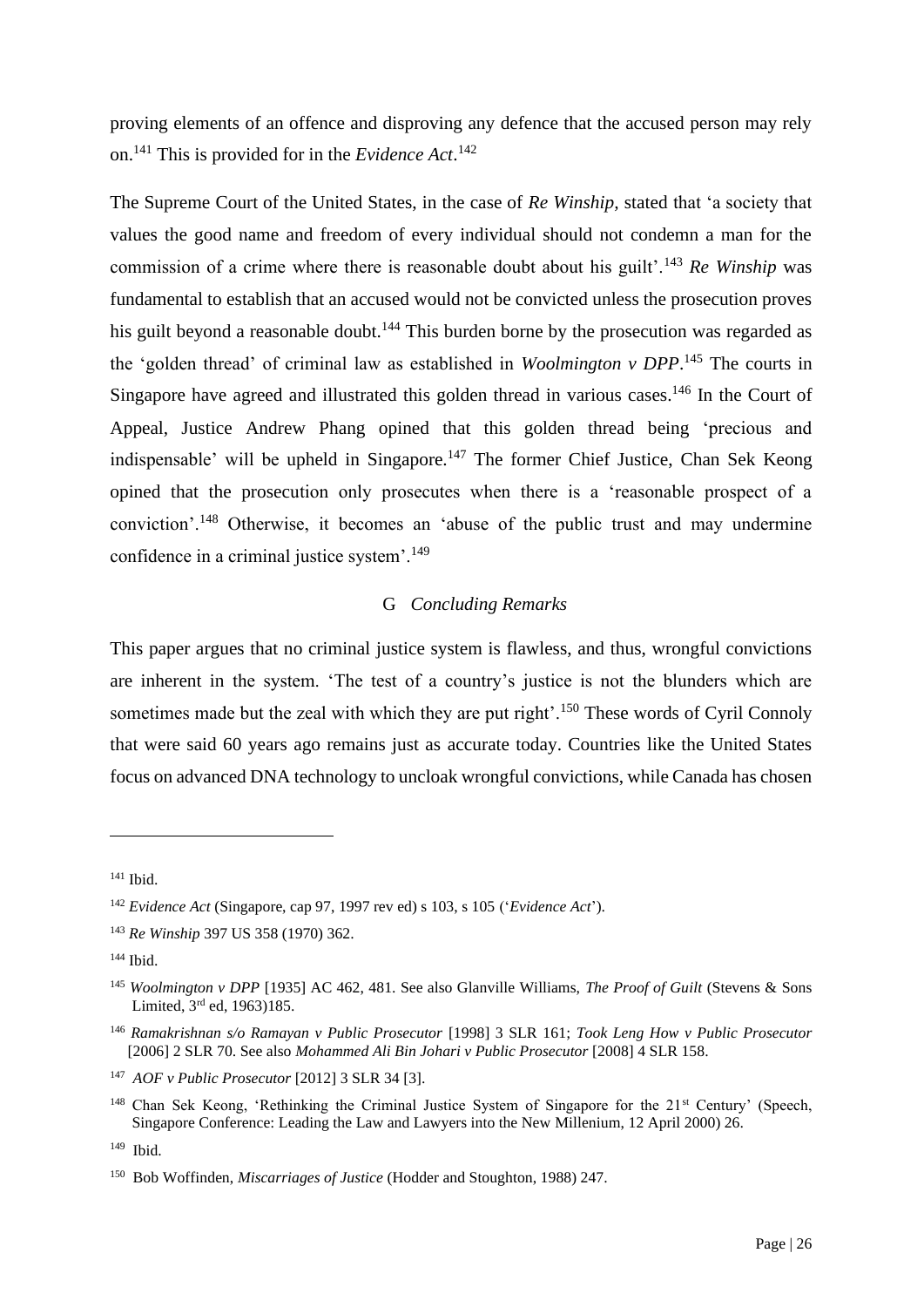proving elements of an offence and disproving any defence that the accused person may rely on.[141] This is provided for in the *Evidence Act*.[142]

The Supreme Court of the United States, in the case of *Re Winship,* stated that 'a society that values the good name and freedom of every individual should not condemn a man for the commission of a crime where there is reasonable doubt about his guilt'.[143] *Re Winship* was fundamental to establish that an accused would not be convicted unless the prosecution proves his guilt beyond a reasonable doubt.[144] This burden borne by the prosecution was regarded as the 'golden thread' of criminal law as established in *Woolmington v DPP*.[145] The courts in Singapore have agreed and illustrated this golden thread in various cases.[146] In the Court of Appeal, Justice Andrew Phang opined that this golden thread being 'precious and indispensable' will be upheld in Singapore.[147] The former Chief Justice, Chan Sek Keong opined that the prosecution only prosecutes when there is a 'reasonable prospect of a conviction'.[148] Otherwise, it becomes an 'abuse of the public trust and may undermine confidence in a criminal justice system'.[149]

### G *Concluding Remarks*

This paper argues that no criminal justice system is flawless, and thus, wrongful convictions are inherent in the system. 'The test of a country's justice is not the blunders which are sometimes made but the zeal with which they are put right'.[150] These words of Cyril Connoly that were said 60 years ago remains just as accurate today. Countries like the United States focus on advanced DNA technology to uncloak wrongful convictions, while Canada has chosen

---

[141] Ibid.

[142] *Evidence Act* (Singapore, cap 97, 1997 rev ed) s 103, s 105 ('*Evidence Act*').

[143] *Re Winship* 397 US 358 (1970) 362.

[144] Ibid.

[145] *Woolmington v DPP* [1935] AC 462, 481. See also Glanville Williams, *The Proof of Guilt* (Stevens & Sons Limited, 3rd ed, 1963)185.

[146] *Ramakrishnan s/o Ramayan v Public Prosecutor* [1998] 3 SLR 161; *Took Leng How v Public Prosecutor* [2006] 2 SLR 70. See also *Mohammed Ali Bin Johari v Public Prosecutor* [2008] 4 SLR 158.

[147] *AOF v Public Prosecutor* [2012] 3 SLR 34 [3].

[148] Chan Sek Keong, 'Rethinking the Criminal Justice System of Singapore for the 21st Century' (Speech, Singapore Conference: Leading the Law and Lawyers into the New Millenium, 12 April 2000) 26.

[149] Ibid.

[150] Bob Woffinden, *Miscarriages of Justice* (Hodder and Stoughton, 1988) 247.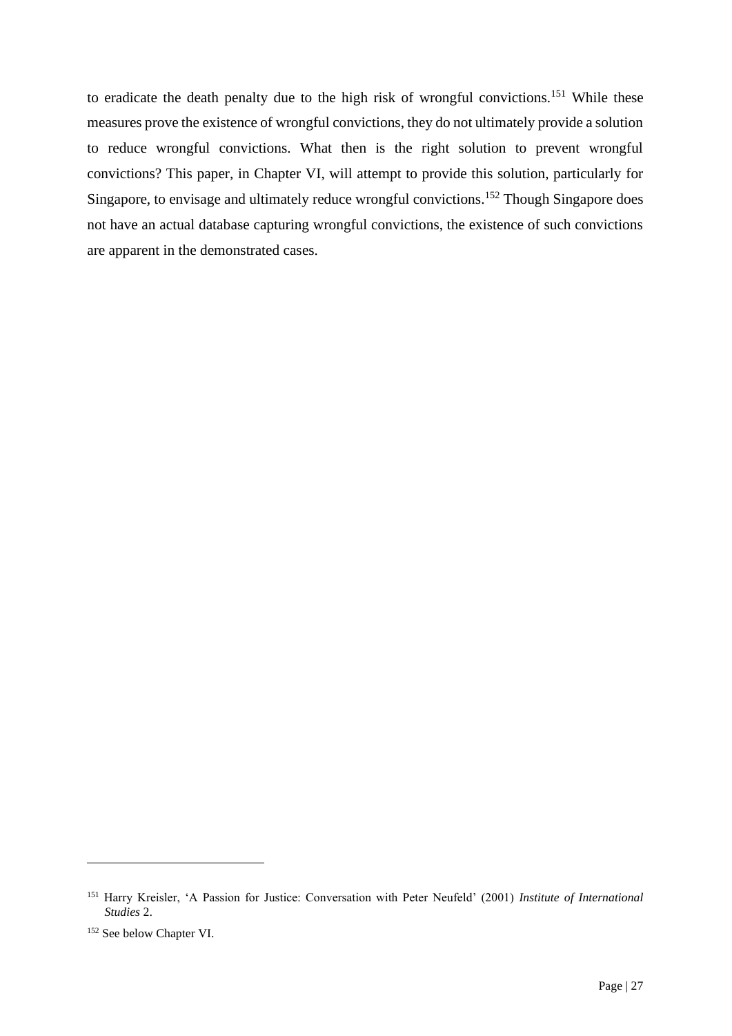to eradicate the death penalty due to the high risk of wrongful convictions.[151] While these measures prove the existence of wrongful convictions, they do not ultimately provide a solution to reduce wrongful convictions. What then is the right solution to prevent wrongful convictions? This paper, in Chapter VI, will attempt to provide this solution, particularly for Singapore, to envisage and ultimately reduce wrongful convictions.[152] Though Singapore does not have an actual database capturing wrongful convictions, the existence of such convictions are apparent in the demonstrated cases.

---

[151] Harry Kreisler, 'A Passion for Justice: Conversation with Peter Neufeld' (2001) *Institute of International Studies* 2.

[152] See below Chapter VI.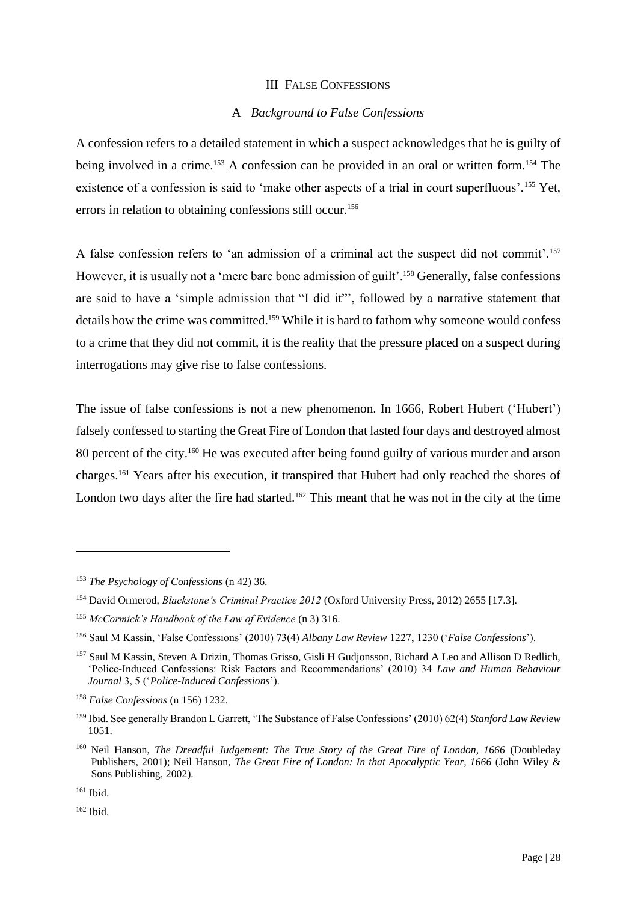## III False Confessions

### A *Background to False Confessions*

A confession refers to a detailed statement in which a suspect acknowledges that he is guilty of being involved in a crime.[153] A confession can be provided in an oral or written form.[154] The existence of a confession is said to 'make other aspects of a trial in court superfluous'.[155] Yet, errors in relation to obtaining confessions still occur.[156]

A false confession refers to 'an admission of a criminal act the suspect did not commit'.[157] However, it is usually not a 'mere bare bone admission of guilt'.[158] Generally, false confessions are said to have a 'simple admission that "I did it"', followed by a narrative statement that details how the crime was committed.[159] While it is hard to fathom why someone would confess to a crime that they did not commit, it is the reality that the pressure placed on a suspect during interrogations may give rise to false confessions.

The issue of false confessions is not a new phenomenon. In 1666, Robert Hubert ('Hubert') falsely confessed to starting the Great Fire of London that lasted four days and destroyed almost 80 percent of the city.[160] He was executed after being found guilty of various murder and arson charges.[161] Years after his execution, it transpired that Hubert had only reached the shores of London two days after the fire had started.[162] This meant that he was not in the city at the time

---

[153] *The Psychology of Confessions* (n 42) 36.

[154] David Ormerod, *Blackstone's Criminal Practice 2012* (Oxford University Press, 2012) 2655 [17.3].

[155] *McCormick's Handbook of the Law of Evidence* (n 3) 316.

[156] Saul M Kassin, 'False Confessions' (2010) 73(4) *Albany Law Review* 1227, 1230 ('*False Confessions*').

[157] Saul M Kassin, Steven A Drizin, Thomas Grisso, Gisli H Gudjonsson, Richard A Leo and Allison D Redlich, 'Police-Induced Confessions: Risk Factors and Recommendations' (2010) 34 *Law and Human Behaviour Journal* 3, 5 ('*Police-Induced Confessions*').

[158] *False Confessions* (n 156) 1232.

[159] Ibid. See generally Brandon L Garrett, 'The Substance of False Confessions' (2010) 62(4) *Stanford Law Review* 1051.

[160] Neil Hanson, *The Dreadful Judgement: The True Story of the Great Fire of London, 1666* (Doubleday Publishers, 2001); Neil Hanson, *The Great Fire of London: In that Apocalyptic Year, 1666* (John Wiley & Sons Publishing, 2002).

[161] Ibid.

[162] Ibid.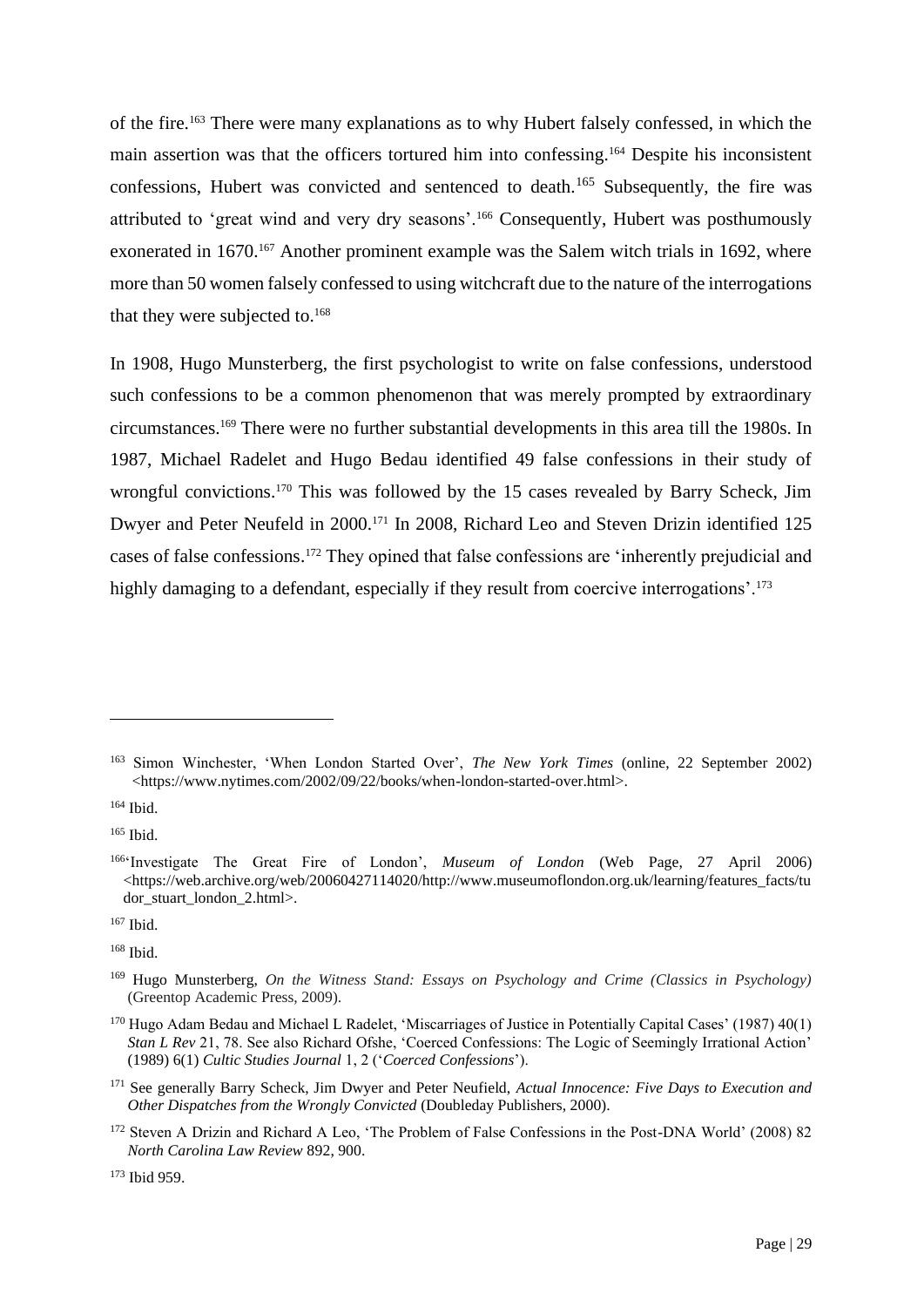of the fire.[163] There were many explanations as to why Hubert falsely confessed, in which the main assertion was that the officers tortured him into confessing.[164] Despite his inconsistent confessions, Hubert was convicted and sentenced to death.[165] Subsequently, the fire was attributed to 'great wind and very dry seasons'.[166] Consequently, Hubert was posthumously exonerated in 1670.[167] Another prominent example was the Salem witch trials in 1692, where more than 50 women falsely confessed to using witchcraft due to the nature of the interrogations that they were subjected to.[168]

In 1908, Hugo Munsterberg, the first psychologist to write on false confessions, understood such confessions to be a common phenomenon that was merely prompted by extraordinary circumstances.[169] There were no further substantial developments in this area till the 1980s. In 1987, Michael Radelet and Hugo Bedau identified 49 false confessions in their study of wrongful convictions.[170] This was followed by the 15 cases revealed by Barry Scheck, Jim Dwyer and Peter Neufeld in 2000.[171] In 2008, Richard Leo and Steven Drizin identified 125 cases of false confessions.[172] They opined that false confessions are 'inherently prejudicial and highly damaging to a defendant, especially if they result from coercive interrogations'.[173]

---

[163] Simon Winchester, 'When London Started Over', *The New York Times* (online, 22 September 2002) <https://www.nytimes.com/2002/09/22/books/when-london-started-over.html>.

[164] Ibid.

[165] Ibid.

[166] 'Investigate The Great Fire of London', *Museum of London* (Web Page, 27 April 2006) <https://web.archive.org/web/20060427114020/http://www.museumoflondon.org.uk/learning/features_facts/tudor_stuart_london_2.html>.

[167] Ibid.

[168] Ibid.

[169] Hugo Munsterberg, *On the Witness Stand: Essays on Psychology and Crime (Classics in Psychology)* (Greentop Academic Press, 2009).

[170] Hugo Adam Bedau and Michael L Radelet, 'Miscarriages of Justice in Potentially Capital Cases' (1987) 40(1) *Stan L Rev* 21, 78. See also Richard Ofshe, 'Coerced Confessions: The Logic of Seemingly Irrational Action' (1989) 6(1) *Cultic Studies Journal* 1, 2 ('*Coerced Confessions*').

[171] See generally Barry Scheck, Jim Dwyer and Peter Neufeld, *Actual Innocence: Five Days to Execution and Other Dispatches from the Wrongly Convicted* (Doubleday Publishers, 2000).

[172] Steven A Drizin and Richard A Leo, 'The Problem of False Confessions in the Post-DNA World' (2008) 82 *North Carolina Law Review* 892, 900.

[173] Ibid 959.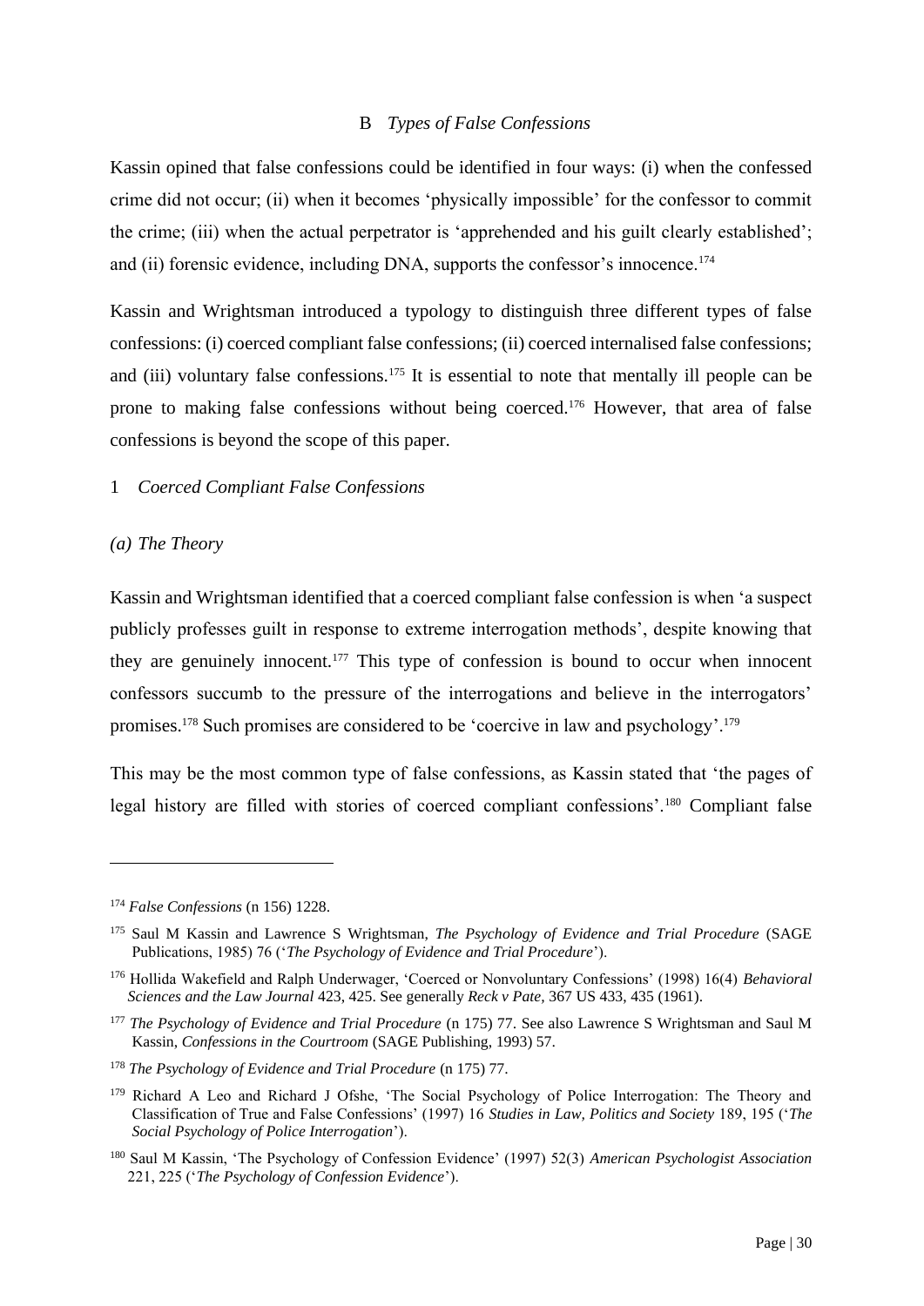## B *Types of False Confessions*

Kassin opined that false confessions could be identified in four ways: (i) when the confessed crime did not occur; (ii) when it becomes 'physically impossible' for the confessor to commit the crime; (iii) when the actual perpetrator is 'apprehended and his guilt clearly established'; and (ii) forensic evidence, including DNA, supports the confessor's innocence.[174]

Kassin and Wrightsman introduced a typology to distinguish three different types of false confessions: (i) coerced compliant false confessions; (ii) coerced internalised false confessions; and (iii) voluntary false confessions.[175] It is essential to note that mentally ill people can be prone to making false confessions without being coerced.[176] However, that area of false confessions is beyond the scope of this paper.

### 1 *Coerced Compliant False Confessions*

#### *(a) The Theory*

Kassin and Wrightsman identified that a coerced compliant false confession is when 'a suspect publicly professes guilt in response to extreme interrogation methods', despite knowing that they are genuinely innocent.[177] This type of confession is bound to occur when innocent confessors succumb to the pressure of the interrogations and believe in the interrogators' promises.[178] Such promises are considered to be 'coercive in law and psychology'.[179]

This may be the most common type of false confessions, as Kassin stated that 'the pages of legal history are filled with stories of coerced compliant confessions'.[180] Compliant false

---

[174] *False Confessions* (n 156) 1228.

[175] Saul M Kassin and Lawrence S Wrightsman, *The Psychology of Evidence and Trial Procedure* (SAGE Publications, 1985) 76 ('*The Psychology of Evidence and Trial Procedure*').

[176] Hollida Wakefield and Ralph Underwager, 'Coerced or Nonvoluntary Confessions' (1998) 16(4) *Behavioral Sciences and the Law Journal* 423, 425. See generally *Reck v Pate*, 367 US 433, 435 (1961).

[177] *The Psychology of Evidence and Trial Procedure* (n 175) 77. See also Lawrence S Wrightsman and Saul M Kassin, *Confessions in the Courtroom* (SAGE Publishing, 1993) 57.

[178] *The Psychology of Evidence and Trial Procedure* (n 175) 77.

[179] Richard A Leo and Richard J Ofshe, 'The Social Psychology of Police Interrogation: The Theory and Classification of True and False Confessions' (1997) 16 *Studies in Law, Politics and Society* 189, 195 ('*The Social Psychology of Police Interrogation*').

[180] Saul M Kassin, 'The Psychology of Confession Evidence' (1997) 52(3) *American Psychologist Association* 221, 225 ('*The Psychology of Confession Evidence*').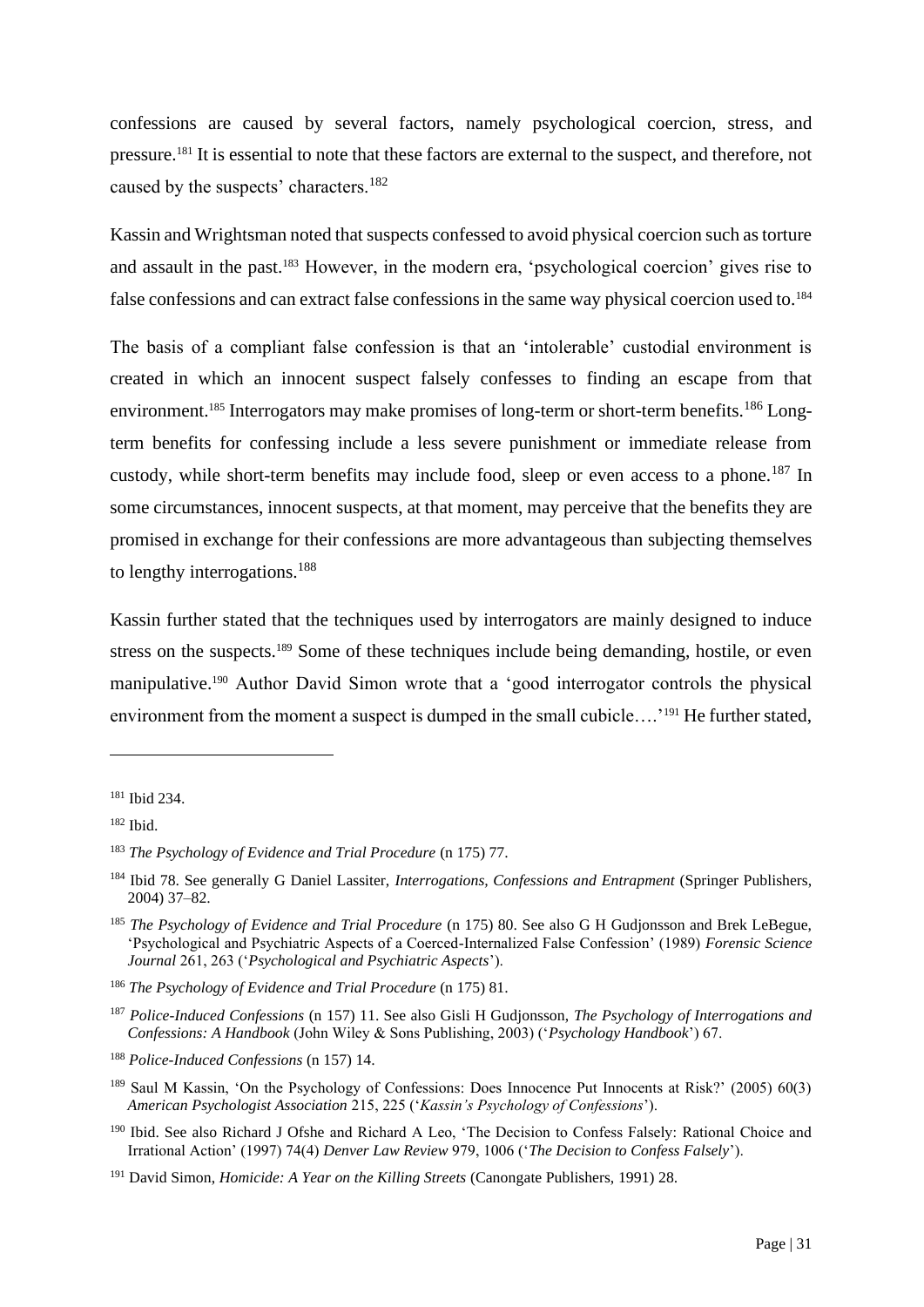confessions are caused by several factors, namely psychological coercion, stress, and pressure.[181] It is essential to note that these factors are external to the suspect, and therefore, not caused by the suspects' characters.[182]

Kassin and Wrightsman noted that suspects confessed to avoid physical coercion such as torture and assault in the past.[183] However, in the modern era, 'psychological coercion' gives rise to false confessions and can extract false confessions in the same way physical coercion used to.[184]

The basis of a compliant false confession is that an 'intolerable' custodial environment is created in which an innocent suspect falsely confesses to finding an escape from that environment.[185] Interrogators may make promises of long-term or short-term benefits.[186] Long-term benefits for confessing include a less severe punishment or immediate release from custody, while short-term benefits may include food, sleep or even access to a phone.[187] In some circumstances, innocent suspects, at that moment, may perceive that the benefits they are promised in exchange for their confessions are more advantageous than subjecting themselves to lengthy interrogations.[188]

Kassin further stated that the techniques used by interrogators are mainly designed to induce stress on the suspects.[189] Some of these techniques include being demanding, hostile, or even manipulative.[190] Author David Simon wrote that a 'good interrogator controls the physical environment from the moment a suspect is dumped in the small cubicle….'[191] He further stated,

---

[181] Ibid 234.

[182] Ibid.

[183] *The Psychology of Evidence and Trial Procedure* (n 175) 77.

[184] Ibid 78. See generally G Daniel Lassiter, *Interrogations, Confessions and Entrapment* (Springer Publishers, 2004) 37–82.

[185] *The Psychology of Evidence and Trial Procedure* (n 175) 80. See also G H Gudjonsson and Brek LeBegue, 'Psychological and Psychiatric Aspects of a Coerced-Internalized False Confession' (1989) *Forensic Science Journal* 261, 263 ('*Psychological and Psychiatric Aspects*').

[186] *The Psychology of Evidence and Trial Procedure* (n 175) 81.

[187] *Police-Induced Confessions* (n 157) 11. See also Gisli H Gudjonsson, *The Psychology of Interrogations and Confessions: A Handbook* (John Wiley & Sons Publishing, 2003) ('*Psychology Handbook*') 67.

[188] *Police-Induced Confessions* (n 157) 14.

[189] Saul M Kassin, 'On the Psychology of Confessions: Does Innocence Put Innocents at Risk?' (2005) 60(3) *American Psychologist Association* 215, 225 ('*Kassin's Psychology of Confessions*').

[190] Ibid. See also Richard J Ofshe and Richard A Leo, 'The Decision to Confess Falsely: Rational Choice and Irrational Action' (1997) 74(4) *Denver Law Review* 979, 1006 ('*The Decision to Confess Falsely*').

[191] David Simon, *Homicide: A Year on the Killing Streets* (Canongate Publishers, 1991) 28.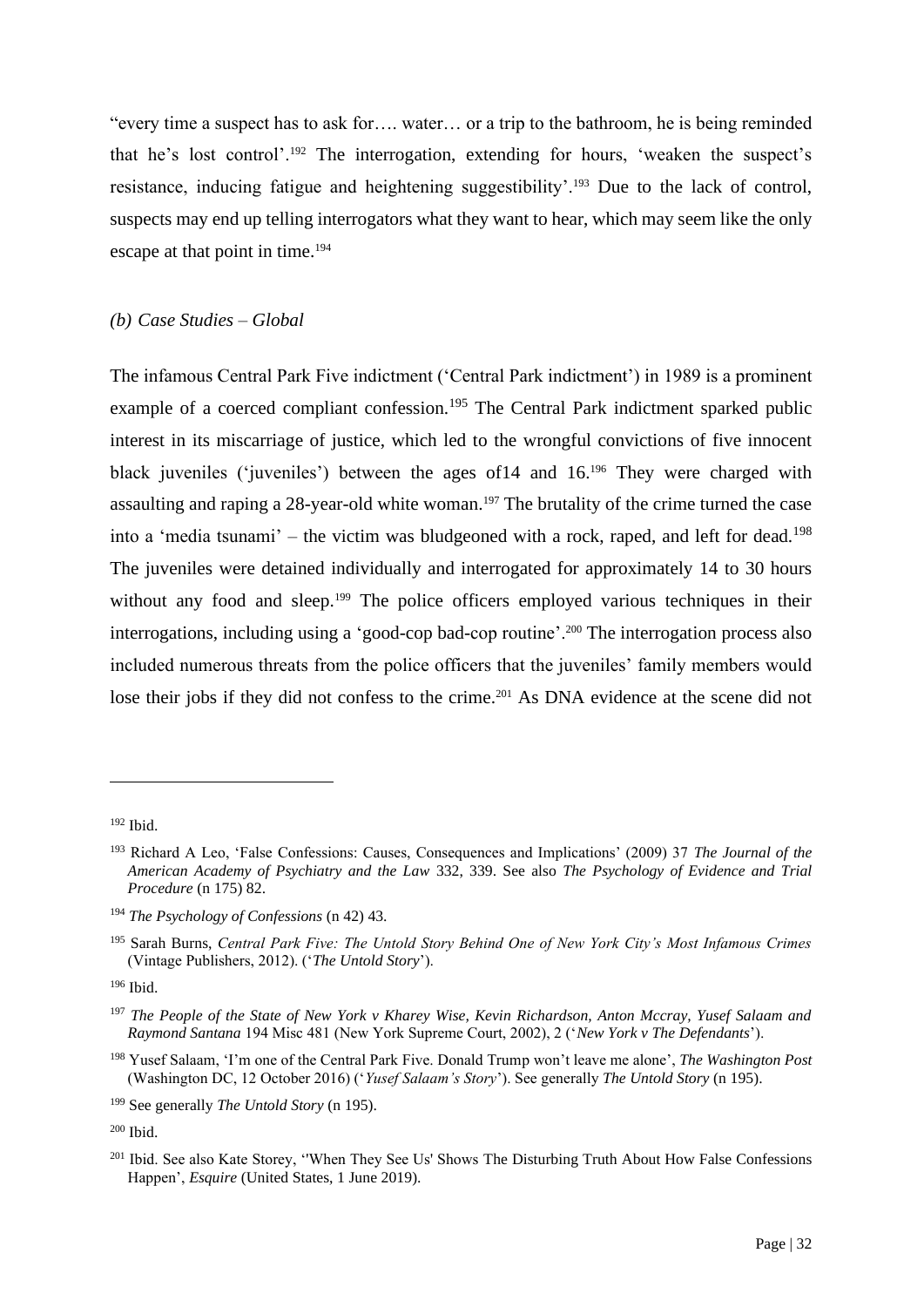"every time a suspect has to ask for…. water… or a trip to the bathroom, he is being reminded that he's lost control'.[192] The interrogation, extending for hours, 'weaken the suspect's resistance, inducing fatigue and heightening suggestibility'.[193] Due to the lack of control, suspects may end up telling interrogators what they want to hear, which may seem like the only escape at that point in time.[194]

*(b) Case Studies – Global*

The infamous Central Park Five indictment ('Central Park indictment') in 1989 is a prominent example of a coerced compliant confession.[195] The Central Park indictment sparked public interest in its miscarriage of justice, which led to the wrongful convictions of five innocent black juveniles ('juveniles') between the ages of14 and 16.[196] They were charged with assaulting and raping a 28-year-old white woman.[197] The brutality of the crime turned the case into a 'media tsunami' – the victim was bludgeoned with a rock, raped, and left for dead.[198] The juveniles were detained individually and interrogated for approximately 14 to 30 hours without any food and sleep.[199] The police officers employed various techniques in their interrogations, including using a 'good-cop bad-cop routine'.[200] The interrogation process also included numerous threats from the police officers that the juveniles' family members would lose their jobs if they did not confess to the crime.[201] As DNA evidence at the scene did not

---

[192] Ibid.

[193] Richard A Leo, 'False Confessions: Causes, Consequences and Implications' (2009) 37 *The Journal of the American Academy of Psychiatry and the Law* 332, 339. See also *The Psychology of Evidence and Trial Procedure* (n 175) 82.

[194] *The Psychology of Confessions* (n 42) 43.

[195] Sarah Burns, *Central Park Five: The Untold Story Behind One of New York City's Most Infamous Crimes* (Vintage Publishers, 2012). ('*The Untold Story*').

[196] Ibid.

[197] *The People of the State of New York v Kharey Wise, Kevin Richardson, Anton Mccray, Yusef Salaam and Raymond Santana* 194 Misc 481 (New York Supreme Court, 2002), 2 ('*New York v The Defendants*').

[198] Yusef Salaam, 'I'm one of the Central Park Five. Donald Trump won't leave me alone', *The Washington Post* (Washington DC, 12 October 2016) ('*Yusef Salaam's Story*'). See generally *The Untold Story* (n 195).

[199] See generally *The Untold Story* (n 195).

[200] Ibid.

[201] Ibid. See also Kate Storey, ''When They See Us' Shows The Disturbing Truth About How False Confessions Happen', *Esquire* (United States, 1 June 2019).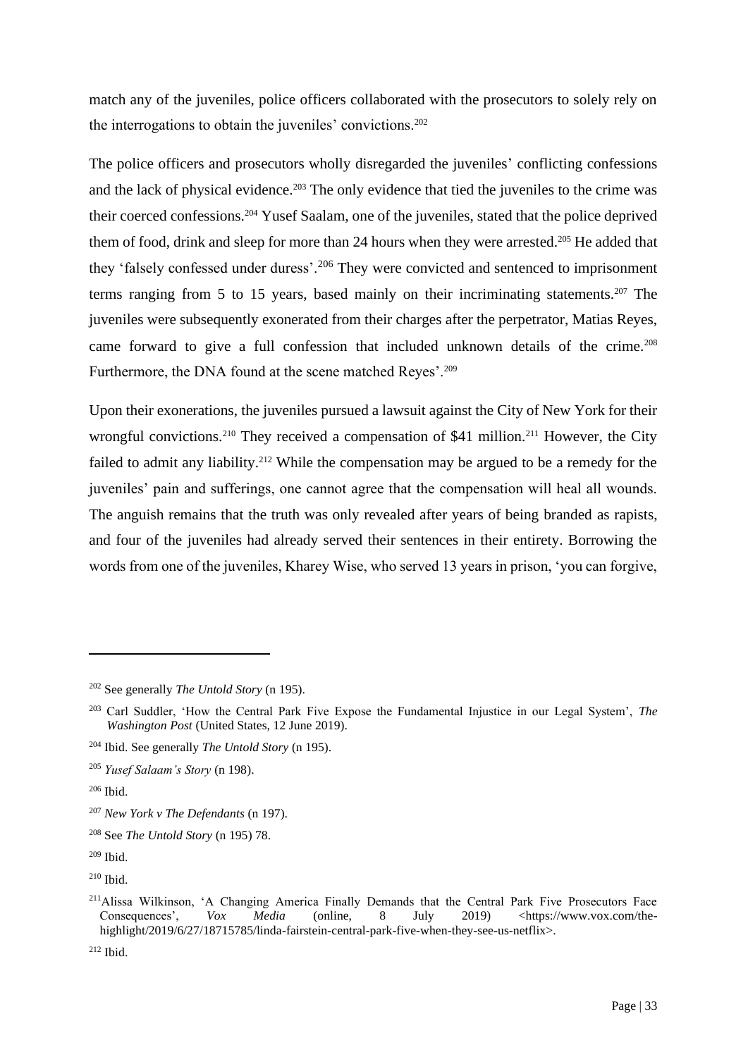match any of the juveniles, police officers collaborated with the prosecutors to solely rely on the interrogations to obtain the juveniles' convictions.[202]

The police officers and prosecutors wholly disregarded the juveniles' conflicting confessions and the lack of physical evidence.[203] The only evidence that tied the juveniles to the crime was their coerced confessions.[204] Yusef Saalam, one of the juveniles, stated that the police deprived them of food, drink and sleep for more than 24 hours when they were arrested.[205] He added that they 'falsely confessed under duress'.[206] They were convicted and sentenced to imprisonment terms ranging from 5 to 15 years, based mainly on their incriminating statements.[207] The juveniles were subsequently exonerated from their charges after the perpetrator, Matias Reyes, came forward to give a full confession that included unknown details of the crime.[208] Furthermore, the DNA found at the scene matched Reyes'.[209]

Upon their exonerations, the juveniles pursued a lawsuit against the City of New York for their wrongful convictions.[210] They received a compensation of $41 million.[211] However, the City failed to admit any liability.[212] While the compensation may be argued to be a remedy for the juveniles' pain and sufferings, one cannot agree that the compensation will heal all wounds. The anguish remains that the truth was only revealed after years of being branded as rapists, and four of the juveniles had already served their sentences in their entirety. Borrowing the words from one of the juveniles, Kharey Wise, who served 13 years in prison, 'you can forgive,

---

[202] See generally *The Untold Story* (n 195).

[203] Carl Suddler, 'How the Central Park Five Expose the Fundamental Injustice in our Legal System', *The Washington Post* (United States, 12 June 2019).

[204] Ibid. See generally *The Untold Story* (n 195).

[205] *Yusef Salaam's Story* (n 198).

[206] Ibid.

[207] *New York v The Defendants* (n 197).

[208] See *The Untold Story* (n 195) 78.

[209] Ibid.

[210] Ibid.

[211] Alissa Wilkinson, 'A Changing America Finally Demands that the Central Park Five Prosecutors Face Consequences', *Vox Media* (online, 8 July 2019) <https://www.vox.com/the-highlight/2019/6/27/18715785/linda-fairstein-central-park-five-when-they-see-us-netflix>.

[212] Ibid.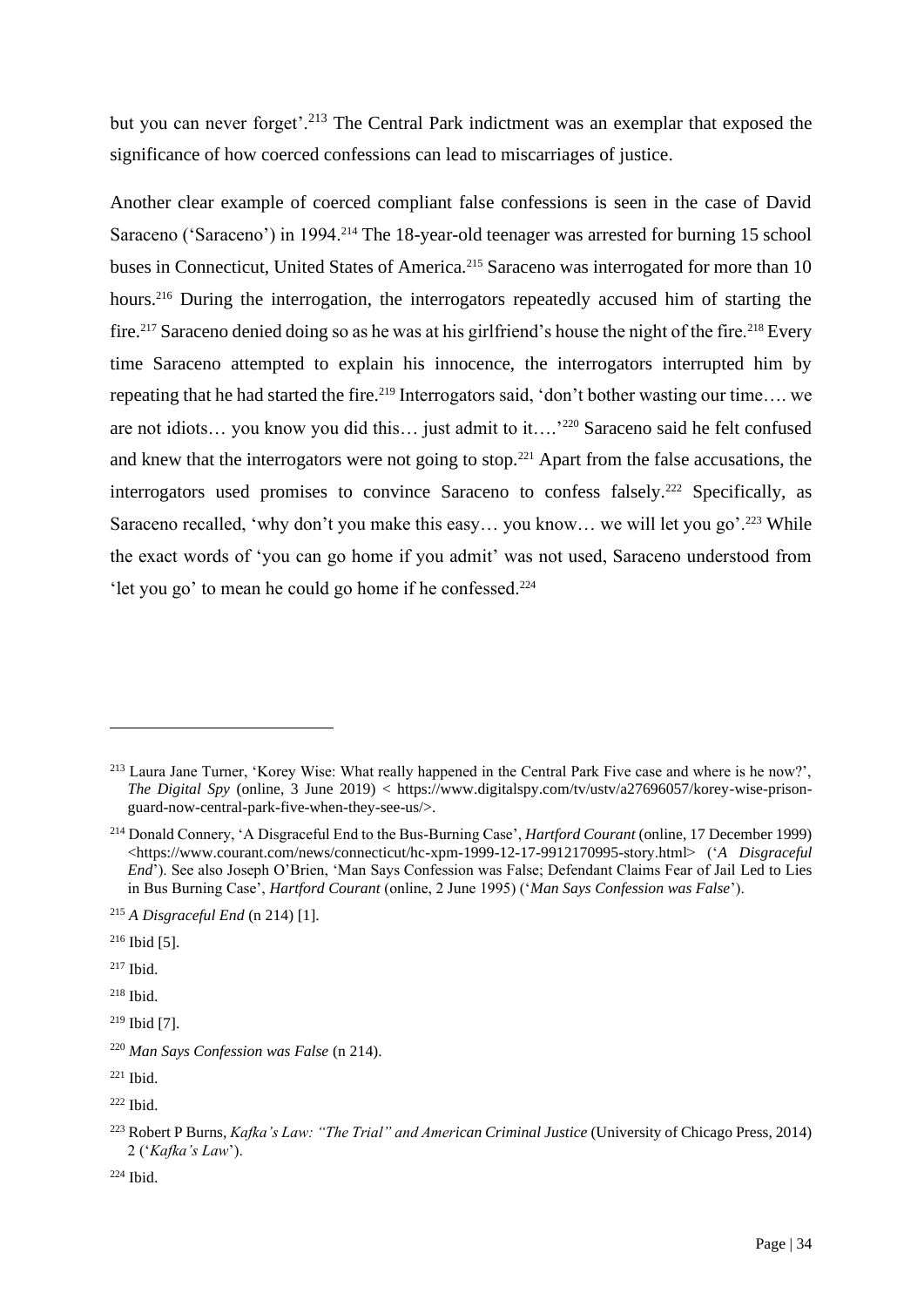but you can never forget'.[213] The Central Park indictment was an exemplar that exposed the significance of how coerced confessions can lead to miscarriages of justice.

Another clear example of coerced compliant false confessions is seen in the case of David Saraceno ('Saraceno') in 1994.[214] The 18-year-old teenager was arrested for burning 15 school buses in Connecticut, United States of America.[215] Saraceno was interrogated for more than 10 hours.[216] During the interrogation, the interrogators repeatedly accused him of starting the fire.[217] Saraceno denied doing so as he was at his girlfriend's house the night of the fire.[218] Every time Saraceno attempted to explain his innocence, the interrogators interrupted him by repeating that he had started the fire.[219] Interrogators said, 'don't bother wasting our time…. we are not idiots… you know you did this… just admit to it….'[220] Saraceno said he felt confused and knew that the interrogators were not going to stop.[221] Apart from the false accusations, the interrogators used promises to convince Saraceno to confess falsely.[222] Specifically, as Saraceno recalled, 'why don't you make this easy… you know… we will let you go'.[223] While the exact words of 'you can go home if you admit' was not used, Saraceno understood from 'let you go' to mean he could go home if he confessed.[224]

---

[213] Laura Jane Turner, 'Korey Wise: What really happened in the Central Park Five case and where is he now?', *The Digital Spy* (online, 3 June 2019) < https://www.digitalspy.com/tv/ustv/a27696057/korey-wise-prison-guard-now-central-park-five-when-they-see-us/>.

[214] Donald Connery, 'A Disgraceful End to the Bus-Burning Case', *Hartford Courant* (online, 17 December 1999) <https://www.courant.com/news/connecticut/hc-xpm-1999-12-17-9912170995-story.html> ('*A Disgraceful End*'). See also Joseph O'Brien, 'Man Says Confession was False; Defendant Claims Fear of Jail Led to Lies in Bus Burning Case', *Hartford Courant* (online, 2 June 1995) ('*Man Says Confession was False*').

[215] *A Disgraceful End* (n 214) [1].

[216] Ibid [5].

[217] Ibid.

[218] Ibid.

[219] Ibid [7].

[220] *Man Says Confession was False* (n 214).

[221] Ibid.

[222] Ibid.

[223] Robert P Burns, *Kafka's Law: "The Trial" and American Criminal Justice* (University of Chicago Press, 2014) 2 ('*Kafka's Law*').

[224] Ibid.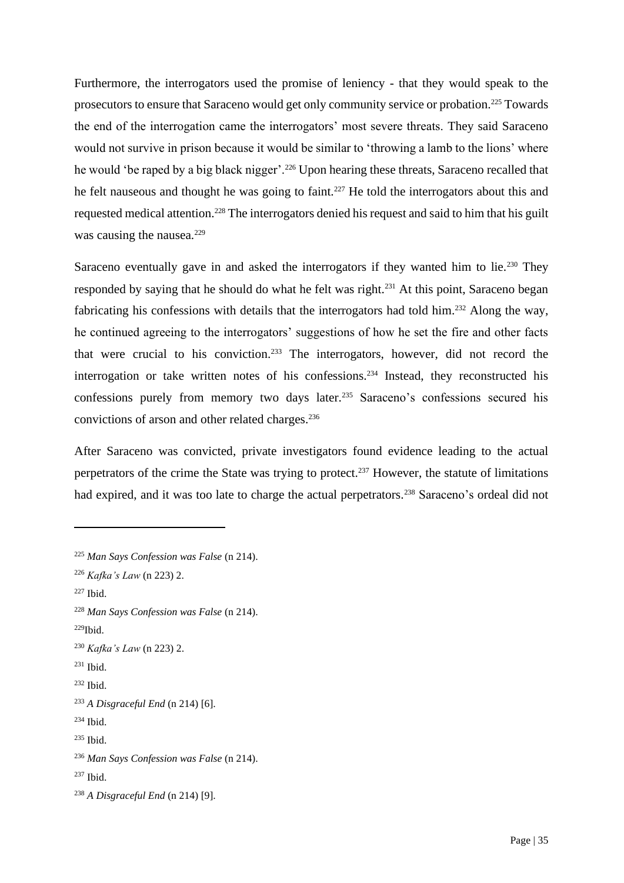Furthermore, the interrogators used the promise of leniency - that they would speak to the prosecutors to ensure that Saraceno would get only community service or probation.[225] Towards the end of the interrogation came the interrogators' most severe threats. They said Saraceno would not survive in prison because it would be similar to 'throwing a lamb to the lions' where he would 'be raped by a big black nigger'.[226] Upon hearing these threats, Saraceno recalled that he felt nauseous and thought he was going to faint.[227] He told the interrogators about this and requested medical attention.[228] The interrogators denied his request and said to him that his guilt was causing the nausea.[229]

Saraceno eventually gave in and asked the interrogators if they wanted him to lie.[230] They responded by saying that he should do what he felt was right.[231] At this point, Saraceno began fabricating his confessions with details that the interrogators had told him.[232] Along the way, he continued agreeing to the interrogators' suggestions of how he set the fire and other facts that were crucial to his conviction.[233] The interrogators, however, did not record the interrogation or take written notes of his confessions.[234] Instead, they reconstructed his confessions purely from memory two days later.[235] Saraceno's confessions secured his convictions of arson and other related charges.[236]

After Saraceno was convicted, private investigators found evidence leading to the actual perpetrators of the crime the State was trying to protect.[237] However, the statute of limitations had expired, and it was too late to charge the actual perpetrators.[238] Saraceno's ordeal did not

---

[225] *Man Says Confession was False* (n 214).

[226] *Kafka's Law* (n 223) 2.

[227] Ibid.

[228] *Man Says Confession was False* (n 214).

[229] Ibid.

[230] *Kafka's Law* (n 223) 2.

[231] Ibid.

[232] Ibid.

[233] *A Disgraceful End* (n 214) [6].

[234] Ibid.

[235] Ibid.

[236] *Man Says Confession was False* (n 214).

[237] Ibid.

[238] *A Disgraceful End* (n 214) [9].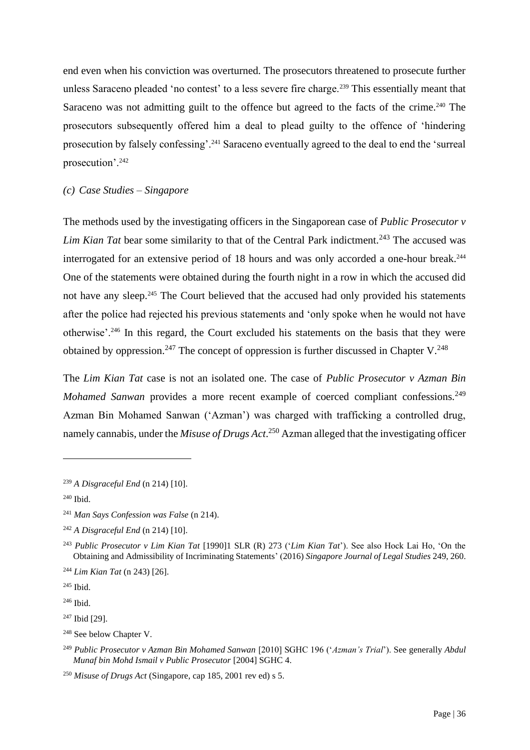end even when his conviction was overturned. The prosecutors threatened to prosecute further unless Saraceno pleaded 'no contest' to a less severe fire charge.[239] This essentially meant that Saraceno was not admitting guilt to the offence but agreed to the facts of the crime.[240] The prosecutors subsequently offered him a deal to plead guilty to the offence of 'hindering prosecution by falsely confessing'.[241] Saraceno eventually agreed to the deal to end the 'surreal prosecution'.[242]

### *(c) Case Studies – Singapore*

The methods used by the investigating officers in the Singaporean case of *Public Prosecutor v Lim Kian Tat* bear some similarity to that of the Central Park indictment.[243] The accused was interrogated for an extensive period of 18 hours and was only accorded a one-hour break.[244] One of the statements were obtained during the fourth night in a row in which the accused did not have any sleep.[245] The Court believed that the accused had only provided his statements after the police had rejected his previous statements and 'only spoke when he would not have otherwise'.[246] In this regard, the Court excluded his statements on the basis that they were obtained by oppression.[247] The concept of oppression is further discussed in Chapter V.[248]

The *Lim Kian Tat* case is not an isolated one. The case of *Public Prosecutor v Azman Bin Mohamed Sanwan* provides a more recent example of coerced compliant confessions.[249] Azman Bin Mohamed Sanwan ('Azman') was charged with trafficking a controlled drug, namely cannabis, under the *Misuse of Drugs Act*.[250] Azman alleged that the investigating officer

---

[239] *A Disgraceful End* (n 214) [10].

[240] Ibid.

[241] *Man Says Confession was False* (n 214).

[242] *A Disgraceful End* (n 214) [10].

[243] *Public Prosecutor v Lim Kian Tat* [1990]1 SLR (R) 273 ('*Lim Kian Tat*'). See also Hock Lai Ho, 'On the Obtaining and Admissibility of Incriminating Statements' (2016) *Singapore Journal of Legal Studies* 249, 260.

[244] *Lim Kian Tat* (n 243) [26].

[245] Ibid.

[246] Ibid.

[247] Ibid [29].

[248] See below Chapter V.

[249] *Public Prosecutor v Azman Bin Mohamed Sanwan* [2010] SGHC 196 ('*Azman's Trial*'). See generally *Abdul Munaf bin Mohd Ismail v Public Prosecutor* [2004] SGHC 4.

[250] *Misuse of Drugs Act* (Singapore, cap 185, 2001 rev ed) s 5.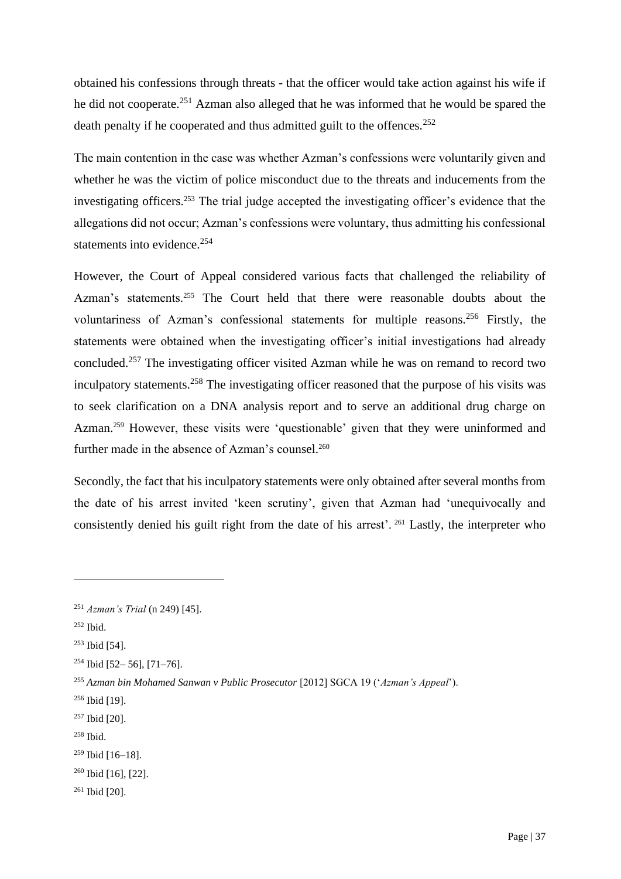obtained his confessions through threats - that the officer would take action against his wife if he did not cooperate.[251] Azman also alleged that he was informed that he would be spared the death penalty if he cooperated and thus admitted guilt to the offences.[252]

The main contention in the case was whether Azman's confessions were voluntarily given and whether he was the victim of police misconduct due to the threats and inducements from the investigating officers.[253] The trial judge accepted the investigating officer's evidence that the allegations did not occur; Azman's confessions were voluntary, thus admitting his confessional statements into evidence.[254]

However, the Court of Appeal considered various facts that challenged the reliability of Azman's statements.[255] The Court held that there were reasonable doubts about the voluntariness of Azman's confessional statements for multiple reasons.[256] Firstly, the statements were obtained when the investigating officer's initial investigations had already concluded.[257] The investigating officer visited Azman while he was on remand to record two inculpatory statements.[258] The investigating officer reasoned that the purpose of his visits was to seek clarification on a DNA analysis report and to serve an additional drug charge on Azman.[259] However, these visits were 'questionable' given that they were uninformed and further made in the absence of Azman's counsel.[260]

Secondly, the fact that his inculpatory statements were only obtained after several months from the date of his arrest invited 'keen scrutiny', given that Azman had 'unequivocally and consistently denied his guilt right from the date of his arrest'. [261] Lastly, the interpreter who

---

[251] *Azman's Trial* (n 249) [45].

[252] Ibid.

[253] Ibid [54].

[254] Ibid [52– 56], [71–76].

[255] *Azman bin Mohamed Sanwan v Public Prosecutor* [2012] SGCA 19 ('*Azman's Appeal*').

[256] Ibid [19].

[257] Ibid [20].

[258] Ibid.

[259] Ibid [16–18].

[260] Ibid [16], [22].

[261] Ibid [20].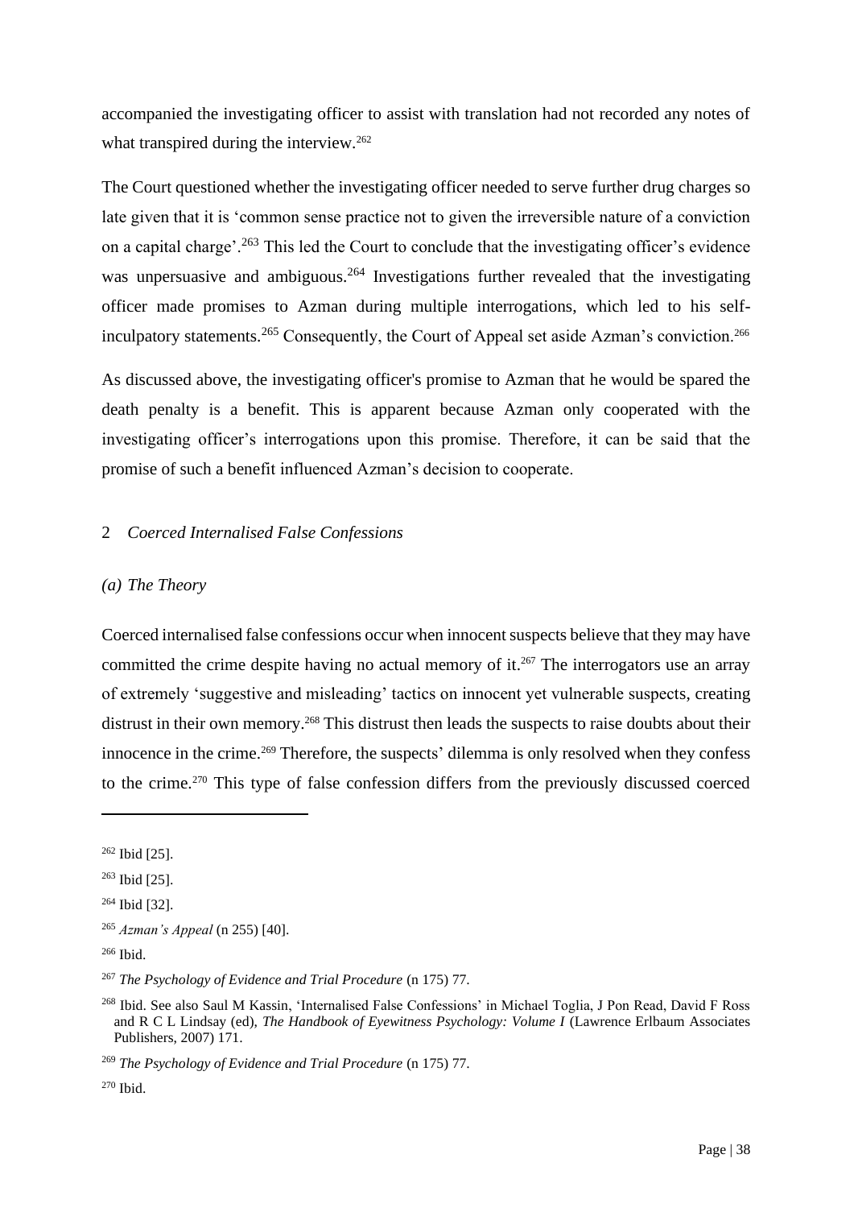accompanied the investigating officer to assist with translation had not recorded any notes of what transpired during the interview.[262]

The Court questioned whether the investigating officer needed to serve further drug charges so late given that it is 'common sense practice not to given the irreversible nature of a conviction on a capital charge'.[263] This led the Court to conclude that the investigating officer's evidence was unpersuasive and ambiguous.[264] Investigations further revealed that the investigating officer made promises to Azman during multiple interrogations, which led to his self-inculpatory statements.[265] Consequently, the Court of Appeal set aside Azman's conviction.[266]

As discussed above, the investigating officer's promise to Azman that he would be spared the death penalty is a benefit. This is apparent because Azman only cooperated with the investigating officer's interrogations upon this promise. Therefore, it can be said that the promise of such a benefit influenced Azman's decision to cooperate.

### 2 *Coerced Internalised False Confessions*

#### *(a) The Theory*

Coerced internalised false confessions occur when innocent suspects believe that they may have committed the crime despite having no actual memory of it.[267] The interrogators use an array of extremely 'suggestive and misleading' tactics on innocent yet vulnerable suspects, creating distrust in their own memory.[268] This distrust then leads the suspects to raise doubts about their innocence in the crime.[269] Therefore, the suspects' dilemma is only resolved when they confess to the crime.[270] This type of false confession differs from the previously discussed coerced

---

[262] Ibid [25].

[263] Ibid [25].

[264] Ibid [32].

[265] *Azman's Appeal* (n 255) [40].

[266] Ibid.

[267] *The Psychology of Evidence and Trial Procedure* (n 175) 77.

[268] Ibid. See also Saul M Kassin, 'Internalised False Confessions' in Michael Toglia, J Pon Read, David F Ross and R C L Lindsay (ed), *The Handbook of Eyewitness Psychology: Volume I* (Lawrence Erlbaum Associates Publishers, 2007) 171.

[269] *The Psychology of Evidence and Trial Procedure* (n 175) 77.

[270] Ibid.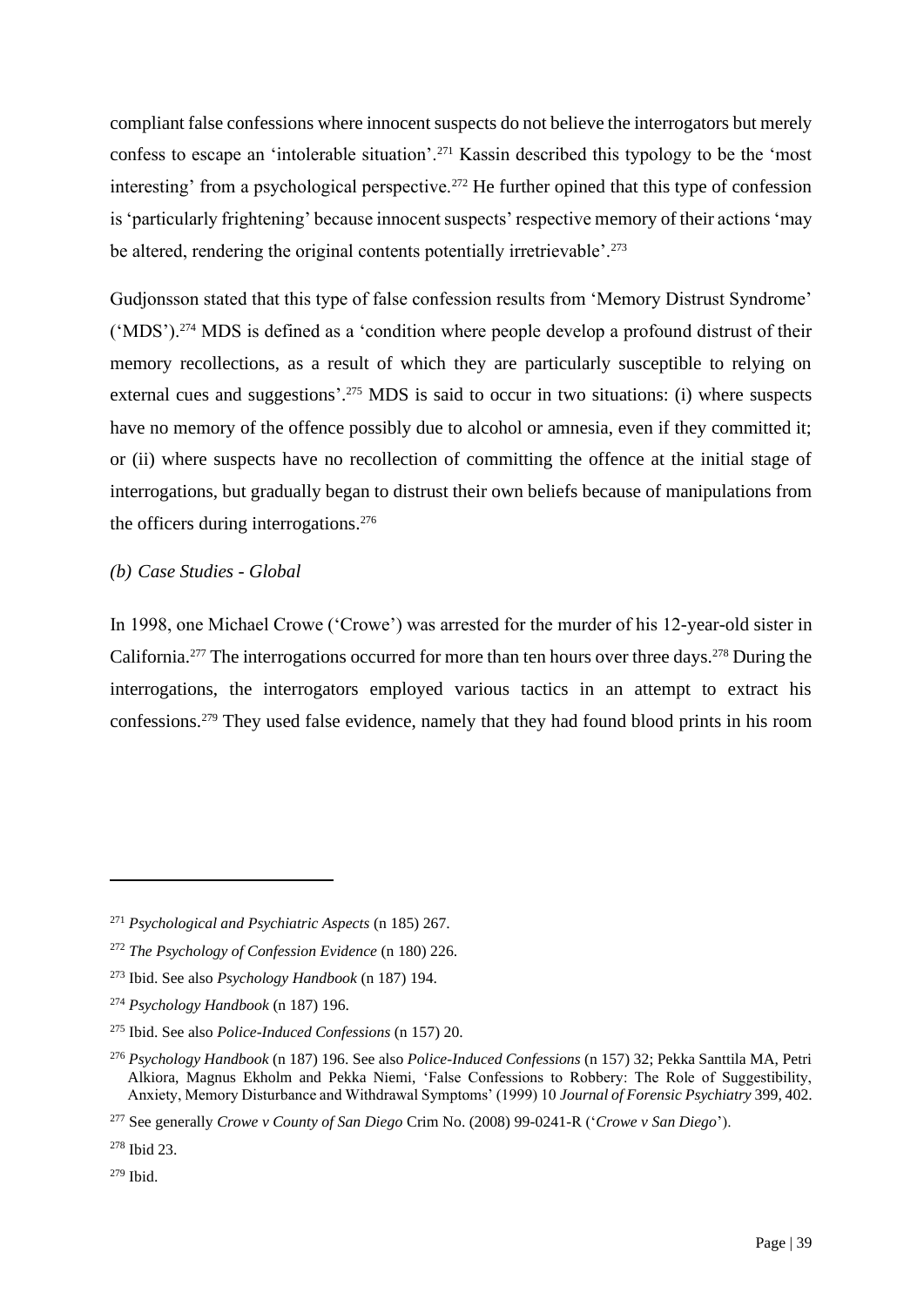compliant false confessions where innocent suspects do not believe the interrogators but merely confess to escape an 'intolerable situation'.[271] Kassin described this typology to be the 'most interesting' from a psychological perspective.[272] He further opined that this type of confession is 'particularly frightening' because innocent suspects' respective memory of their actions 'may be altered, rendering the original contents potentially irretrievable'.[273]

Gudjonsson stated that this type of false confession results from 'Memory Distrust Syndrome' ('MDS').[274] MDS is defined as a 'condition where people develop a profound distrust of their memory recollections, as a result of which they are particularly susceptible to relying on external cues and suggestions'.[275] MDS is said to occur in two situations: (i) where suspects have no memory of the offence possibly due to alcohol or amnesia, even if they committed it; or (ii) where suspects have no recollection of committing the offence at the initial stage of interrogations, but gradually began to distrust their own beliefs because of manipulations from the officers during interrogations.[276]

*(b) Case Studies - Global*

In 1998, one Michael Crowe ('Crowe') was arrested for the murder of his 12-year-old sister in California.[277] The interrogations occurred for more than ten hours over three days.[278] During the interrogations, the interrogators employed various tactics in an attempt to extract his confessions.[279] They used false evidence, namely that they had found blood prints in his room

---

[271] *Psychological and Psychiatric Aspects* (n 185) 267.

[272] *The Psychology of Confession Evidence* (n 180) 226.

[273] Ibid. See also *Psychology Handbook* (n 187) 194.

[274] *Psychology Handbook* (n 187) 196.

[275] Ibid. See also *Police-Induced Confessions* (n 157) 20.

[276] *Psychology Handbook* (n 187) 196. See also *Police-Induced Confessions* (n 157) 32; Pekka Santtila MA, Petri Alkiora, Magnus Ekholm and Pekka Niemi, 'False Confessions to Robbery: The Role of Suggestibility, Anxiety, Memory Disturbance and Withdrawal Symptoms' (1999) 10 *Journal of Forensic Psychiatry* 399, 402.

[277] See generally *Crowe v County of San Diego* Crim No. (2008) 99-0241-R ('*Crowe v San Diego*').

[278] Ibid 23.

[279] Ibid.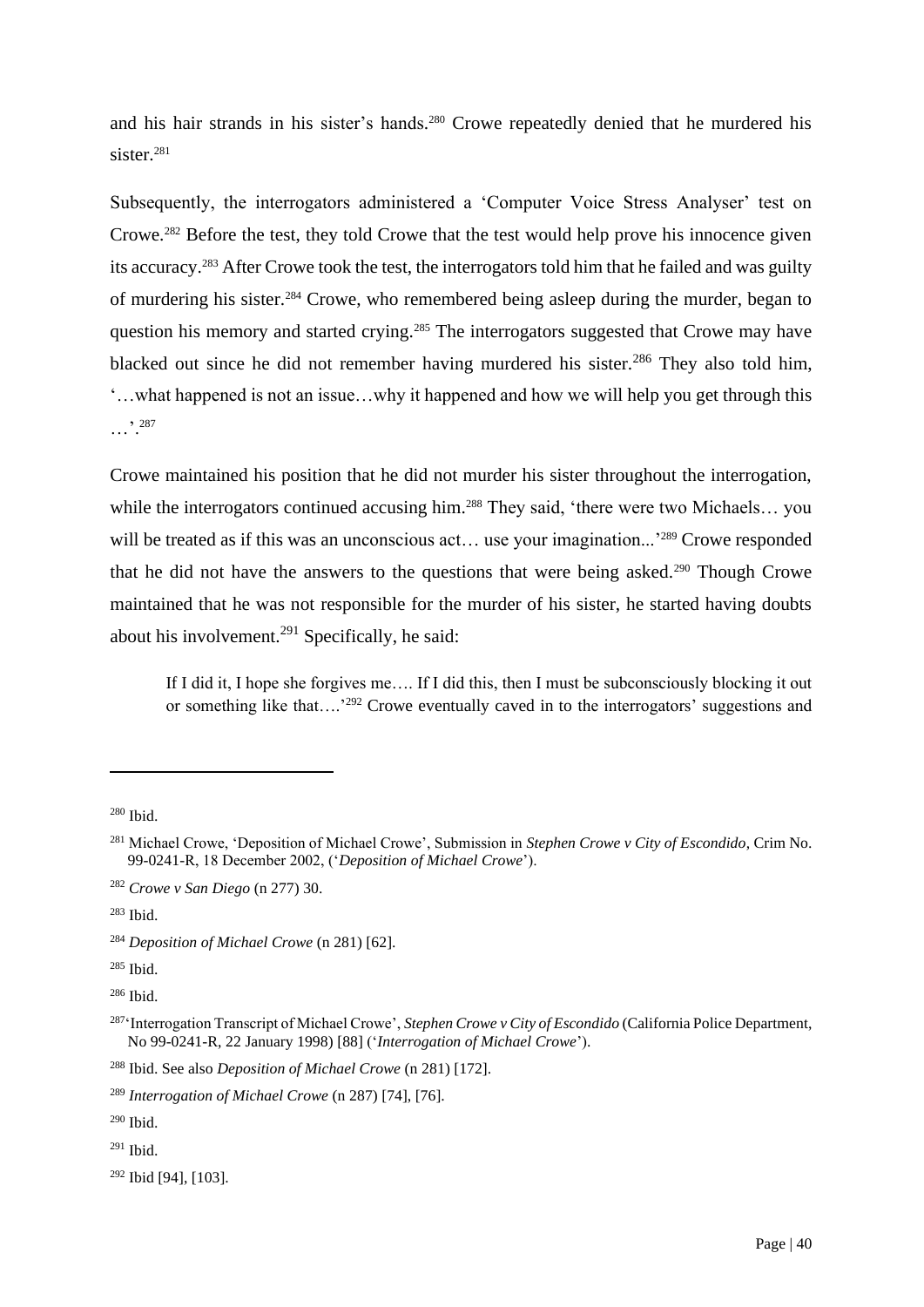and his hair strands in his sister's hands.[280] Crowe repeatedly denied that he murdered his sister.[281]

Subsequently, the interrogators administered a 'Computer Voice Stress Analyser' test on Crowe.[282] Before the test, they told Crowe that the test would help prove his innocence given its accuracy.[283] After Crowe took the test, the interrogators told him that he failed and was guilty of murdering his sister.[284] Crowe, who remembered being asleep during the murder, began to question his memory and started crying.[285] The interrogators suggested that Crowe may have blacked out since he did not remember having murdered his sister.[286] They also told him, '…what happened is not an issue…why it happened and how we will help you get through this …'.[287]

Crowe maintained his position that he did not murder his sister throughout the interrogation, while the interrogators continued accusing him.[288] They said, 'there were two Michaels… you will be treated as if this was an unconscious act… use your imagination...'[289] Crowe responded that he did not have the answers to the questions that were being asked.[290] Though Crowe maintained that he was not responsible for the murder of his sister, he started having doubts about his involvement.[291] Specifically, he said:

> If I did it, I hope she forgives me…. If I did this, then I must be subconsciously blocking it out or something like that….'[292] Crowe eventually caved in to the interrogators' suggestions and

---

[280] Ibid.

[281] Michael Crowe, 'Deposition of Michael Crowe', Submission in *Stephen Crowe v City of Escondido*, Crim No. 99-0241-R, 18 December 2002, ('*Deposition of Michael Crowe*').

[282] *Crowe v San Diego* (n 277) 30.

[283] Ibid.

[284] *Deposition of Michael Crowe* (n 281) [62].

[285] Ibid.

[286] Ibid.

[287] 'Interrogation Transcript of Michael Crowe', *Stephen Crowe v City of Escondido* (California Police Department, No 99-0241-R, 22 January 1998) [88] ('*Interrogation of Michael Crowe*').

[288] Ibid. See also *Deposition of Michael Crowe* (n 281) [172].

[289] *Interrogation of Michael Crowe* (n 287) [74], [76].

[290] Ibid.

[291] Ibid.

[292] Ibid [94], [103].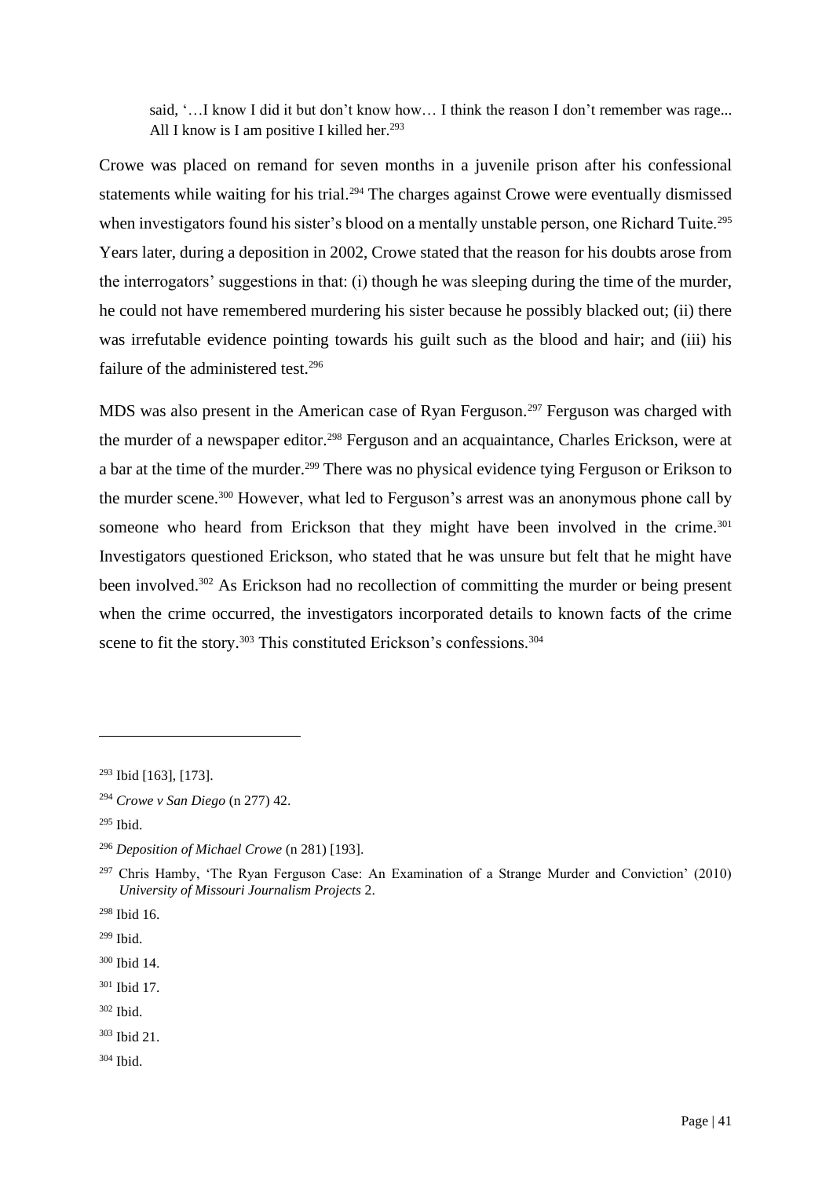> said, '…I know I did it but don't know how… I think the reason I don't remember was rage... All I know is I am positive I killed her.[293]

Crowe was placed on remand for seven months in a juvenile prison after his confessional statements while waiting for his trial.[294] The charges against Crowe were eventually dismissed when investigators found his sister's blood on a mentally unstable person, one Richard Tuite.[295] Years later, during a deposition in 2002, Crowe stated that the reason for his doubts arose from the interrogators' suggestions in that: (i) though he was sleeping during the time of the murder, he could not have remembered murdering his sister because he possibly blacked out; (ii) there was irrefutable evidence pointing towards his guilt such as the blood and hair; and (iii) his failure of the administered test.[296]

MDS was also present in the American case of Ryan Ferguson.[297] Ferguson was charged with the murder of a newspaper editor.[298] Ferguson and an acquaintance, Charles Erickson, were at a bar at the time of the murder.[299] There was no physical evidence tying Ferguson or Erikson to the murder scene.[300] However, what led to Ferguson's arrest was an anonymous phone call by someone who heard from Erickson that they might have been involved in the crime.[301] Investigators questioned Erickson, who stated that he was unsure but felt that he might have been involved.[302] As Erickson had no recollection of committing the murder or being present when the crime occurred, the investigators incorporated details to known facts of the crime scene to fit the story.[303] This constituted Erickson's confessions.[304]

---

[293] Ibid [163], [173].

[294] *Crowe v San Diego* (n 277) 42.

[295] Ibid.

[296] *Deposition of Michael Crowe* (n 281) [193].

[297] Chris Hamby, 'The Ryan Ferguson Case: An Examination of a Strange Murder and Conviction' (2010) *University of Missouri Journalism Projects* 2.

[298] Ibid 16.

[299] Ibid.

[300] Ibid 14.

[301] Ibid 17.

[302] Ibid.

[303] Ibid 21.

[304] Ibid.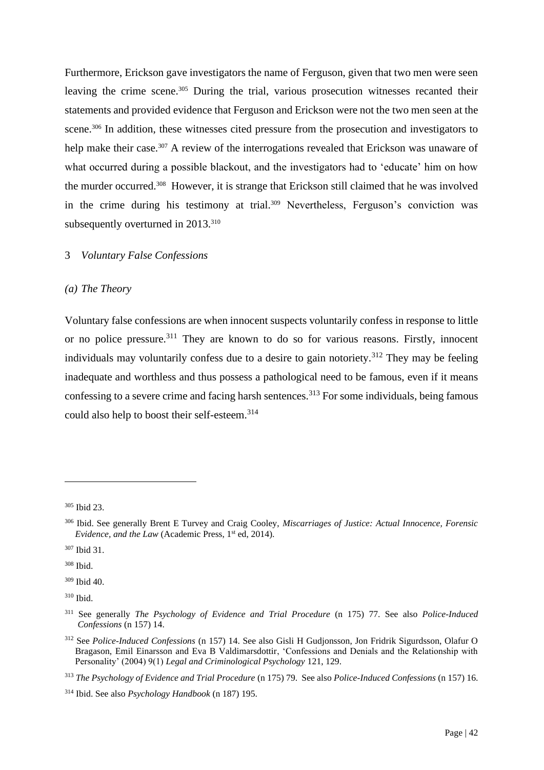Furthermore, Erickson gave investigators the name of Ferguson, given that two men were seen leaving the crime scene.[305] During the trial, various prosecution witnesses recanted their statements and provided evidence that Ferguson and Erickson were not the two men seen at the scene.[306] In addition, these witnesses cited pressure from the prosecution and investigators to help make their case.[307] A review of the interrogations revealed that Erickson was unaware of what occurred during a possible blackout, and the investigators had to 'educate' him on how the murder occurred.[308] However, it is strange that Erickson still claimed that he was involved in the crime during his testimony at trial.[309] Nevertheless, Ferguson's conviction was subsequently overturned in 2013.[310]

### 3 *Voluntary False Confessions*

#### *(a) The Theory*

Voluntary false confessions are when innocent suspects voluntarily confess in response to little or no police pressure.[311] They are known to do so for various reasons. Firstly, innocent individuals may voluntarily confess due to a desire to gain notoriety.[312] They may be feeling inadequate and worthless and thus possess a pathological need to be famous, even if it means confessing to a severe crime and facing harsh sentences.[313] For some individuals, being famous could also help to boost their self-esteem.[314]

---

[305] Ibid 23.

[306] Ibid. See generally Brent E Turvey and Craig Cooley, *Miscarriages of Justice: Actual Innocence, Forensic Evidence, and the Law* (Academic Press, 1st ed, 2014).

[307] Ibid 31.

[308] Ibid.

[309] Ibid 40.

[310] Ibid.

[311] See generally *The Psychology of Evidence and Trial Procedure* (n 175) 77. See also *Police-Induced Confessions* (n 157) 14.

[312] See *Police-Induced Confessions* (n 157) 14. See also Gisli H Gudjonsson, Jon Fridrik Sigurdsson, Olafur O Bragason, Emil Einarsson and Eva B Valdimarsdottir, 'Confessions and Denials and the Relationship with Personality' (2004) 9(1) *Legal and Criminological Psychology* 121, 129.

[313] *The Psychology of Evidence and Trial Procedure* (n 175) 79. See also *Police-Induced Confessions* (n 157) 16.

[314] Ibid. See also *Psychology Handbook* (n 187) 195.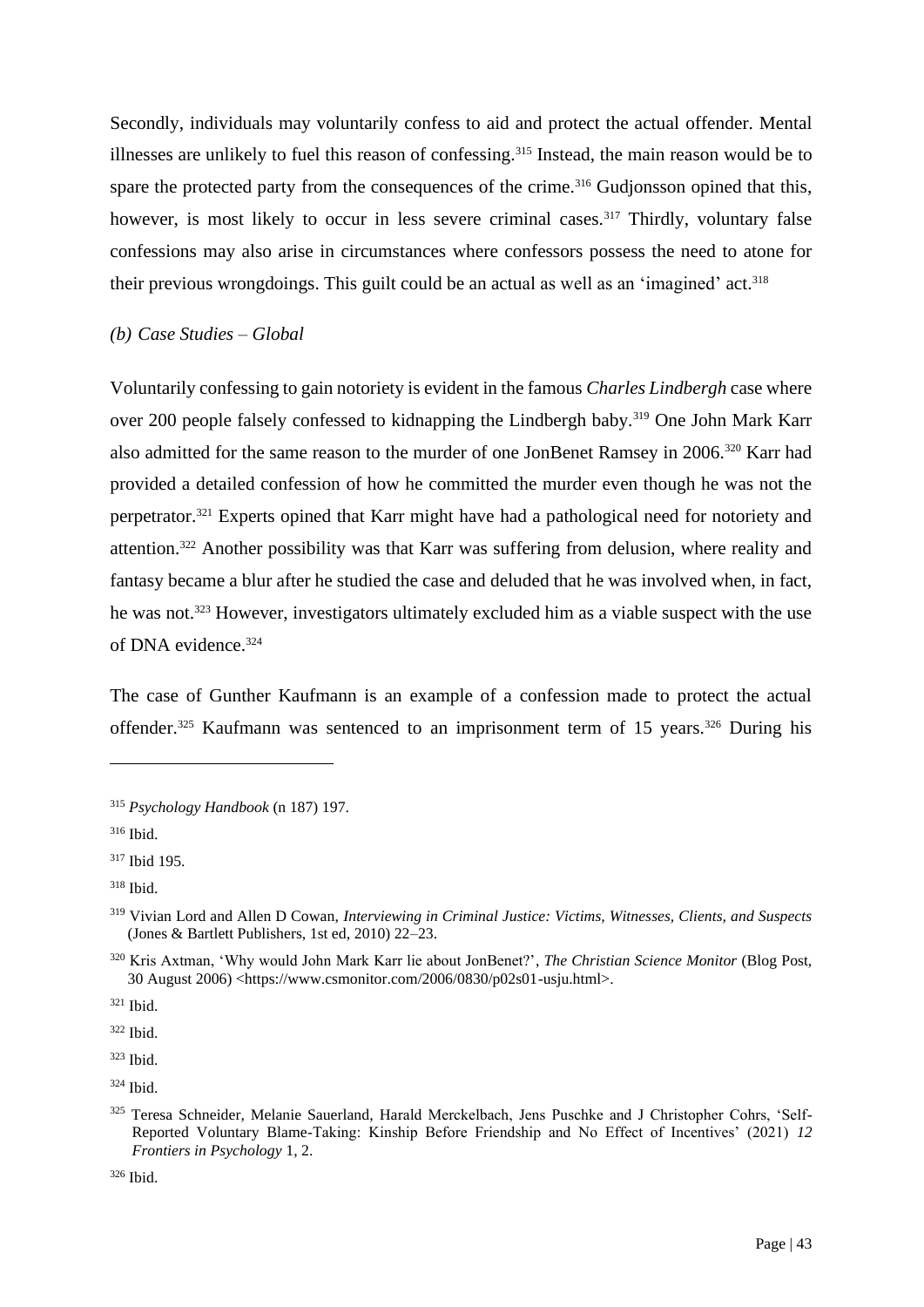Secondly, individuals may voluntarily confess to aid and protect the actual offender. Mental illnesses are unlikely to fuel this reason of confessing.[315] Instead, the main reason would be to spare the protected party from the consequences of the crime.[316] Gudjonsson opined that this, however, is most likely to occur in less severe criminal cases.[317] Thirdly, voluntary false confessions may also arise in circumstances where confessors possess the need to atone for their previous wrongdoings. This guilt could be an actual as well as an 'imagined' act.[318]

*(b) Case Studies – Global*

Voluntarily confessing to gain notoriety is evident in the famous *Charles Lindbergh* case where over 200 people falsely confessed to kidnapping the Lindbergh baby.[319] One John Mark Karr also admitted for the same reason to the murder of one JonBenet Ramsey in 2006.[320] Karr had provided a detailed confession of how he committed the murder even though he was not the perpetrator.[321] Experts opined that Karr might have had a pathological need for notoriety and attention.[322] Another possibility was that Karr was suffering from delusion, where reality and fantasy became a blur after he studied the case and deluded that he was involved when, in fact, he was not.[323] However, investigators ultimately excluded him as a viable suspect with the use of DNA evidence.[324]

The case of Gunther Kaufmann is an example of a confession made to protect the actual offender.[325] Kaufmann was sentenced to an imprisonment term of 15 years.[326] During his

---

[315] *Psychology Handbook* (n 187) 197.

[316] Ibid.

[317] Ibid 195.

[318] Ibid.

[319] Vivian Lord and Allen D Cowan, *Interviewing in Criminal Justice: Victims, Witnesses, Clients, and Suspects* (Jones & Bartlett Publishers, 1st ed, 2010) 22–23.

[320] Kris Axtman, 'Why would John Mark Karr lie about JonBenet?', *The Christian Science Monitor* (Blog Post, 30 August 2006) <https://www.csmonitor.com/2006/0830/p02s01-usju.html>.

[321] Ibid.

[322] Ibid.

[323] Ibid.

[324] Ibid.

[325] Teresa Schneider, Melanie Sauerland, Harald Merckelbach, Jens Puschke and J Christopher Cohrs, 'Self-Reported Voluntary Blame-Taking: Kinship Before Friendship and No Effect of Incentives' (2021) *12 Frontiers in Psychology* 1, 2.

[326] Ibid.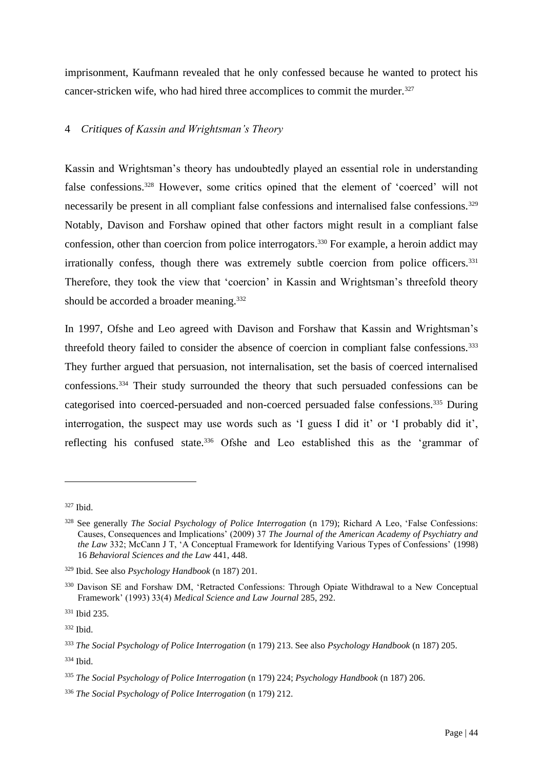imprisonment, Kaufmann revealed that he only confessed because he wanted to protect his cancer-stricken wife, who had hired three accomplices to commit the murder.[327]

### 4 *Critiques of Kassin and Wrightsman's Theory*

Kassin and Wrightsman's theory has undoubtedly played an essential role in understanding false confessions.[328] However, some critics opined that the element of 'coerced' will not necessarily be present in all compliant false confessions and internalised false confessions.[329] Notably, Davison and Forshaw opined that other factors might result in a compliant false confession, other than coercion from police interrogators.[330] For example, a heroin addict may irrationally confess, though there was extremely subtle coercion from police officers.[331] Therefore, they took the view that 'coercion' in Kassin and Wrightsman's threefold theory should be accorded a broader meaning.[332]

In 1997, Ofshe and Leo agreed with Davison and Forshaw that Kassin and Wrightsman's threefold theory failed to consider the absence of coercion in compliant false confessions.[333] They further argued that persuasion, not internalisation, set the basis of coerced internalised confessions.[334] Their study surrounded the theory that such persuaded confessions can be categorised into coerced-persuaded and non-coerced persuaded false confessions.[335] During interrogation, the suspect may use words such as 'I guess I did it' or 'I probably did it', reflecting his confused state.[336] Ofshe and Leo established this as the 'grammar of

---

[327] Ibid.

[328] See generally *The Social Psychology of Police Interrogation* (n 179); Richard A Leo, 'False Confessions: Causes, Consequences and Implications' (2009) 37 *The Journal of the American Academy of Psychiatry and the Law* 332; McCann J T, 'A Conceptual Framework for Identifying Various Types of Confessions' (1998) 16 *Behavioral Sciences and the Law* 441, 448.

[329] Ibid. See also *Psychology Handbook* (n 187) 201.

[330] Davison SE and Forshaw DM, 'Retracted Confessions: Through Opiate Withdrawal to a New Conceptual Framework' (1993) 33(4) *Medical Science and Law Journal* 285, 292.

[331] Ibid 235.

[332] Ibid.

[333] *The Social Psychology of Police Interrogation* (n 179) 213. See also *Psychology Handbook* (n 187) 205.

[334] Ibid.

[335] *The Social Psychology of Police Interrogation* (n 179) 224; *Psychology Handbook* (n 187) 206.

[336] *The Social Psychology of Police Interrogation* (n 179) 212.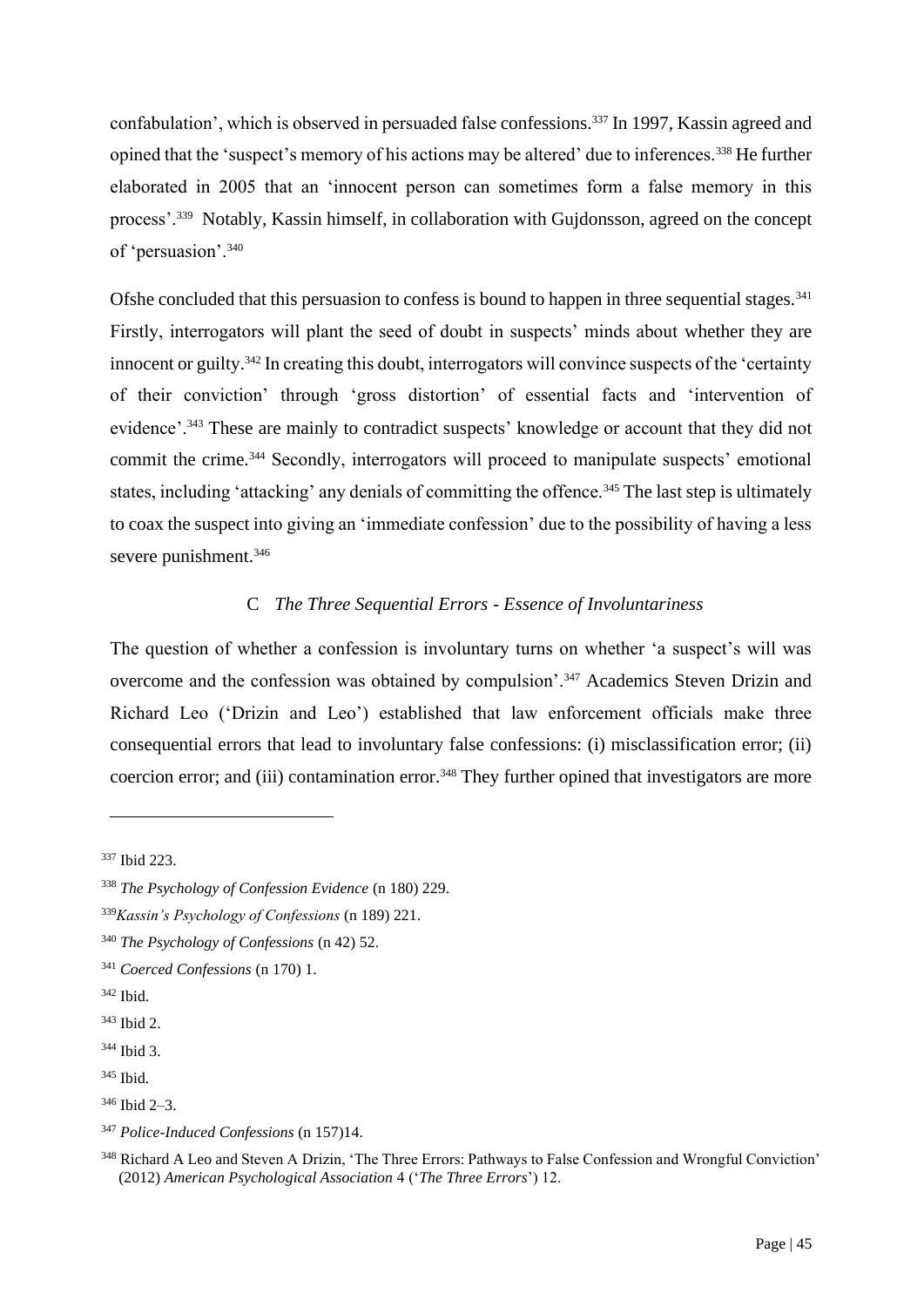confabulation', which is observed in persuaded false confessions.[337] In 1997, Kassin agreed and opined that the 'suspect's memory of his actions may be altered' due to inferences.[338] He further elaborated in 2005 that an 'innocent person can sometimes form a false memory in this process'.[339] Notably, Kassin himself, in collaboration with Gujdonsson, agreed on the concept of 'persuasion'.[340]

Ofshe concluded that this persuasion to confess is bound to happen in three sequential stages.[341] Firstly, interrogators will plant the seed of doubt in suspects' minds about whether they are innocent or guilty.[342] In creating this doubt, interrogators will convince suspects of the 'certainty of their conviction' through 'gross distortion' of essential facts and 'intervention of evidence'.[343] These are mainly to contradict suspects' knowledge or account that they did not commit the crime.[344] Secondly, interrogators will proceed to manipulate suspects' emotional states, including 'attacking' any denials of committing the offence.[345] The last step is ultimately to coax the suspect into giving an 'immediate confession' due to the possibility of having a less severe punishment.[346]

### C *The Three Sequential Errors - Essence of Involuntariness*

The question of whether a confession is involuntary turns on whether 'a suspect's will was overcome and the confession was obtained by compulsion'.[347] Academics Steven Drizin and Richard Leo ('Drizin and Leo') established that law enforcement officials make three consequential errors that lead to involuntary false confessions: (i) misclassification error; (ii) coercion error; and (iii) contamination error.[348] They further opined that investigators are more

---

[337] Ibid 223.

[338] *The Psychology of Confession Evidence* (n 180) 229.

[339] *Kassin's Psychology of Confessions* (n 189) 221.

[340] *The Psychology of Confessions* (n 42) 52.

[341] *Coerced Confessions* (n 170) 1.

[342] Ibid.

[343] Ibid 2.

[344] Ibid 3.

[345] Ibid.

[346] Ibid 2–3.

[347] *Police-Induced Confessions* (n 157)14.

[348] Richard A Leo and Steven A Drizin, 'The Three Errors: Pathways to False Confession and Wrongful Conviction' (2012) *American Psychological Association* 4 ('*The Three Errors*') 12.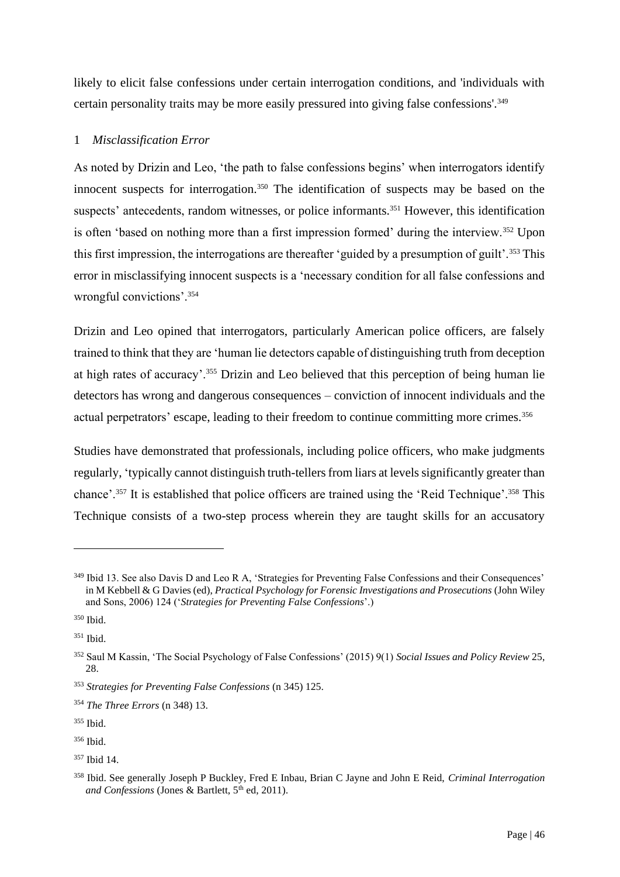likely to elicit false confessions under certain interrogation conditions, and 'individuals with certain personality traits may be more easily pressured into giving false confessions'.[349]

### 1 *Misclassification Error*

As noted by Drizin and Leo, 'the path to false confessions begins' when interrogators identify innocent suspects for interrogation.[350] The identification of suspects may be based on the suspects' antecedents, random witnesses, or police informants.[351] However, this identification is often 'based on nothing more than a first impression formed' during the interview.[352] Upon this first impression, the interrogations are thereafter 'guided by a presumption of guilt'.[353] This error in misclassifying innocent suspects is a 'necessary condition for all false confessions and wrongful convictions'.[354]

Drizin and Leo opined that interrogators, particularly American police officers, are falsely trained to think that they are 'human lie detectors capable of distinguishing truth from deception at high rates of accuracy'.[355] Drizin and Leo believed that this perception of being human lie detectors has wrong and dangerous consequences – conviction of innocent individuals and the actual perpetrators' escape, leading to their freedom to continue committing more crimes.[356]

Studies have demonstrated that professionals, including police officers, who make judgments regularly, 'typically cannot distinguish truth-tellers from liars at levels significantly greater than chance'.[357] It is established that police officers are trained using the 'Reid Technique'.[358] This Technique consists of a two-step process wherein they are taught skills for an accusatory

---

[349] Ibid 13. See also Davis D and Leo R A, 'Strategies for Preventing False Confessions and their Consequences' in M Kebbell & G Davies (ed), *Practical Psychology for Forensic Investigations and Prosecutions* (John Wiley and Sons, 2006) 124 ('*Strategies for Preventing False Confessions*'.)

[350] Ibid.

[351] Ibid.

[352] Saul M Kassin, 'The Social Psychology of False Confessions' (2015) 9(1) *Social Issues and Policy Review* 25, 28.

[353] *Strategies for Preventing False Confessions* (n 345) 125.

[354] *The Three Errors* (n 348) 13.

[355] Ibid.

[356] Ibid.

[357] Ibid 14.

[358] Ibid. See generally Joseph P Buckley, Fred E Inbau, Brian C Jayne and John E Reid, *Criminal Interrogation and Confessions* (Jones & Bartlett, 5th ed, 2011).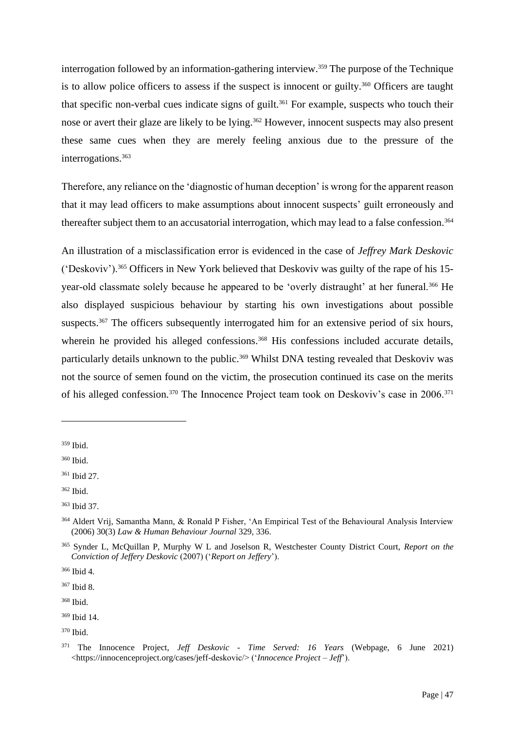interrogation followed by an information-gathering interview.[359] The purpose of the Technique is to allow police officers to assess if the suspect is innocent or guilty.[360] Officers are taught that specific non-verbal cues indicate signs of guilt.[361] For example, suspects who touch their nose or avert their glaze are likely to be lying.[362] However, innocent suspects may also present these same cues when they are merely feeling anxious due to the pressure of the interrogations.[363]

Therefore, any reliance on the 'diagnostic of human deception' is wrong for the apparent reason that it may lead officers to make assumptions about innocent suspects' guilt erroneously and thereafter subject them to an accusatorial interrogation, which may lead to a false confession.[364]

An illustration of a misclassification error is evidenced in the case of *Jeffrey Mark Deskovic* ('Deskoviv').[365] Officers in New York believed that Deskoviv was guilty of the rape of his 15-year-old classmate solely because he appeared to be 'overly distraught' at her funeral.[366] He also displayed suspicious behaviour by starting his own investigations about possible suspects.[367] The officers subsequently interrogated him for an extensive period of six hours, wherein he provided his alleged confessions.[368] His confessions included accurate details, particularly details unknown to the public.[369] Whilst DNA testing revealed that Deskoviv was not the source of semen found on the victim, the prosecution continued its case on the merits of his alleged confession.[370] The Innocence Project team took on Deskoviv's case in 2006.[371]

---

[359] Ibid.

[360] Ibid.

[361] Ibid 27.

[362] Ibid.

[363] Ibid 37.

[364] Aldert Vrij, Samantha Mann, & Ronald P Fisher, 'An Empirical Test of the Behavioural Analysis Interview (2006) 30(3) *Law & Human Behaviour Journal* 329, 336.

[365] Synder L, McQuillan P, Murphy W L and Joselson R, Westchester County District Court, *Report on the Conviction of Jeffery Deskovic* (2007) ('*Report on Jeffery*').

[366] Ibid 4.

[367] Ibid 8.

[368] Ibid.

[369] Ibid 14.

[370] Ibid.

[371] The Innocence Project, *Jeff Deskovic - Time Served: 16 Years* (Webpage, 6 June 2021) <https://innocenceproject.org/cases/jeff-deskovic/> ('*Innocence Project – Jeff*').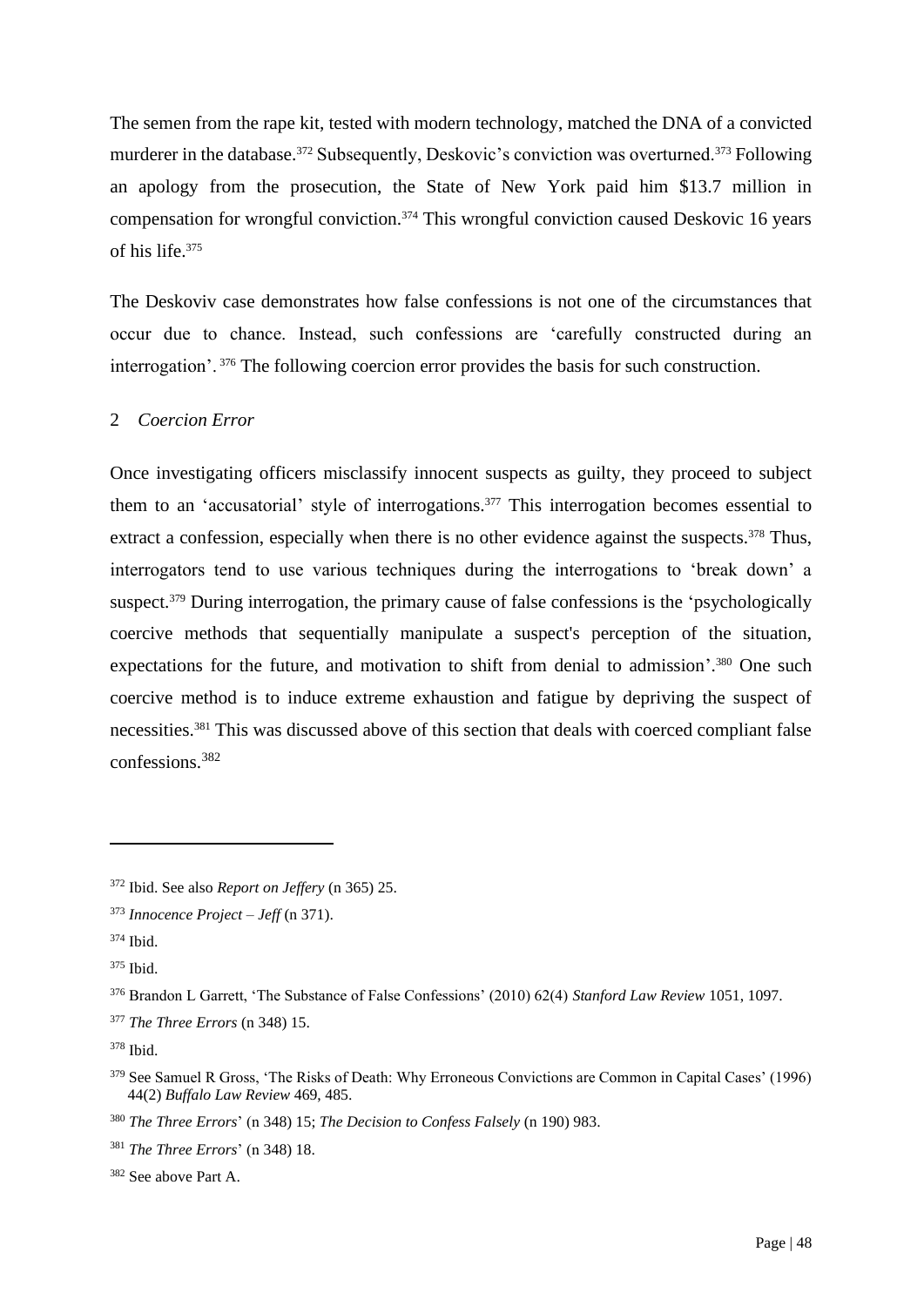The semen from the rape kit, tested with modern technology, matched the DNA of a convicted murderer in the database.[372] Subsequently, Deskovic's conviction was overturned.[373] Following an apology from the prosecution, the State of New York paid him $13.7 million in compensation for wrongful conviction.[374] This wrongful conviction caused Deskovic 16 years of his life.[375]

The Deskoviv case demonstrates how false confessions is not one of the circumstances that occur due to chance. Instead, such confessions are 'carefully constructed during an interrogation'. [376] The following coercion error provides the basis for such construction.

### 2 *Coercion Error*

Once investigating officers misclassify innocent suspects as guilty, they proceed to subject them to an 'accusatorial' style of interrogations.[377] This interrogation becomes essential to extract a confession, especially when there is no other evidence against the suspects.[378] Thus, interrogators tend to use various techniques during the interrogations to 'break down' a suspect.[379] During interrogation, the primary cause of false confessions is the 'psychologically coercive methods that sequentially manipulate a suspect's perception of the situation, expectations for the future, and motivation to shift from denial to admission'.[380] One such coercive method is to induce extreme exhaustion and fatigue by depriving the suspect of necessities.[381] This was discussed above of this section that deals with coerced compliant false confessions.[382]

---

[372] Ibid. See also *Report on Jeffery* (n 365) 25.

[373] *Innocence Project – Jeff* (n 371).

[374] Ibid.

[375] Ibid.

[376] Brandon L Garrett, 'The Substance of False Confessions' (2010) 62(4) *Stanford Law Review* 1051, 1097.

[377] *The Three Errors* (n 348) 15.

[378] Ibid.

[379] See Samuel R Gross, 'The Risks of Death: Why Erroneous Convictions are Common in Capital Cases' (1996) 44(2) *Buffalo Law Review* 469, 485.

[380] *The Three Errors*' (n 348) 15; *The Decision to Confess Falsely* (n 190) 983.

[381] *The Three Errors*' (n 348) 18.

[382] See above Part A.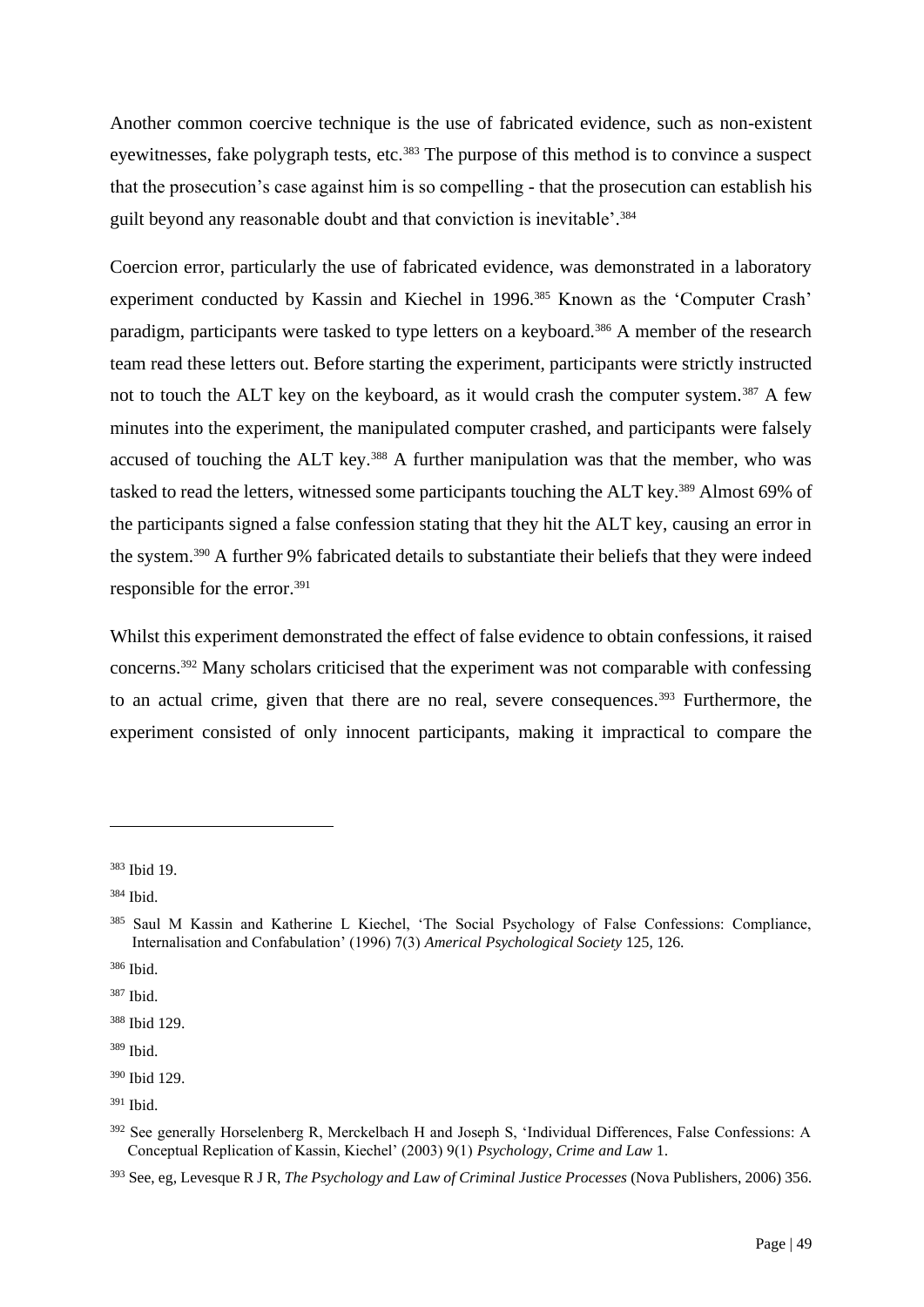Another common coercive technique is the use of fabricated evidence, such as non-existent eyewitnesses, fake polygraph tests, etc.[383] The purpose of this method is to convince a suspect that the prosecution's case against him is so compelling - that the prosecution can establish his guilt beyond any reasonable doubt and that conviction is inevitable'.[384]

Coercion error, particularly the use of fabricated evidence, was demonstrated in a laboratory experiment conducted by Kassin and Kiechel in 1996.[385] Known as the 'Computer Crash' paradigm, participants were tasked to type letters on a keyboard.[386] A member of the research team read these letters out. Before starting the experiment, participants were strictly instructed not to touch the ALT key on the keyboard, as it would crash the computer system.[387] A few minutes into the experiment, the manipulated computer crashed, and participants were falsely accused of touching the ALT key.[388] A further manipulation was that the member, who was tasked to read the letters, witnessed some participants touching the ALT key.[389] Almost 69% of the participants signed a false confession stating that they hit the ALT key, causing an error in the system.[390] A further 9% fabricated details to substantiate their beliefs that they were indeed responsible for the error.[391]

Whilst this experiment demonstrated the effect of false evidence to obtain confessions, it raised concerns.[392] Many scholars criticised that the experiment was not comparable with confessing to an actual crime, given that there are no real, severe consequences.[393] Furthermore, the experiment consisted of only innocent participants, making it impractical to compare the

---

[383] Ibid 19.

[384] Ibid.

[385] Saul M Kassin and Katherine L Kiechel, 'The Social Psychology of False Confessions: Compliance, Internalisation and Confabulation' (1996) 7(3) *Americal Psychological Society* 125, 126.

[386] Ibid.

[387] Ibid.

[388] Ibid 129.

[389] Ibid.

[390] Ibid 129.

[391] Ibid.

[392] See generally Horselenberg R, Merckelbach H and Joseph S, 'Individual Differences, False Confessions: A Conceptual Replication of Kassin, Kiechel' (2003) 9(1) *Psychology, Crime and Law* 1.

[393] See, eg, Levesque R J R, *The Psychology and Law of Criminal Justice Processes* (Nova Publishers, 2006) 356.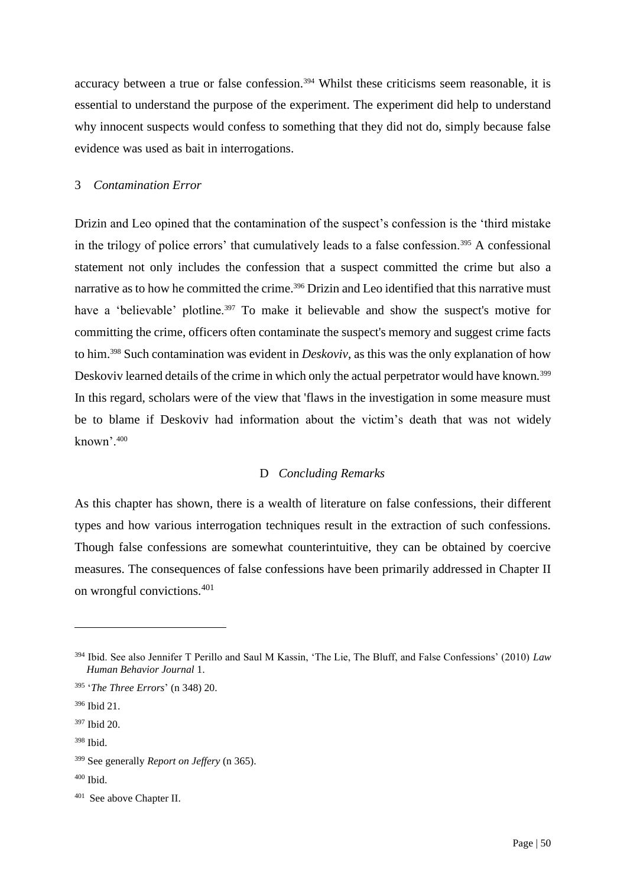accuracy between a true or false confession.[394] Whilst these criticisms seem reasonable, it is essential to understand the purpose of the experiment. The experiment did help to understand why innocent suspects would confess to something that they did not do, simply because false evidence was used as bait in interrogations.

### 3 *Contamination Error*

Drizin and Leo opined that the contamination of the suspect's confession is the 'third mistake in the trilogy of police errors' that cumulatively leads to a false confession.[395] A confessional statement not only includes the confession that a suspect committed the crime but also a narrative as to how he committed the crime.[396] Drizin and Leo identified that this narrative must have a 'believable' plotline.[397] To make it believable and show the suspect's motive for committing the crime, officers often contaminate the suspect's memory and suggest crime facts to him.[398] Such contamination was evident in *Deskoviv*, as this was the only explanation of how Deskoviv learned details of the crime in which only the actual perpetrator would have known.[399] In this regard, scholars were of the view that 'flaws in the investigation in some measure must be to blame if Deskoviv had information about the victim's death that was not widely known'.[400]

## D *Concluding Remarks*

As this chapter has shown, there is a wealth of literature on false confessions, their different types and how various interrogation techniques result in the extraction of such confessions. Though false confessions are somewhat counterintuitive, they can be obtained by coercive measures. The consequences of false confessions have been primarily addressed in Chapter II on wrongful convictions.[401]

---

[394] Ibid. See also Jennifer T Perillo and Saul M Kassin, 'The Lie, The Bluff, and False Confessions' (2010) *Law Human Behavior Journal* 1.

[395] '*The Three Errors*' (n 348) 20.

[396] Ibid 21.

[397] Ibid 20.

[398] Ibid.

[399] See generally *Report on Jeffery* (n 365).

[400] Ibid.

[401] See above Chapter II.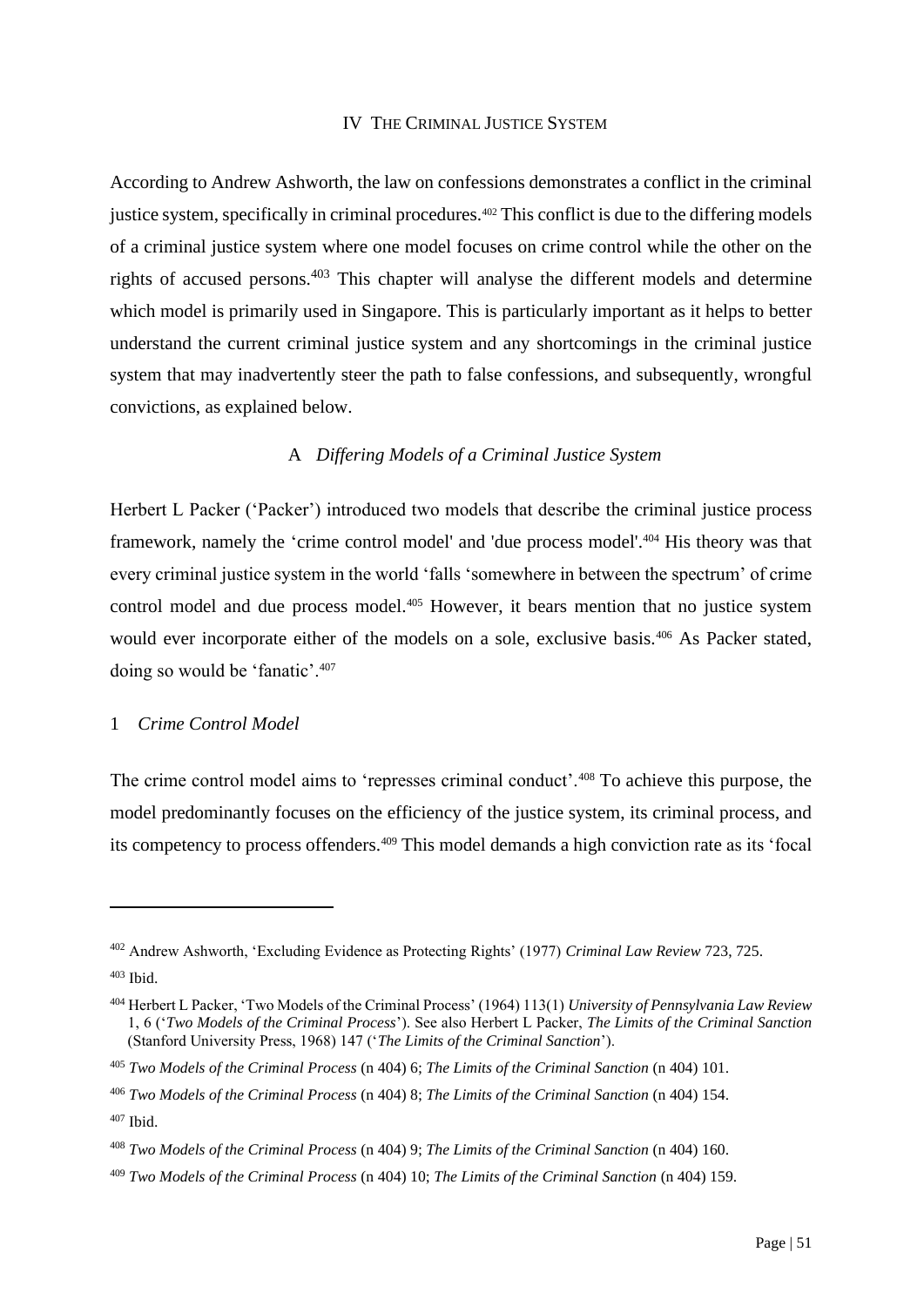## IV The Criminal Justice System

According to Andrew Ashworth, the law on confessions demonstrates a conflict in the criminal justice system, specifically in criminal procedures.[402] This conflict is due to the differing models of a criminal justice system where one model focuses on crime control while the other on the rights of accused persons.[403] This chapter will analyse the different models and determine which model is primarily used in Singapore. This is particularly important as it helps to better understand the current criminal justice system and any shortcomings in the criminal justice system that may inadvertently steer the path to false confessions, and subsequently, wrongful convictions, as explained below.

### A *Differing Models of a Criminal Justice System*

Herbert L Packer ('Packer') introduced two models that describe the criminal justice process framework, namely the 'crime control model' and 'due process model'.[404] His theory was that every criminal justice system in the world 'falls 'somewhere in between the spectrum' of crime control model and due process model.[405] However, it bears mention that no justice system would ever incorporate either of the models on a sole, exclusive basis.[406] As Packer stated, doing so would be 'fanatic'.[407]

#### 1 *Crime Control Model*

The crime control model aims to 'represses criminal conduct'.[408] To achieve this purpose, the model predominantly focuses on the efficiency of the justice system, its criminal process, and its competency to process offenders.[409] This model demands a high conviction rate as its 'focal

---

[402] Andrew Ashworth, 'Excluding Evidence as Protecting Rights' (1977) *Criminal Law Review* 723, 725.

[403] Ibid.

[404] Herbert L Packer, 'Two Models of the Criminal Process' (1964) 113(1) *University of Pennsylvania Law Review* 1, 6 ('*Two Models of the Criminal Process*'). See also Herbert L Packer, *The Limits of the Criminal Sanction* (Stanford University Press, 1968) 147 ('*The Limits of the Criminal Sanction*').

[405] *Two Models of the Criminal Process* (n 404) 6; *The Limits of the Criminal Sanction* (n 404) 101.

[406] *Two Models of the Criminal Process* (n 404) 8; *The Limits of the Criminal Sanction* (n 404) 154.

[407] Ibid.

[408] *Two Models of the Criminal Process* (n 404) 9; *The Limits of the Criminal Sanction* (n 404) 160.

[409] *Two Models of the Criminal Process* (n 404) 10; *The Limits of the Criminal Sanction* (n 404) 159.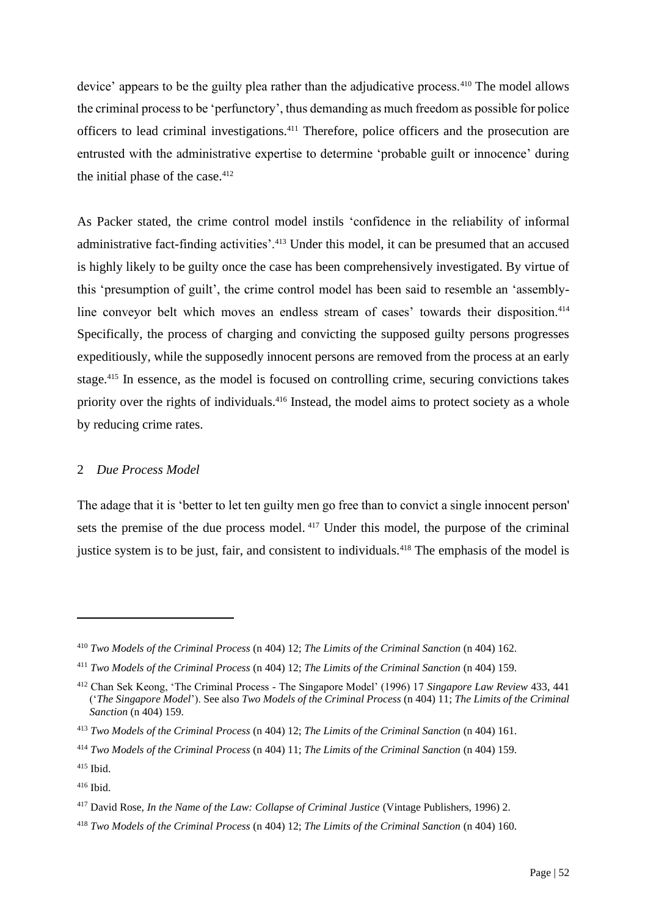device' appears to be the guilty plea rather than the adjudicative process.[410] The model allows the criminal process to be 'perfunctory', thus demanding as much freedom as possible for police officers to lead criminal investigations.[411] Therefore, police officers and the prosecution are entrusted with the administrative expertise to determine 'probable guilt or innocence' during the initial phase of the case.[412]

As Packer stated, the crime control model instils 'confidence in the reliability of informal administrative fact-finding activities'.[413] Under this model, it can be presumed that an accused is highly likely to be guilty once the case has been comprehensively investigated. By virtue of this 'presumption of guilt', the crime control model has been said to resemble an 'assembly-line conveyor belt which moves an endless stream of cases' towards their disposition.[414] Specifically, the process of charging and convicting the supposed guilty persons progresses expeditiously, while the supposedly innocent persons are removed from the process at an early stage.[415] In essence, as the model is focused on controlling crime, securing convictions takes priority over the rights of individuals.[416] Instead, the model aims to protect society as a whole by reducing crime rates.

### 2 *Due Process Model*

The adage that it is 'better to let ten guilty men go free than to convict a single innocent person' sets the premise of the due process model.[417] Under this model, the purpose of the criminal justice system is to be just, fair, and consistent to individuals.[418] The emphasis of the model is

---

[410] *Two Models of the Criminal Process* (n 404) 12; *The Limits of the Criminal Sanction* (n 404) 162.

[411] *Two Models of the Criminal Process* (n 404) 12; *The Limits of the Criminal Sanction* (n 404) 159.

[412] Chan Sek Keong, 'The Criminal Process - The Singapore Model' (1996) 17 *Singapore Law Review* 433, 441 ('*The Singapore Model*'). See also *Two Models of the Criminal Process* (n 404) 11; *The Limits of the Criminal Sanction* (n 404) 159.

[413] *Two Models of the Criminal Process* (n 404) 12; *The Limits of the Criminal Sanction* (n 404) 161.

[414] *Two Models of the Criminal Process* (n 404) 11; *The Limits of the Criminal Sanction* (n 404) 159.

[415] Ibid.

[416] Ibid.

[417] David Rose, *In the Name of the Law: Collapse of Criminal Justice* (Vintage Publishers, 1996) 2.

[418] *Two Models of the Criminal Process* (n 404) 12; *The Limits of the Criminal Sanction* (n 404) 160.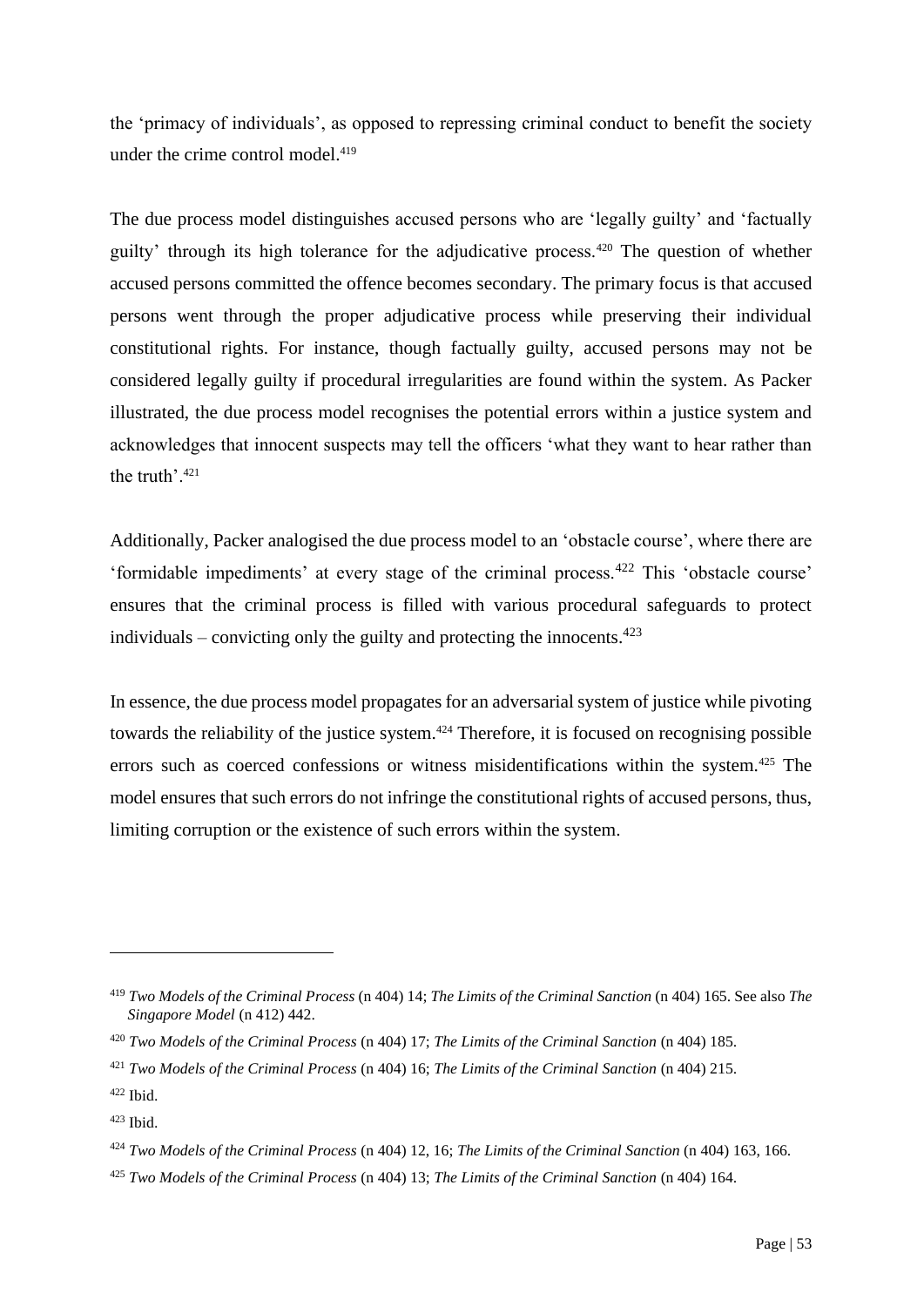the 'primacy of individuals', as opposed to repressing criminal conduct to benefit the society under the crime control model.[419]

The due process model distinguishes accused persons who are 'legally guilty' and 'factually guilty' through its high tolerance for the adjudicative process.[420] The question of whether accused persons committed the offence becomes secondary. The primary focus is that accused persons went through the proper adjudicative process while preserving their individual constitutional rights. For instance, though factually guilty, accused persons may not be considered legally guilty if procedural irregularities are found within the system. As Packer illustrated, the due process model recognises the potential errors within a justice system and acknowledges that innocent suspects may tell the officers 'what they want to hear rather than the truth'.[421]

Additionally, Packer analogised the due process model to an 'obstacle course', where there are 'formidable impediments' at every stage of the criminal process.[422] This 'obstacle course' ensures that the criminal process is filled with various procedural safeguards to protect individuals – convicting only the guilty and protecting the innocents.[423]

In essence, the due process model propagates for an adversarial system of justice while pivoting towards the reliability of the justice system.[424] Therefore, it is focused on recognising possible errors such as coerced confessions or witness misidentifications within the system.[425] The model ensures that such errors do not infringe the constitutional rights of accused persons, thus, limiting corruption or the existence of such errors within the system.

---

[419] *Two Models of the Criminal Process* (n 404) 14; *The Limits of the Criminal Sanction* (n 404) 165. See also *The Singapore Model* (n 412) 442.

[420] *Two Models of the Criminal Process* (n 404) 17; *The Limits of the Criminal Sanction* (n 404) 185.

[421] *Two Models of the Criminal Process* (n 404) 16; *The Limits of the Criminal Sanction* (n 404) 215.

[422] Ibid.

[423] Ibid.

[424] *Two Models of the Criminal Process* (n 404) 12, 16; *The Limits of the Criminal Sanction* (n 404) 163, 166.

[425] *Two Models of the Criminal Process* (n 404) 13; *The Limits of the Criminal Sanction* (n 404) 164.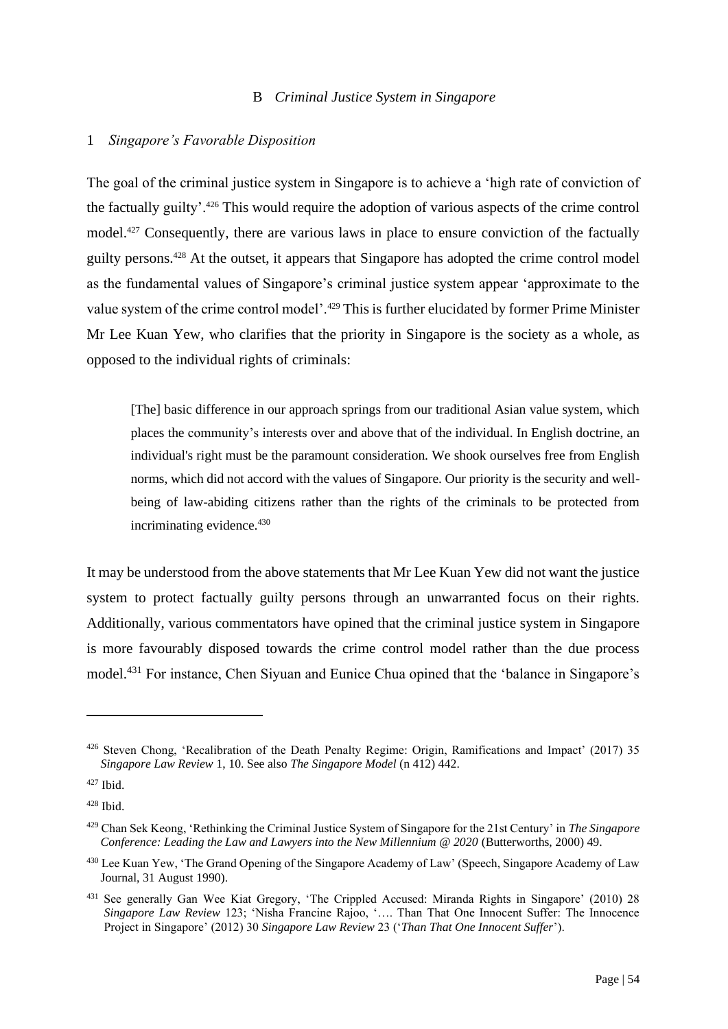## B *Criminal Justice System in Singapore*

### 1 *Singapore's Favorable Disposition*

The goal of the criminal justice system in Singapore is to achieve a 'high rate of conviction of the factually guilty'.[426] This would require the adoption of various aspects of the crime control model.[427] Consequently, there are various laws in place to ensure conviction of the factually guilty persons.[428] At the outset, it appears that Singapore has adopted the crime control model as the fundamental values of Singapore's criminal justice system appear 'approximate to the value system of the crime control model'.[429] This is further elucidated by former Prime Minister Mr Lee Kuan Yew, who clarifies that the priority in Singapore is the society as a whole, as opposed to the individual rights of criminals:

> [The] basic difference in our approach springs from our traditional Asian value system, which places the community's interests over and above that of the individual. In English doctrine, an individual's right must be the paramount consideration. We shook ourselves free from English norms, which did not accord with the values of Singapore. Our priority is the security and well-being of law-abiding citizens rather than the rights of the criminals to be protected from incriminating evidence.[430]

It may be understood from the above statements that Mr Lee Kuan Yew did not want the justice system to protect factually guilty persons through an unwarranted focus on their rights. Additionally, various commentators have opined that the criminal justice system in Singapore is more favourably disposed towards the crime control model rather than the due process model.[431] For instance, Chen Siyuan and Eunice Chua opined that the 'balance in Singapore's

---

[426] Steven Chong, 'Recalibration of the Death Penalty Regime: Origin, Ramifications and Impact' (2017) 35 *Singapore Law Review* 1, 10. See also *The Singapore Model* (n 412) 442.

[427] Ibid.

[428] Ibid.

[429] Chan Sek Keong, 'Rethinking the Criminal Justice System of Singapore for the 21st Century' in *The Singapore Conference: Leading the Law and Lawyers into the New Millennium @ 2020* (Butterworths, 2000) 49.

[430] Lee Kuan Yew, 'The Grand Opening of the Singapore Academy of Law' (Speech, Singapore Academy of Law Journal, 31 August 1990).

[431] See generally Gan Wee Kiat Gregory, 'The Crippled Accused: Miranda Rights in Singapore' (2010) 28 *Singapore Law Review* 123; 'Nisha Francine Rajoo, '…. Than That One Innocent Suffer: The Innocence Project in Singapore' (2012) 30 *Singapore Law Review* 23 ('*Than That One Innocent Suffer*').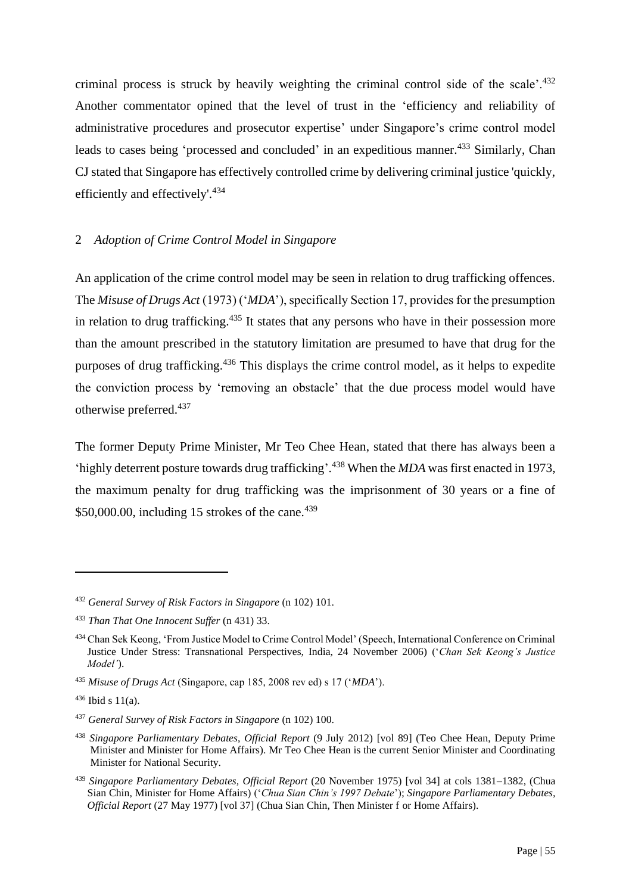criminal process is struck by heavily weighting the criminal control side of the scale'.[432] Another commentator opined that the level of trust in the 'efficiency and reliability of administrative procedures and prosecutor expertise' under Singapore's crime control model leads to cases being 'processed and concluded' in an expeditious manner.[433] Similarly, Chan CJ stated that Singapore has effectively controlled crime by delivering criminal justice 'quickly, efficiently and effectively'.[434]

### 2 *Adoption of Crime Control Model in Singapore*

An application of the crime control model may be seen in relation to drug trafficking offences. The *Misuse of Drugs Act* (1973) ('*MDA*'), specifically Section 17, provides for the presumption in relation to drug trafficking.[435] It states that any persons who have in their possession more than the amount prescribed in the statutory limitation are presumed to have that drug for the purposes of drug trafficking.[436] This displays the crime control model, as it helps to expedite the conviction process by 'removing an obstacle' that the due process model would have otherwise preferred.[437]

The former Deputy Prime Minister, Mr Teo Chee Hean, stated that there has always been a 'highly deterrent posture towards drug trafficking'.[438] When the *MDA* was first enacted in 1973, the maximum penalty for drug trafficking was the imprisonment of 30 years or a fine of \$50,000.00, including 15 strokes of the cane.[439]

---

[432] *General Survey of Risk Factors in Singapore* (n 102) 101.

[433] *Than That One Innocent Suffer* (n 431) 33.

[434] Chan Sek Keong, 'From Justice Model to Crime Control Model' (Speech, International Conference on Criminal Justice Under Stress: Transnational Perspectives, India, 24 November 2006) ('*Chan Sek Keong's Justice Model'*).

[435] *Misuse of Drugs Act* (Singapore, cap 185, 2008 rev ed) s 17 ('*MDA*').

[436] Ibid s 11(a).

[437] *General Survey of Risk Factors in Singapore* (n 102) 100.

[438] *Singapore Parliamentary Debates, Official Report* (9 July 2012) [vol 89] (Teo Chee Hean, Deputy Prime Minister and Minister for Home Affairs). Mr Teo Chee Hean is the current Senior Minister and Coordinating Minister for National Security.

[439] *Singapore Parliamentary Debates, Official Report* (20 November 1975) [vol 34] at cols 1381–1382, (Chua Sian Chin, Minister for Home Affairs) ('*Chua Sian Chin's 1997 Debate*'); *Singapore Parliamentary Debates, Official Report* (27 May 1977) [vol 37] (Chua Sian Chin, Then Minister f or Home Affairs).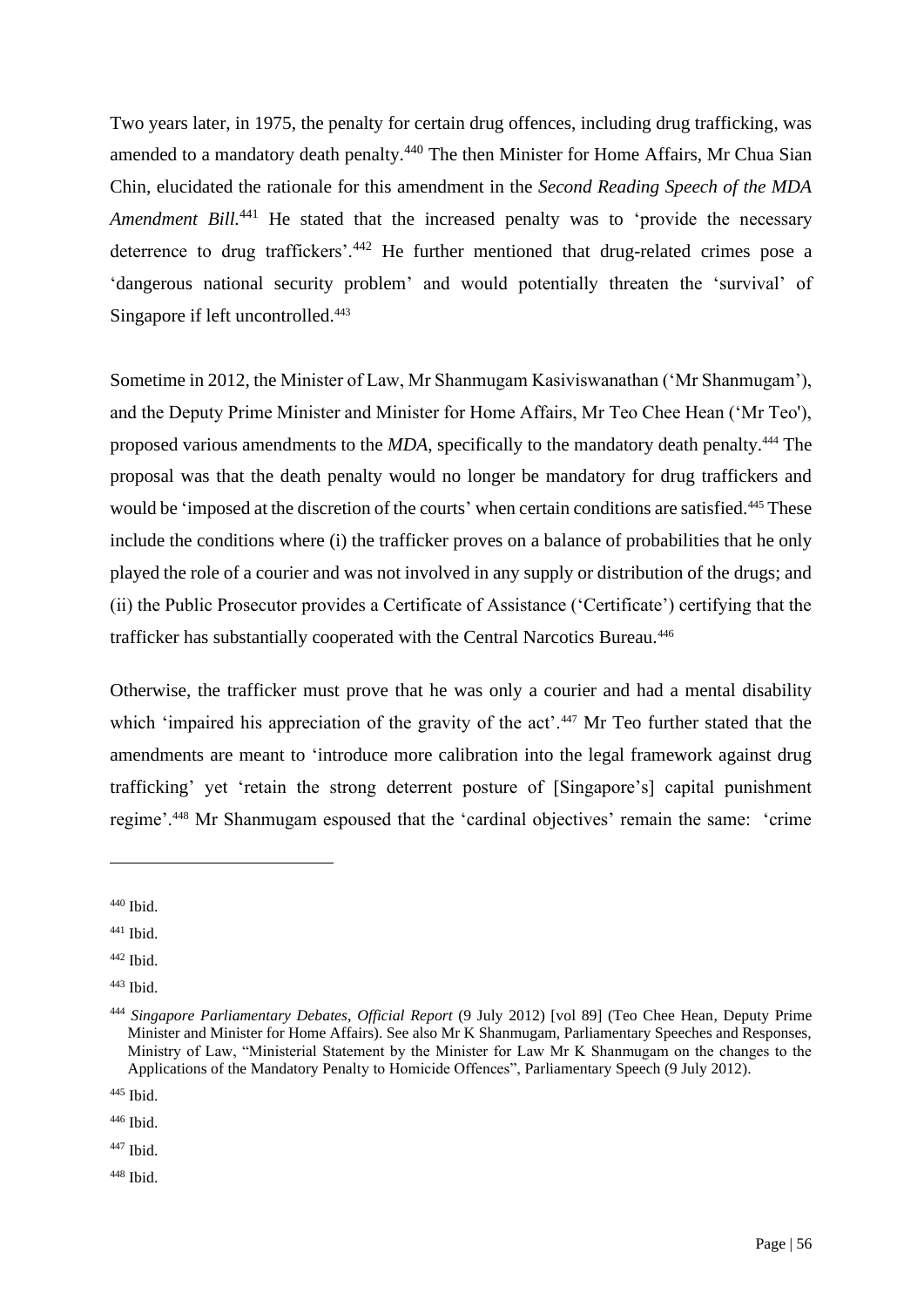Two years later, in 1975, the penalty for certain drug offences, including drug trafficking, was amended to a mandatory death penalty.[440] The then Minister for Home Affairs, Mr Chua Sian Chin, elucidated the rationale for this amendment in the *Second Reading Speech of the MDA Amendment Bill.*[441] He stated that the increased penalty was to 'provide the necessary deterrence to drug traffickers'.[442] He further mentioned that drug-related crimes pose a 'dangerous national security problem' and would potentially threaten the 'survival' of Singapore if left uncontrolled.[443]

Sometime in 2012, the Minister of Law, Mr Shanmugam Kasiviswanathan ('Mr Shanmugam'), and the Deputy Prime Minister and Minister for Home Affairs, Mr Teo Chee Hean ('Mr Teo'), proposed various amendments to the *MDA*, specifically to the mandatory death penalty.[444] The proposal was that the death penalty would no longer be mandatory for drug traffickers and would be 'imposed at the discretion of the courts' when certain conditions are satisfied.[445] These include the conditions where (i) the trafficker proves on a balance of probabilities that he only played the role of a courier and was not involved in any supply or distribution of the drugs; and (ii) the Public Prosecutor provides a Certificate of Assistance ('Certificate') certifying that the trafficker has substantially cooperated with the Central Narcotics Bureau.[446]

Otherwise, the trafficker must prove that he was only a courier and had a mental disability which 'impaired his appreciation of the gravity of the act'.[447] Mr Teo further stated that the amendments are meant to 'introduce more calibration into the legal framework against drug trafficking' yet 'retain the strong deterrent posture of [Singapore's] capital punishment regime'.[448] Mr Shanmugam espoused that the 'cardinal objectives' remain the same: 'crime

---

[440] Ibid.

[441] Ibid.

[442] Ibid.

[443] Ibid.

[444] *Singapore Parliamentary Debates*, *Official Report* (9 July 2012) [vol 89] (Teo Chee Hean, Deputy Prime Minister and Minister for Home Affairs). See also Mr K Shanmugam, Parliamentary Speeches and Responses, Ministry of Law, "Ministerial Statement by the Minister for Law Mr K Shanmugam on the changes to the Applications of the Mandatory Penalty to Homicide Offences", Parliamentary Speech (9 July 2012).

[445] Ibid.

[446] Ibid.

[447] Ibid.

[448] Ibid.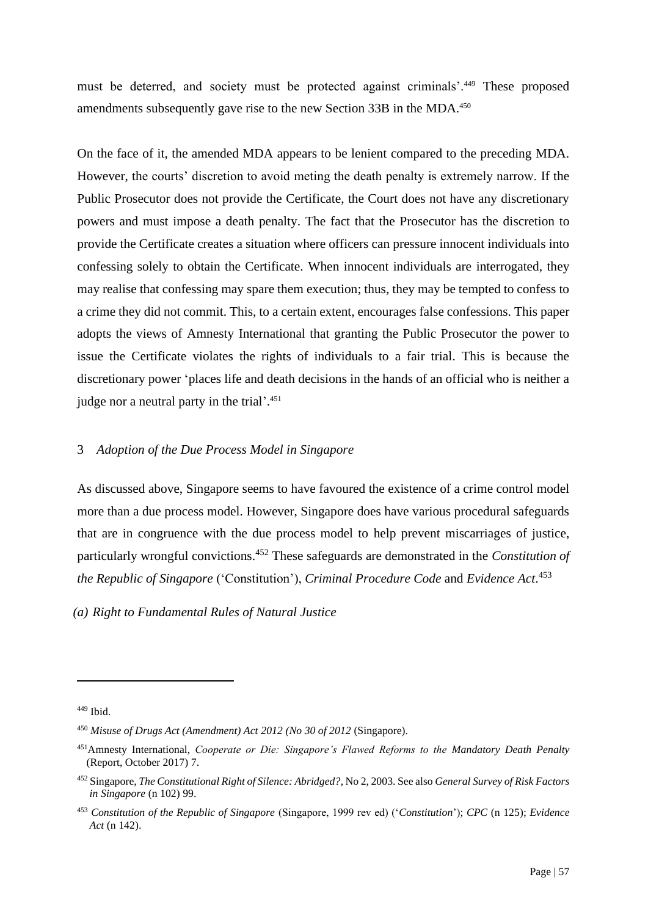must be deterred, and society must be protected against criminals'.[449] These proposed amendments subsequently gave rise to the new Section 33B in the MDA.[450]

On the face of it, the amended MDA appears to be lenient compared to the preceding MDA. However, the courts' discretion to avoid meting the death penalty is extremely narrow. If the Public Prosecutor does not provide the Certificate, the Court does not have any discretionary powers and must impose a death penalty. The fact that the Prosecutor has the discretion to provide the Certificate creates a situation where officers can pressure innocent individuals into confessing solely to obtain the Certificate. When innocent individuals are interrogated, they may realise that confessing may spare them execution; thus, they may be tempted to confess to a crime they did not commit. This, to a certain extent, encourages false confessions. This paper adopts the views of Amnesty International that granting the Public Prosecutor the power to issue the Certificate violates the rights of individuals to a fair trial. This is because the discretionary power 'places life and death decisions in the hands of an official who is neither a judge nor a neutral party in the trial'.[451]

### 3 *Adoption of the Due Process Model in Singapore*

As discussed above, Singapore seems to have favoured the existence of a crime control model more than a due process model. However, Singapore does have various procedural safeguards that are in congruence with the due process model to help prevent miscarriages of justice, particularly wrongful convictions.[452] These safeguards are demonstrated in the *Constitution of the Republic of Singapore* ('Constitution'), *Criminal Procedure Code* and *Evidence Act*.[453]

#### *(a) Right to Fundamental Rules of Natural Justice*

---

[449] Ibid.

[450] *Misuse of Drugs Act (Amendment) Act 2012 (No 30 of 2012* (Singapore).

[451] Amnesty International, *Cooperate or Die: Singapore's Flawed Reforms to the Mandatory Death Penalty* (Report, October 2017) 7.

[452] Singapore, *The Constitutional Right of Silence: Abridged?*, No 2, 2003. See also *General Survey of Risk Factors in Singapore* (n 102) 99.

[453] *Constitution of the Republic of Singapore* (Singapore, 1999 rev ed) ('*Constitution*'); *CPC* (n 125); *Evidence Act* (n 142).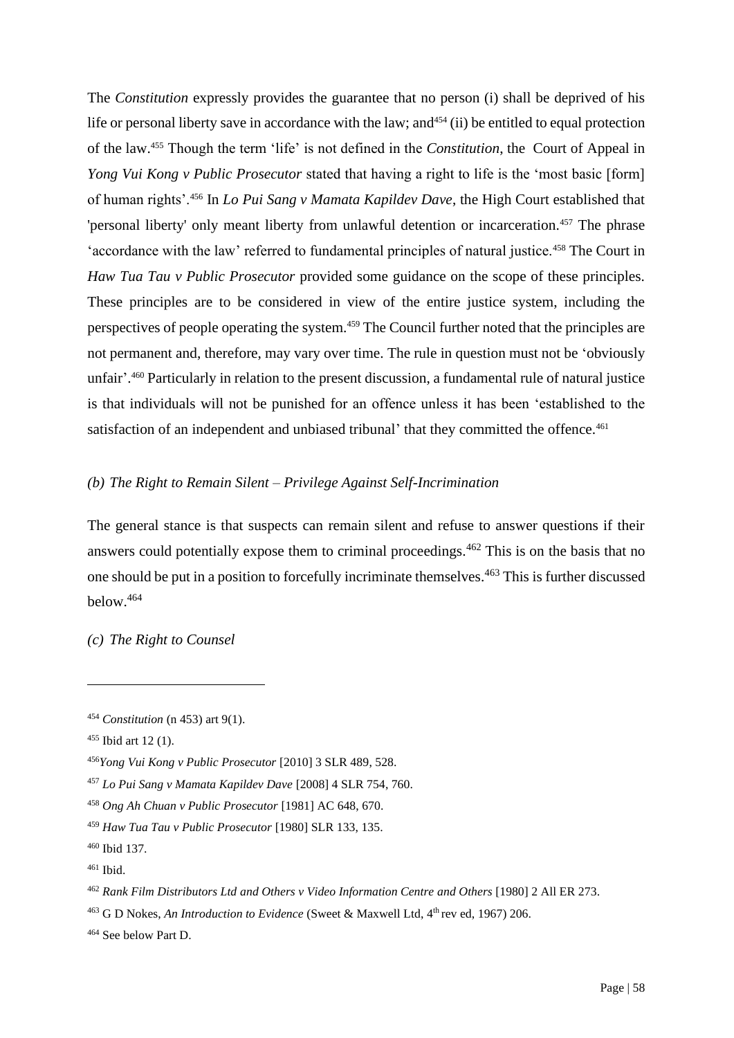The *Constitution* expressly provides the guarantee that no person (i) shall be deprived of his life or personal liberty save in accordance with the law; and[454] (ii) be entitled to equal protection of the law.[455] Though the term 'life' is not defined in the *Constitution*, the Court of Appeal in *Yong Vui Kong v Public Prosecutor* stated that having a right to life is the 'most basic [form] of human rights'.[456] In *Lo Pui Sang v Mamata Kapildev Dave*, the High Court established that 'personal liberty' only meant liberty from unlawful detention or incarceration.[457] The phrase 'accordance with the law' referred to fundamental principles of natural justice.[458] The Court in *Haw Tua Tau v Public Prosecutor* provided some guidance on the scope of these principles. These principles are to be considered in view of the entire justice system, including the perspectives of people operating the system.[459] The Council further noted that the principles are not permanent and, therefore, may vary over time. The rule in question must not be 'obviously unfair'.[460] Particularly in relation to the present discussion, a fundamental rule of natural justice is that individuals will not be punished for an offence unless it has been 'established to the satisfaction of an independent and unbiased tribunal' that they committed the offence.[461]

### *(b) The Right to Remain Silent – Privilege Against Self-Incrimination*

The general stance is that suspects can remain silent and refuse to answer questions if their answers could potentially expose them to criminal proceedings.[462] This is on the basis that no one should be put in a position to forcefully incriminate themselves.[463] This is further discussed below.[464]

### *(c) The Right to Counsel*

---

[454] *Constitution* (n 453) art 9(1).

[455] Ibid art 12 (1).

[456] *Yong Vui Kong v Public Prosecutor* [2010] 3 SLR 489, 528.

[457] *Lo Pui Sang v Mamata Kapildev Dave* [2008] 4 SLR 754, 760.

[458] *Ong Ah Chuan v Public Prosecutor* [1981] AC 648, 670.

[459] *Haw Tua Tau v Public Prosecutor* [1980] SLR 133, 135.

[460] Ibid 137.

[461] Ibid.

[462] *Rank Film Distributors Ltd and Others v Video Information Centre and Others* [1980] 2 All ER 273.

[463] G D Nokes, *An Introduction to Evidence* (Sweet & Maxwell Ltd, 4th rev ed, 1967) 206.

[464] See below Part D.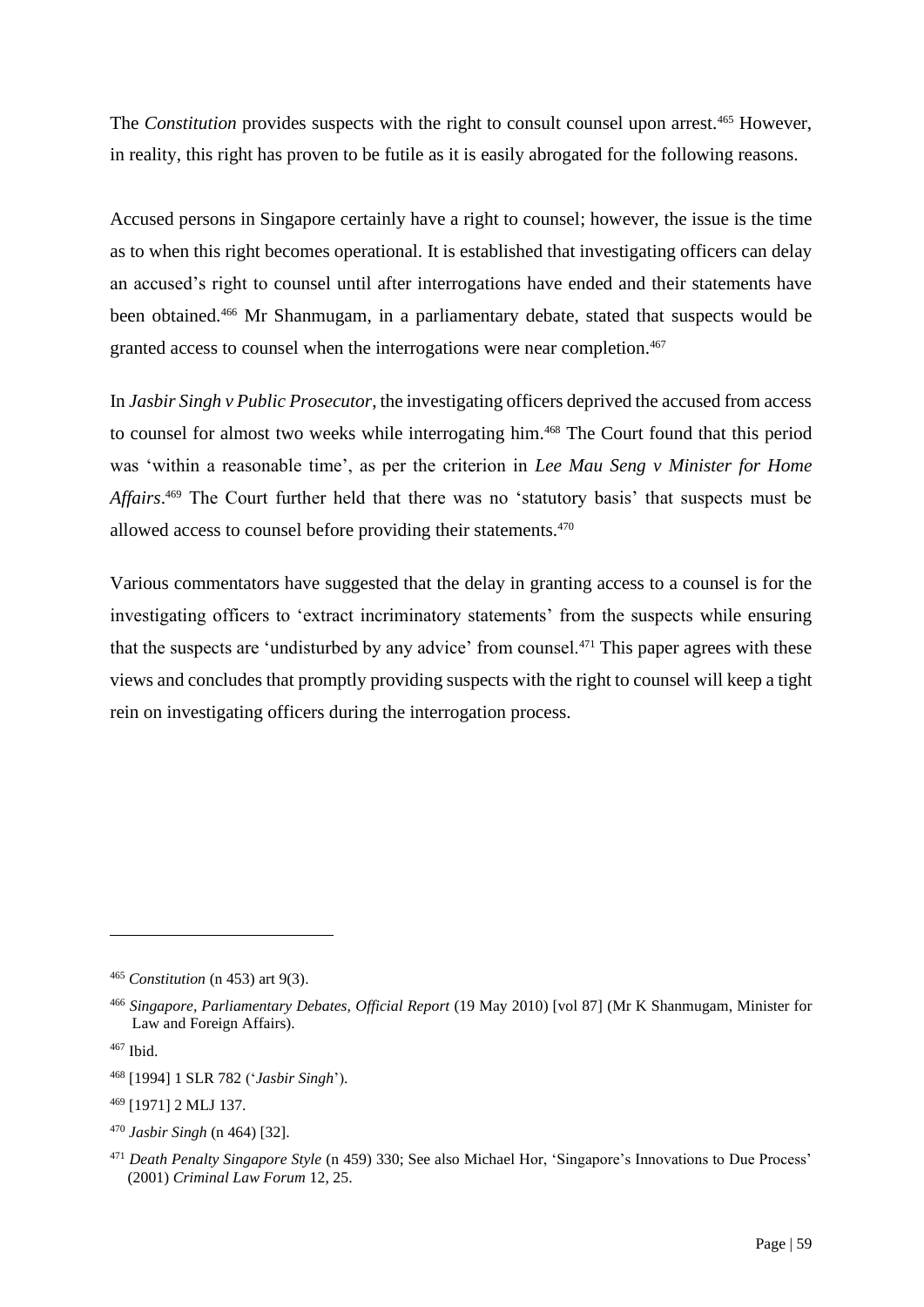The *Constitution* provides suspects with the right to consult counsel upon arrest.[465] However, in reality, this right has proven to be futile as it is easily abrogated for the following reasons.

Accused persons in Singapore certainly have a right to counsel; however, the issue is the time as to when this right becomes operational. It is established that investigating officers can delay an accused's right to counsel until after interrogations have ended and their statements have been obtained.[466] Mr Shanmugam, in a parliamentary debate, stated that suspects would be granted access to counsel when the interrogations were near completion.[467]

In *Jasbir Singh v Public Prosecutor*, the investigating officers deprived the accused from access to counsel for almost two weeks while interrogating him.[468] The Court found that this period was 'within a reasonable time', as per the criterion in *Lee Mau Seng v Minister for Home Affairs*.[469] The Court further held that there was no 'statutory basis' that suspects must be allowed access to counsel before providing their statements.[470]

Various commentators have suggested that the delay in granting access to a counsel is for the investigating officers to 'extract incriminatory statements' from the suspects while ensuring that the suspects are 'undisturbed by any advice' from counsel.[471] This paper agrees with these views and concludes that promptly providing suspects with the right to counsel will keep a tight rein on investigating officers during the interrogation process.

---

[465] *Constitution* (n 453) art 9(3).

[466] *Singapore, Parliamentary Debates, Official Report* (19 May 2010) [vol 87] (Mr K Shanmugam, Minister for Law and Foreign Affairs).

[467] Ibid.

[468] [1994] 1 SLR 782 ('*Jasbir Singh*').

[469] [1971] 2 MLJ 137.

[470] *Jasbir Singh* (n 464) [32].

[471] *Death Penalty Singapore Style* (n 459) 330; See also Michael Hor, 'Singapore's Innovations to Due Process' (2001) *Criminal Law Forum* 12, 25.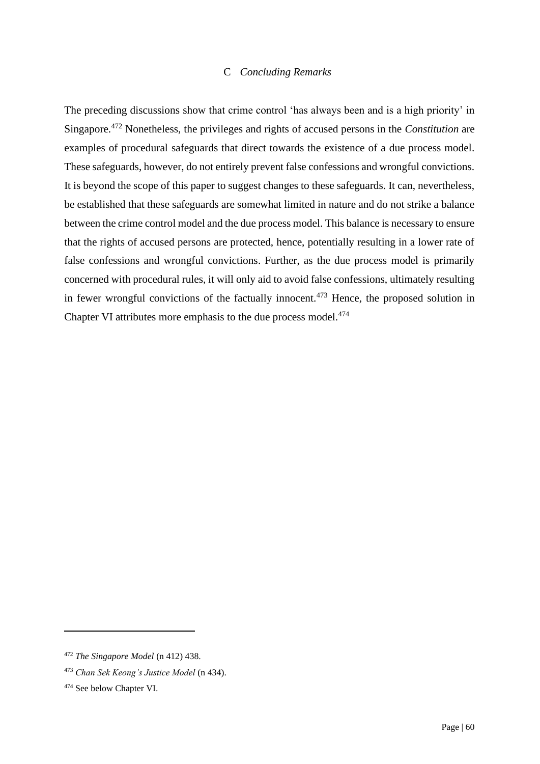### C *Concluding Remarks*

The preceding discussions show that crime control 'has always been and is a high priority' in Singapore.[472] Nonetheless, the privileges and rights of accused persons in the *Constitution* are examples of procedural safeguards that direct towards the existence of a due process model. These safeguards, however, do not entirely prevent false confessions and wrongful convictions. It is beyond the scope of this paper to suggest changes to these safeguards. It can, nevertheless, be established that these safeguards are somewhat limited in nature and do not strike a balance between the crime control model and the due process model. This balance is necessary to ensure that the rights of accused persons are protected, hence, potentially resulting in a lower rate of false confessions and wrongful convictions. Further, as the due process model is primarily concerned with procedural rules, it will only aid to avoid false confessions, ultimately resulting in fewer wrongful convictions of the factually innocent.[473] Hence, the proposed solution in Chapter VI attributes more emphasis to the due process model.[474]

---

[472] *The Singapore Model* (n 412) 438.

[473] *Chan Sek Keong's Justice Model* (n 434).

[474] See below Chapter VI.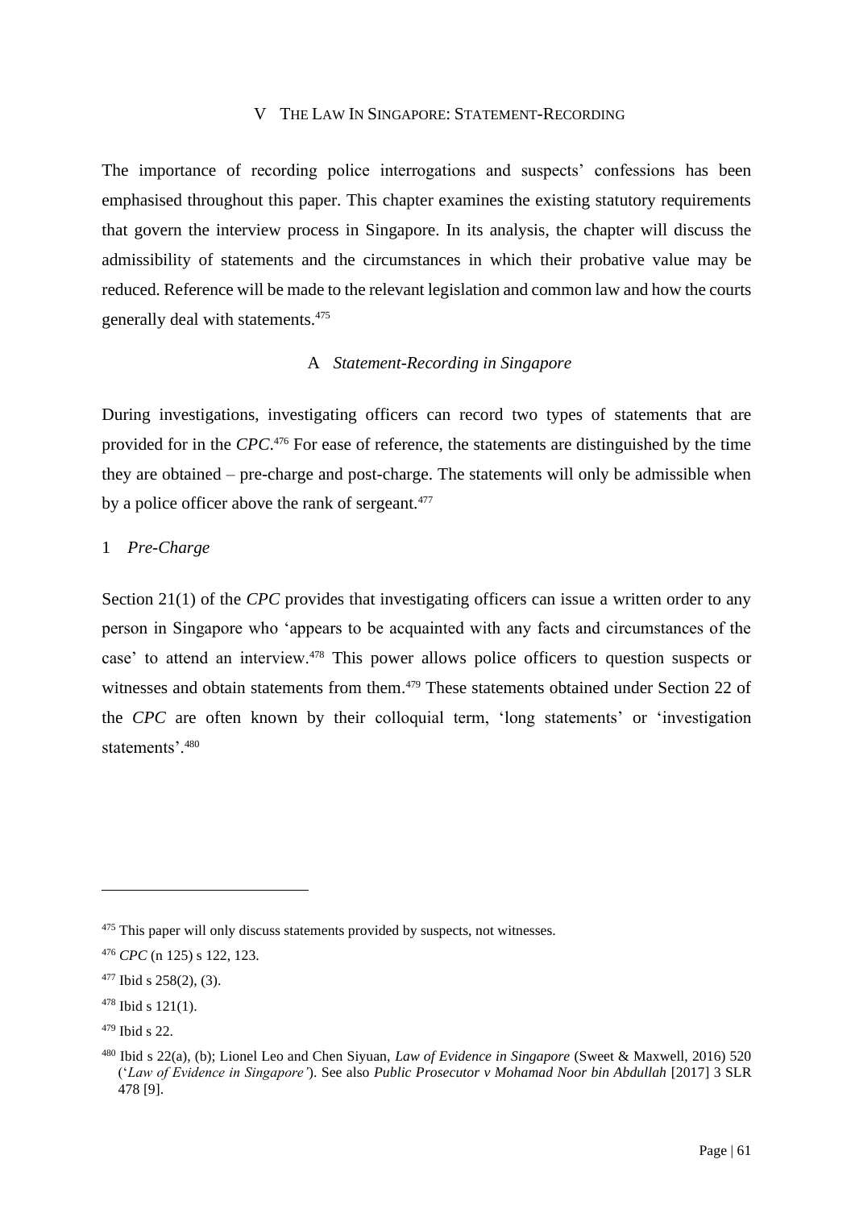# V The Law In Singapore: Statement-Recording

The importance of recording police interrogations and suspects' confessions has been emphasised throughout this paper. This chapter examines the existing statutory requirements that govern the interview process in Singapore. In its analysis, the chapter will discuss the admissibility of statements and the circumstances in which their probative value may be reduced. Reference will be made to the relevant legislation and common law and how the courts generally deal with statements.[475]

## A *Statement-Recording in Singapore*

During investigations, investigating officers can record two types of statements that are provided for in the *CPC*.[476] For ease of reference, the statements are distinguished by the time they are obtained – pre-charge and post-charge. The statements will only be admissible when by a police officer above the rank of sergeant.[477]

### 1 *Pre-Charge*

Section 21(1) of the *CPC* provides that investigating officers can issue a written order to any person in Singapore who 'appears to be acquainted with any facts and circumstances of the case' to attend an interview.[478] This power allows police officers to question suspects or witnesses and obtain statements from them.[479] These statements obtained under Section 22 of the *CPC* are often known by their colloquial term, 'long statements' or 'investigation statements'.[480]

---

[475] This paper will only discuss statements provided by suspects, not witnesses.

[476] *CPC* (n 125) s 122, 123.

[477] Ibid s 258(2), (3).

[478] Ibid s 121(1).

[479] Ibid s 22.

[480] Ibid s 22(a), (b); Lionel Leo and Chen Siyuan, *Law of Evidence in Singapore* (Sweet & Maxwell, 2016) 520 ('*Law of Evidence in Singapore'*). See also *Public Prosecutor v Mohamad Noor bin Abdullah* [2017] 3 SLR 478 [9].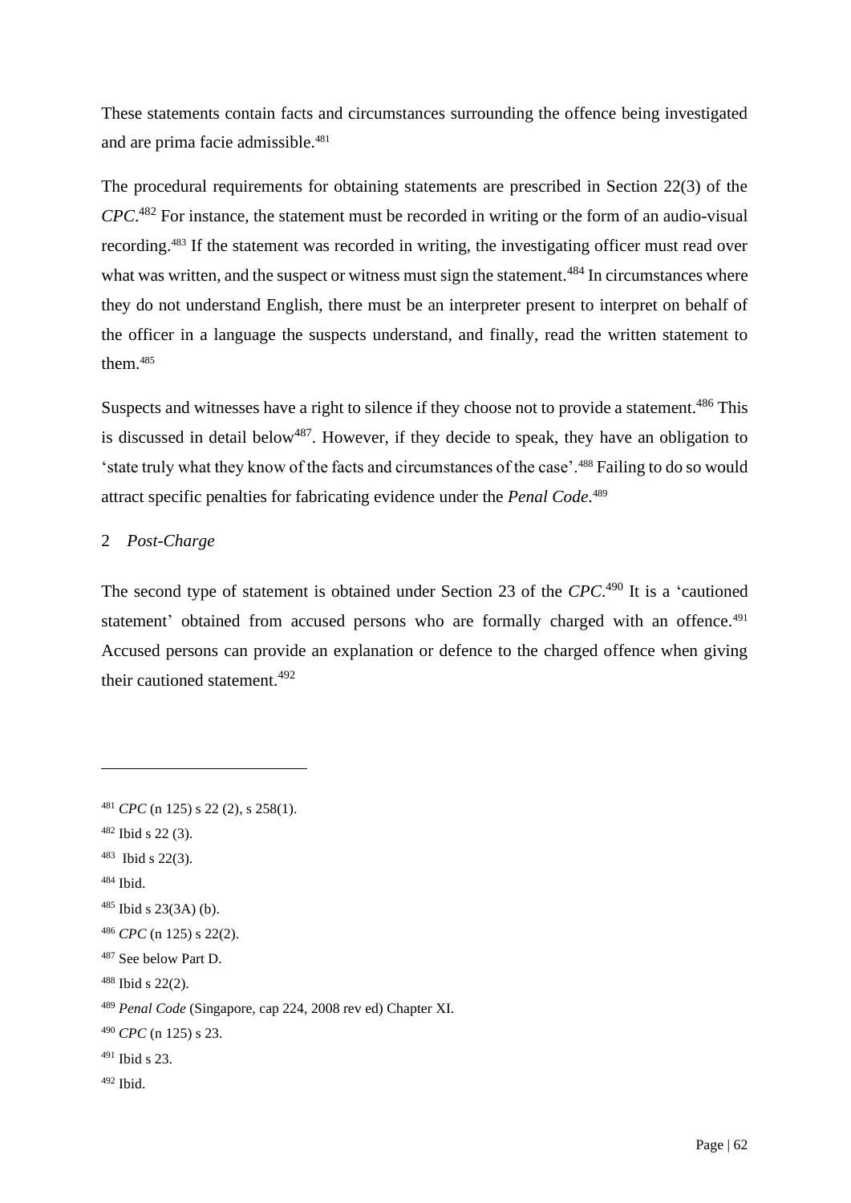These statements contain facts and circumstances surrounding the offence being investigated and are prima facie admissible.[481]

The procedural requirements for obtaining statements are prescribed in Section 22(3) of the *CPC*.[482] For instance, the statement must be recorded in writing or the form of an audio-visual recording.[483] If the statement was recorded in writing, the investigating officer must read over what was written, and the suspect or witness must sign the statement.[484] In circumstances where they do not understand English, there must be an interpreter present to interpret on behalf of the officer in a language the suspects understand, and finally, read the written statement to them.[485]

Suspects and witnesses have a right to silence if they choose not to provide a statement.[486] This is discussed in detail below[487]. However, if they decide to speak, they have an obligation to 'state truly what they know of the facts and circumstances of the case'.[488] Failing to do so would attract specific penalties for fabricating evidence under the *Penal Code*.[489]

### 2 *Post-Charge*

The second type of statement is obtained under Section 23 of the *CPC*.[490] It is a 'cautioned statement' obtained from accused persons who are formally charged with an offence.[491] Accused persons can provide an explanation or defence to the charged offence when giving their cautioned statement.[492]

---

[481] *CPC* (n 125) s 22 (2), s 258(1).

[482] Ibid s 22 (3).

[483] Ibid s 22(3).

[484] Ibid.

[485] Ibid s 23(3A) (b).

[486] *CPC* (n 125) s 22(2).

[487] See below Part D.

[488] Ibid s 22(2).

[489] *Penal Code* (Singapore, cap 224, 2008 rev ed) Chapter XI.

[490] *CPC* (n 125) s 23.

[491] Ibid s 23.

[492] Ibid.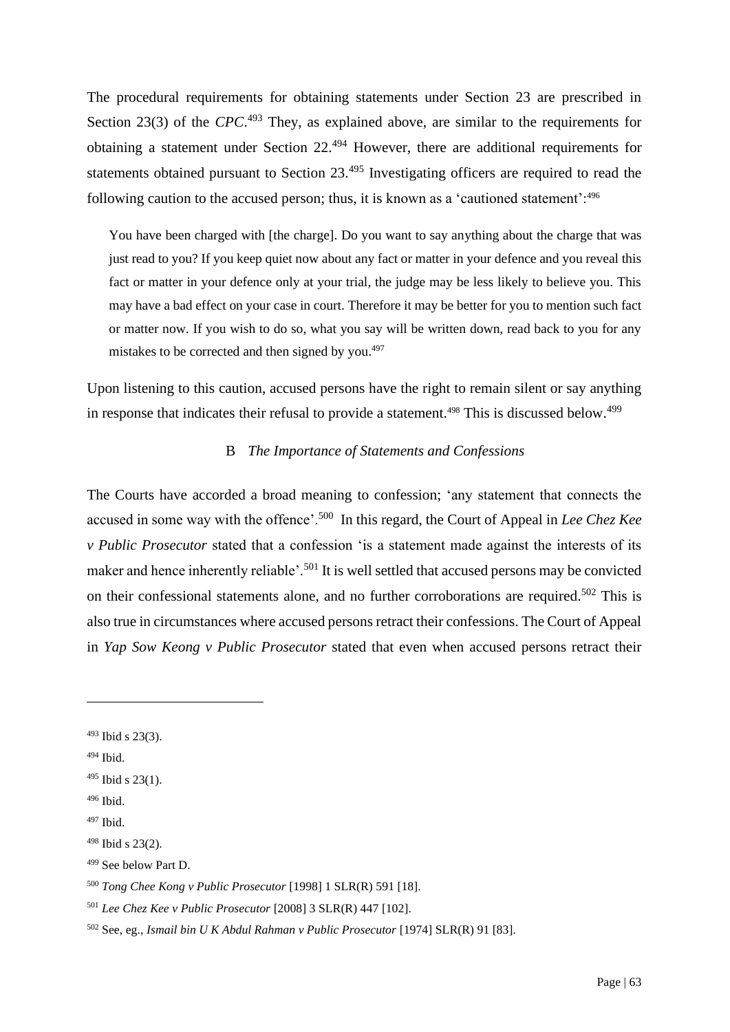The procedural requirements for obtaining statements under Section 23 are prescribed in Section 23(3) of the *CPC*.[493] They, as explained above, are similar to the requirements for obtaining a statement under Section 22.[494] However, there are additional requirements for statements obtained pursuant to Section 23.[495] Investigating officers are required to read the following caution to the accused person; thus, it is known as a 'cautioned statement':[496]

> You have been charged with [the charge]. Do you want to say anything about the charge that was just read to you? If you keep quiet now about any fact or matter in your defence and you reveal this fact or matter in your defence only at your trial, the judge may be less likely to believe you. This may have a bad effect on your case in court. Therefore it may be better for you to mention such fact or matter now. If you wish to do so, what you say will be written down, read back to you for any mistakes to be corrected and then signed by you.[497]

Upon listening to this caution, accused persons have the right to remain silent or say anything in response that indicates their refusal to provide a statement.[498] This is discussed below.[499]

### B *The Importance of Statements and Confessions*

The Courts have accorded a broad meaning to confession; 'any statement that connects the accused in some way with the offence'.[500] In this regard, the Court of Appeal in *Lee Chez Kee v Public Prosecutor* stated that a confession 'is a statement made against the interests of its maker and hence inherently reliable'.[501] It is well settled that accused persons may be convicted on their confessional statements alone, and no further corroborations are required.[502] This is also true in circumstances where accused persons retract their confessions. The Court of Appeal in *Yap Sow Keong v Public Prosecutor* stated that even when accused persons retract their

---

[493] Ibid s 23(3).

[494] Ibid.

[495] Ibid s 23(1).

[496] Ibid.

[497] Ibid.

[498] Ibid s 23(2).

[499] See below Part D.

[500] *Tong Chee Kong v Public Prosecutor* [1998] 1 SLR(R) 591 [18].

[501] *Lee Chez Kee v Public Prosecutor* [2008] 3 SLR(R) 447 [102].

[502] See, eg., *Ismail bin U K Abdul Rahman v Public Prosecutor* [1974] SLR(R) 91 [83].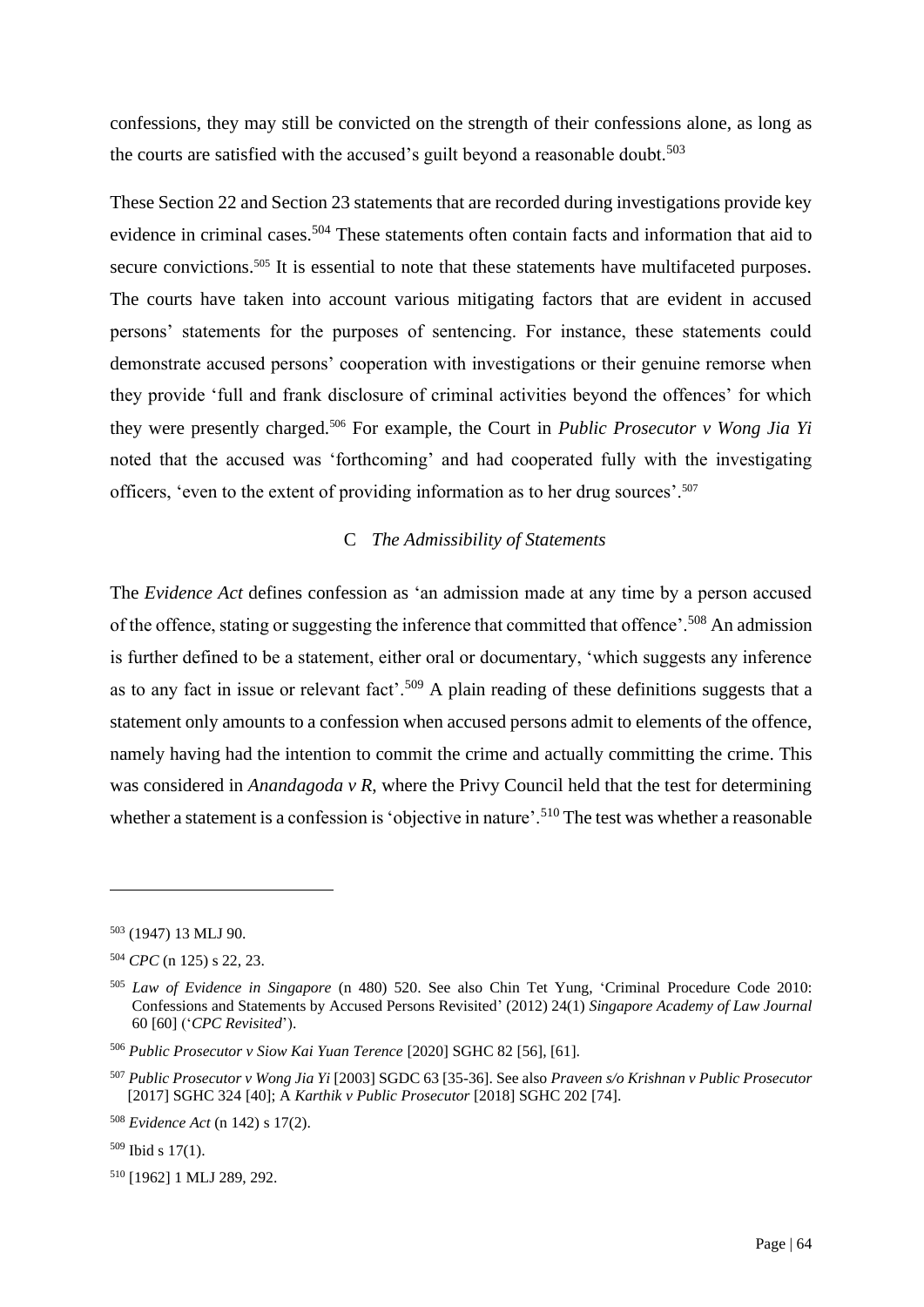confessions, they may still be convicted on the strength of their confessions alone, as long as the courts are satisfied with the accused's guilt beyond a reasonable doubt.[503]

These Section 22 and Section 23 statements that are recorded during investigations provide key evidence in criminal cases.[504] These statements often contain facts and information that aid to secure convictions.[505] It is essential to note that these statements have multifaceted purposes. The courts have taken into account various mitigating factors that are evident in accused persons' statements for the purposes of sentencing. For instance, these statements could demonstrate accused persons' cooperation with investigations or their genuine remorse when they provide 'full and frank disclosure of criminal activities beyond the offences' for which they were presently charged.[506] For example, the Court in *Public Prosecutor v Wong Jia Yi* noted that the accused was 'forthcoming' and had cooperated fully with the investigating officers, 'even to the extent of providing information as to her drug sources'.[507]

### C *The Admissibility of Statements*

The *Evidence Act* defines confession as 'an admission made at any time by a person accused of the offence, stating or suggesting the inference that committed that offence'.[508] An admission is further defined to be a statement, either oral or documentary, 'which suggests any inference as to any fact in issue or relevant fact'.[509] A plain reading of these definitions suggests that a statement only amounts to a confession when accused persons admit to elements of the offence, namely having had the intention to commit the crime and actually committing the crime. This was considered in *Anandagoda v R*, where the Privy Council held that the test for determining whether a statement is a confession is 'objective in nature'.[510] The test was whether a reasonable

---

[503] (1947) 13 MLJ 90.

[504] *CPC* (n 125) s 22, 23.

[505] *Law of Evidence in Singapore* (n 480) 520. See also Chin Tet Yung, 'Criminal Procedure Code 2010: Confessions and Statements by Accused Persons Revisited' (2012) 24(1) *Singapore Academy of Law Journal* 60 [60] ('*CPC Revisited*').

[506] *Public Prosecutor v Siow Kai Yuan Terence* [2020] SGHC 82 [56], [61].

[507] *Public Prosecutor v Wong Jia Yi* [2003] SGDC 63 [35-36]. See also *Praveen s/o Krishnan v Public Prosecutor* [2017] SGHC 324 [40]; A *Karthik v Public Prosecutor* [2018] SGHC 202 [74].

[508] *Evidence Act* (n 142) s 17(2).

[509] Ibid s 17(1).

[510] [1962] 1 MLJ 289, 292.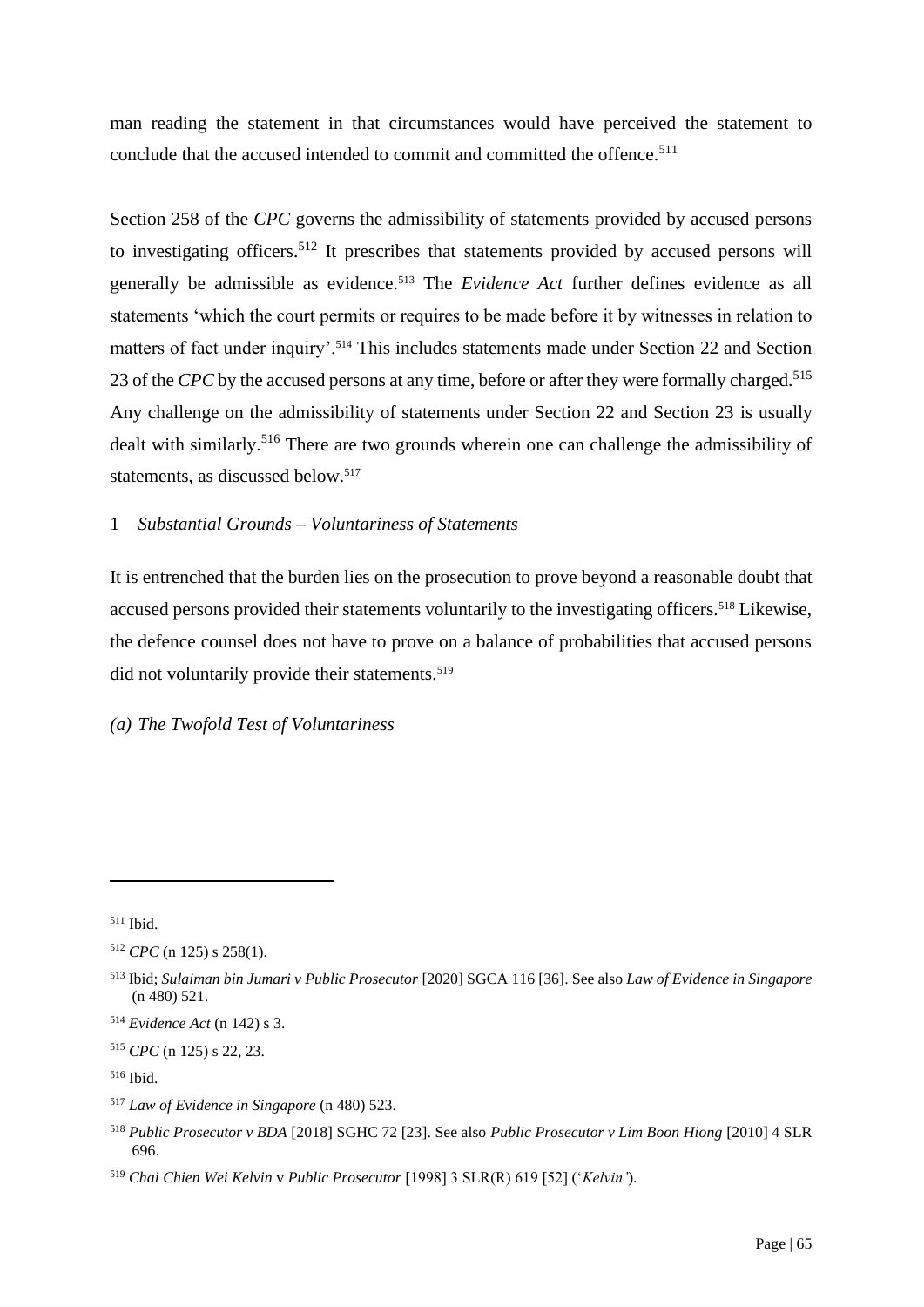man reading the statement in that circumstances would have perceived the statement to conclude that the accused intended to commit and committed the offence.[511]

Section 258 of the *CPC* governs the admissibility of statements provided by accused persons to investigating officers.[512] It prescribes that statements provided by accused persons will generally be admissible as evidence.[513] The *Evidence Act* further defines evidence as all statements 'which the court permits or requires to be made before it by witnesses in relation to matters of fact under inquiry'.[514] This includes statements made under Section 22 and Section 23 of the *CPC* by the accused persons at any time, before or after they were formally charged.[515] Any challenge on the admissibility of statements under Section 22 and Section 23 is usually dealt with similarly.[516] There are two grounds wherein one can challenge the admissibility of statements, as discussed below.[517]

### 1 *Substantial Grounds – Voluntariness of Statements*

It is entrenched that the burden lies on the prosecution to prove beyond a reasonable doubt that accused persons provided their statements voluntarily to the investigating officers.[518] Likewise, the defence counsel does not have to prove on a balance of probabilities that accused persons did not voluntarily provide their statements.[519]

#### *(a) The Twofold Test of Voluntariness*

---

[511] Ibid.

[512] *CPC* (n 125) s 258(1).

[513] Ibid; *Sulaiman bin Jumari v Public Prosecutor* [2020] SGCA 116 [36]. See also *Law of Evidence in Singapore* (n 480) 521.

[514] *Evidence Act* (n 142) s 3.

[515] *CPC* (n 125) s 22, 23.

[516] Ibid.

[517] *Law of Evidence in Singapore* (n 480) 523.

[518] *Public Prosecutor v BDA* [2018] SGHC 72 [23]. See also *Public Prosecutor v Lim Boon Hiong* [2010] 4 SLR 696.

[519] *Chai Chien Wei Kelvin* v *Public Prosecutor* [1998] 3 SLR(R) 619 [52] ('*Kelvin'*).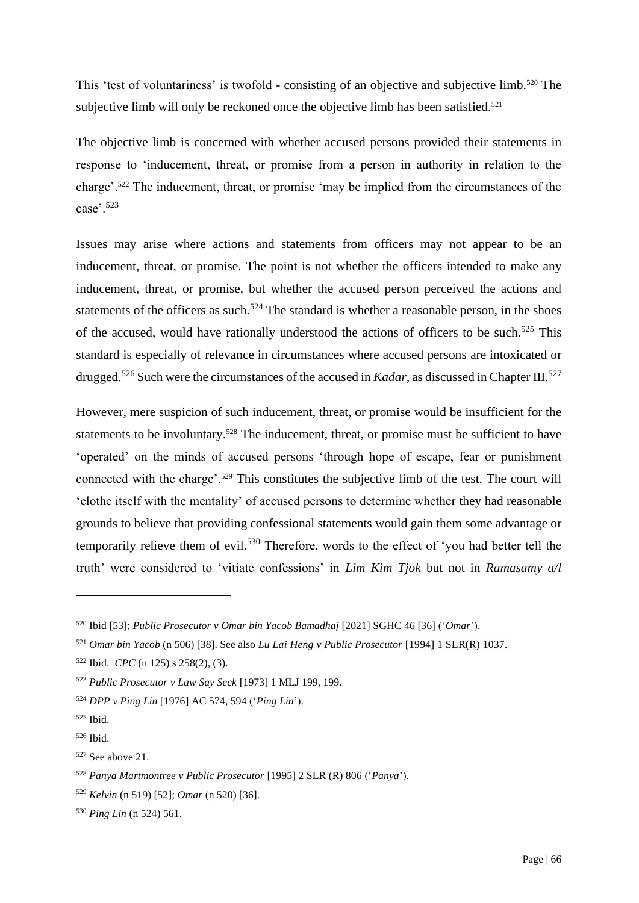This 'test of voluntariness' is twofold - consisting of an objective and subjective limb.[520] The subjective limb will only be reckoned once the objective limb has been satisfied.[521]

The objective limb is concerned with whether accused persons provided their statements in response to 'inducement, threat, or promise from a person in authority in relation to the charge'.[522] The inducement, threat, or promise 'may be implied from the circumstances of the case'.[523]

Issues may arise where actions and statements from officers may not appear to be an inducement, threat, or promise. The point is not whether the officers intended to make any inducement, threat, or promise, but whether the accused person perceived the actions and statements of the officers as such.[524] The standard is whether a reasonable person, in the shoes of the accused, would have rationally understood the actions of officers to be such.[525] This standard is especially of relevance in circumstances where accused persons are intoxicated or drugged.[526] Such were the circumstances of the accused in *Kadar*, as discussed in Chapter III.[527]

However, mere suspicion of such inducement, threat, or promise would be insufficient for the statements to be involuntary.[528] The inducement, threat, or promise must be sufficient to have 'operated' on the minds of accused persons 'through hope of escape, fear or punishment connected with the charge'.[529] This constitutes the subjective limb of the test. The court will 'clothe itself with the mentality' of accused persons to determine whether they had reasonable grounds to believe that providing confessional statements would gain them some advantage or temporarily relieve them of evil.[530] Therefore, words to the effect of 'you had better tell the truth' were considered to 'vitiate confessions' in *Lim Kim Tjok* but not in *Ramasamy a/l*

---

[520] Ibid [53]; *Public Prosecutor v Omar bin Yacob Bamadhaj* [2021] SGHC 46 [36] ('*Omar*').

[521] *Omar bin Yacob* (n 506) [38]. See also *Lu Lai Heng v Public Prosecutor* [1994] 1 SLR(R) 1037.

[522] Ibid. *CPC* (n 125) s 258(2), (3).

[523] *Public Prosecutor v Law Say Seck* [1973] 1 MLJ 199, 199.

[524] *DPP v Ping Lin* [1976] AC 574, 594 ('*Ping Lin*').

[525] Ibid.

[526] Ibid.

[527] See above 21.

[528] *Panya Martmontree v Public Prosecutor* [1995] 2 SLR (R) 806 ('*Panya*').

[529] *Kelvin* (n 519) [52]; *Omar* (n 520) [36].

[530] *Ping Lin* (n 524) 561.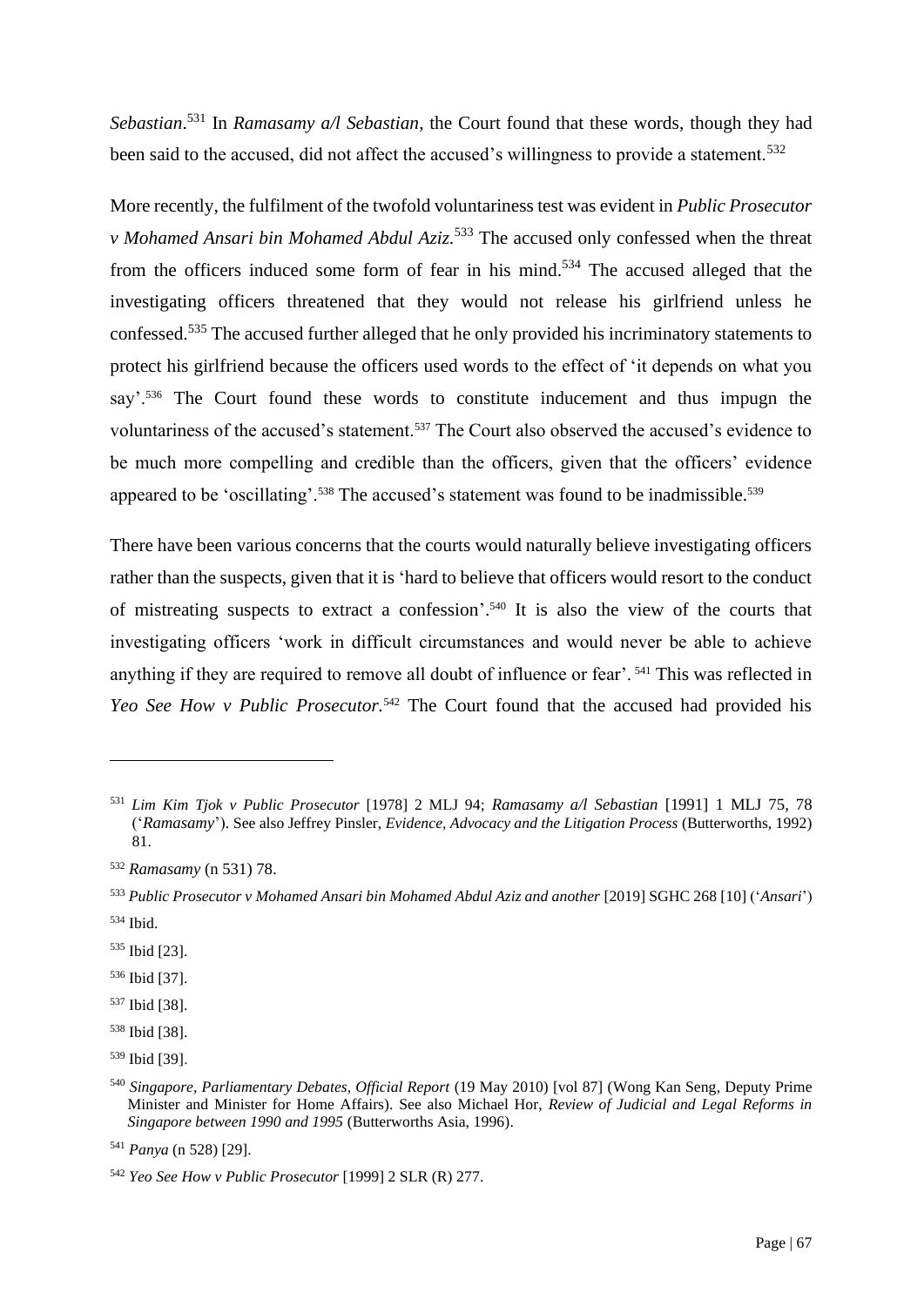*Sebastian*.[531] In *Ramasamy a/l Sebastian*, the Court found that these words, though they had been said to the accused, did not affect the accused's willingness to provide a statement.[532]

More recently, the fulfilment of the twofold voluntariness test was evident in *Public Prosecutor v Mohamed Ansari bin Mohamed Abdul Aziz.*[533] The accused only confessed when the threat from the officers induced some form of fear in his mind.[534] The accused alleged that the investigating officers threatened that they would not release his girlfriend unless he confessed.[535] The accused further alleged that he only provided his incriminatory statements to protect his girlfriend because the officers used words to the effect of 'it depends on what you say'.[536] The Court found these words to constitute inducement and thus impugn the voluntariness of the accused's statement.[537] The Court also observed the accused's evidence to be much more compelling and credible than the officers, given that the officers' evidence appeared to be 'oscillating'.[538] The accused's statement was found to be inadmissible.[539]

There have been various concerns that the courts would naturally believe investigating officers rather than the suspects, given that it is 'hard to believe that officers would resort to the conduct of mistreating suspects to extract a confession'.[540] It is also the view of the courts that investigating officers 'work in difficult circumstances and would never be able to achieve anything if they are required to remove all doubt of influence or fear'.[541] This was reflected in *Yeo See How v Public Prosecutor*.[542] The Court found that the accused had provided his

---

[531] *Lim Kim Tjok v Public Prosecutor* [1978] 2 MLJ 94; *Ramasamy a/l Sebastian* [1991] 1 MLJ 75, 78 ('*Ramasamy*'). See also Jeffrey Pinsler, *Evidence, Advocacy and the Litigation Process* (Butterworths, 1992) 81.

[532] *Ramasamy* (n 531) 78.

[533] *Public Prosecutor v Mohamed Ansari bin Mohamed Abdul Aziz and another* [2019] SGHC 268 [10] ('*Ansari*')

[534] Ibid.

[535] Ibid [23].

[536] Ibid [37].

[537] Ibid [38].

[538] Ibid [38].

[539] Ibid [39].

[540] *Singapore, Parliamentary Debates, Official Report* (19 May 2010) [vol 87] (Wong Kan Seng, Deputy Prime Minister and Minister for Home Affairs). See also Michael Hor, *Review of Judicial and Legal Reforms in Singapore between 1990 and 1995* (Butterworths Asia, 1996).

[541] *Panya* (n 528) [29].

[542] *Yeo See How v Public Prosecutor* [1999] 2 SLR (R) 277.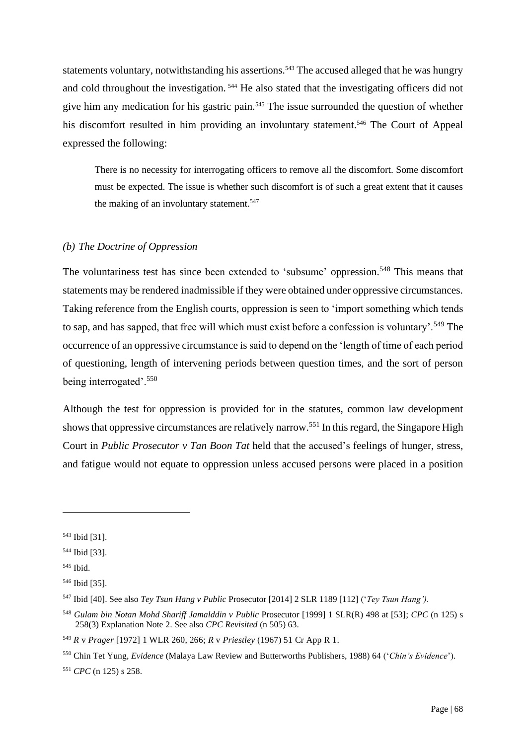statements voluntary, notwithstanding his assertions.[543] The accused alleged that he was hungry and cold throughout the investigation.[544] He also stated that the investigating officers did not give him any medication for his gastric pain.[545] The issue surrounded the question of whether his discomfort resulted in him providing an involuntary statement.[546] The Court of Appeal expressed the following:

> There is no necessity for interrogating officers to remove all the discomfort. Some discomfort must be expected. The issue is whether such discomfort is of such a great extent that it causes the making of an involuntary statement.[547]

*(b) The Doctrine of Oppression*

The voluntariness test has since been extended to 'subsume' oppression.[548] This means that statements may be rendered inadmissible if they were obtained under oppressive circumstances. Taking reference from the English courts, oppression is seen to 'import something which tends to sap, and has sapped, that free will which must exist before a confession is voluntary'.[549] The occurrence of an oppressive circumstance is said to depend on the 'length of time of each period of questioning, length of intervening periods between question times, and the sort of person being interrogated'.[550]

Although the test for oppression is provided for in the statutes, common law development shows that oppressive circumstances are relatively narrow.[551] In this regard, the Singapore High Court in *Public Prosecutor v Tan Boon Tat* held that the accused's feelings of hunger, stress, and fatigue would not equate to oppression unless accused persons were placed in a position

---

[543] Ibid [31].

[544] Ibid [33].

[545] Ibid.

[546] Ibid [35].

[547] Ibid [40]. See also *Tey Tsun Hang v Public* Prosecutor [2014] 2 SLR 1189 [112] ('*Tey Tsun Hang'*).

[548] *Gulam bin Notan Mohd Shariff Jamalddin v Public* Prosecutor [1999] 1 SLR(R) 498 at [53]; *CPC* (n 125) s 258(3) Explanation Note 2. See also *CPC Revisited* (n 505) 63.

[549] *R* v *Prager* [1972] 1 WLR 260, 266; *R* v *Priestley* (1967) 51 Cr App R 1.

[550] Chin Tet Yung, *Evidence* (Malaya Law Review and Butterworths Publishers, 1988) 64 ('*Chin's Evidence*').

[551] *CPC* (n 125) s 258.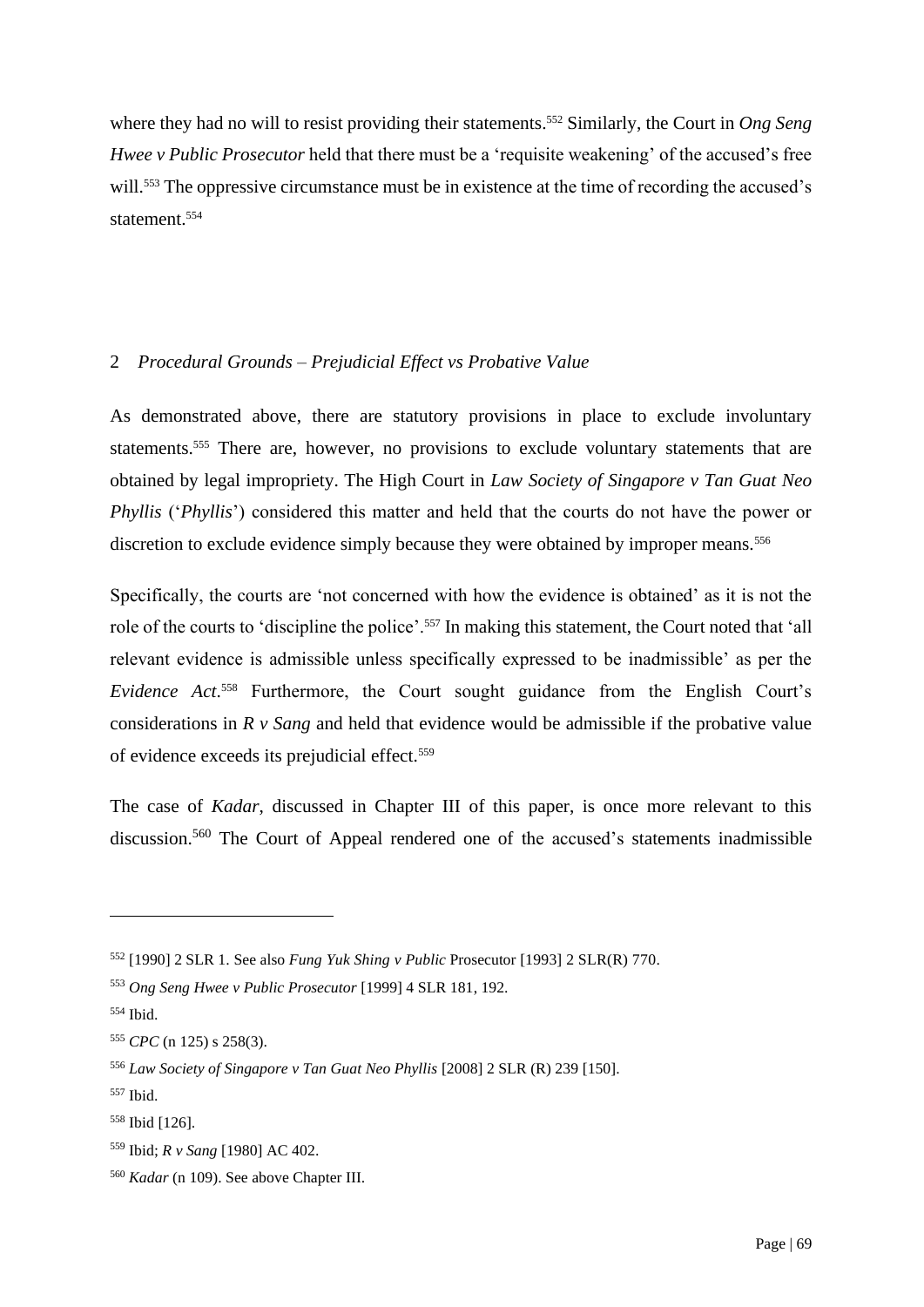where they had no will to resist providing their statements.[552] Similarly, the Court in *Ong Seng Hwee v Public Prosecutor* held that there must be a 'requisite weakening' of the accused's free will.[553] The oppressive circumstance must be in existence at the time of recording the accused's statement.[554]

### 2 *Procedural Grounds – Prejudicial Effect vs Probative Value*

As demonstrated above, there are statutory provisions in place to exclude involuntary statements.[555] There are, however, no provisions to exclude voluntary statements that are obtained by legal impropriety. The High Court in *Law Society of Singapore v Tan Guat Neo Phyllis* ('*Phyllis*') considered this matter and held that the courts do not have the power or discretion to exclude evidence simply because they were obtained by improper means.[556]

Specifically, the courts are 'not concerned with how the evidence is obtained' as it is not the role of the courts to 'discipline the police'.[557] In making this statement, the Court noted that 'all relevant evidence is admissible unless specifically expressed to be inadmissible' as per the *Evidence Act*.[558] Furthermore, the Court sought guidance from the English Court's considerations in *R v Sang* and held that evidence would be admissible if the probative value of evidence exceeds its prejudicial effect.[559]

The case of *Kadar*, discussed in Chapter III of this paper, is once more relevant to this discussion.[560] The Court of Appeal rendered one of the accused's statements inadmissible

---

[552] [1990] 2 SLR 1. See also *Fung Yuk Shing v Public* Prosecutor [1993] 2 SLR(R) 770.

[553] *Ong Seng Hwee v Public Prosecutor* [1999] 4 SLR 181, 192.

[554] Ibid.

[555] *CPC* (n 125) s 258(3).

[556] *Law Society of Singapore v Tan Guat Neo Phyllis* [2008] 2 SLR (R) 239 [150].

[557] Ibid.

[558] Ibid [126].

[559] Ibid; *R v Sang* [1980] AC 402.

[560] *Kadar* (n 109). See above Chapter III.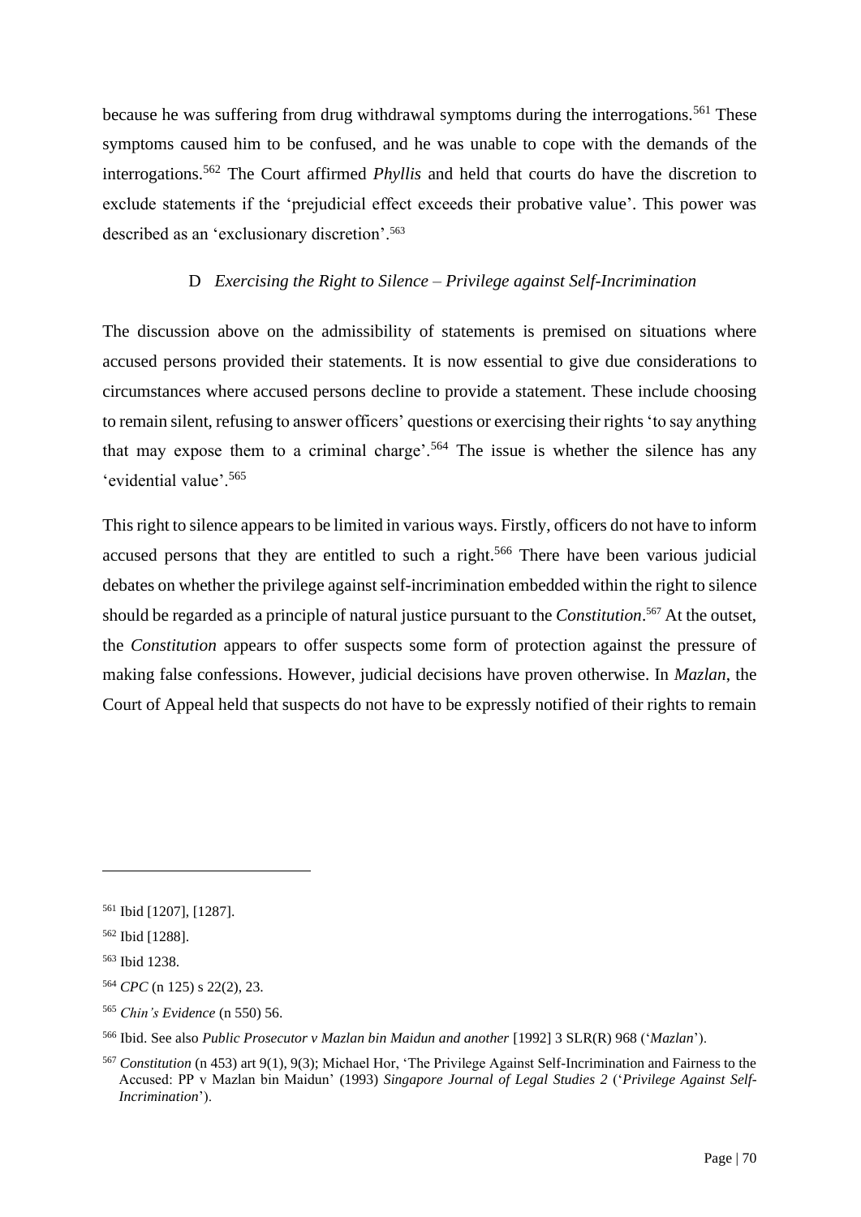because he was suffering from drug withdrawal symptoms during the interrogations.[561] These symptoms caused him to be confused, and he was unable to cope with the demands of the interrogations.[562] The Court affirmed *Phyllis* and held that courts do have the discretion to exclude statements if the 'prejudicial effect exceeds their probative value'. This power was described as an 'exclusionary discretion'.[563]

### D *Exercising the Right to Silence – Privilege against Self-Incrimination*

The discussion above on the admissibility of statements is premised on situations where accused persons provided their statements. It is now essential to give due considerations to circumstances where accused persons decline to provide a statement. These include choosing to remain silent, refusing to answer officers' questions or exercising their rights 'to say anything that may expose them to a criminal charge'.[564] The issue is whether the silence has any 'evidential value'.[565]

This right to silence appears to be limited in various ways. Firstly, officers do not have to inform accused persons that they are entitled to such a right.[566] There have been various judicial debates on whether the privilege against self-incrimination embedded within the right to silence should be regarded as a principle of natural justice pursuant to the *Constitution*.[567] At the outset, the *Constitution* appears to offer suspects some form of protection against the pressure of making false confessions. However, judicial decisions have proven otherwise. In *Mazlan*, the Court of Appeal held that suspects do not have to be expressly notified of their rights to remain

---

[561] Ibid [1207], [1287].

[562] Ibid [1288].

[563] Ibid 1238.

[564] *CPC* (n 125) s 22(2), 23.

[565] *Chin's Evidence* (n 550) 56.

[566] Ibid. See also *Public Prosecutor v Mazlan bin Maidun and another* [1992] 3 SLR(R) 968 ('*Mazlan*').

[567] *Constitution* (n 453) art 9(1), 9(3); Michael Hor, 'The Privilege Against Self-Incrimination and Fairness to the Accused: PP v Mazlan bin Maidun' (1993) *Singapore Journal of Legal Studies 2* ('*Privilege Against Self-Incrimination*').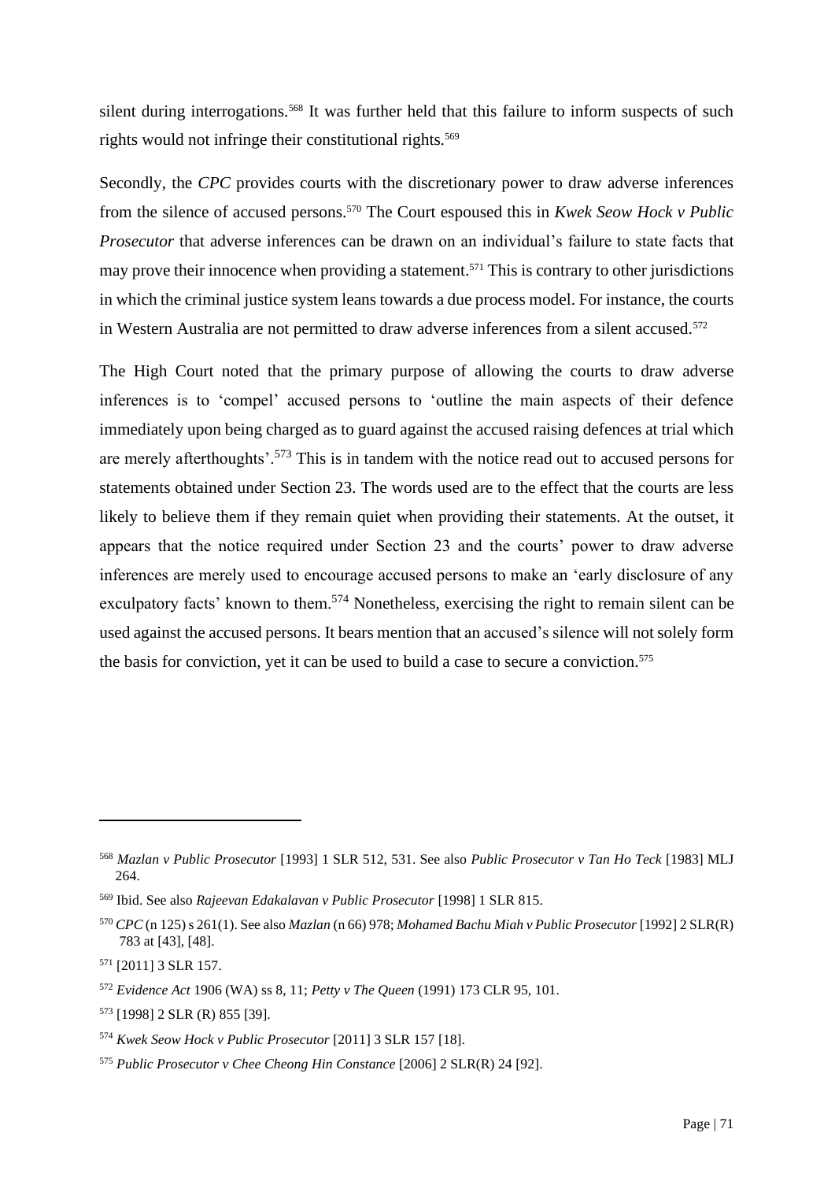silent during interrogations.[568] It was further held that this failure to inform suspects of such rights would not infringe their constitutional rights.[569]

Secondly, the *CPC* provides courts with the discretionary power to draw adverse inferences from the silence of accused persons.[570] The Court espoused this in *Kwek Seow Hock v Public Prosecutor* that adverse inferences can be drawn on an individual's failure to state facts that may prove their innocence when providing a statement.[571] This is contrary to other jurisdictions in which the criminal justice system leans towards a due process model. For instance, the courts in Western Australia are not permitted to draw adverse inferences from a silent accused.[572]

The High Court noted that the primary purpose of allowing the courts to draw adverse inferences is to 'compel' accused persons to 'outline the main aspects of their defence immediately upon being charged as to guard against the accused raising defences at trial which are merely afterthoughts'.[573] This is in tandem with the notice read out to accused persons for statements obtained under Section 23. The words used are to the effect that the courts are less likely to believe them if they remain quiet when providing their statements. At the outset, it appears that the notice required under Section 23 and the courts' power to draw adverse inferences are merely used to encourage accused persons to make an 'early disclosure of any exculpatory facts' known to them.[574] Nonetheless, exercising the right to remain silent can be used against the accused persons. It bears mention that an accused's silence will not solely form the basis for conviction, yet it can be used to build a case to secure a conviction.[575]

---

[568] *Mazlan v Public Prosecutor* [1993] 1 SLR 512, 531. See also *Public Prosecutor v Tan Ho Teck* [1983] MLJ 264.

[569] Ibid. See also *Rajeevan Edakalavan v Public Prosecutor* [1998] 1 SLR 815.

[570] *CPC* (n 125) s 261(1). See also *Mazlan* (n 66) 978; *Mohamed Bachu Miah v Public Prosecutor* [1992] 2 SLR(R) 783 at [43], [48].

[571] [2011] 3 SLR 157.

[572] *Evidence Act* 1906 (WA) ss 8, 11; *Petty v The Queen* (1991) 173 CLR 95, 101.

[573] [1998] 2 SLR (R) 855 [39].

[574] *Kwek Seow Hock v Public Prosecutor* [2011] 3 SLR 157 [18].

[575] *Public Prosecutor v Chee Cheong Hin Constance* [2006] 2 SLR(R) 24 [92].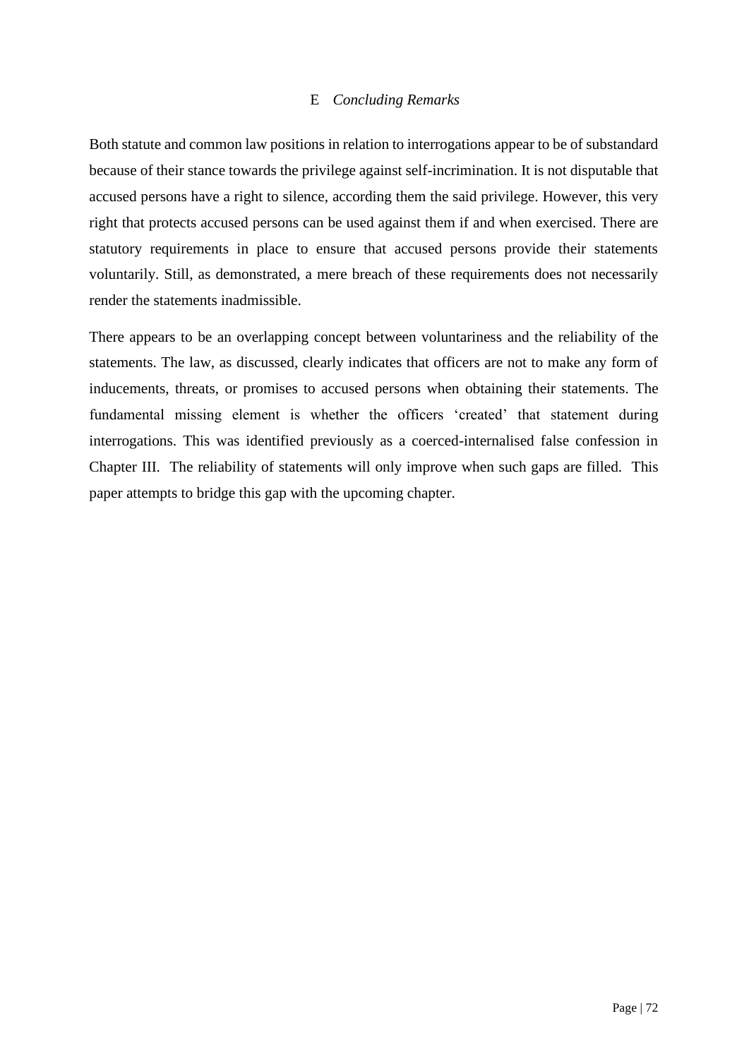### E *Concluding Remarks*

Both statute and common law positions in relation to interrogations appear to be of substandard because of their stance towards the privilege against self-incrimination. It is not disputable that accused persons have a right to silence, according them the said privilege. However, this very right that protects accused persons can be used against them if and when exercised. There are statutory requirements in place to ensure that accused persons provide their statements voluntarily. Still, as demonstrated, a mere breach of these requirements does not necessarily render the statements inadmissible.

There appears to be an overlapping concept between voluntariness and the reliability of the statements. The law, as discussed, clearly indicates that officers are not to make any form of inducements, threats, or promises to accused persons when obtaining their statements. The fundamental missing element is whether the officers 'created' that statement during interrogations. This was identified previously as a coerced-internalised false confession in Chapter III. The reliability of statements will only improve when such gaps are filled. This paper attempts to bridge this gap with the upcoming chapter.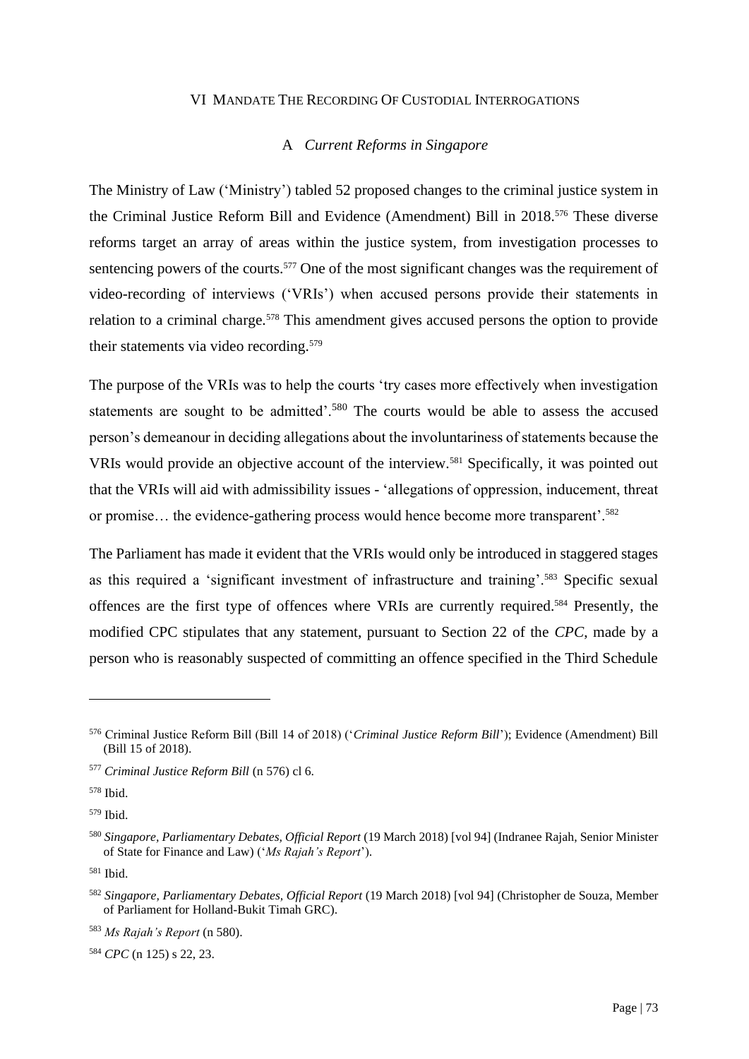## VI Mandate The Recording Of Custodial Interrogations

### A *Current Reforms in Singapore*

The Ministry of Law ('Ministry') tabled 52 proposed changes to the criminal justice system in the Criminal Justice Reform Bill and Evidence (Amendment) Bill in 2018.[576] These diverse reforms target an array of areas within the justice system, from investigation processes to sentencing powers of the courts.[577] One of the most significant changes was the requirement of video-recording of interviews ('VRIs') when accused persons provide their statements in relation to a criminal charge.[578] This amendment gives accused persons the option to provide their statements via video recording.[579]

The purpose of the VRIs was to help the courts 'try cases more effectively when investigation statements are sought to be admitted'.[580] The courts would be able to assess the accused person's demeanour in deciding allegations about the involuntariness of statements because the VRIs would provide an objective account of the interview.[581] Specifically, it was pointed out that the VRIs will aid with admissibility issues - 'allegations of oppression, inducement, threat or promise… the evidence-gathering process would hence become more transparent'.[582]

The Parliament has made it evident that the VRIs would only be introduced in staggered stages as this required a 'significant investment of infrastructure and training'.[583] Specific sexual offences are the first type of offences where VRIs are currently required.[584] Presently, the modified CPC stipulates that any statement, pursuant to Section 22 of the *CPC*, made by a person who is reasonably suspected of committing an offence specified in the Third Schedule

---

[576] Criminal Justice Reform Bill (Bill 14 of 2018) ('*Criminal Justice Reform Bill*'); Evidence (Amendment) Bill (Bill 15 of 2018).

[577] *Criminal Justice Reform Bill* (n 576) cl 6.

[578] Ibid.

[579] Ibid.

[580] *Singapore, Parliamentary Debates, Official Report* (19 March 2018) [vol 94] (Indranee Rajah, Senior Minister of State for Finance and Law) ('*Ms Rajah's Report*').

[581] Ibid.

[582] *Singapore, Parliamentary Debates, Official Report* (19 March 2018) [vol 94] (Christopher de Souza, Member of Parliament for Holland-Bukit Timah GRC).

[583] *Ms Rajah's Report* (n 580).

[584] *CPC* (n 125) s 22, 23.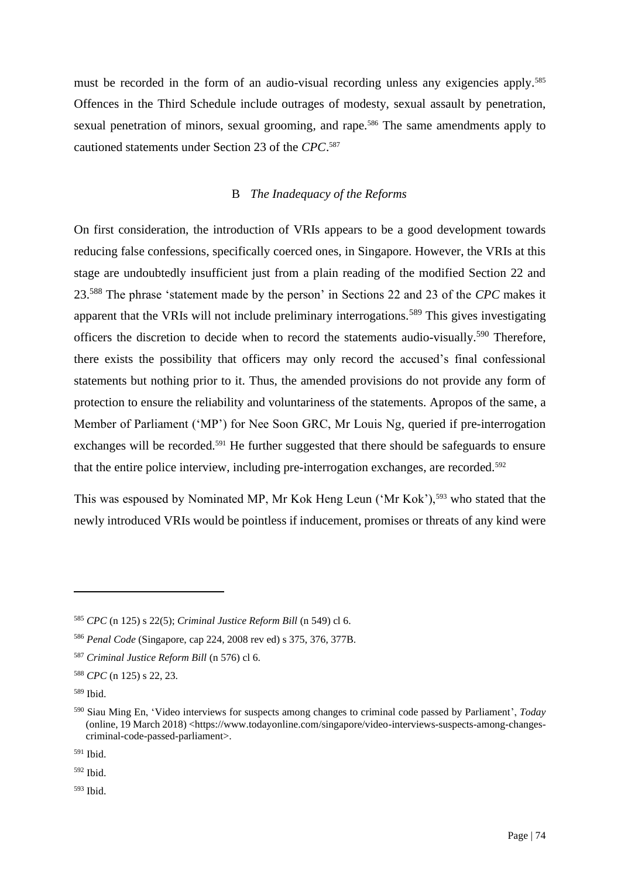must be recorded in the form of an audio-visual recording unless any exigencies apply.[585] Offences in the Third Schedule include outrages of modesty, sexual assault by penetration, sexual penetration of minors, sexual grooming, and rape.[586] The same amendments apply to cautioned statements under Section 23 of the *CPC*.[587]

### B *The Inadequacy of the Reforms*

On first consideration, the introduction of VRIs appears to be a good development towards reducing false confessions, specifically coerced ones, in Singapore. However, the VRIs at this stage are undoubtedly insufficient just from a plain reading of the modified Section 22 and 23.[588] The phrase 'statement made by the person' in Sections 22 and 23 of the *CPC* makes it apparent that the VRIs will not include preliminary interrogations.[589] This gives investigating officers the discretion to decide when to record the statements audio-visually.[590] Therefore, there exists the possibility that officers may only record the accused's final confessional statements but nothing prior to it. Thus, the amended provisions do not provide any form of protection to ensure the reliability and voluntariness of the statements. Apropos of the same, a Member of Parliament ('MP') for Nee Soon GRC, Mr Louis Ng, queried if pre-interrogation exchanges will be recorded.[591] He further suggested that there should be safeguards to ensure that the entire police interview, including pre-interrogation exchanges, are recorded.[592]

This was espoused by Nominated MP, Mr Kok Heng Leun ('Mr Kok'),[593] who stated that the newly introduced VRIs would be pointless if inducement, promises or threats of any kind were

---

[585] *CPC* (n 125) s 22(5); *Criminal Justice Reform Bill* (n 549) cl 6.

[586] *Penal Code* (Singapore, cap 224, 2008 rev ed) s 375, 376, 377B.

[587] *Criminal Justice Reform Bill* (n 576) cl 6.

[588] *CPC* (n 125) s 22, 23.

[589] Ibid.

[590] Siau Ming En, 'Video interviews for suspects among changes to criminal code passed by Parliament', *Today* (online, 19 March 2018) <https://www.todayonline.com/singapore/video-interviews-suspects-among-changes-criminal-code-passed-parliament>.

[591] Ibid.

[592] Ibid.

[593] Ibid.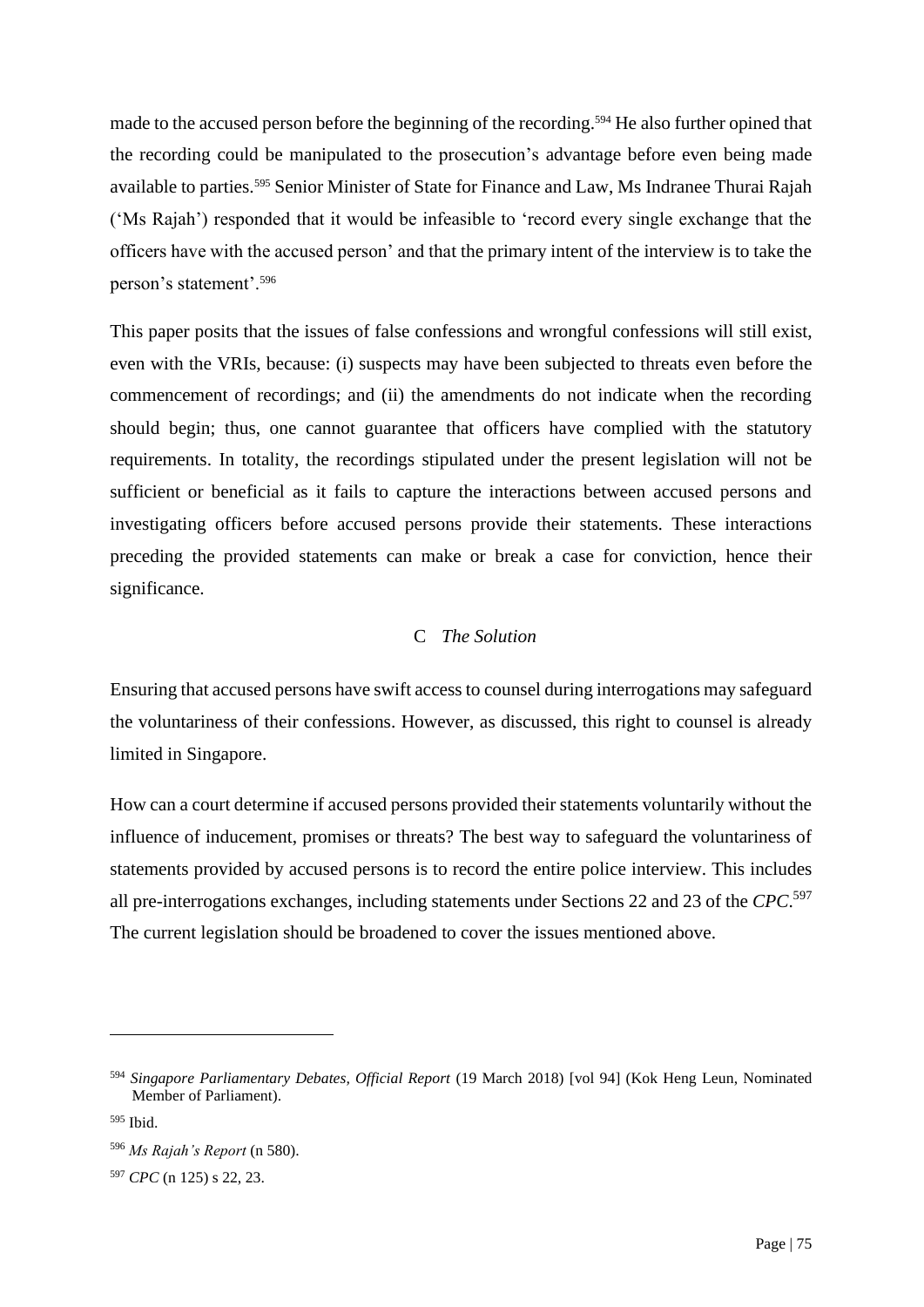made to the accused person before the beginning of the recording.[594] He also further opined that the recording could be manipulated to the prosecution's advantage before even being made available to parties.[595] Senior Minister of State for Finance and Law, Ms Indranee Thurai Rajah ('Ms Rajah') responded that it would be infeasible to 'record every single exchange that the officers have with the accused person' and that the primary intent of the interview is to take the person's statement'.[596]

This paper posits that the issues of false confessions and wrongful confessions will still exist, even with the VRIs, because: (i) suspects may have been subjected to threats even before the commencement of recordings; and (ii) the amendments do not indicate when the recording should begin; thus, one cannot guarantee that officers have complied with the statutory requirements. In totality, the recordings stipulated under the present legislation will not be sufficient or beneficial as it fails to capture the interactions between accused persons and investigating officers before accused persons provide their statements. These interactions preceding the provided statements can make or break a case for conviction, hence their significance.

### C *The Solution*

Ensuring that accused persons have swift access to counsel during interrogations may safeguard the voluntariness of their confessions. However, as discussed, this right to counsel is already limited in Singapore.

How can a court determine if accused persons provided their statements voluntarily without the influence of inducement, promises or threats? The best way to safeguard the voluntariness of statements provided by accused persons is to record the entire police interview. This includes all pre-interrogations exchanges, including statements under Sections 22 and 23 of the *CPC*.[597] The current legislation should be broadened to cover the issues mentioned above.

---

[594] *Singapore Parliamentary Debates, Official Report* (19 March 2018) [vol 94] (Kok Heng Leun, Nominated Member of Parliament).

[595] Ibid.

[596] *Ms Rajah's Report* (n 580).

[597] *CPC* (n 125) s 22, 23.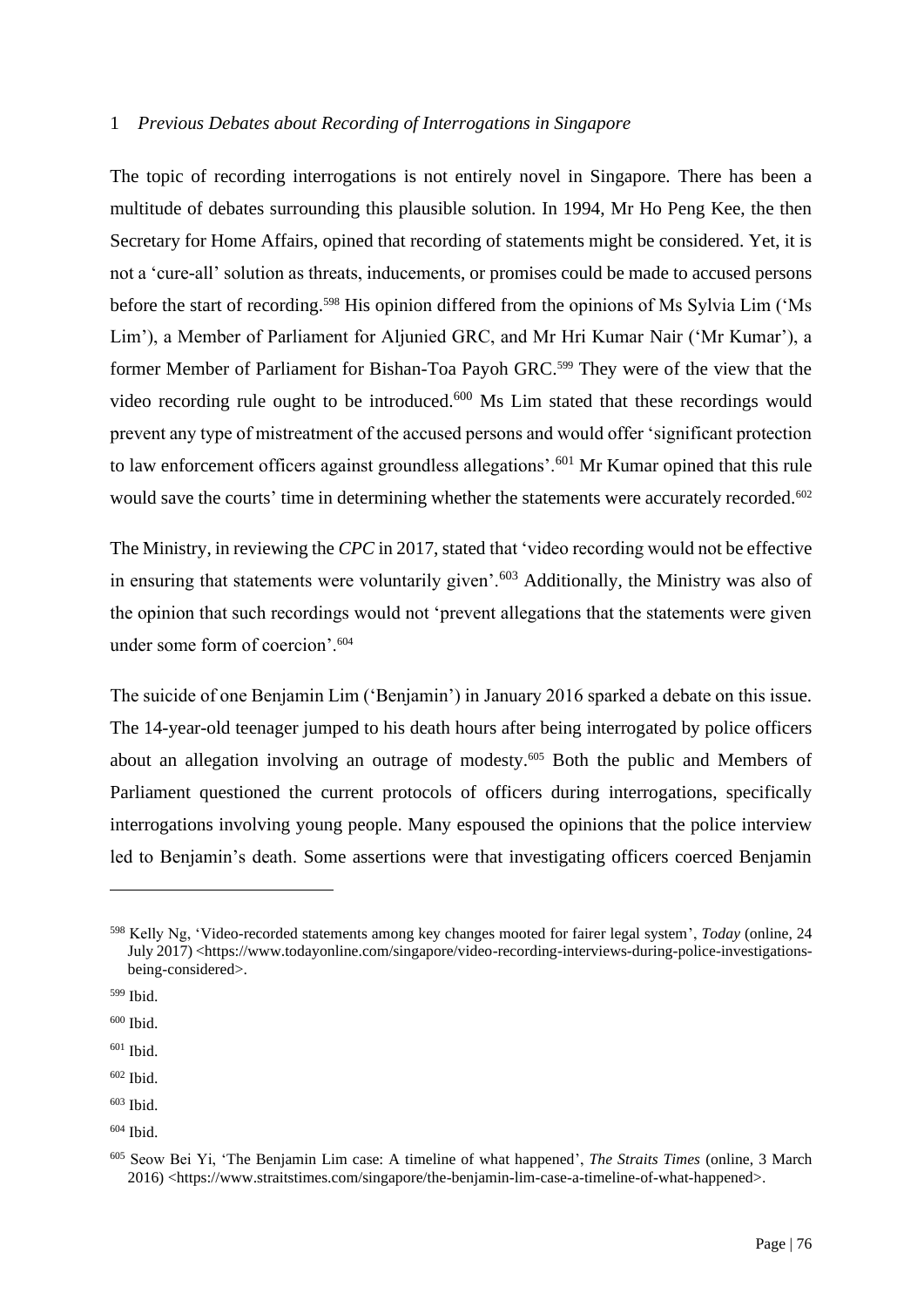### 1 *Previous Debates about Recording of Interrogations in Singapore*

The topic of recording interrogations is not entirely novel in Singapore. There has been a multitude of debates surrounding this plausible solution. In 1994, Mr Ho Peng Kee, the then Secretary for Home Affairs, opined that recording of statements might be considered. Yet, it is not a 'cure-all' solution as threats, inducements, or promises could be made to accused persons before the start of recording.[598] His opinion differed from the opinions of Ms Sylvia Lim ('Ms Lim'), a Member of Parliament for Aljunied GRC, and Mr Hri Kumar Nair ('Mr Kumar'), a former Member of Parliament for Bishan-Toa Payoh GRC.[599] They were of the view that the video recording rule ought to be introduced.[600] Ms Lim stated that these recordings would prevent any type of mistreatment of the accused persons and would offer 'significant protection to law enforcement officers against groundless allegations'.[601] Mr Kumar opined that this rule would save the courts' time in determining whether the statements were accurately recorded.[602]

The Ministry, in reviewing the *CPC* in 2017, stated that 'video recording would not be effective in ensuring that statements were voluntarily given'.[603] Additionally, the Ministry was also of the opinion that such recordings would not 'prevent allegations that the statements were given under some form of coercion'.[604]

The suicide of one Benjamin Lim ('Benjamin') in January 2016 sparked a debate on this issue. The 14-year-old teenager jumped to his death hours after being interrogated by police officers about an allegation involving an outrage of modesty.[605] Both the public and Members of Parliament questioned the current protocols of officers during interrogations, specifically interrogations involving young people. Many espoused the opinions that the police interview led to Benjamin's death. Some assertions were that investigating officers coerced Benjamin

---

[598] Kelly Ng, 'Video-recorded statements among key changes mooted for fairer legal system', *Today* (online, 24 July 2017) <https://www.todayonline.com/singapore/video-recording-interviews-during-police-investigations-being-considered>.

[599] Ibid.

[600] Ibid.

[601] Ibid.

[602] Ibid.

[603] Ibid.

[604] Ibid.

[605] Seow Bei Yi, 'The Benjamin Lim case: A timeline of what happened', *The Straits Times* (online, 3 March 2016) <https://www.straitstimes.com/singapore/the-benjamin-lim-case-a-timeline-of-what-happened>.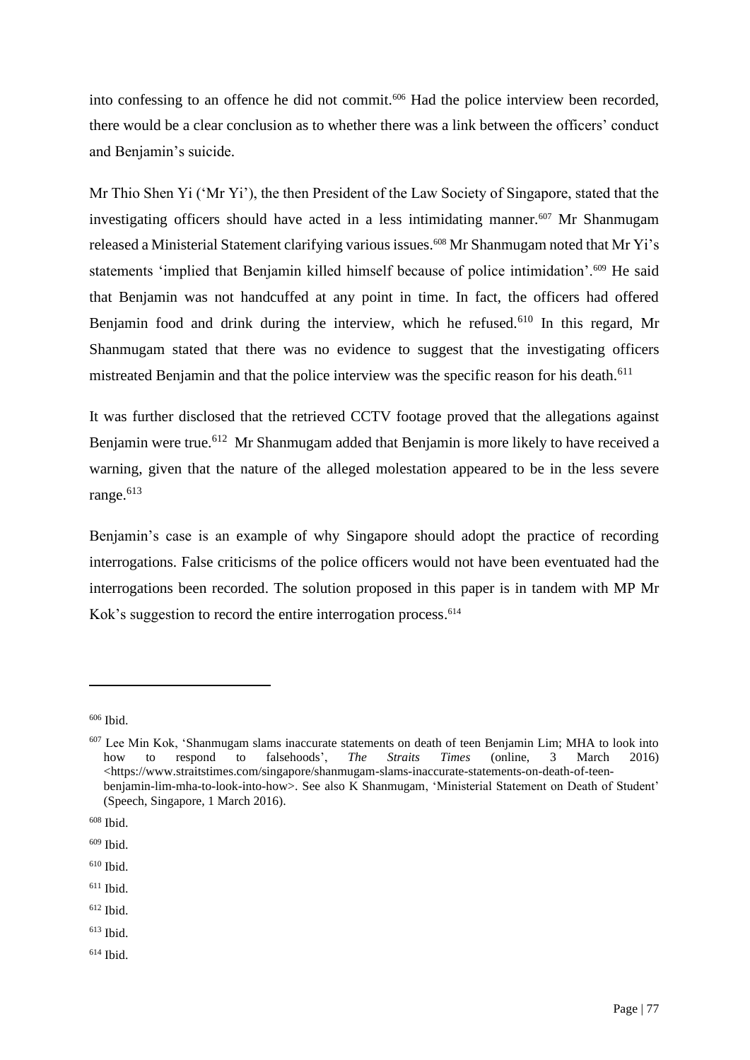into confessing to an offence he did not commit.[606] Had the police interview been recorded, there would be a clear conclusion as to whether there was a link between the officers' conduct and Benjamin's suicide.

Mr Thio Shen Yi ('Mr Yi'), the then President of the Law Society of Singapore, stated that the investigating officers should have acted in a less intimidating manner.[607] Mr Shanmugam released a Ministerial Statement clarifying various issues.[608] Mr Shanmugam noted that Mr Yi's statements 'implied that Benjamin killed himself because of police intimidation'.[609] He said that Benjamin was not handcuffed at any point in time. In fact, the officers had offered Benjamin food and drink during the interview, which he refused.[610] In this regard, Mr Shanmugam stated that there was no evidence to suggest that the investigating officers mistreated Benjamin and that the police interview was the specific reason for his death.[611]

It was further disclosed that the retrieved CCTV footage proved that the allegations against Benjamin were true.[612] Mr Shanmugam added that Benjamin is more likely to have received a warning, given that the nature of the alleged molestation appeared to be in the less severe range.[613]

Benjamin's case is an example of why Singapore should adopt the practice of recording interrogations. False criticisms of the police officers would not have been eventuated had the interrogations been recorded. The solution proposed in this paper is in tandem with MP Mr Kok's suggestion to record the entire interrogation process.[614]

---

[606] Ibid.

[607] Lee Min Kok, 'Shanmugam slams inaccurate statements on death of teen Benjamin Lim; MHA to look into how to respond to falsehoods', *The Straits Times* (online, 3 March 2016) <https://www.straitstimes.com/singapore/shanmugam-slams-inaccurate-statements-on-death-of-teen-benjamin-lim-mha-to-look-into-how>. See also K Shanmugam, 'Ministerial Statement on Death of Student' (Speech, Singapore, 1 March 2016).

[608] Ibid.

[609] Ibid.

[610] Ibid.

[611] Ibid.

[612] Ibid.

[613] Ibid.

[614] Ibid.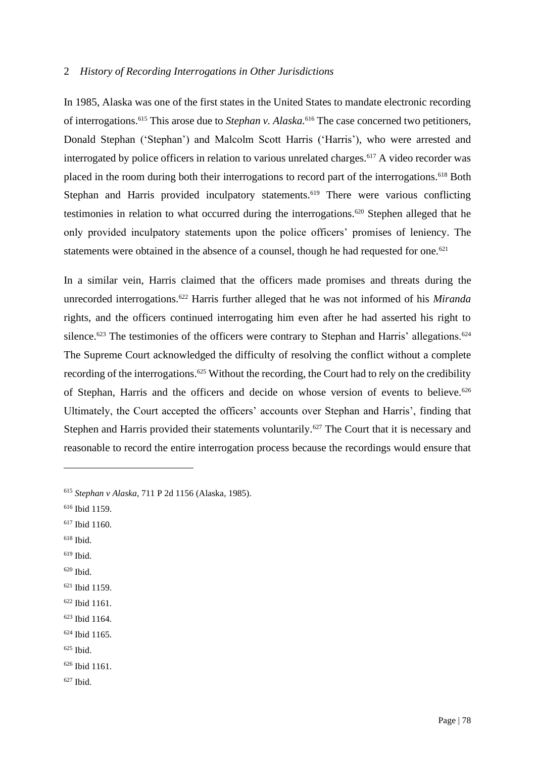## 2 *History of Recording Interrogations in Other Jurisdictions*

In 1985, Alaska was one of the first states in the United States to mandate electronic recording of interrogations.[615] This arose due to *Stephan v. Alaska.*[616] The case concerned two petitioners, Donald Stephan ('Stephan') and Malcolm Scott Harris ('Harris'), who were arrested and interrogated by police officers in relation to various unrelated charges.[617] A video recorder was placed in the room during both their interrogations to record part of the interrogations.[618] Both Stephan and Harris provided inculpatory statements.[619] There were various conflicting testimonies in relation to what occurred during the interrogations.[620] Stephen alleged that he only provided inculpatory statements upon the police officers' promises of leniency. The statements were obtained in the absence of a counsel, though he had requested for one.[621]

In a similar vein, Harris claimed that the officers made promises and threats during the unrecorded interrogations.[622] Harris further alleged that he was not informed of his *Miranda* rights, and the officers continued interrogating him even after he had asserted his right to silence.[623] The testimonies of the officers were contrary to Stephan and Harris' allegations.[624] The Supreme Court acknowledged the difficulty of resolving the conflict without a complete recording of the interrogations.[625] Without the recording, the Court had to rely on the credibility of Stephan, Harris and the officers and decide on whose version of events to believe.[626] Ultimately, the Court accepted the officers' accounts over Stephan and Harris', finding that Stephen and Harris provided their statements voluntarily.[627] The Court that it is necessary and reasonable to record the entire interrogation process because the recordings would ensure that

---

[615] *Stephan v Alaska*, 711 P 2d 1156 (Alaska, 1985).

[616] Ibid 1159.

[617] Ibid 1160.

[618] Ibid.

[619] Ibid.

[620] Ibid.

[621] Ibid 1159.

[622] Ibid 1161.

[623] Ibid 1164.

[624] Ibid 1165.

[625] Ibid.

[626] Ibid 1161.

[627] Ibid.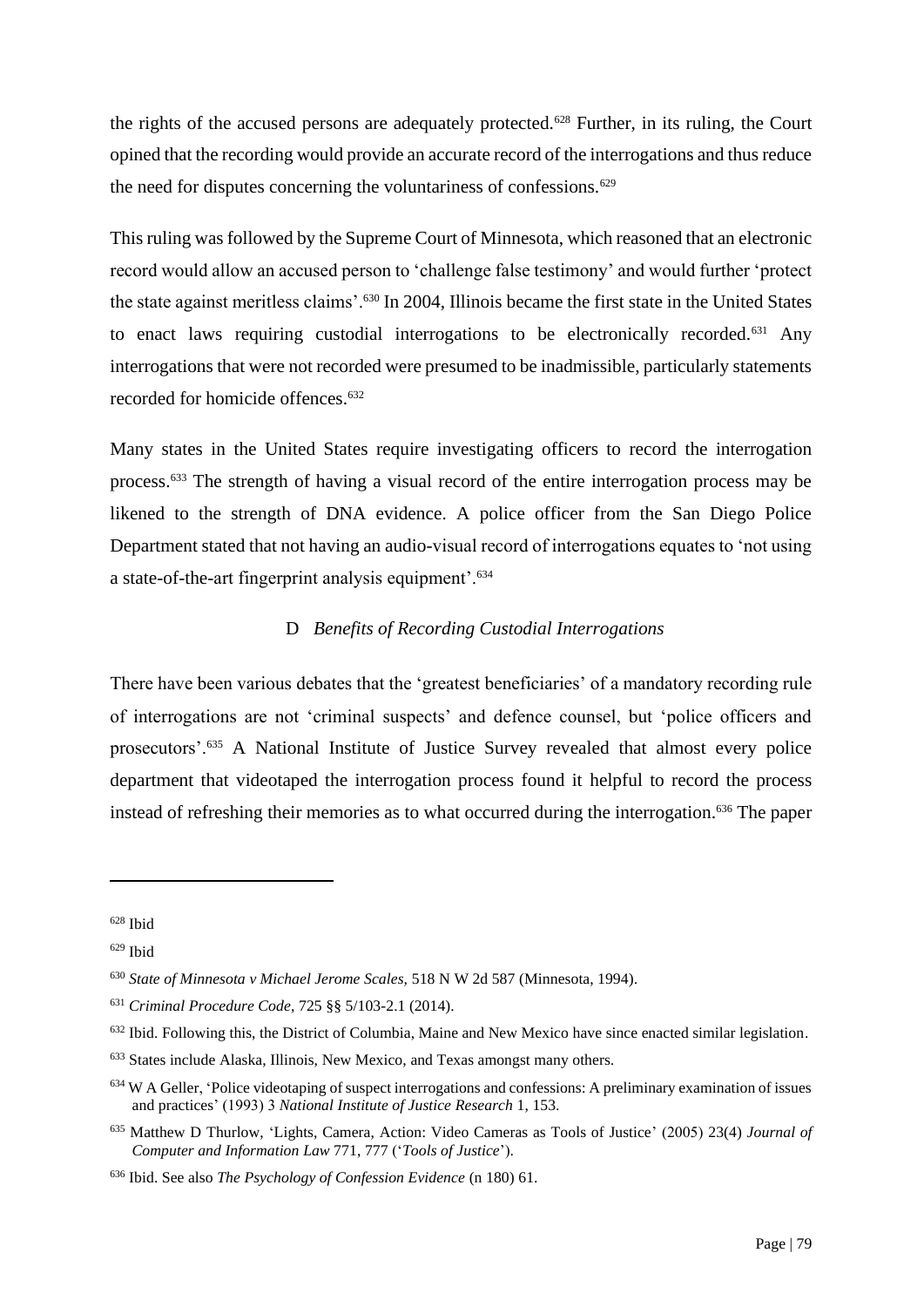the rights of the accused persons are adequately protected.[628] Further, in its ruling, the Court opined that the recording would provide an accurate record of the interrogations and thus reduce the need for disputes concerning the voluntariness of confessions.[629]

This ruling was followed by the Supreme Court of Minnesota, which reasoned that an electronic record would allow an accused person to 'challenge false testimony' and would further 'protect the state against meritless claims'.[630] In 2004, Illinois became the first state in the United States to enact laws requiring custodial interrogations to be electronically recorded.[631] Any interrogations that were not recorded were presumed to be inadmissible, particularly statements recorded for homicide offences.[632]

Many states in the United States require investigating officers to record the interrogation process.[633] The strength of having a visual record of the entire interrogation process may be likened to the strength of DNA evidence. A police officer from the San Diego Police Department stated that not having an audio-visual record of interrogations equates to 'not using a state-of-the-art fingerprint analysis equipment'.[634]

### D *Benefits of Recording Custodial Interrogations*

There have been various debates that the 'greatest beneficiaries' of a mandatory recording rule of interrogations are not 'criminal suspects' and defence counsel, but 'police officers and prosecutors'.[635] A National Institute of Justice Survey revealed that almost every police department that videotaped the interrogation process found it helpful to record the process instead of refreshing their memories as to what occurred during the interrogation.[636] The paper

---

[628] Ibid

[629] Ibid

[630] *State of Minnesota v Michael Jerome Scales*, 518 N W 2d 587 (Minnesota, 1994).

[631] *Criminal Procedure Code*, 725 §§ 5/103-2.1 (2014).

[632] Ibid. Following this, the District of Columbia, Maine and New Mexico have since enacted similar legislation.

[633] States include Alaska, Illinois, New Mexico, and Texas amongst many others.

[634] W A Geller, 'Police videotaping of suspect interrogations and confessions: A preliminary examination of issues and practices' (1993) 3 *National Institute of Justice Research* 1, 153.

[635] Matthew D Thurlow, 'Lights, Camera, Action: Video Cameras as Tools of Justice' (2005) 23(4) *Journal of Computer and Information Law* 771, 777 ('*Tools of Justice*').

[636] Ibid. See also *The Psychology of Confession Evidence* (n 180) 61.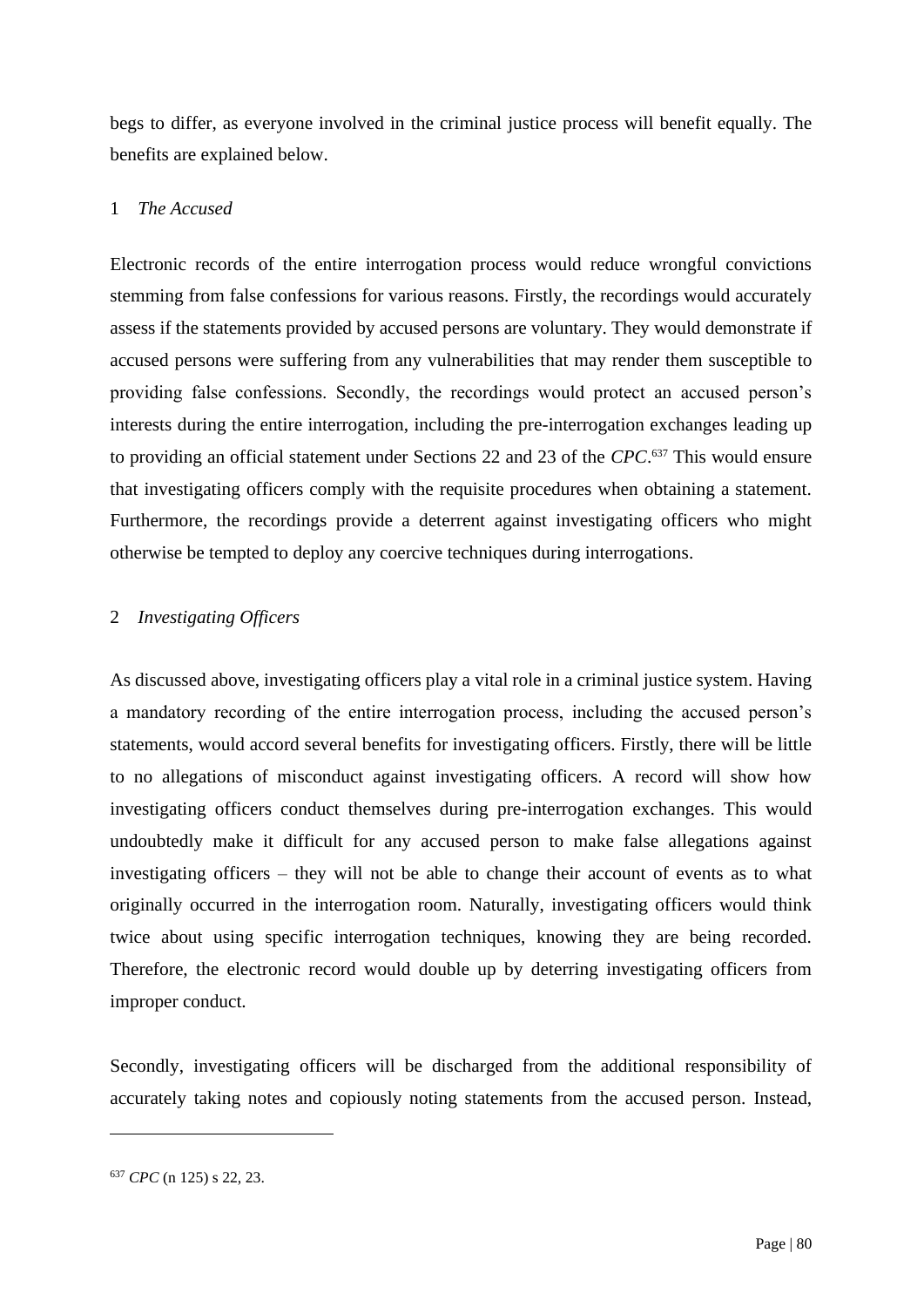begs to differ, as everyone involved in the criminal justice process will benefit equally. The benefits are explained below.

### 1 *The Accused*

Electronic records of the entire interrogation process would reduce wrongful convictions stemming from false confessions for various reasons. Firstly, the recordings would accurately assess if the statements provided by accused persons are voluntary. They would demonstrate if accused persons were suffering from any vulnerabilities that may render them susceptible to providing false confessions. Secondly, the recordings would protect an accused person's interests during the entire interrogation, including the pre-interrogation exchanges leading up to providing an official statement under Sections 22 and 23 of the *CPC*.[637] This would ensure that investigating officers comply with the requisite procedures when obtaining a statement. Furthermore, the recordings provide a deterrent against investigating officers who might otherwise be tempted to deploy any coercive techniques during interrogations.

### 2 *Investigating Officers*

As discussed above, investigating officers play a vital role in a criminal justice system. Having a mandatory recording of the entire interrogation process, including the accused person's statements, would accord several benefits for investigating officers. Firstly, there will be little to no allegations of misconduct against investigating officers. A record will show how investigating officers conduct themselves during pre-interrogation exchanges. This would undoubtedly make it difficult for any accused person to make false allegations against investigating officers – they will not be able to change their account of events as to what originally occurred in the interrogation room. Naturally, investigating officers would think twice about using specific interrogation techniques, knowing they are being recorded. Therefore, the electronic record would double up by deterring investigating officers from improper conduct.

Secondly, investigating officers will be discharged from the additional responsibility of accurately taking notes and copiously noting statements from the accused person. Instead,

---

[637] *CPC* (n 125) s 22, 23.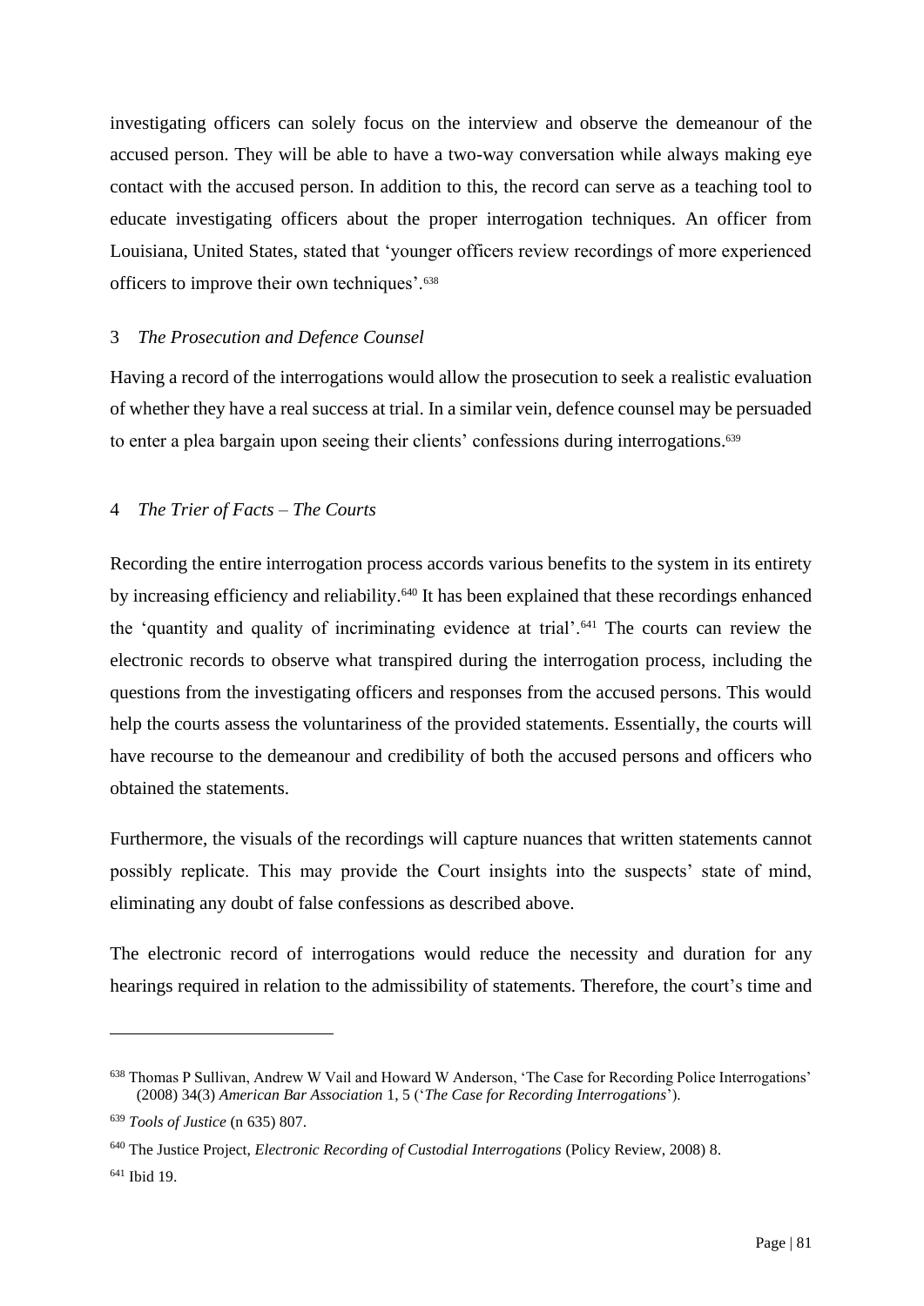investigating officers can solely focus on the interview and observe the demeanour of the accused person. They will be able to have a two-way conversation while always making eye contact with the accused person. In addition to this, the record can serve as a teaching tool to educate investigating officers about the proper interrogation techniques. An officer from Louisiana, United States, stated that 'younger officers review recordings of more experienced officers to improve their own techniques'.[638]

### 3 *The Prosecution and Defence Counsel*

Having a record of the interrogations would allow the prosecution to seek a realistic evaluation of whether they have a real success at trial. In a similar vein, defence counsel may be persuaded to enter a plea bargain upon seeing their clients' confessions during interrogations.[639]

### 4 *The Trier of Facts – The Courts*

Recording the entire interrogation process accords various benefits to the system in its entirety by increasing efficiency and reliability.[640] It has been explained that these recordings enhanced the 'quantity and quality of incriminating evidence at trial'.[641] The courts can review the electronic records to observe what transpired during the interrogation process, including the questions from the investigating officers and responses from the accused persons. This would help the courts assess the voluntariness of the provided statements. Essentially, the courts will have recourse to the demeanour and credibility of both the accused persons and officers who obtained the statements.

Furthermore, the visuals of the recordings will capture nuances that written statements cannot possibly replicate. This may provide the Court insights into the suspects' state of mind, eliminating any doubt of false confessions as described above.

The electronic record of interrogations would reduce the necessity and duration for any hearings required in relation to the admissibility of statements. Therefore, the court's time and

---

[638] Thomas P Sullivan, Andrew W Vail and Howard W Anderson, 'The Case for Recording Police Interrogations' (2008) 34(3) *American Bar Association* 1, 5 ('*The Case for Recording Interrogations*').

[639] *Tools of Justice* (n 635) 807.

[640] The Justice Project, *Electronic Recording of Custodial Interrogations* (Policy Review, 2008) 8.

[641] Ibid 19.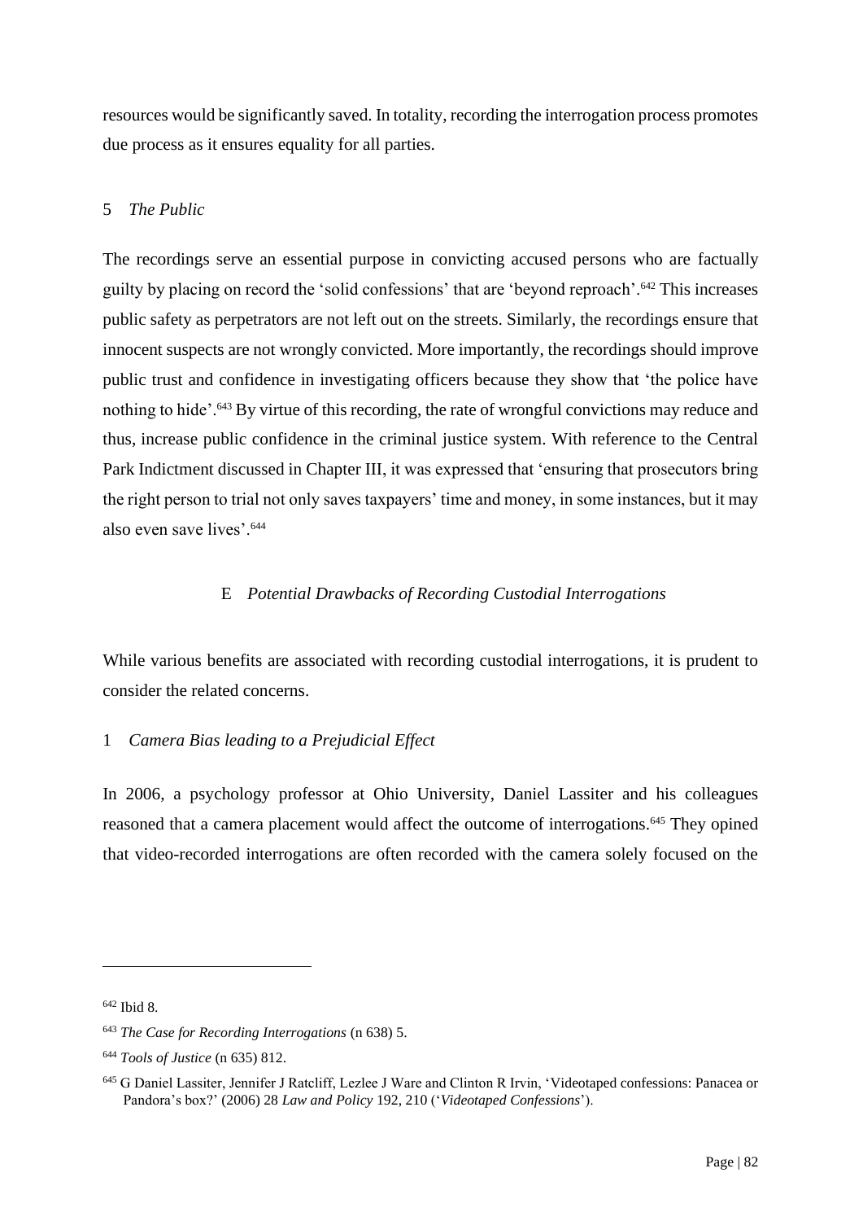resources would be significantly saved. In totality, recording the interrogation process promotes due process as it ensures equality for all parties.

#### 5 *The Public*

The recordings serve an essential purpose in convicting accused persons who are factually guilty by placing on record the 'solid confessions' that are 'beyond reproach'.[642] This increases public safety as perpetrators are not left out on the streets. Similarly, the recordings ensure that innocent suspects are not wrongly convicted. More importantly, the recordings should improve public trust and confidence in investigating officers because they show that 'the police have nothing to hide'.[643] By virtue of this recording, the rate of wrongful convictions may reduce and thus, increase public confidence in the criminal justice system. With reference to the Central Park Indictment discussed in Chapter III, it was expressed that 'ensuring that prosecutors bring the right person to trial not only saves taxpayers' time and money, in some instances, but it may also even save lives'.[644]

### E *Potential Drawbacks of Recording Custodial Interrogations*

While various benefits are associated with recording custodial interrogations, it is prudent to consider the related concerns.

#### 1 *Camera Bias leading to a Prejudicial Effect*

In 2006, a psychology professor at Ohio University, Daniel Lassiter and his colleagues reasoned that a camera placement would affect the outcome of interrogations.[645] They opined that video-recorded interrogations are often recorded with the camera solely focused on the

---

[642] Ibid 8.

[643] *The Case for Recording Interrogations* (n 638) 5.

[644] *Tools of Justice* (n 635) 812.

[645] G Daniel Lassiter, Jennifer J Ratcliff, Lezlee J Ware and Clinton R Irvin, 'Videotaped confessions: Panacea or Pandora's box?' (2006) 28 *Law and Policy* 192, 210 ('*Videotaped Confessions*').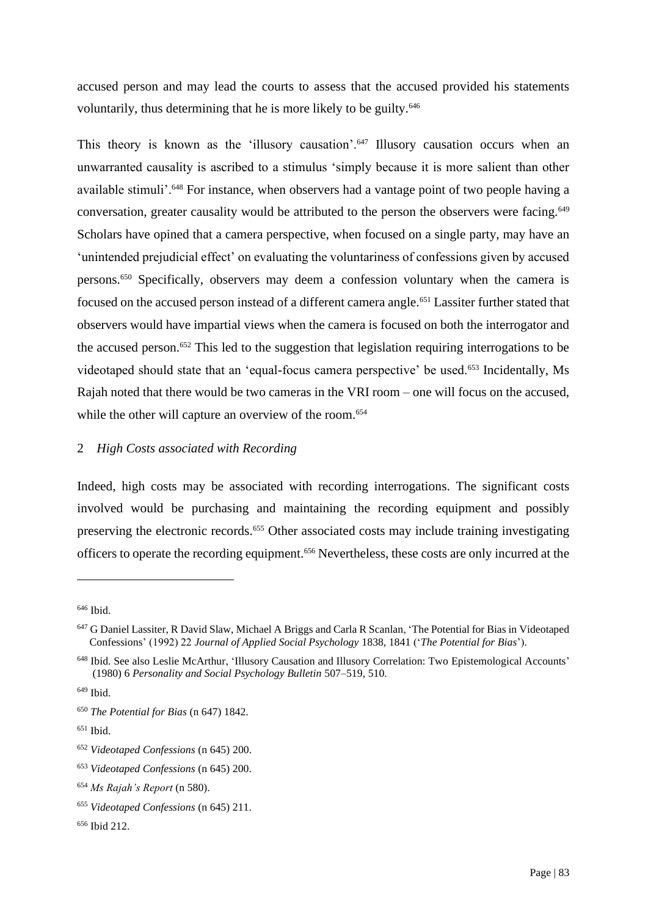accused person and may lead the courts to assess that the accused provided his statements voluntarily, thus determining that he is more likely to be guilty.[646]

This theory is known as the 'illusory causation'.[647] Illusory causation occurs when an unwarranted causality is ascribed to a stimulus 'simply because it is more salient than other available stimuli'.[648] For instance, when observers had a vantage point of two people having a conversation, greater causality would be attributed to the person the observers were facing.[649] Scholars have opined that a camera perspective, when focused on a single party, may have an 'unintended prejudicial effect' on evaluating the voluntariness of confessions given by accused persons.[650] Specifically, observers may deem a confession voluntary when the camera is focused on the accused person instead of a different camera angle.[651] Lassiter further stated that observers would have impartial views when the camera is focused on both the interrogator and the accused person.[652] This led to the suggestion that legislation requiring interrogations to be videotaped should state that an 'equal-focus camera perspective' be used.[653] Incidentally, Ms Rajah noted that there would be two cameras in the VRI room – one will focus on the accused, while the other will capture an overview of the room.[654]

### 2 *High Costs associated with Recording*

Indeed, high costs may be associated with recording interrogations. The significant costs involved would be purchasing and maintaining the recording equipment and possibly preserving the electronic records.[655] Other associated costs may include training investigating officers to operate the recording equipment.[656] Nevertheless, these costs are only incurred at the

---

[646] Ibid.

[647] G Daniel Lassiter, R David Slaw, Michael A Briggs and Carla R Scanlan, 'The Potential for Bias in Videotaped Confessions' (1992) 22 *Journal of Applied Social Psychology* 1838, 1841 ('*The Potential for Bias*').

[648] Ibid. See also Leslie McArthur, 'Illusory Causation and Illusory Correlation: Two Epistemological Accounts' (1980) 6 *Personality and Social Psychology Bulletin* 507–519, 510.

[649] Ibid.

[650] *The Potential for Bias* (n 647) 1842.

[651] Ibid.

[652] *Videotaped Confessions* (n 645) 200.

[653] *Videotaped Confessions* (n 645) 200.

[654] *Ms Rajah's Report* (n 580).

[655] *Videotaped Confessions* (n 645) 211.

[656] Ibid 212.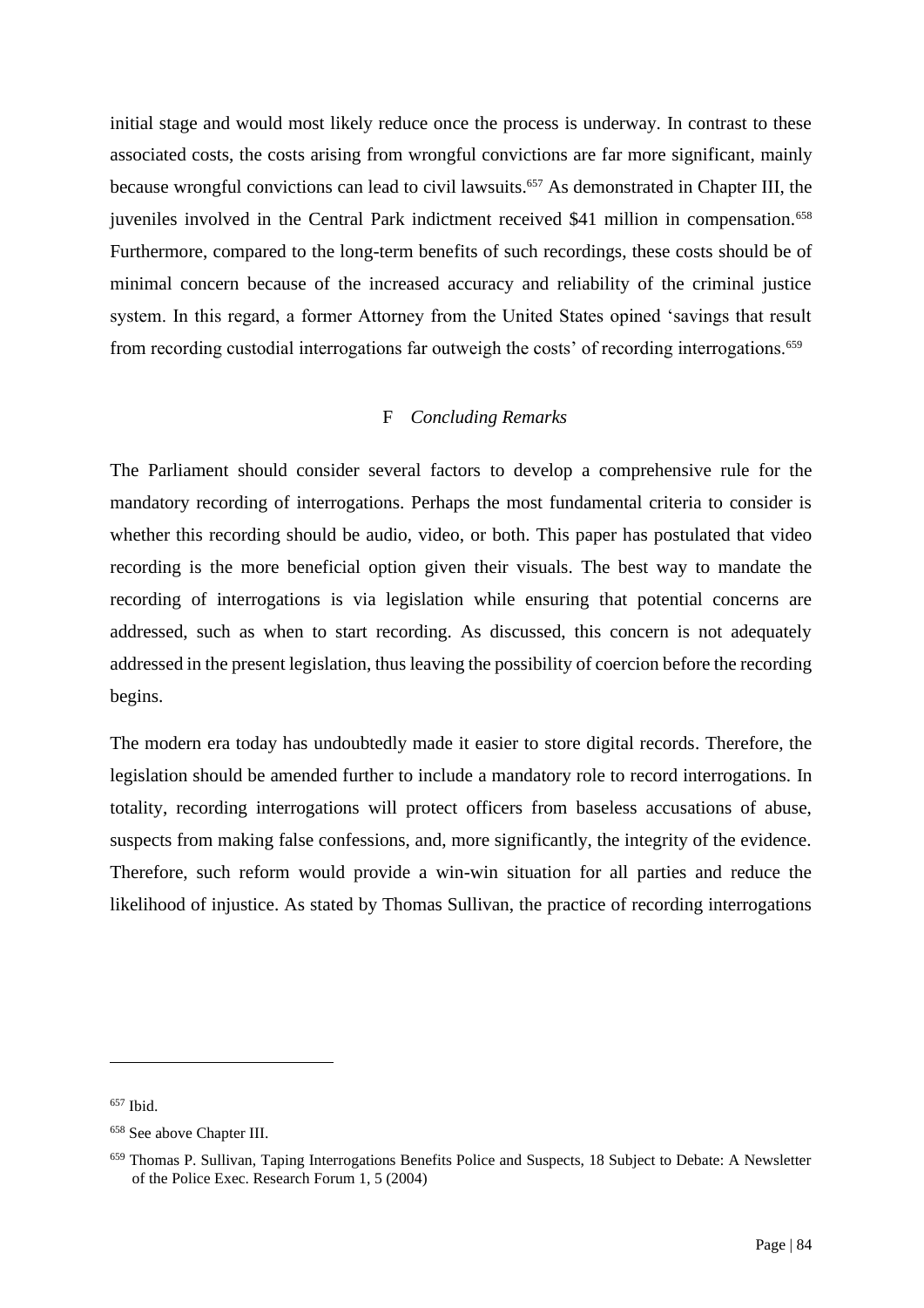initial stage and would most likely reduce once the process is underway. In contrast to these associated costs, the costs arising from wrongful convictions are far more significant, mainly because wrongful convictions can lead to civil lawsuits.[657] As demonstrated in Chapter III, the juveniles involved in the Central Park indictment received $41 million in compensation.[658] Furthermore, compared to the long-term benefits of such recordings, these costs should be of minimal concern because of the increased accuracy and reliability of the criminal justice system. In this regard, a former Attorney from the United States opined 'savings that result from recording custodial interrogations far outweigh the costs' of recording interrogations.[659]

### F *Concluding Remarks*

The Parliament should consider several factors to develop a comprehensive rule for the mandatory recording of interrogations. Perhaps the most fundamental criteria to consider is whether this recording should be audio, video, or both. This paper has postulated that video recording is the more beneficial option given their visuals. The best way to mandate the recording of interrogations is via legislation while ensuring that potential concerns are addressed, such as when to start recording. As discussed, this concern is not adequately addressed in the present legislation, thus leaving the possibility of coercion before the recording begins.

The modern era today has undoubtedly made it easier to store digital records. Therefore, the legislation should be amended further to include a mandatory role to record interrogations. In totality, recording interrogations will protect officers from baseless accusations of abuse, suspects from making false confessions, and, more significantly, the integrity of the evidence. Therefore, such reform would provide a win-win situation for all parties and reduce the likelihood of injustice. As stated by Thomas Sullivan, the practice of recording interrogations

---

[657] Ibid.

[658] See above Chapter III.

[659] Thomas P. Sullivan, Taping Interrogations Benefits Police and Suspects, 18 Subject to Debate: A Newsletter of the Police Exec. Research Forum 1, 5 (2004)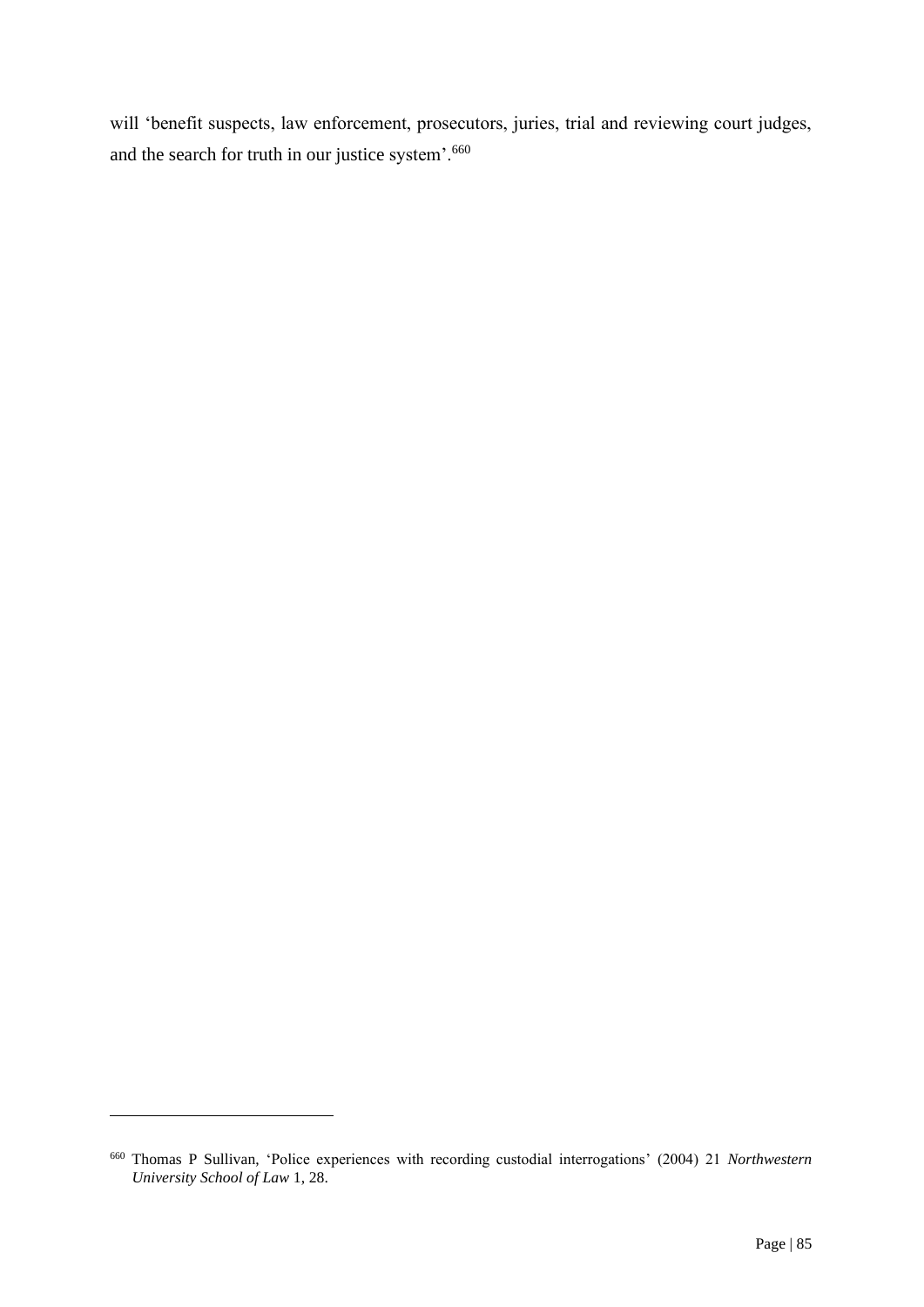will 'benefit suspects, law enforcement, prosecutors, juries, trial and reviewing court judges, and the search for truth in our justice system'.[660]

---

[660] Thomas P Sullivan, 'Police experiences with recording custodial interrogations' (2004) 21 *Northwestern University School of Law* 1, 28.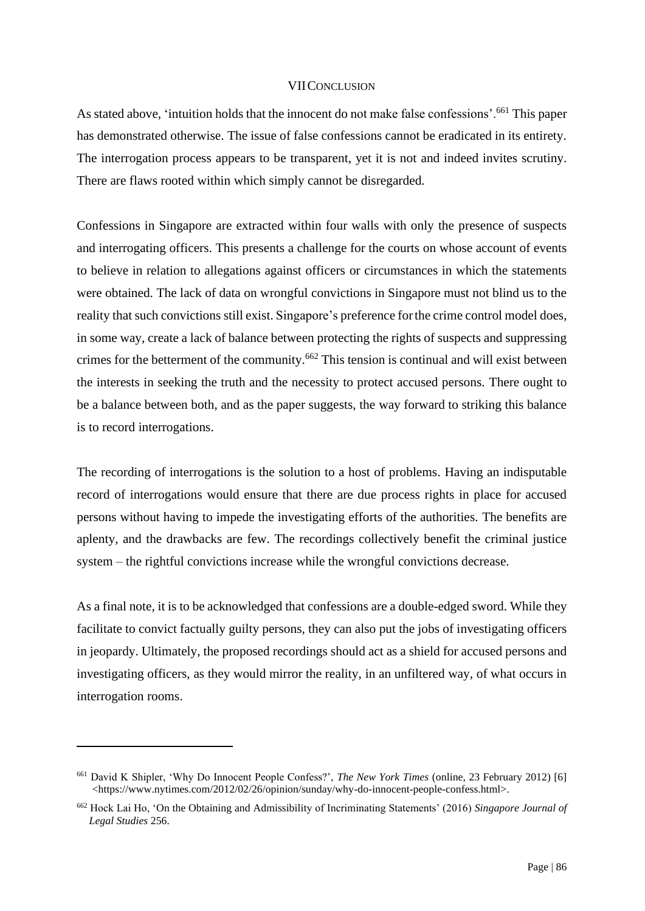# VII Conclusion

As stated above, 'intuition holds that the innocent do not make false confessions'.[661] This paper has demonstrated otherwise. The issue of false confessions cannot be eradicated in its entirety. The interrogation process appears to be transparent, yet it is not and indeed invites scrutiny. There are flaws rooted within which simply cannot be disregarded.

Confessions in Singapore are extracted within four walls with only the presence of suspects and interrogating officers. This presents a challenge for the courts on whose account of events to believe in relation to allegations against officers or circumstances in which the statements were obtained. The lack of data on wrongful convictions in Singapore must not blind us to the reality that such convictions still exist. Singapore's preference for the crime control model does, in some way, create a lack of balance between protecting the rights of suspects and suppressing crimes for the betterment of the community.[662] This tension is continual and will exist between the interests in seeking the truth and the necessity to protect accused persons. There ought to be a balance between both, and as the paper suggests, the way forward to striking this balance is to record interrogations.

The recording of interrogations is the solution to a host of problems. Having an indisputable record of interrogations would ensure that there are due process rights in place for accused persons without having to impede the investigating efforts of the authorities. The benefits are aplenty, and the drawbacks are few. The recordings collectively benefit the criminal justice system – the rightful convictions increase while the wrongful convictions decrease.

As a final note, it is to be acknowledged that confessions are a double-edged sword. While they facilitate to convict factually guilty persons, they can also put the jobs of investigating officers in jeopardy. Ultimately, the proposed recordings should act as a shield for accused persons and investigating officers, as they would mirror the reality, in an unfiltered way, of what occurs in interrogation rooms.

---

[661] David K Shipler, 'Why Do Innocent People Confess?', *The New York Times* (online, 23 February 2012) [6] <https://www.nytimes.com/2012/02/26/opinion/sunday/why-do-innocent-people-confess.html>.

[662] Hock Lai Ho, 'On the Obtaining and Admissibility of Incriminating Statements' (2016) *Singapore Journal of Legal Studies* 256.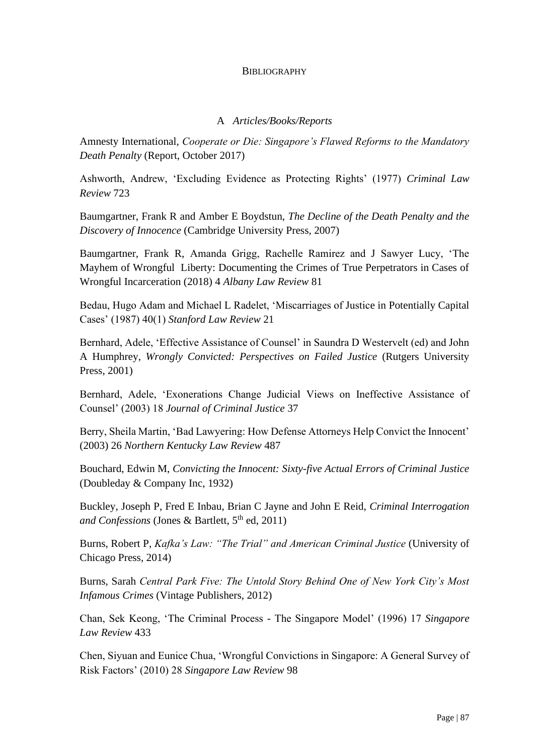# Bibliography

## A *Articles/Books/Reports*

Amnesty International, *Cooperate or Die: Singapore's Flawed Reforms to the Mandatory Death Penalty* (Report, October 2017)

Ashworth, Andrew, 'Excluding Evidence as Protecting Rights' (1977) *Criminal Law Review* 723

Baumgartner, Frank R and Amber E Boydstun, *The Decline of the Death Penalty and the Discovery of Innocence* (Cambridge University Press, 2007)

Baumgartner, Frank R, Amanda Grigg, Rachelle Ramirez and J Sawyer Lucy, 'The Mayhem of Wrongful Liberty: Documenting the Crimes of True Perpetrators in Cases of Wrongful Incarceration (2018) 4 *Albany Law Review* 81

Bedau, Hugo Adam and Michael L Radelet, 'Miscarriages of Justice in Potentially Capital Cases' (1987) 40(1) *Stanford Law Review* 21

Bernhard, Adele, 'Effective Assistance of Counsel' in Saundra D Westervelt (ed) and John A Humphrey, *Wrongly Convicted: Perspectives on Failed Justice* (Rutgers University Press, 2001)

Bernhard, Adele, 'Exonerations Change Judicial Views on Ineffective Assistance of Counsel' (2003) 18 *Journal of Criminal Justice* 37

Berry, Sheila Martin, 'Bad Lawyering: How Defense Attorneys Help Convict the Innocent' (2003) 26 *Northern Kentucky Law Review* 487

Bouchard, Edwin M, *Convicting the Innocent: Sixty-five Actual Errors of Criminal Justice* (Doubleday & Company Inc, 1932)

Buckley, Joseph P, Fred E Inbau, Brian C Jayne and John E Reid, *Criminal Interrogation and Confessions* (Jones & Bartlett, 5th ed, 2011)

Burns, Robert P, *Kafka's Law: "The Trial" and American Criminal Justice* (University of Chicago Press, 2014)

Burns, Sarah *Central Park Five: The Untold Story Behind One of New York City's Most Infamous Crimes* (Vintage Publishers, 2012)

Chan, Sek Keong, 'The Criminal Process - The Singapore Model' (1996) 17 *Singapore Law Review* 433

Chen, Siyuan and Eunice Chua, 'Wrongful Convictions in Singapore: A General Survey of Risk Factors' (2010) 28 *Singapore Law Review* 98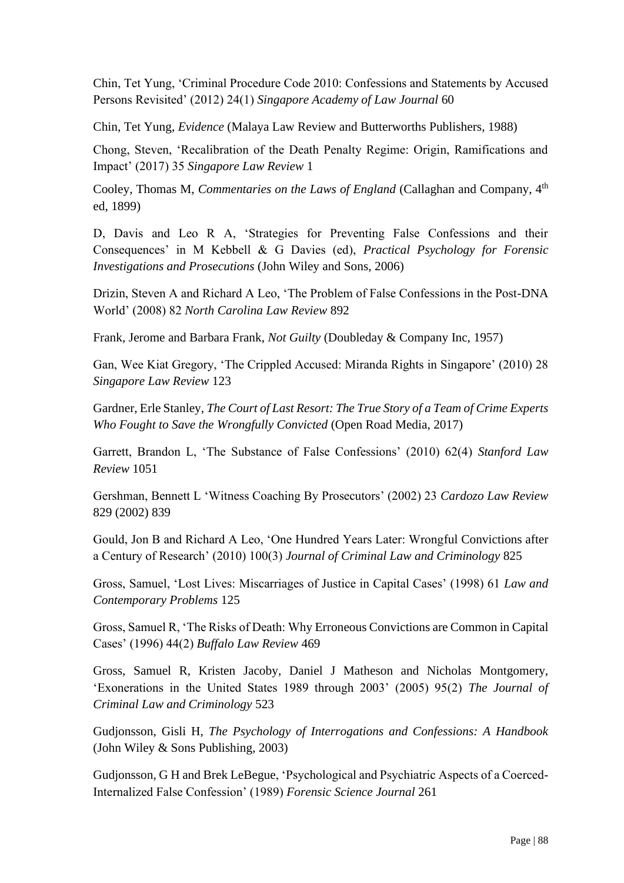Chin, Tet Yung, 'Criminal Procedure Code 2010: Confessions and Statements by Accused Persons Revisited' (2012) 24(1) *Singapore Academy of Law Journal* 60

Chin, Tet Yung, *Evidence* (Malaya Law Review and Butterworths Publishers, 1988)

Chong, Steven, 'Recalibration of the Death Penalty Regime: Origin, Ramifications and Impact' (2017) 35 *Singapore Law Review* 1

Cooley, Thomas M, *Commentaries on the Laws of England* (Callaghan and Company, 4th ed, 1899)

D, Davis and Leo R A, 'Strategies for Preventing False Confessions and their Consequences' in M Kebbell & G Davies (ed), *Practical Psychology for Forensic Investigations and Prosecutions* (John Wiley and Sons, 2006)

Drizin, Steven A and Richard A Leo, 'The Problem of False Confessions in the Post-DNA World' (2008) 82 *North Carolina Law Review* 892

Frank, Jerome and Barbara Frank, *Not Guilty* (Doubleday & Company Inc, 1957)

Gan, Wee Kiat Gregory, 'The Crippled Accused: Miranda Rights in Singapore' (2010) 28 *Singapore Law Review* 123

Gardner, Erle Stanley, *The Court of Last Resort: The True Story of a Team of Crime Experts Who Fought to Save the Wrongfully Convicted* (Open Road Media, 2017)

Garrett, Brandon L, 'The Substance of False Confessions' (2010) 62(4) *Stanford Law Review* 1051

Gershman, Bennett L 'Witness Coaching By Prosecutors' (2002) 23 *Cardozo Law Review* 829 (2002) 839

Gould, Jon B and Richard A Leo, 'One Hundred Years Later: Wrongful Convictions after a Century of Research' (2010) 100(3) *Journal of Criminal Law and Criminology* 825

Gross, Samuel, 'Lost Lives: Miscarriages of Justice in Capital Cases' (1998) 61 *Law and Contemporary Problems* 125

Gross, Samuel R, 'The Risks of Death: Why Erroneous Convictions are Common in Capital Cases' (1996) 44(2) *Buffalo Law Review* 469

Gross, Samuel R, Kristen Jacoby, Daniel J Matheson and Nicholas Montgomery, 'Exonerations in the United States 1989 through 2003' (2005) 95(2) *The Journal of Criminal Law and Criminology* 523

Gudjonsson, Gisli H, *The Psychology of Interrogations and Confessions: A Handbook* (John Wiley & Sons Publishing, 2003)

Gudjonsson, G H and Brek LeBegue, 'Psychological and Psychiatric Aspects of a Coerced-Internalized False Confession' (1989) *Forensic Science Journal* 261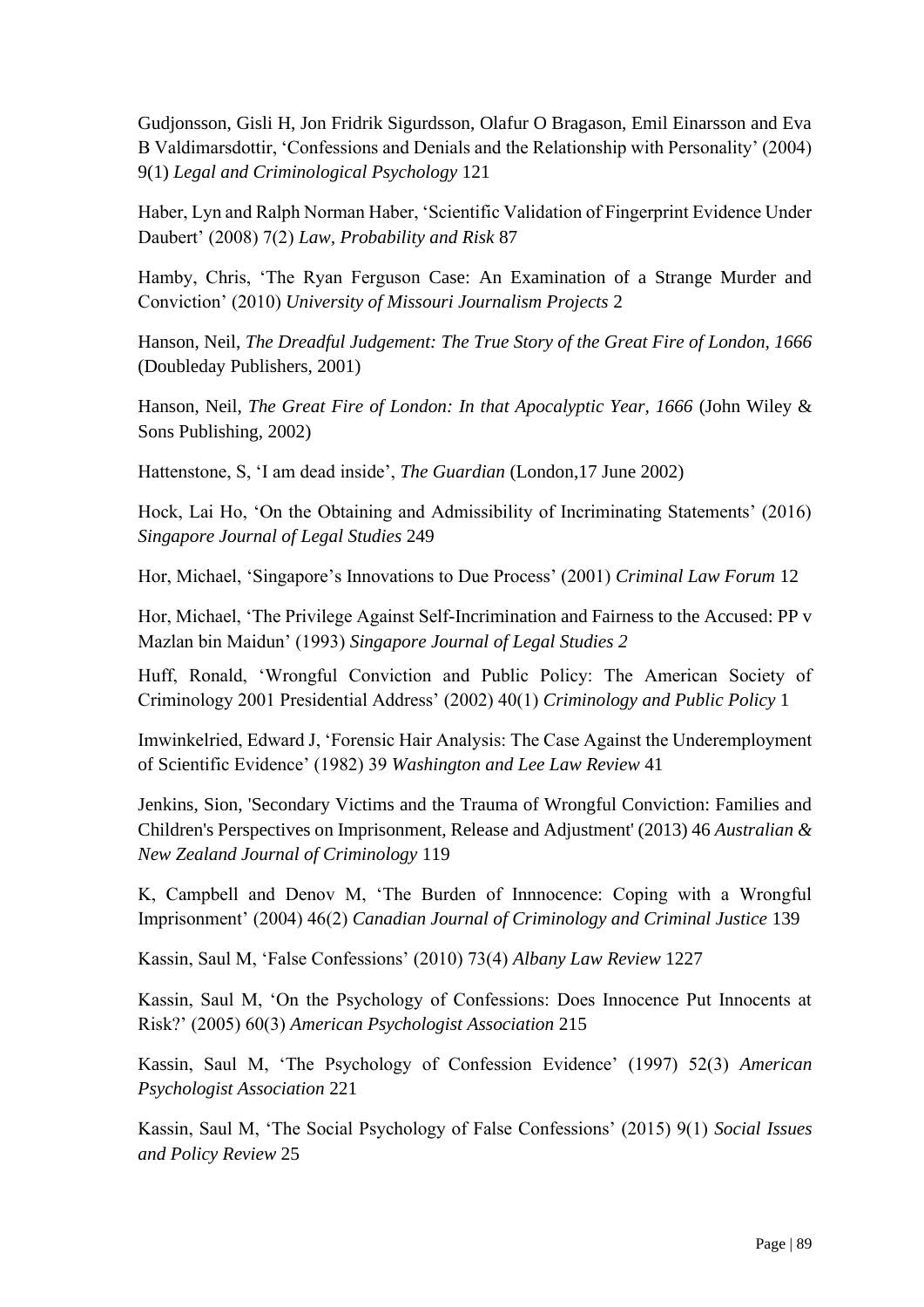Gudjonsson, Gisli H, Jon Fridrik Sigurdsson, Olafur O Bragason, Emil Einarsson and Eva B Valdimarsdottir, 'Confessions and Denials and the Relationship with Personality' (2004) 9(1) *Legal and Criminological Psychology* 121

Haber, Lyn and Ralph Norman Haber, 'Scientific Validation of Fingerprint Evidence Under Daubert' (2008) 7(2) *Law, Probability and Risk* 87

Hamby, Chris, 'The Ryan Ferguson Case: An Examination of a Strange Murder and Conviction' (2010) *University of Missouri Journalism Projects* 2

Hanson, Neil, *The Dreadful Judgement: The True Story of the Great Fire of London, 1666* (Doubleday Publishers, 2001)

Hanson, Neil, *The Great Fire of London: In that Apocalyptic Year, 1666* (John Wiley & Sons Publishing, 2002)

Hattenstone, S, 'I am dead inside', *The Guardian* (London,17 June 2002)

Hock, Lai Ho, 'On the Obtaining and Admissibility of Incriminating Statements' (2016) *Singapore Journal of Legal Studies* 249

Hor, Michael, 'Singapore's Innovations to Due Process' (2001) *Criminal Law Forum* 12

Hor, Michael, 'The Privilege Against Self-Incrimination and Fairness to the Accused: PP v Mazlan bin Maidun' (1993) *Singapore Journal of Legal Studies 2*

Huff, Ronald, 'Wrongful Conviction and Public Policy: The American Society of Criminology 2001 Presidential Address' (2002) 40(1) *Criminology and Public Policy* 1

Imwinkelried, Edward J, 'Forensic Hair Analysis: The Case Against the Underemployment of Scientific Evidence' (1982) 39 *Washington and Lee Law Review* 41

Jenkins, Sion, 'Secondary Victims and the Trauma of Wrongful Conviction: Families and Children's Perspectives on Imprisonment, Release and Adjustment' (2013) 46 *Australian & New Zealand Journal of Criminology* 119

K, Campbell and Denov M, 'The Burden of Innnocence: Coping with a Wrongful Imprisonment' (2004) 46(2) *Canadian Journal of Criminology and Criminal Justice* 139

Kassin, Saul M, 'False Confessions' (2010) 73(4) *Albany Law Review* 1227

Kassin, Saul M, 'On the Psychology of Confessions: Does Innocence Put Innocents at Risk?' (2005) 60(3) *American Psychologist Association* 215

Kassin, Saul M, 'The Psychology of Confession Evidence' (1997) 52(3) *American Psychologist Association* 221

Kassin, Saul M, 'The Social Psychology of False Confessions' (2015) 9(1) *Social Issues and Policy Review* 25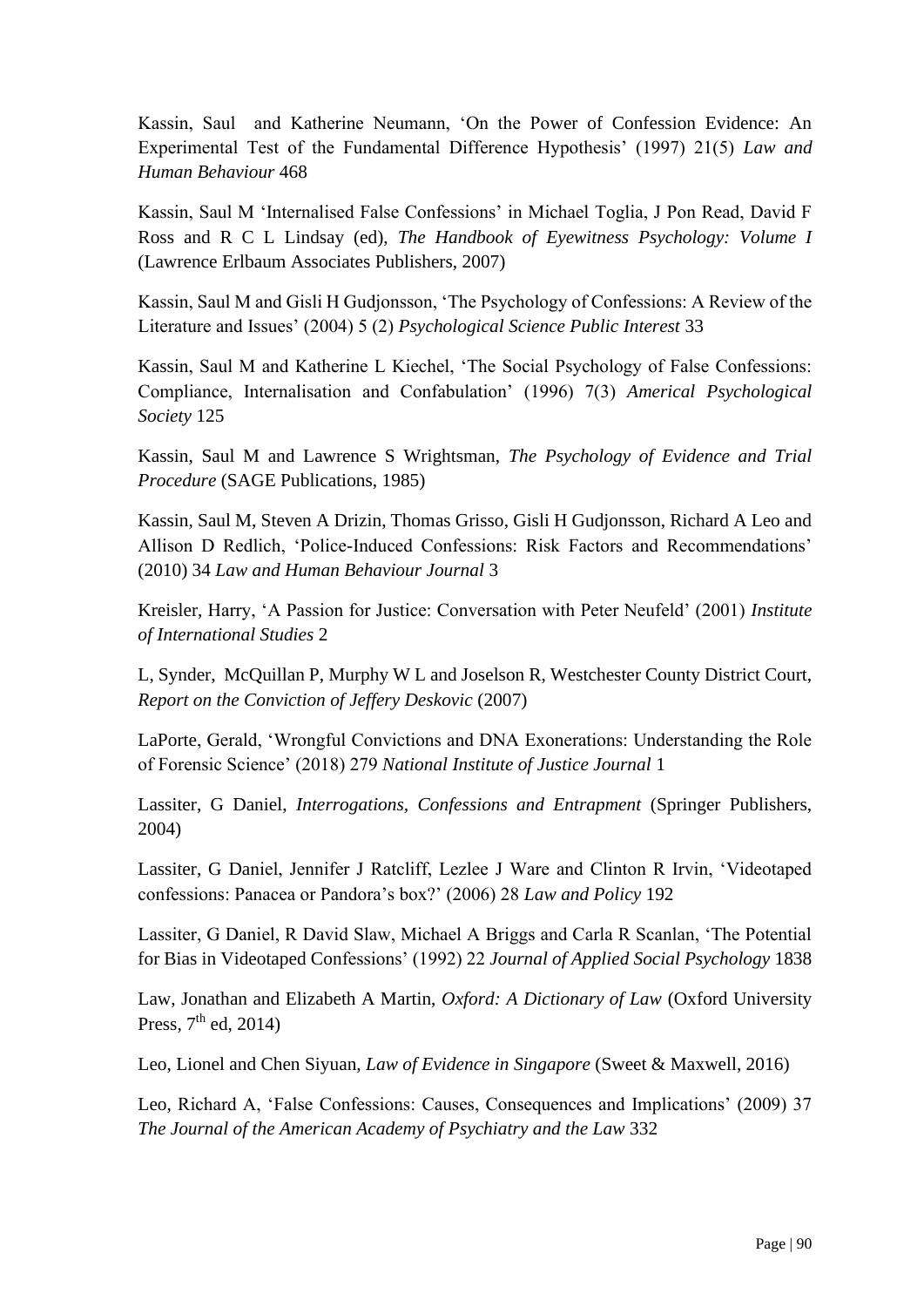Kassin, Saul  and Katherine Neumann, 'On the Power of Confession Evidence: An Experimental Test of the Fundamental Difference Hypothesis' (1997) 21(5) *Law and Human Behaviour* 468

Kassin, Saul M 'Internalised False Confessions' in Michael Toglia, J Pon Read, David F Ross and R C L Lindsay (ed), *The Handbook of Eyewitness Psychology: Volume I* (Lawrence Erlbaum Associates Publishers, 2007)

Kassin, Saul M and Gisli H Gudjonsson, 'The Psychology of Confessions: A Review of the Literature and Issues' (2004) 5 (2) *Psychological Science Public Interest* 33

Kassin, Saul M and Katherine L Kiechel, 'The Social Psychology of False Confessions: Compliance, Internalisation and Confabulation' (1996) 7(3) *Americal Psychological Society* 125

Kassin, Saul M and Lawrence S Wrightsman, *The Psychology of Evidence and Trial Procedure* (SAGE Publications, 1985)

Kassin, Saul M, Steven A Drizin, Thomas Grisso, Gisli H Gudjonsson, Richard A Leo and Allison D Redlich, 'Police-Induced Confessions: Risk Factors and Recommendations' (2010) 34 *Law and Human Behaviour Journal* 3

Kreisler, Harry, 'A Passion for Justice: Conversation with Peter Neufeld' (2001) *Institute of International Studies* 2

L, Synder,  McQuillan P, Murphy W L and Joselson R, Westchester County District Court, *Report on the Conviction of Jeffery Deskovic* (2007)

LaPorte, Gerald, 'Wrongful Convictions and DNA Exonerations: Understanding the Role of Forensic Science' (2018) 279 *National Institute of Justice Journal* 1

Lassiter, G Daniel, *Interrogations, Confessions and Entrapment* (Springer Publishers, 2004)

Lassiter, G Daniel, Jennifer J Ratcliff, Lezlee J Ware and Clinton R Irvin, 'Videotaped confessions: Panacea or Pandora's box?' (2006) 28 *Law and Policy* 192

Lassiter, G Daniel, R David Slaw, Michael A Briggs and Carla R Scanlan, 'The Potential for Bias in Videotaped Confessions' (1992) 22 *Journal of Applied Social Psychology* 1838

Law, Jonathan and Elizabeth A Martin, *Oxford: A Dictionary of Law* (Oxford University Press, 7th ed, 2014)

Leo, Lionel and Chen Siyuan, *Law of Evidence in Singapore* (Sweet & Maxwell, 2016)

Leo, Richard A, 'False Confessions: Causes, Consequences and Implications' (2009) 37 *The Journal of the American Academy of Psychiatry and the Law* 332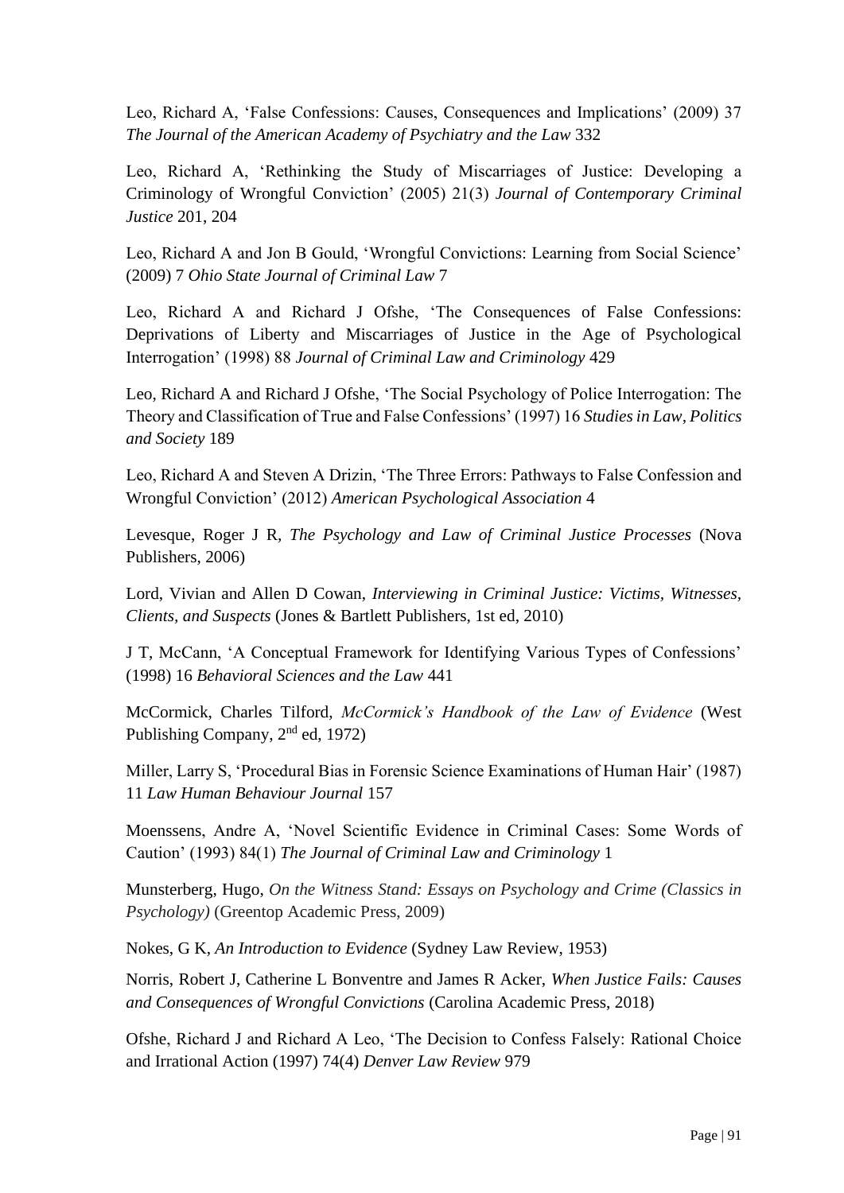Leo, Richard A, 'False Confessions: Causes, Consequences and Implications' (2009) 37 *The Journal of the American Academy of Psychiatry and the Law* 332

Leo, Richard A, 'Rethinking the Study of Miscarriages of Justice: Developing a Criminology of Wrongful Conviction' (2005) 21(3) *Journal of Contemporary Criminal Justice* 201, 204

Leo, Richard A and Jon B Gould, 'Wrongful Convictions: Learning from Social Science' (2009) 7 *Ohio State Journal of Criminal Law* 7

Leo, Richard A and Richard J Ofshe, 'The Consequences of False Confessions: Deprivations of Liberty and Miscarriages of Justice in the Age of Psychological Interrogation' (1998) 88 *Journal of Criminal Law and Criminology* 429

Leo, Richard A and Richard J Ofshe, 'The Social Psychology of Police Interrogation: The Theory and Classification of True and False Confessions' (1997) 16 *Studies in Law, Politics and Society* 189

Leo, Richard A and Steven A Drizin, 'The Three Errors: Pathways to False Confession and Wrongful Conviction' (2012) *American Psychological Association* 4

Levesque, Roger J R, *The Psychology and Law of Criminal Justice Processes* (Nova Publishers, 2006)

Lord, Vivian and Allen D Cowan, *Interviewing in Criminal Justice: Victims, Witnesses, Clients, and Suspects* (Jones & Bartlett Publishers, 1st ed, 2010)

J T, McCann, 'A Conceptual Framework for Identifying Various Types of Confessions' (1998) 16 *Behavioral Sciences and the Law* 441

McCormick, Charles Tilford, *McCormick's Handbook of the Law of Evidence* (West Publishing Company, 2nd ed, 1972)

Miller, Larry S, 'Procedural Bias in Forensic Science Examinations of Human Hair' (1987) 11 *Law Human Behaviour Journal* 157

Moenssens, Andre A, 'Novel Scientific Evidence in Criminal Cases: Some Words of Caution' (1993) 84(1) *The Journal of Criminal Law and Criminology* 1

Munsterberg, Hugo, *On the Witness Stand: Essays on Psychology and Crime (Classics in Psychology)* (Greentop Academic Press, 2009)

Nokes, G K, *An Introduction to Evidence* (Sydney Law Review, 1953)

Norris, Robert J, Catherine L Bonventre and James R Acker, *When Justice Fails: Causes and Consequences of Wrongful Convictions* (Carolina Academic Press, 2018)

Ofshe, Richard J and Richard A Leo, 'The Decision to Confess Falsely: Rational Choice and Irrational Action (1997) 74(4) *Denver Law Review* 979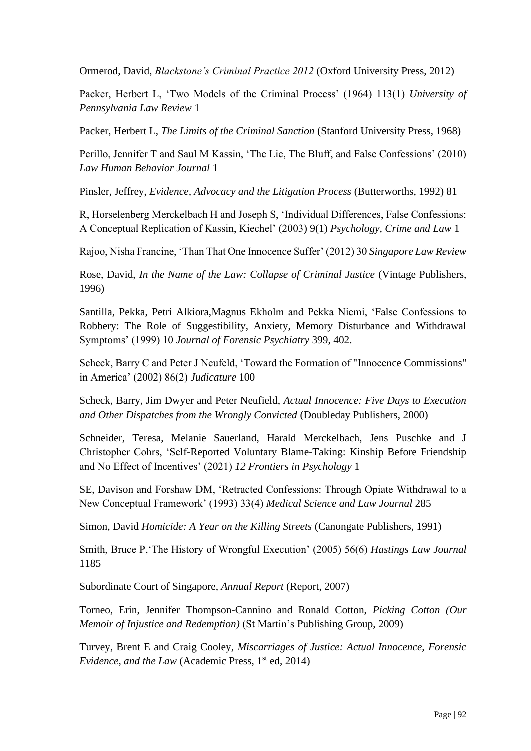Ormerod, David, *Blackstone's Criminal Practice 2012* (Oxford University Press, 2012)

Packer, Herbert L, 'Two Models of the Criminal Process' (1964) 113(1) *University of Pennsylvania Law Review* 1

Packer, Herbert L, *The Limits of the Criminal Sanction* (Stanford University Press, 1968)

Perillo, Jennifer T and Saul M Kassin, 'The Lie, The Bluff, and False Confessions' (2010) *Law Human Behavior Journal* 1

Pinsler, Jeffrey, *Evidence, Advocacy and the Litigation Process* (Butterworths, 1992) 81

R, Horselenberg Merckelbach H and Joseph S, 'Individual Differences, False Confessions: A Conceptual Replication of Kassin, Kiechel' (2003) 9(1) *Psychology, Crime and Law* 1

Rajoo, Nisha Francine, 'Than That One Innocence Suffer' (2012) 30 *Singapore Law Review*

Rose, David, *In the Name of the Law: Collapse of Criminal Justice* (Vintage Publishers, 1996)

Santilla, Pekka, Petri Alkiora,Magnus Ekholm and Pekka Niemi, 'False Confessions to Robbery: The Role of Suggestibility, Anxiety, Memory Disturbance and Withdrawal Symptoms' (1999) 10 *Journal of Forensic Psychiatry* 399, 402.

Scheck, Barry C and Peter J Neufeld, 'Toward the Formation of "Innocence Commissions" in America' (2002) 86(2) *Judicature* 100

Scheck, Barry, Jim Dwyer and Peter Neufield, *Actual Innocence: Five Days to Execution and Other Dispatches from the Wrongly Convicted* (Doubleday Publishers, 2000)

Schneider, Teresa, Melanie Sauerland, Harald Merckelbach, Jens Puschke and J Christopher Cohrs, 'Self-Reported Voluntary Blame-Taking: Kinship Before Friendship and No Effect of Incentives' (2021) *12 Frontiers in Psychology* 1

SE, Davison and Forshaw DM, 'Retracted Confessions: Through Opiate Withdrawal to a New Conceptual Framework' (1993) 33(4) *Medical Science and Law Journal* 285

Simon, David *Homicide: A Year on the Killing Streets* (Canongate Publishers, 1991)

Smith, Bruce P,'The History of Wrongful Execution' (2005) 56(6) *Hastings Law Journal* 1185

Subordinate Court of Singapore, *Annual Report* (Report, 2007)

Torneo, Erin, Jennifer Thompson-Cannino and Ronald Cotton, *Picking Cotton (Our Memoir of Injustice and Redemption)* (St Martin's Publishing Group, 2009)

Turvey, Brent E and Craig Cooley, *Miscarriages of Justice: Actual Innocence, Forensic Evidence, and the Law* (Academic Press, 1st ed, 2014)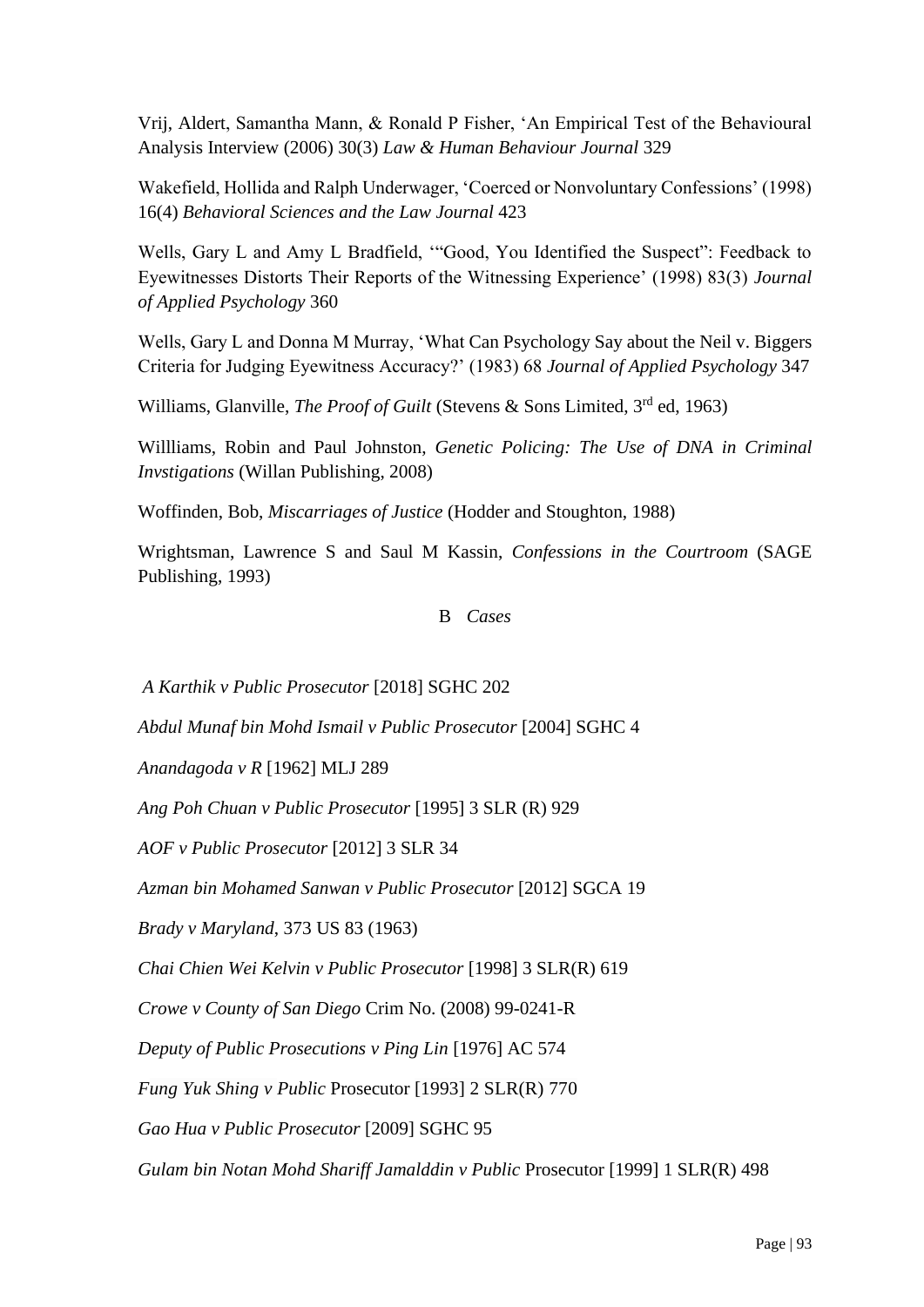Vrij, Aldert, Samantha Mann, & Ronald P Fisher, 'An Empirical Test of the Behavioural Analysis Interview (2006) 30(3) *Law & Human Behaviour Journal* 329

Wakefield, Hollida and Ralph Underwager, 'Coerced or Nonvoluntary Confessions' (1998) 16(4) *Behavioral Sciences and the Law Journal* 423

Wells, Gary L and Amy L Bradfield, '"Good, You Identified the Suspect": Feedback to Eyewitnesses Distorts Their Reports of the Witnessing Experience' (1998) 83(3) *Journal of Applied Psychology* 360

Wells, Gary L and Donna M Murray, 'What Can Psychology Say about the Neil v. Biggers Criteria for Judging Eyewitness Accuracy?' (1983) 68 *Journal of Applied Psychology* 347

Williams, Glanville, *The Proof of Guilt* (Stevens & Sons Limited, 3rd ed, 1963)

Willliams, Robin and Paul Johnston, *Genetic Policing: The Use of DNA in Criminal Invstigations* (Willan Publishing, 2008)

Woffinden, Bob, *Miscarriages of Justice* (Hodder and Stoughton, 1988)

Wrightsman, Lawrence S and Saul M Kassin, *Confessions in the Courtroom* (SAGE Publishing, 1993)

## B *Cases*

*A Karthik v Public Prosecutor* [2018] SGHC 202

*Abdul Munaf bin Mohd Ismail v Public Prosecutor* [2004] SGHC 4

*Anandagoda v R* [1962] MLJ 289

*Ang Poh Chuan v Public Prosecutor* [1995] 3 SLR (R) 929

*AOF v Public Prosecutor* [2012] 3 SLR 34

*Azman bin Mohamed Sanwan v Public Prosecutor* [2012] SGCA 19

*Brady v Maryland*, 373 US 83 (1963)

*Chai Chien Wei Kelvin v Public Prosecutor* [1998] 3 SLR(R) 619

*Crowe v County of San Diego* Crim No. (2008) 99-0241-R

*Deputy of Public Prosecutions v Ping Lin* [1976] AC 574

*Fung Yuk Shing v Public* Prosecutor [1993] 2 SLR(R) 770

*Gao Hua v Public Prosecutor* [2009] SGHC 95

*Gulam bin Notan Mohd Shariff Jamalddin v Public* Prosecutor [1999] 1 SLR(R) 498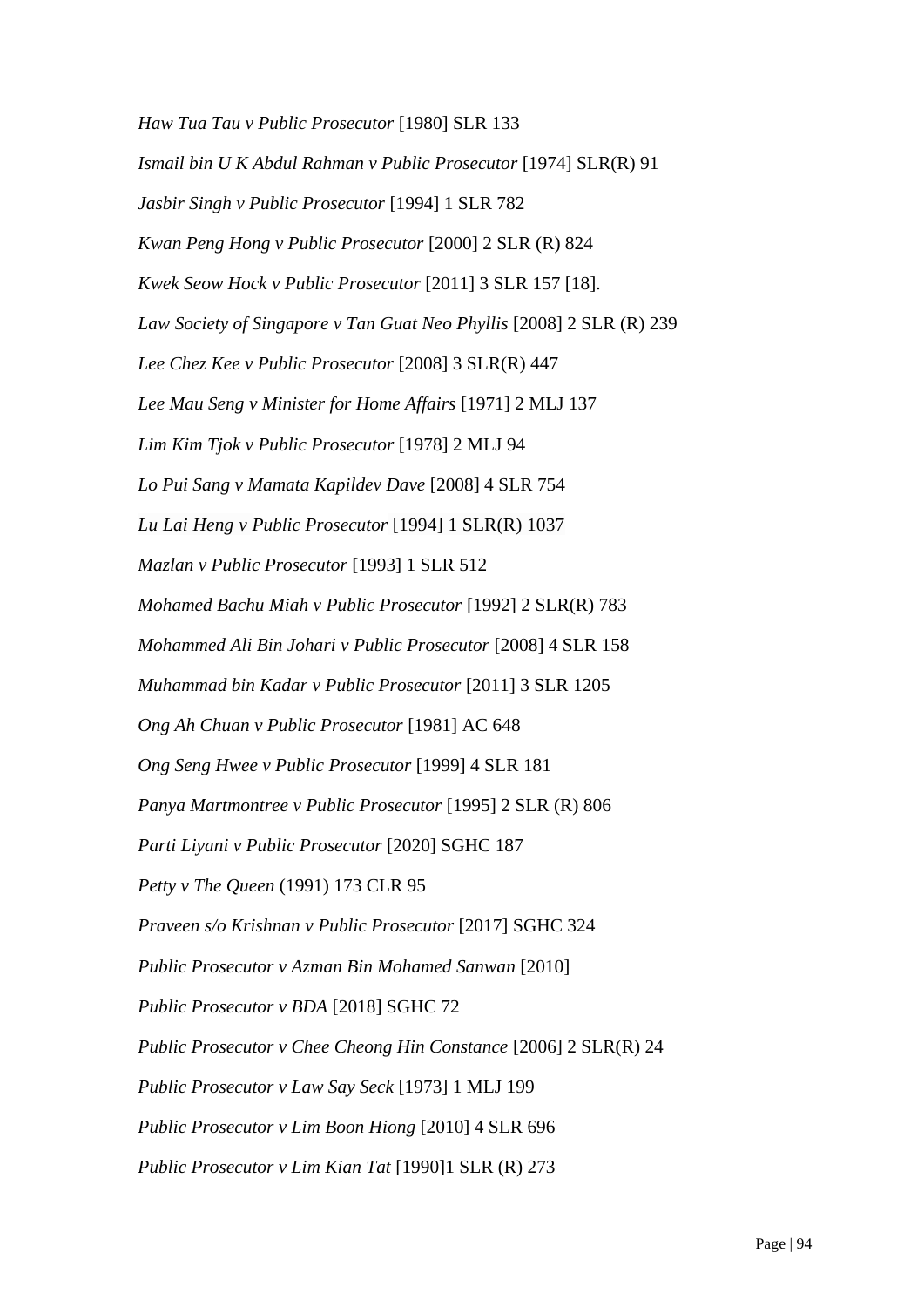*Haw Tua Tau v Public Prosecutor* [1980] SLR 133

*Ismail bin U K Abdul Rahman v Public Prosecutor* [1974] SLR(R) 91

*Jasbir Singh v Public Prosecutor* [1994] 1 SLR 782

*Kwan Peng Hong v Public Prosecutor* [2000] 2 SLR (R) 824

*Kwek Seow Hock v Public Prosecutor* [2011] 3 SLR 157 [18].

*Law Society of Singapore v Tan Guat Neo Phyllis* [2008] 2 SLR (R) 239

*Lee Chez Kee v Public Prosecutor* [2008] 3 SLR(R) 447

*Lee Mau Seng v Minister for Home Affairs* [1971] 2 MLJ 137

*Lim Kim Tjok v Public Prosecutor* [1978] 2 MLJ 94

*Lo Pui Sang v Mamata Kapildev Dave* [2008] 4 SLR 754

*Lu Lai Heng v Public Prosecutor* [1994] 1 SLR(R) 1037

*Mazlan v Public Prosecutor* [1993] 1 SLR 512

*Mohamed Bachu Miah v Public Prosecutor* [1992] 2 SLR(R) 783

*Mohammed Ali Bin Johari v Public Prosecutor* [2008] 4 SLR 158

*Muhammad bin Kadar v Public Prosecutor* [2011] 3 SLR 1205

*Ong Ah Chuan v Public Prosecutor* [1981] AC 648

*Ong Seng Hwee v Public Prosecutor* [1999] 4 SLR 181

*Panya Martmontree v Public Prosecutor* [1995] 2 SLR (R) 806

*Parti Liyani v Public Prosecutor* [2020] SGHC 187

*Petty v The Queen* (1991) 173 CLR 95

*Praveen s/o Krishnan v Public Prosecutor* [2017] SGHC 324

*Public Prosecutor v Azman Bin Mohamed Sanwan* [2010]

*Public Prosecutor v BDA* [2018] SGHC 72

*Public Prosecutor v Chee Cheong Hin Constance* [2006] 2 SLR(R) 24

*Public Prosecutor v Law Say Seck* [1973] 1 MLJ 199

*Public Prosecutor v Lim Boon Hiong* [2010] 4 SLR 696

*Public Prosecutor v Lim Kian Tat* [1990]1 SLR (R) 273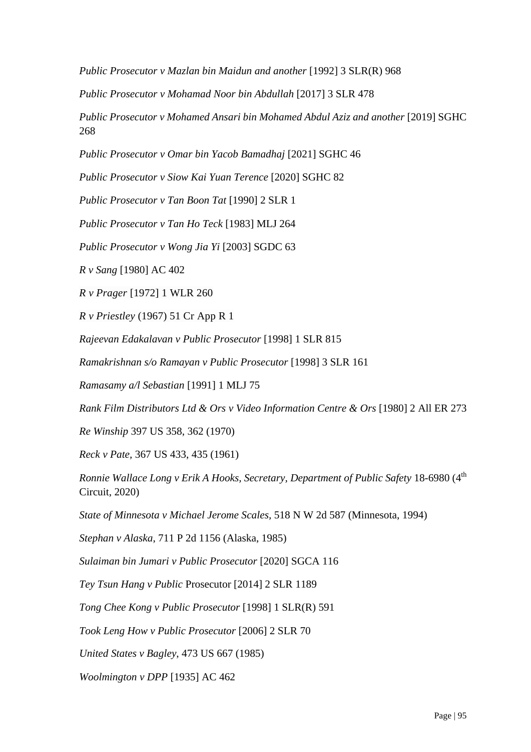*Public Prosecutor v Mazlan bin Maidun and another* [1992] 3 SLR(R) 968

*Public Prosecutor v Mohamad Noor bin Abdullah* [2017] 3 SLR 478

*Public Prosecutor v Mohamed Ansari bin Mohamed Abdul Aziz and another* [2019] SGHC 268

*Public Prosecutor v Omar bin Yacob Bamadhaj* [2021] SGHC 46

*Public Prosecutor v Siow Kai Yuan Terence* [2020] SGHC 82

*Public Prosecutor v Tan Boon Tat* [1990] 2 SLR 1

*Public Prosecutor v Tan Ho Teck* [1983] MLJ 264

*Public Prosecutor v Wong Jia Yi* [2003] SGDC 63

*R v Sang* [1980] AC 402

*R v Prager* [1972] 1 WLR 260

*R v Priestley* (1967) 51 Cr App R 1

*Rajeevan Edakalavan v Public Prosecutor* [1998] 1 SLR 815

*Ramakrishnan s/o Ramayan v Public Prosecutor* [1998] 3 SLR 161

*Ramasamy a/l Sebastian* [1991] 1 MLJ 75

*Rank Film Distributors Ltd & Ors v Video Information Centre & Ors* [1980] 2 All ER 273

*Re Winship* 397 US 358, 362 (1970)

*Reck v Pate,* 367 US 433, 435 (1961)

*Ronnie Wallace Long v Erik A Hooks, Secretary, Department of Public Safety* 18-6980 (4th Circuit, 2020)

*State of Minnesota v Michael Jerome Scales*, 518 N W 2d 587 (Minnesota, 1994)

*Stephan v Alaska*, 711 P 2d 1156 (Alaska, 1985)

*Sulaiman bin Jumari v Public Prosecutor* [2020] SGCA 116

*Tey Tsun Hang v Public* Prosecutor [2014] 2 SLR 1189

*Tong Chee Kong v Public Prosecutor* [1998] 1 SLR(R) 591

*Took Leng How v Public Prosecutor* [2006] 2 SLR 70

*United States v Bagley*, 473 US 667 (1985)

*Woolmington v DPP* [1935] AC 462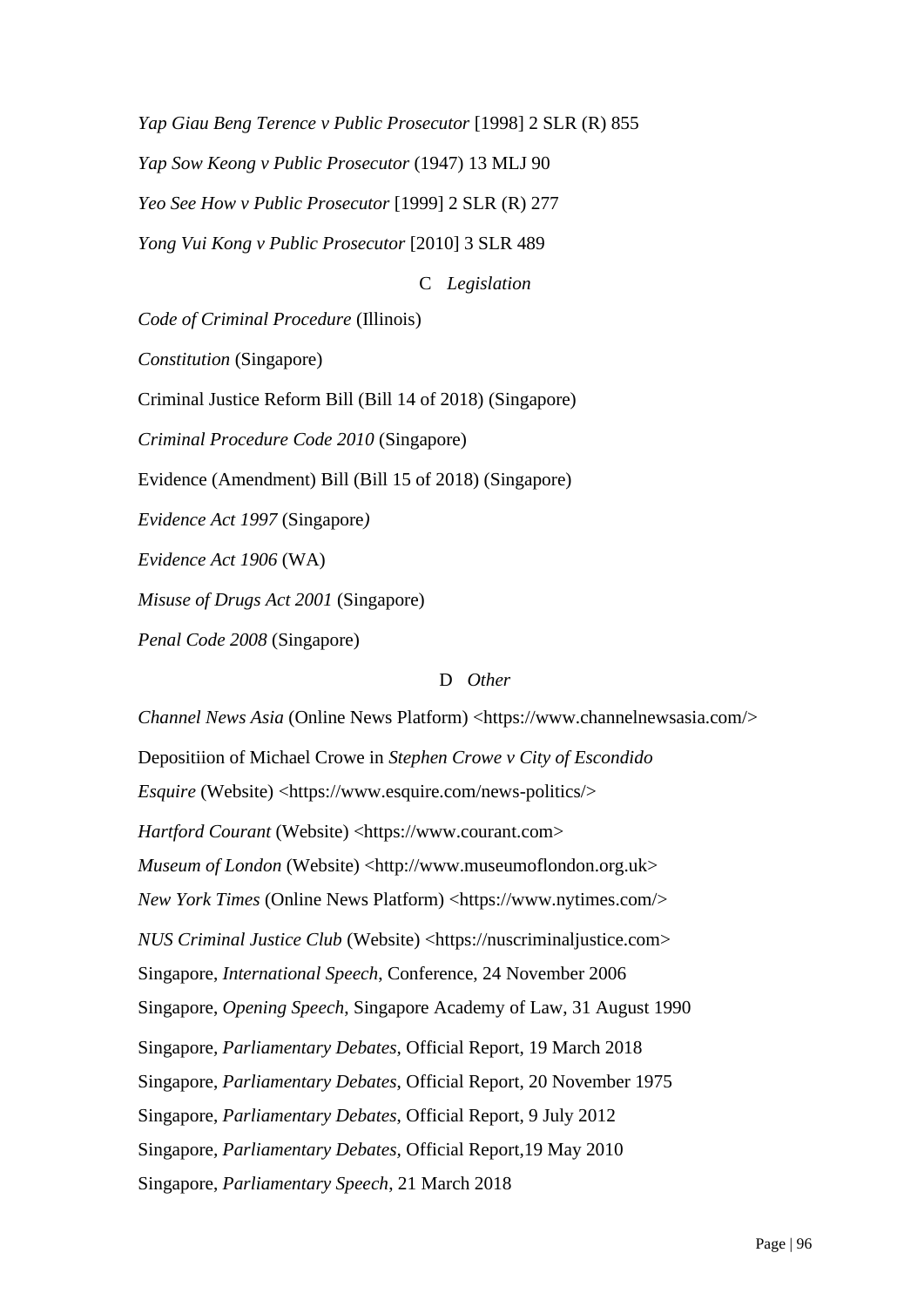*Yap Giau Beng Terence v Public Prosecutor* [1998] 2 SLR (R) 855

*Yap Sow Keong v Public Prosecutor* (1947) 13 MLJ 90

*Yeo See How v Public Prosecutor* [1999] 2 SLR (R) 277

*Yong Vui Kong v Public Prosecutor* [2010] 3 SLR 489

### C *Legislation*

*Code of Criminal Procedure* (Illinois)

*Constitution* (Singapore)

Criminal Justice Reform Bill (Bill 14 of 2018) (Singapore)

*Criminal Procedure Code 2010* (Singapore)

Evidence (Amendment) Bill (Bill 15 of 2018) (Singapore)

*Evidence Act 1997* (Singapore)

*Evidence Act 1906* (WA)

*Misuse of Drugs Act 2001* (Singapore)

*Penal Code 2008* (Singapore)

### D *Other*

*Channel News Asia* (Online News Platform) <https://www.channelnewsasia.com/>

Depositiion of Michael Crowe in *Stephen Crowe v City of Escondido*

*Esquire* (Website) <https://www.esquire.com/news-politics/>

*Hartford Courant* (Website) <https://www.courant.com>

*Museum of London* (Website) <http://www.museumoflondon.org.uk>

*New York Times* (Online News Platform) <https://www.nytimes.com/>

*NUS Criminal Justice Club* (Website) <https://nuscriminaljustice.com>

Singapore, *International Speech*, Conference, 24 November 2006

Singapore, *Opening Speech*, Singapore Academy of Law, 31 August 1990

Singapore, *Parliamentary Debates*, Official Report, 19 March 2018

Singapore, *Parliamentary Debates*, Official Report, 20 November 1975

Singapore, *Parliamentary Debates*, Official Report, 9 July 2012

Singapore, *Parliamentary Debates*, Official Report,19 May 2010

Singapore, *Parliamentary Speech*, 21 March 2018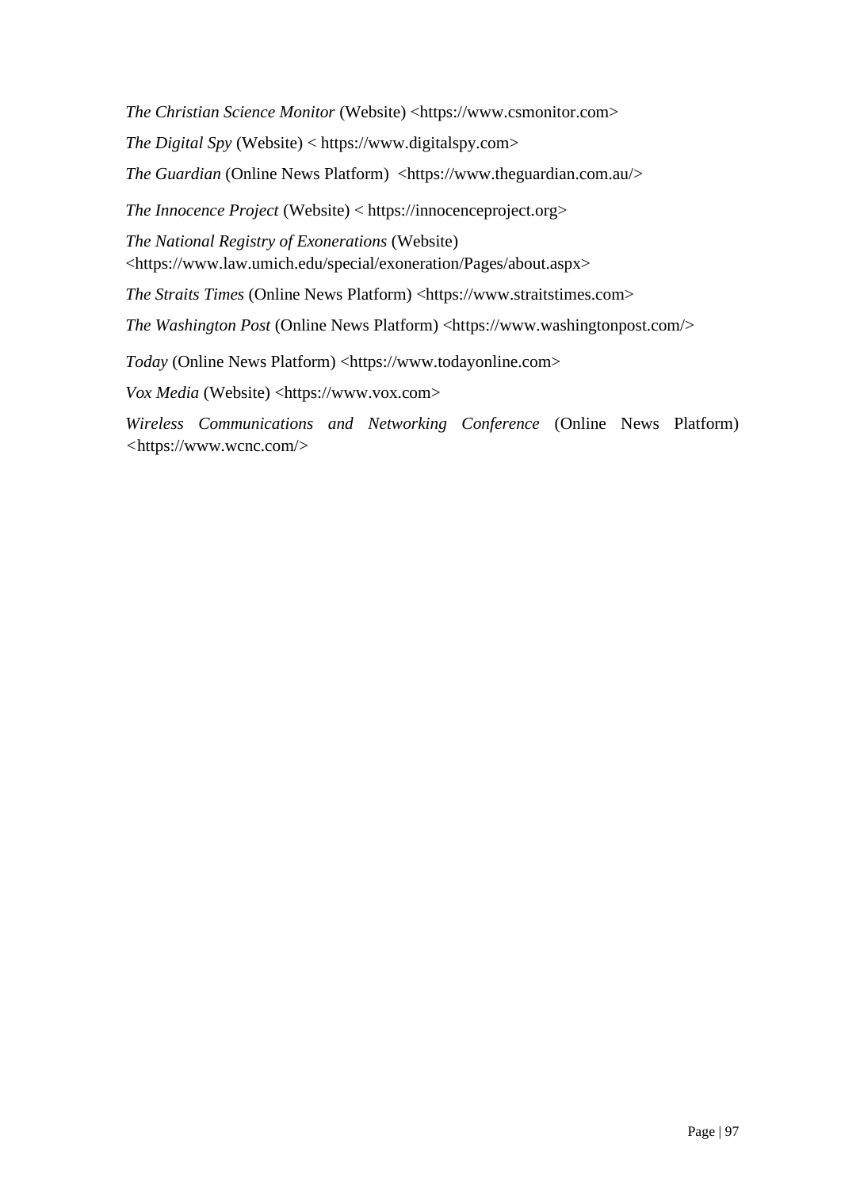*The Christian Science Monitor* (Website) <https://www.csmonitor.com>

*The Digital Spy* (Website) < https://www.digitalspy.com>

*The Guardian* (Online News Platform) <https://www.theguardian.com.au/>

*The Innocence Project* (Website) < https://innocenceproject.org>

*The National Registry of Exonerations* (Website) <https://www.law.umich.edu/special/exoneration/Pages/about.aspx>

*The Straits Times* (Online News Platform) <https://www.straitstimes.com>

*The Washington Post* (Online News Platform) <https://www.washingtonpost.com/>

*Today* (Online News Platform) <https://www.todayonline.com>

*Vox Media* (Website) <https://www.vox.com>

*Wireless Communications and Networking Conference* (Online News Platform) <https://www.wcnc.com/>